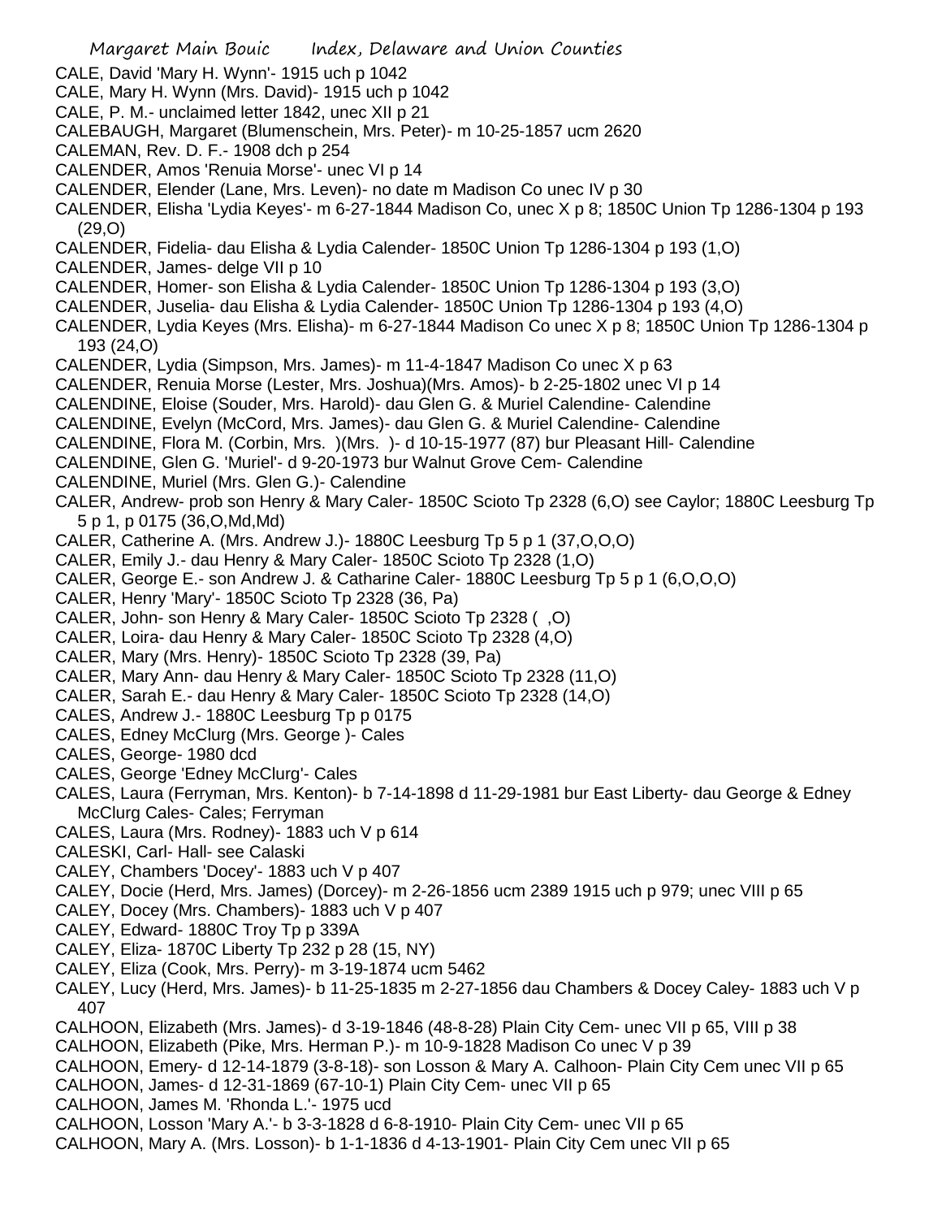CALE, David 'Mary H. Wynn'- 1915 uch p 1042
CALE, Mary H. Wynn (Mrs. David)- 1915 uch p 1042
CALE, P. M.- unclaimed letter 1842, unec XII p 21
CALEBAUGH, Margaret (Blumenschein, Mrs. Peter)- m 10-25-1857 ucm 2620
CALEMAN, Rev. D. F.- 1908 dch p 254
CALENDER, Amos 'Renuia Morse'- unec VI p 14
CALENDER, Elender (Lane, Mrs. Leven)- no date m Madison Co unec IV p 30
CALENDER, Elisha 'Lydia Keyes'- m 6-27-1844 Madison Co, unec X p 8; 1850C Union Tp 1286-1304 p 193 (29,O)
CALENDER, Fidelia- dau Elisha & Lydia Calender- 1850C Union Tp 1286-1304 p 193 (1,O)
CALENDER, James- delge VII p 10
CALENDER, Homer- son Elisha & Lydia Calender- 1850C Union Tp 1286-1304 p 193 (3,O)
CALENDER, Juselia- dau Elisha & Lydia Calender- 1850C Union Tp 1286-1304 p 193 (4,O)
CALENDER, Lydia Keyes (Mrs. Elisha)- m 6-27-1844 Madison Co unec X p 8; 1850C Union Tp 1286-1304 p 193 (24,O)
CALENDER, Lydia (Simpson, Mrs. James)- m 11-4-1847 Madison Co unec X p 63
CALENDER, Renuia Morse (Lester, Mrs. Joshua)(Mrs. Amos)- b 2-25-1802 unec VI p 14
CALENDINE, Eloise (Souder, Mrs. Harold)- dau Glen G. & Muriel Calendine- Calendine
CALENDINE, Evelyn (McCord, Mrs. James)- dau Glen G. & Muriel Calendine- Calendine
CALENDINE, Flora M. (Corbin, Mrs. )(Mrs. )- d 10-15-1977 (87) bur Pleasant Hill- Calendine
CALENDINE, Glen G. 'Muriel'- d 9-20-1973 bur Walnut Grove Cem- Calendine
CALENDINE, Muriel (Mrs. Glen G.)- Calendine
CALER, Andrew- prob son Henry & Mary Caler- 1850C Scioto Tp 2328 (6,O) see Caylor; 1880C Leesburg Tp 5 p 1, p 0175 (36,O,Md,Md)
CALER, Catherine A. (Mrs. Andrew J.)- 1880C Leesburg Tp 5 p 1 (37,O,O,O)
CALER, Emily J.- dau Henry & Mary Caler- 1850C Scioto Tp 2328 (1,O)
CALER, George E.- son Andrew J. & Catharine Caler- 1880C Leesburg Tp 5 p 1 (6,O,O,O)
CALER, Henry 'Mary'- 1850C Scioto Tp 2328 (36, Pa)
CALER, John- son Henry & Mary Caler- 1850C Scioto Tp 2328 ( ,O)
CALER, Loira- dau Henry & Mary Caler- 1850C Scioto Tp 2328 (4,O)
CALER, Mary (Mrs. Henry)- 1850C Scioto Tp 2328 (39, Pa)
CALER, Mary Ann- dau Henry & Mary Caler- 1850C Scioto Tp 2328 (11,O)
CALER, Sarah E.- dau Henry & Mary Caler- 1850C Scioto Tp 2328 (14,O)
CALES, Andrew J.- 1880C Leesburg Tp p 0175
CALES, Edney McClurg (Mrs. George )- Cales
CALES, George- 1980 dcd
CALES, George 'Edney McClurg'- Cales
CALES, Laura (Ferryman, Mrs. Kenton)- b 7-14-1898 d 11-29-1981 bur East Liberty- dau George & Edney McClurg Cales- Cales; Ferryman
CALES, Laura (Mrs. Rodney)- 1883 uch V p 614
CALESKI, Carl- Hall- see Calaski
CALEY, Chambers 'Docey'- 1883 uch V p 407
CALEY, Docie (Herd, Mrs. James) (Dorcey)- m 2-26-1856 ucm 2389 1915 uch p 979; unec VIII p 65
CALEY, Docey (Mrs. Chambers)- 1883 uch V p 407
CALEY, Edward- 1880C Troy Tp p 339A
CALEY, Eliza- 1870C Liberty Tp 232 p 28 (15, NY)
CALEY, Eliza (Cook, Mrs. Perry)- m 3-19-1874 ucm 5462
CALEY, Lucy (Herd, Mrs. James)- b 11-25-1835 m 2-27-1856 dau Chambers & Docey Caley- 1883 uch V p 407
CALHOON, Elizabeth (Mrs. James)- d 3-19-1846 (48-8-28) Plain City Cem- unec VII p 65, VIII p 38
CALHOON, Elizabeth (Pike, Mrs. Herman P.)- m 10-9-1828 Madison Co unec V p 39
CALHOON, Emery- d 12-14-1879 (3-8-18)- son Losson & Mary A. Calhoon- Plain City Cem unec VII p 65
CALHOON, James- d 12-31-1869 (67-10-1) Plain City Cem- unec VII p 65
CALHOON, James M. 'Rhonda L.'- 1975 ucd
CALHOON, Losson 'Mary A.'- b 3-3-1828 d 6-8-1910- Plain City Cem- unec VII p 65
CALHOON, Mary A. (Mrs. Losson)- b 1-1-1836 d 4-13-1901- Plain City Cem unec VII p 65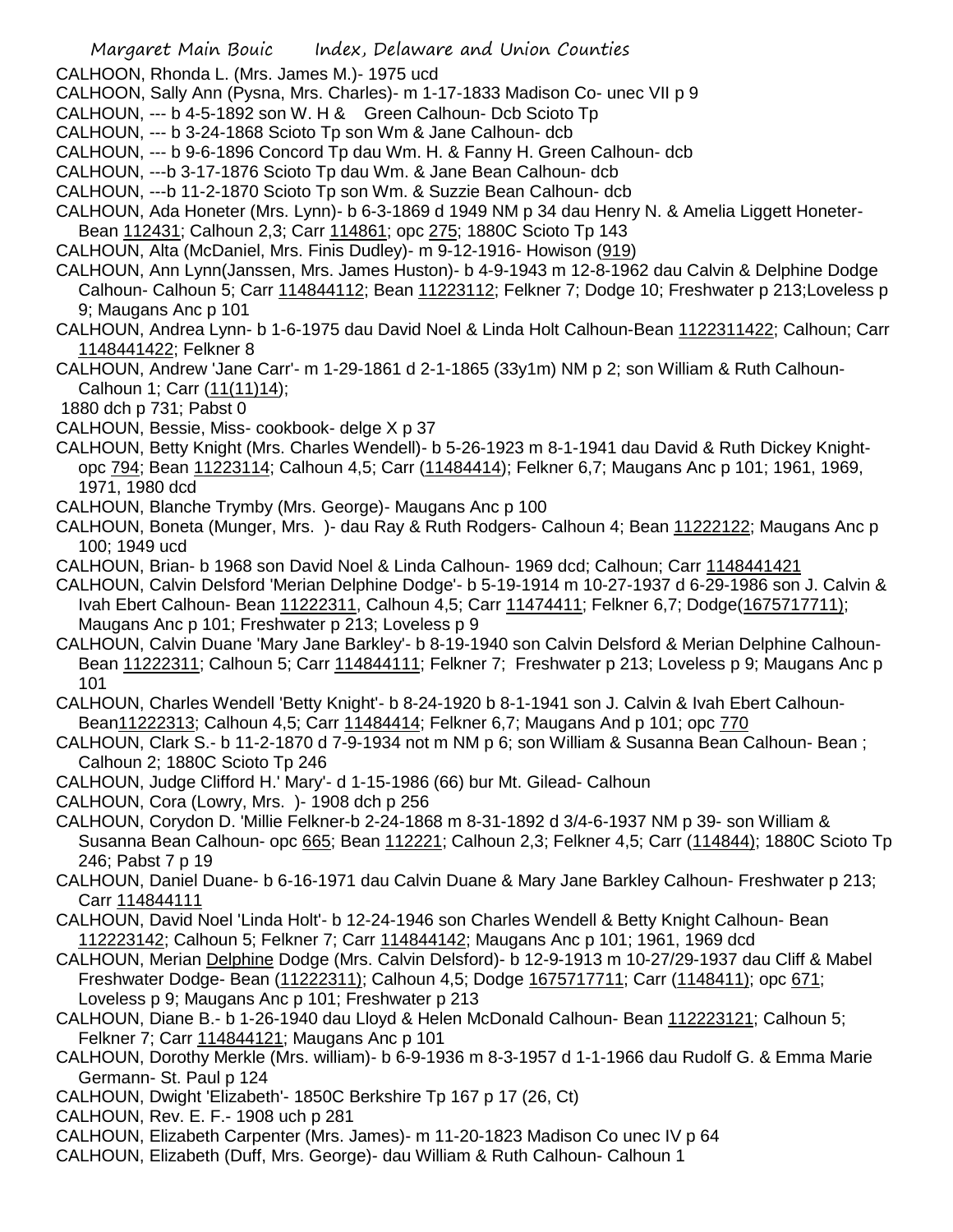CALHOON, Rhonda L. (Mrs. James M.)- 1975 ucd

CALHOON, Sally Ann (Pysna, Mrs. Charles)- m 1-17-1833 Madison Co- unec VII p 9

CALHOUN, --- b 4-5-1892 son W. H & Green Calhoun- Dcb Scioto Tp

CALHOUN, --- b 3-24-1868 Scioto Tp son Wm & Jane Calhoun- dcb

CALHOUN, --- b 9-6-1896 Concord Tp dau Wm. H. & Fanny H. Green Calhoun- dcb

CALHOUN, ---b 3-17-1876 Scioto Tp dau Wm. & Jane Bean Calhoun- dcb

CALHOUN, ---b 11-2-1870 Scioto Tp son Wm. & Suzzie Bean Calhoun- dcb

CALHOUN, Ada Honeter (Mrs. Lynn)- b 6-3-1869 d 1949 NM p 34 dau Henry N. & Amelia Liggett Honeter- Bean 112431; Calhoun 2,3; Carr 114861; opc 275; 1880C Scioto Tp 143

CALHOUN, Alta (McDaniel, Mrs. Finis Dudley)- m 9-12-1916- Howison (919)

CALHOUN, Ann Lynn(Janssen, Mrs. James Huston)- b 4-9-1943 m 12-8-1962 dau Calvin & Delphine Dodge Calhoun- Calhoun 5; Carr 114844112; Bean 11223112; Felkner 7; Dodge 10; Freshwater p 213;Loveless p 9; Maugans Anc p 101

CALHOUN, Andrea Lynn- b 1-6-1975 dau David Noel & Linda Holt Calhoun-Bean 1122311422; Calhoun; Carr 1148441422; Felkner 8

CALHOUN, Andrew 'Jane Carr'- m 1-29-1861 d 2-1-1865 (33y1m) NM p 2; son William & Ruth Calhoun- Calhoun 1; Carr (11(11)14);
1880 dch p 731; Pabst 0

CALHOUN, Bessie, Miss- cookbook- delge X p 37

CALHOUN, Betty Knight (Mrs. Charles Wendell)- b 5-26-1923 m 8-1-1941 dau David & Ruth Dickey Knight- opc 794; Bean 11223114; Calhoun 4,5; Carr (11484414); Felkner 6,7; Maugans Anc p 101; 1961, 1969, 1971, 1980 dcd

CALHOUN, Blanche Trymby (Mrs. George)- Maugans Anc p 100

CALHOUN, Boneta (Munger, Mrs. )- dau Ray & Ruth Rodgers- Calhoun 4; Bean 11222122; Maugans Anc p 100; 1949 ucd

CALHOUN, Brian- b 1968 son David Noel & Linda Calhoun- 1969 dcd; Calhoun; Carr 1148441421

CALHOUN, Calvin Delsford 'Merian Delphine Dodge'- b 5-19-1914 m 10-27-1937 d 6-29-1986 son J. Calvin & Ivah Ebert Calhoun- Bean 11222311, Calhoun 4,5; Carr 11474411; Felkner 6,7; Dodge(1675717711); Maugans Anc p 101; Freshwater p 213; Loveless p 9

CALHOUN, Calvin Duane 'Mary Jane Barkley'- b 8-19-1940 son Calvin Delsford & Merian Delphine Calhoun- Bean 11222311; Calhoun 5; Carr 114844111; Felkner 7; Freshwater p 213; Loveless p 9; Maugans Anc p 101

CALHOUN, Charles Wendell 'Betty Knight'- b 8-24-1920 b 8-1-1941 son J. Calvin & Ivah Ebert Calhoun- Bean11222313; Calhoun 4,5; Carr 11484414; Felkner 6,7; Maugans And p 101; opc 770

CALHOUN, Clark S.- b 11-2-1870 d 7-9-1934 not m NM p 6; son William & Susanna Bean Calhoun- Bean ; Calhoun 2; 1880C Scioto Tp 246

CALHOUN, Judge Clifford H.' Mary'- d 1-15-1986 (66) bur Mt. Gilead- Calhoun

CALHOUN, Cora (Lowry, Mrs. )- 1908 dch p 256

CALHOUN, Corydon D. 'Millie Felkner-b 2-24-1868 m 8-31-1892 d 3/4-6-1937 NM p 39- son William & Susanna Bean Calhoun- opc 665; Bean 112221; Calhoun 2,3; Felkner 4,5; Carr (114844); 1880C Scioto Tp 246; Pabst 7 p 19

CALHOUN, Daniel Duane- b 6-16-1971 dau Calvin Duane & Mary Jane Barkley Calhoun- Freshwater p 213; Carr 114844111

CALHOUN, David Noel 'Linda Holt'- b 12-24-1946 son Charles Wendell & Betty Knight Calhoun- Bean 112223142; Calhoun 5; Felkner 7; Carr 114844142; Maugans Anc p 101; 1961, 1969 dcd

CALHOUN, Merian Delphine Dodge (Mrs. Calvin Delsford)- b 12-9-1913 m 10-27/29-1937 dau Cliff & Mabel Freshwater Dodge- Bean (11222311); Calhoun 4,5; Dodge 1675717711; Carr (1148411); opc 671; Loveless p 9; Maugans Anc p 101; Freshwater p 213

CALHOUN, Diane B.- b 1-26-1940 dau Lloyd & Helen McDonald Calhoun- Bean 112223121; Calhoun 5; Felkner 7; Carr 114844121; Maugans Anc p 101

CALHOUN, Dorothy Merkle (Mrs. william)- b 6-9-1936 m 8-3-1957 d 1-1-1966 dau Rudolf G. & Emma Marie Germann- St. Paul p 124

CALHOUN, Dwight 'Elizabeth'- 1850C Berkshire Tp 167 p 17 (26, Ct)

CALHOUN, Rev. E. F.- 1908 uch p 281

CALHOUN, Elizabeth Carpenter (Mrs. James)- m 11-20-1823 Madison Co unec IV p 64

CALHOUN, Elizabeth (Duff, Mrs. George)- dau William & Ruth Calhoun- Calhoun 1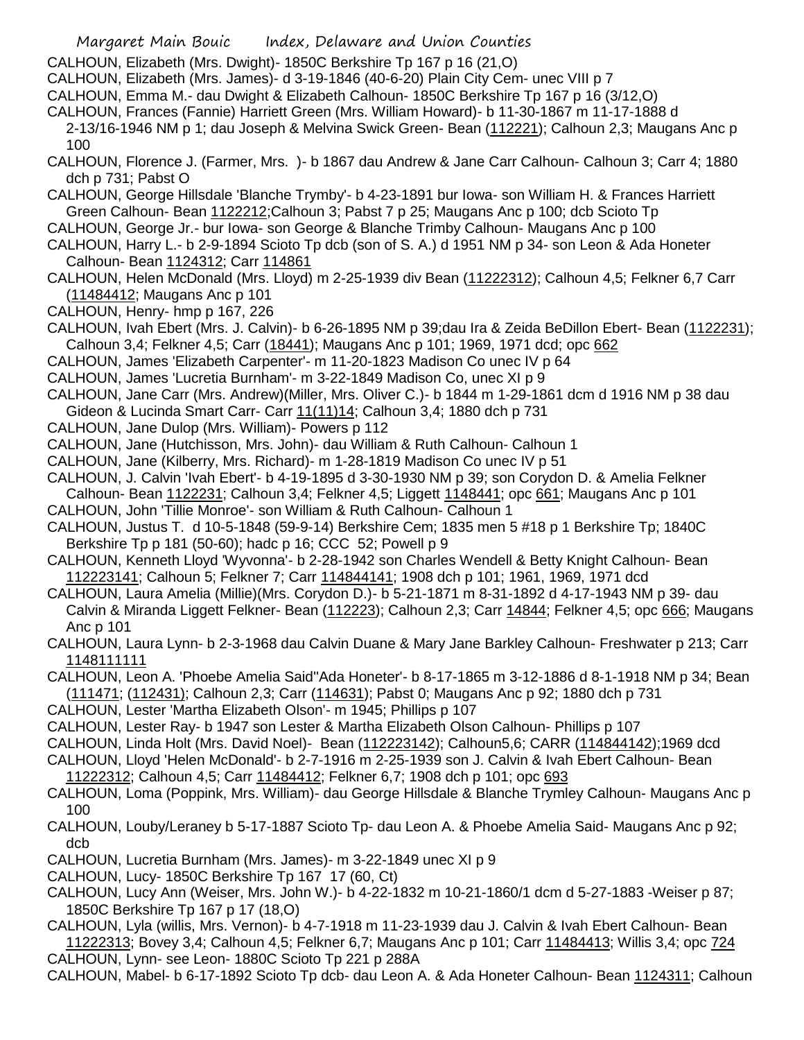CALHOUN, Elizabeth (Mrs. Dwight)- 1850C Berkshire Tp 167 p 16 (21,O)

CALHOUN, Elizabeth (Mrs. James)- d 3-19-1846 (40-6-20) Plain City Cem- unec VIII p 7

CALHOUN, Emma M.- dau Dwight & Elizabeth Calhoun- 1850C Berkshire Tp 167 p 16 (3/12,O)

CALHOUN, Frances (Fannie) Harriett Green (Mrs. William Howard)- b 11-30-1867 m 11-17-1888 d 2-13/16-1946 NM p 1; dau Joseph & Melvina Swick Green- Bean (112221); Calhoun 2,3; Maugans Anc p 100

CALHOUN, Florence J. (Farmer, Mrs. )- b 1867 dau Andrew & Jane Carr Calhoun- Calhoun 3; Carr 4; 1880 dch p 731; Pabst O

CALHOUN, George Hillsdale 'Blanche Trymby'- b 4-23-1891 bur Iowa- son William H. & Frances Harriett Green Calhoun- Bean 1122212;Calhoun 3; Pabst 7 p 25; Maugans Anc p 100; dcb Scioto Tp

CALHOUN, George Jr.- bur Iowa- son George & Blanche Trimby Calhoun- Maugans Anc p 100

CALHOUN, Harry L.- b 2-9-1894 Scioto Tp dcb (son of S. A.) d 1951 NM p 34- son Leon & Ada Honeter Calhoun- Bean 1124312; Carr 114861

CALHOUN, Helen McDonald (Mrs. Lloyd) m 2-25-1939 div Bean (11222312); Calhoun 4,5; Felkner 6,7 Carr (11484412; Maugans Anc p 101

CALHOUN, Henry- hmp p 167, 226

CALHOUN, Ivah Ebert (Mrs. J. Calvin)- b 6-26-1895 NM p 39;dau Ira & Zeida BeDillon Ebert- Bean (1122231); Calhoun 3,4; Felkner 4,5; Carr (18441); Maugans Anc p 101; 1969, 1971 dcd; opc 662

CALHOUN, James 'Elizabeth Carpenter'- m 11-20-1823 Madison Co unec IV p 64

CALHOUN, James 'Lucretia Burnham'- m 3-22-1849 Madison Co, unec XI p 9

CALHOUN, Jane Carr (Mrs. Andrew)(Miller, Mrs. Oliver C.)- b 1844 m 1-29-1861 dcm d 1916 NM p 38 dau Gideon & Lucinda Smart Carr- Carr 11(11)14; Calhoun 3,4; 1880 dch p 731

CALHOUN, Jane Dulop (Mrs. William)- Powers p 112

CALHOUN, Jane (Hutchisson, Mrs. John)- dau William & Ruth Calhoun- Calhoun 1

CALHOUN, Jane (Kilberry, Mrs. Richard)- m 1-28-1819 Madison Co unec IV p 51

CALHOUN, J. Calvin 'Ivah Ebert'- b 4-19-1895 d 3-30-1930 NM p 39; son Corydon D. & Amelia Felkner Calhoun- Bean 1122231; Calhoun 3,4; Felkner 4,5; Liggett 1148441; opc 661; Maugans Anc p 101

CALHOUN, John 'Tillie Monroe'- son William & Ruth Calhoun- Calhoun 1

CALHOUN, Justus T. d 10-5-1848 (59-9-14) Berkshire Cem; 1835 men 5 #18 p 1 Berkshire Tp; 1840C Berkshire Tp p 181 (50-60); hadc p 16; CCC 52; Powell p 9

CALHOUN, Kenneth Lloyd 'Wyvonna'- b 2-28-1942 son Charles Wendell & Betty Knight Calhoun- Bean 112223141; Calhoun 5; Felkner 7; Carr 114844141; 1908 dch p 101; 1961, 1969, 1971 dcd

CALHOUN, Laura Amelia (Millie)(Mrs. Corydon D.)- b 5-21-1871 m 8-31-1892 d 4-17-1943 NM p 39- dau Calvin & Miranda Liggett Felkner- Bean (112223); Calhoun 2,3; Carr 14844; Felkner 4,5; opc 666; Maugans Anc p 101

CALHOUN, Laura Lynn- b 2-3-1968 dau Calvin Duane & Mary Jane Barkley Calhoun- Freshwater p 213; Carr 1148111111

CALHOUN, Leon A. 'Phoebe Amelia Said''Ada Honeter'- b 8-17-1865 m 3-12-1886 d 8-1-1918 NM p 34; Bean (111471; (112431); Calhoun 2,3; Carr (114631); Pabst 0; Maugans Anc p 92; 1880 dch p 731

CALHOUN, Lester 'Martha Elizabeth Olson'- m 1945; Phillips p 107

CALHOUN, Lester Ray- b 1947 son Lester & Martha Elizabeth Olson Calhoun- Phillips p 107

CALHOUN, Linda Holt (Mrs. David Noel)- Bean (112223142); Calhoun5,6; CARR (114844142);1969 dcd

CALHOUN, Lloyd 'Helen McDonald'- b 2-7-1916 m 2-25-1939 son J. Calvin & Ivah Ebert Calhoun- Bean 11222312; Calhoun 4,5; Carr 11484412; Felkner 6,7; 1908 dch p 101; opc 693

CALHOUN, Loma (Poppink, Mrs. William)- dau George Hillsdale & Blanche Trymley Calhoun- Maugans Anc p 100

CALHOUN, Louby/Leraney b 5-17-1887 Scioto Tp- dau Leon A. & Phoebe Amelia Said- Maugans Anc p 92; dcb

CALHOUN, Lucretia Burnham (Mrs. James)- m 3-22-1849 unec XI p 9

CALHOUN, Lucy- 1850C Berkshire Tp 167 17 (60, Ct)

CALHOUN, Lucy Ann (Weiser, Mrs. John W.)- b 4-22-1832 m 10-21-1860/1 dcm d 5-27-1883 -Weiser p 87; 1850C Berkshire Tp 167 p 17 (18,O)

CALHOUN, Lyla (willis, Mrs. Vernon)- b 4-7-1918 m 11-23-1939 dau J. Calvin & Ivah Ebert Calhoun- Bean 11222313; Bovey 3,4; Calhoun 4,5; Felkner 6,7; Maugans Anc p 101; Carr 11484413; Willis 3,4; opc 724

CALHOUN, Lynn- see Leon- 1880C Scioto Tp 221 p 288A

CALHOUN, Mabel- b 6-17-1892 Scioto Tp dcb- dau Leon A. & Ada Honeter Calhoun- Bean 1124311; Calhoun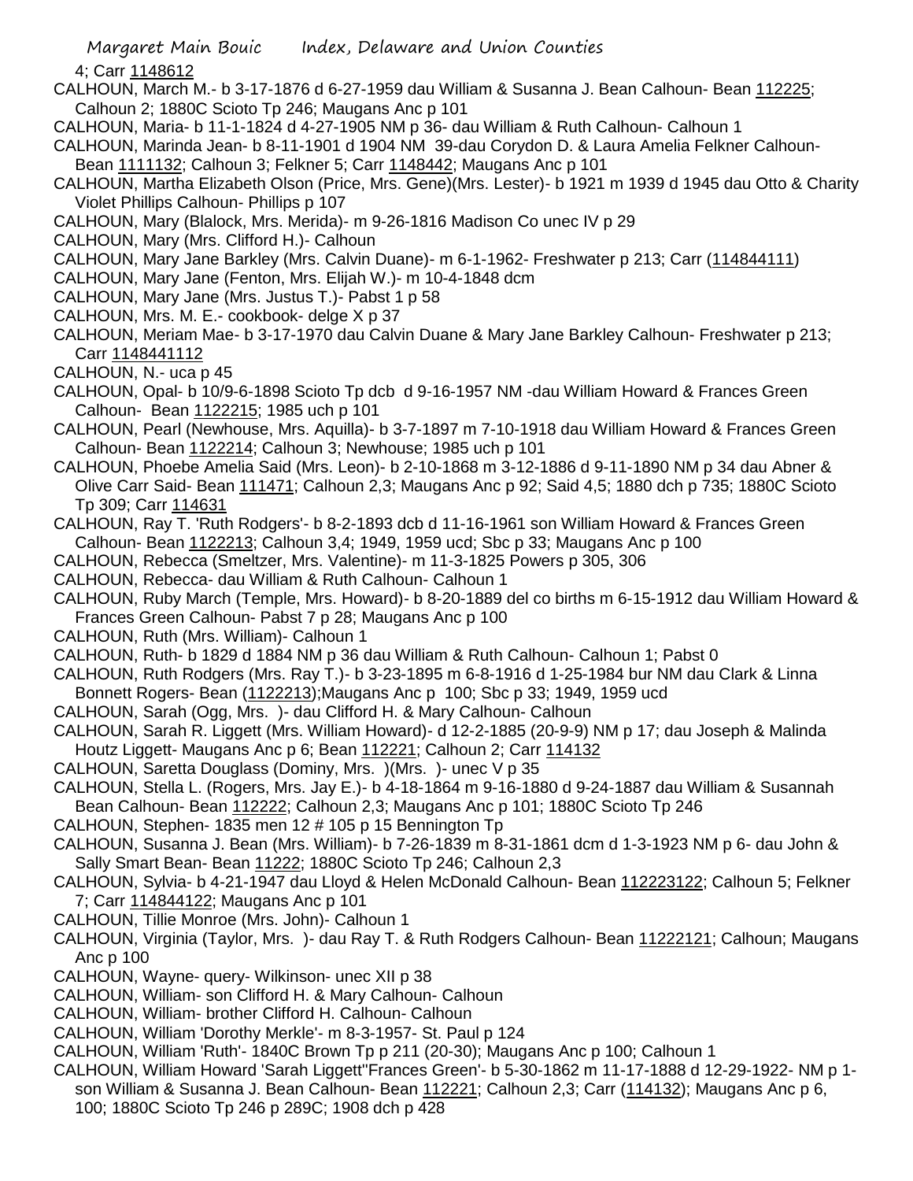4; Carr 1148612

CALHOUN, March M.- b 3-17-1876 d 6-27-1959 dau William & Susanna J. Bean Calhoun- Bean 112225; Calhoun 2; 1880C Scioto Tp 246; Maugans Anc p 101

CALHOUN, Maria- b 11-1-1824 d 4-27-1905 NM p 36- dau William & Ruth Calhoun- Calhoun 1

CALHOUN, Marinda Jean- b 8-11-1901 d 1904 NM 39-dau Corydon D. & Laura Amelia Felkner Calhoun- Bean 1111132; Calhoun 3; Felkner 5; Carr 1148442; Maugans Anc p 101

CALHOUN, Martha Elizabeth Olson (Price, Mrs. Gene)(Mrs. Lester)- b 1921 m 1939 d 1945 dau Otto & Charity Violet Phillips Calhoun- Phillips p 107

CALHOUN, Mary (Blalock, Mrs. Merida)- m 9-26-1816 Madison Co unec IV p 29

CALHOUN, Mary (Mrs. Clifford H.)- Calhoun

CALHOUN, Mary Jane Barkley (Mrs. Calvin Duane)- m 6-1-1962- Freshwater p 213; Carr (114844111)

CALHOUN, Mary Jane (Fenton, Mrs. Elijah W.)- m 10-4-1848 dcm

CALHOUN, Mary Jane (Mrs. Justus T.)- Pabst 1 p 58

CALHOUN, Mrs. M. E.- cookbook- delge X p 37

CALHOUN, Meriam Mae- b 3-17-1970 dau Calvin Duane & Mary Jane Barkley Calhoun- Freshwater p 213; Carr 1148441112

CALHOUN, N.- uca p 45

CALHOUN, Opal- b 10/9-6-1898 Scioto Tp dcb d 9-16-1957 NM -dau William Howard & Frances Green Calhoun- Bean 1122215; 1985 uch p 101

CALHOUN, Pearl (Newhouse, Mrs. Aquilla)- b 3-7-1897 m 7-10-1918 dau William Howard & Frances Green Calhoun- Bean 1122214; Calhoun 3; Newhouse; 1985 uch p 101

CALHOUN, Phoebe Amelia Said (Mrs. Leon)- b 2-10-1868 m 3-12-1886 d 9-11-1890 NM p 34 dau Abner & Olive Carr Said- Bean 111471; Calhoun 2,3; Maugans Anc p 92; Said 4,5; 1880 dch p 735; 1880C Scioto Tp 309; Carr 114631

CALHOUN, Ray T. 'Ruth Rodgers'- b 8-2-1893 dcb d 11-16-1961 son William Howard & Frances Green Calhoun- Bean 1122213; Calhoun 3,4; 1949, 1959 ucd; Sbc p 33; Maugans Anc p 100

CALHOUN, Rebecca (Smeltzer, Mrs. Valentine)- m 11-3-1825 Powers p 305, 306

CALHOUN, Rebecca- dau William & Ruth Calhoun- Calhoun 1

CALHOUN, Ruby March (Temple, Mrs. Howard)- b 8-20-1889 del co births m 6-15-1912 dau William Howard & Frances Green Calhoun- Pabst 7 p 28; Maugans Anc p 100

CALHOUN, Ruth (Mrs. William)- Calhoun 1

CALHOUN, Ruth- b 1829 d 1884 NM p 36 dau William & Ruth Calhoun- Calhoun 1; Pabst 0

CALHOUN, Ruth Rodgers (Mrs. Ray T.)- b 3-23-1895 m 6-8-1916 d 1-25-1984 bur NM dau Clark & Linna Bonnett Rogers- Bean (1122213);Maugans Anc p 100; Sbc p 33; 1949, 1959 ucd

CALHOUN, Sarah (Ogg, Mrs. )- dau Clifford H. & Mary Calhoun- Calhoun

CALHOUN, Sarah R. Liggett (Mrs. William Howard)- d 12-2-1885 (20-9-9) NM p 17; dau Joseph & Malinda Houtz Liggett- Maugans Anc p 6; Bean 112221; Calhoun 2; Carr 114132

CALHOUN, Saretta Douglass (Dominy, Mrs. )(Mrs. )- unec V p 35

CALHOUN, Stella L. (Rogers, Mrs. Jay E.)- b 4-18-1864 m 9-16-1880 d 9-24-1887 dau William & Susannah Bean Calhoun- Bean 112222; Calhoun 2,3; Maugans Anc p 101; 1880C Scioto Tp 246

CALHOUN, Stephen- 1835 men 12 # 105 p 15 Bennington Tp

CALHOUN, Susanna J. Bean (Mrs. William)- b 7-26-1839 m 8-31-1861 dcm d 1-3-1923 NM p 6- dau John & Sally Smart Bean- Bean 11222; 1880C Scioto Tp 246; Calhoun 2,3

CALHOUN, Sylvia- b 4-21-1947 dau Lloyd & Helen McDonald Calhoun- Bean 112223122; Calhoun 5; Felkner 7; Carr 114844122; Maugans Anc p 101

CALHOUN, Tillie Monroe (Mrs. John)- Calhoun 1

CALHOUN, Virginia (Taylor, Mrs. )- dau Ray T. & Ruth Rodgers Calhoun- Bean 11222121; Calhoun; Maugans Anc p 100

CALHOUN, Wayne- query- Wilkinson- unec XII p 38

CALHOUN, William- son Clifford H. & Mary Calhoun- Calhoun

CALHOUN, William- brother Clifford H. Calhoun- Calhoun

CALHOUN, William 'Dorothy Merkle'- m 8-3-1957- St. Paul p 124

CALHOUN, William 'Ruth'- 1840C Brown Tp p 211 (20-30); Maugans Anc p 100; Calhoun 1

CALHOUN, William Howard 'Sarah Liggett''Frances Green'- b 5-30-1862 m 11-17-1888 d 12-29-1922- NM p 1- son William & Susanna J. Bean Calhoun- Bean 112221; Calhoun 2,3; Carr (114132); Maugans Anc p 6, 100; 1880C Scioto Tp 246 p 289C; 1908 dch p 428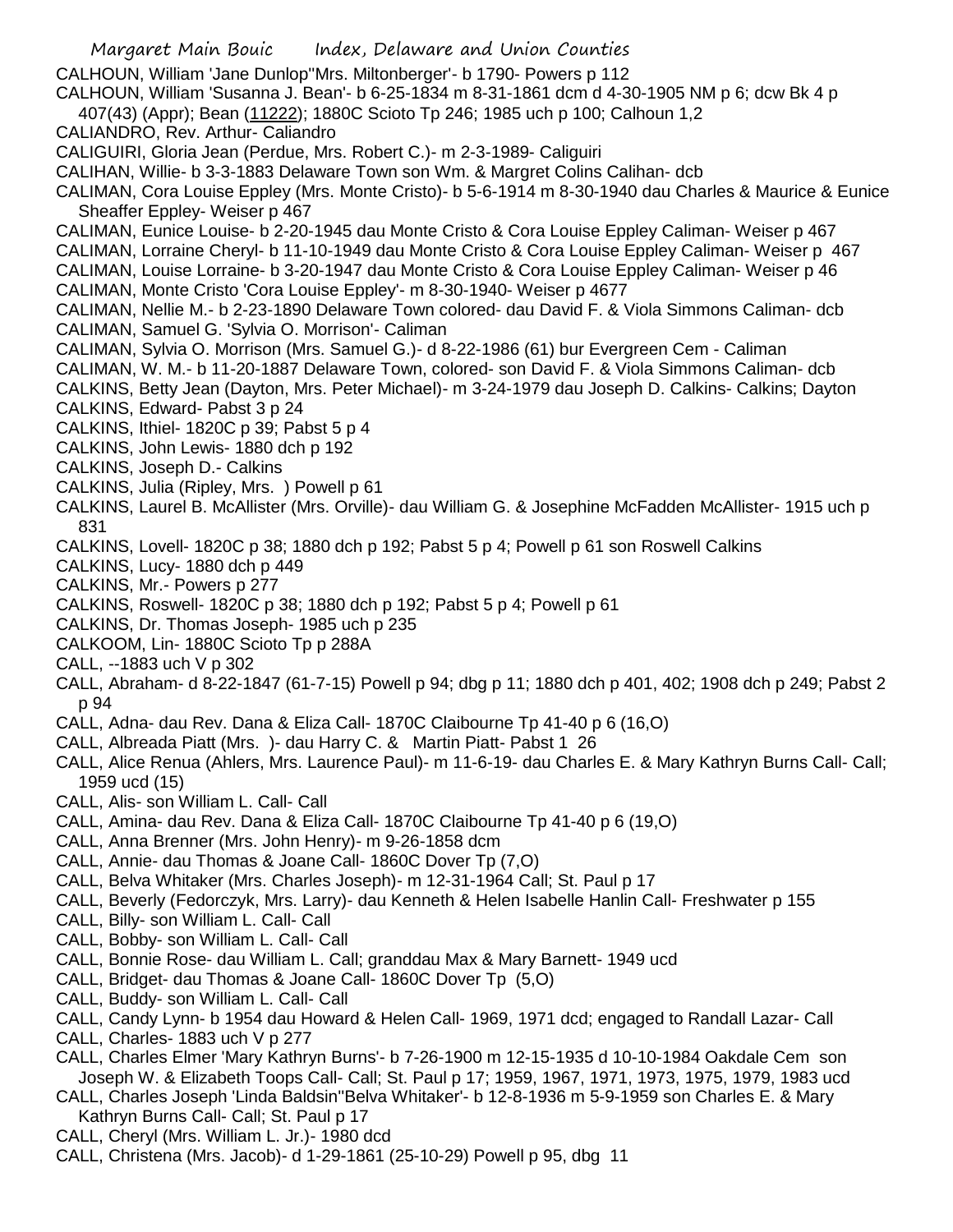CALHOUN, William 'Jane Dunlop''Mrs. Miltonberger'- b 1790- Powers p 112

CALHOUN, William 'Susanna J. Bean'- b 6-25-1834 m 8-31-1861 dcm d 4-30-1905 NM p 6; dcw Bk 4 p 407(43) (Appr); Bean (11222); 1880C Scioto Tp 246; 1985 uch p 100; Calhoun 1,2

CALIANDRO, Rev. Arthur- Caliandro

CALIGUIRI, Gloria Jean (Perdue, Mrs. Robert C.)- m 2-3-1989- Caliguiri

CALIHAN, Willie- b 3-3-1883 Delaware Town son Wm. & Margret Colins Calihan- dcb

CALIMAN, Cora Louise Eppley (Mrs. Monte Cristo)- b 5-6-1914 m 8-30-1940 dau Charles & Maurice & Eunice Sheaffer Eppley- Weiser p 467

CALIMAN, Eunice Louise- b 2-20-1945 dau Monte Cristo & Cora Louise Eppley Caliman- Weiser p 467

CALIMAN, Lorraine Cheryl- b 11-10-1949 dau Monte Cristo & Cora Louise Eppley Caliman- Weiser p 467

CALIMAN, Louise Lorraine- b 3-20-1947 dau Monte Cristo & Cora Louise Eppley Caliman- Weiser p 46

CALIMAN, Monte Cristo 'Cora Louise Eppley'- m 8-30-1940- Weiser p 4677

CALIMAN, Nellie M.- b 2-23-1890 Delaware Town colored- dau David F. & Viola Simmons Caliman- dcb

CALIMAN, Samuel G. 'Sylvia O. Morrison'- Caliman

CALIMAN, Sylvia O. Morrison (Mrs. Samuel G.)- d 8-22-1986 (61) bur Evergreen Cem - Caliman

CALIMAN, W. M.- b 11-20-1887 Delaware Town, colored- son David F. & Viola Simmons Caliman- dcb

CALKINS, Betty Jean (Dayton, Mrs. Peter Michael)- m 3-24-1979 dau Joseph D. Calkins- Calkins; Dayton

CALKINS, Edward- Pabst 3 p 24

CALKINS, Ithiel- 1820C p 39; Pabst 5 p 4

CALKINS, John Lewis- 1880 dch p 192

CALKINS, Joseph D.- Calkins

CALKINS, Julia (Ripley, Mrs. ) Powell p 61

CALKINS, Laurel B. McAllister (Mrs. Orville)- dau William G. & Josephine McFadden McAllister- 1915 uch p 831

CALKINS, Lovell- 1820C p 38; 1880 dch p 192; Pabst 5 p 4; Powell p 61 son Roswell Calkins

CALKINS, Lucy- 1880 dch p 449

CALKINS, Mr.- Powers p 277

CALKINS, Roswell- 1820C p 38; 1880 dch p 192; Pabst 5 p 4; Powell p 61

CALKINS, Dr. Thomas Joseph- 1985 uch p 235

CALKOOM, Lin- 1880C Scioto Tp p 288A

CALL, --1883 uch V p 302

CALL, Abraham- d 8-22-1847 (61-7-15) Powell p 94; dbg p 11; 1880 dch p 401, 402; 1908 dch p 249; Pabst 2 p 94

CALL, Adna- dau Rev. Dana & Eliza Call- 1870C Claibourne Tp 41-40 p 6 (16,O)

CALL, Albreada Piatt (Mrs. )- dau Harry C. & Martin Piatt- Pabst 1 26

CALL, Alice Renua (Ahlers, Mrs. Laurence Paul)- m 11-6-19- dau Charles E. & Mary Kathryn Burns Call- Call; 1959 ucd (15)

CALL, Alis- son William L. Call- Call

CALL, Amina- dau Rev. Dana & Eliza Call- 1870C Claibourne Tp 41-40 p 6 (19,O)

CALL, Anna Brenner (Mrs. John Henry)- m 9-26-1858 dcm

CALL, Annie- dau Thomas & Joane Call- 1860C Dover Tp (7,O)

CALL, Belva Whitaker (Mrs. Charles Joseph)- m 12-31-1964 Call; St. Paul p 17

CALL, Beverly (Fedorczyk, Mrs. Larry)- dau Kenneth & Helen Isabelle Hanlin Call- Freshwater p 155

CALL, Billy- son William L. Call- Call

CALL, Bobby- son William L. Call- Call

CALL, Bonnie Rose- dau William L. Call; granddau Max & Mary Barnett- 1949 ucd

CALL, Bridget- dau Thomas & Joane Call- 1860C Dover Tp (5,O)

CALL, Buddy- son William L. Call- Call

CALL, Candy Lynn- b 1954 dau Howard & Helen Call- 1969, 1971 dcd; engaged to Randall Lazar- Call

CALL, Charles- 1883 uch V p 277

CALL, Charles Elmer 'Mary Kathryn Burns'- b 7-26-1900 m 12-15-1935 d 10-10-1984 Oakdale Cem son Joseph W. & Elizabeth Toops Call- Call; St. Paul p 17; 1959, 1967, 1971, 1973, 1975, 1979, 1983 ucd

CALL, Charles Joseph 'Linda Baldsin''Belva Whitaker'- b 12-8-1936 m 5-9-1959 son Charles E. & Mary Kathryn Burns Call- Call; St. Paul p 17

CALL, Cheryl (Mrs. William L. Jr.)- 1980 dcd

CALL, Christena (Mrs. Jacob)- d 1-29-1861 (25-10-29) Powell p 95, dbg 11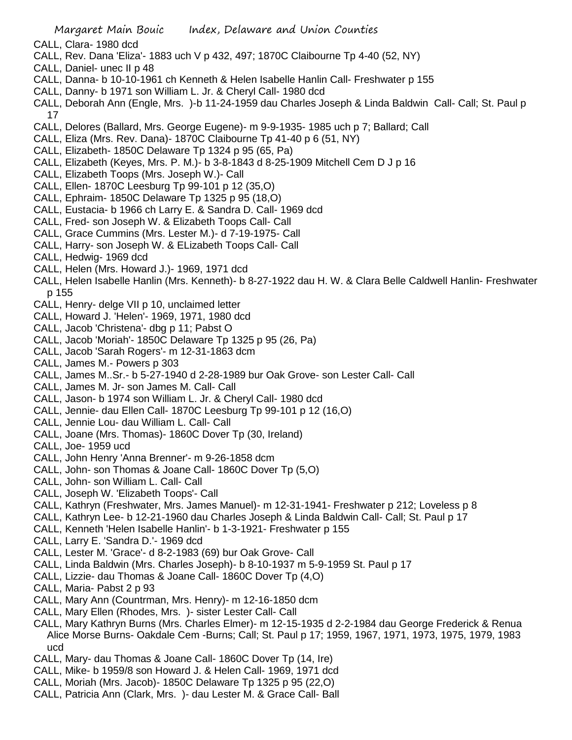CALL, Clara- 1980 dcd
CALL, Rev. Dana 'Eliza'- 1883 uch V p 432, 497; 1870C Claibourne Tp 4-40 (52, NY)
CALL, Daniel- unec II p 48
CALL, Danna- b 10-10-1961 ch Kenneth & Helen Isabelle Hanlin Call- Freshwater p 155
CALL, Danny- b 1971 son William L. Jr. & Cheryl Call- 1980 dcd
CALL, Deborah Ann (Engle, Mrs. )-b 11-24-1959 dau Charles Joseph & Linda Baldwin Call- Call; St. Paul p 17
CALL, Delores (Ballard, Mrs. George Eugene)- m 9-9-1935- 1985 uch p 7; Ballard; Call
CALL, Eliza (Mrs. Rev. Dana)- 1870C Claibourne Tp 41-40 p 6 (51, NY)
CALL, Elizabeth- 1850C Delaware Tp 1324 p 95 (65, Pa)
CALL, Elizabeth (Keyes, Mrs. P. M.)- b 3-8-1843 d 8-25-1909 Mitchell Cem D J p 16
CALL, Elizabeth Toops (Mrs. Joseph W.)- Call
CALL, Ellen- 1870C Leesburg Tp 99-101 p 12 (35,O)
CALL, Ephraim- 1850C Delaware Tp 1325 p 95 (18,O)
CALL, Eustacia- b 1966 ch Larry E. & Sandra D. Call- 1969 dcd
CALL, Fred- son Joseph W. & Elizabeth Toops Call- Call
CALL, Grace Cummins (Mrs. Lester M.)- d 7-19-1975- Call
CALL, Harry- son Joseph W. & ELizabeth Toops Call- Call
CALL, Hedwig- 1969 dcd
CALL, Helen (Mrs. Howard J.)- 1969, 1971 dcd
CALL, Helen Isabelle Hanlin (Mrs. Kenneth)- b 8-27-1922 dau H. W. & Clara Belle Caldwell Hanlin- Freshwater p 155
CALL, Henry- delge VII p 10, unclaimed letter
CALL, Howard J. 'Helen'- 1969, 1971, 1980 dcd
CALL, Jacob 'Christena'- dbg p 11; Pabst O
CALL, Jacob 'Moriah'- 1850C Delaware Tp 1325 p 95 (26, Pa)
CALL, Jacob 'Sarah Rogers'- m 12-31-1863 dcm
CALL, James M.- Powers p 303
CALL, James M..Sr.- b 5-27-1940 d 2-28-1989 bur Oak Grove- son Lester Call- Call
CALL, James M. Jr- son James M. Call- Call
CALL, Jason- b 1974 son William L. Jr. & Cheryl Call- 1980 dcd
CALL, Jennie- dau Ellen Call- 1870C Leesburg Tp 99-101 p 12 (16,O)
CALL, Jennie Lou- dau William L. Call- Call
CALL, Joane (Mrs. Thomas)- 1860C Dover Tp (30, Ireland)
CALL, Joe- 1959 ucd
CALL, John Henry 'Anna Brenner'- m 9-26-1858 dcm
CALL, John- son Thomas & Joane Call- 1860C Dover Tp (5,O)
CALL, John- son William L. Call- Call
CALL, Joseph W. 'Elizabeth Toops'- Call
CALL, Kathryn (Freshwater, Mrs. James Manuel)- m 12-31-1941- Freshwater p 212; Loveless p 8
CALL, Kathryn Lee- b 12-21-1960 dau Charles Joseph & Linda Baldwin Call- Call; St. Paul p 17
CALL, Kenneth 'Helen Isabelle Hanlin'- b 1-3-1921- Freshwater p 155
CALL, Larry E. 'Sandra D.'- 1969 dcd
CALL, Lester M. 'Grace'- d 8-2-1983 (69) bur Oak Grove- Call
CALL, Linda Baldwin (Mrs. Charles Joseph)- b 8-10-1937 m 5-9-1959 St. Paul p 17
CALL, Lizzie- dau Thomas & Joane Call- 1860C Dover Tp (4,O)
CALL, Maria- Pabst 2 p 93
CALL, Mary Ann (Countrman, Mrs. Henry)- m 12-16-1850 dcm
CALL, Mary Ellen (Rhodes, Mrs. )- sister Lester Call- Call
CALL, Mary Kathryn Burns (Mrs. Charles Elmer)- m 12-15-1935 d 2-2-1984 dau George Frederick & Renua Alice Morse Burns- Oakdale Cem -Burns; Call; St. Paul p 17; 1959, 1967, 1971, 1973, 1975, 1979, 1983 ucd
CALL, Mary- dau Thomas & Joane Call- 1860C Dover Tp (14, Ire)
CALL, Mike- b 1959/8 son Howard J. & Helen Call- 1969, 1971 dcd
CALL, Moriah (Mrs. Jacob)- 1850C Delaware Tp 1325 p 95 (22,O)
CALL, Patricia Ann (Clark, Mrs. )- dau Lester M. & Grace Call- Ball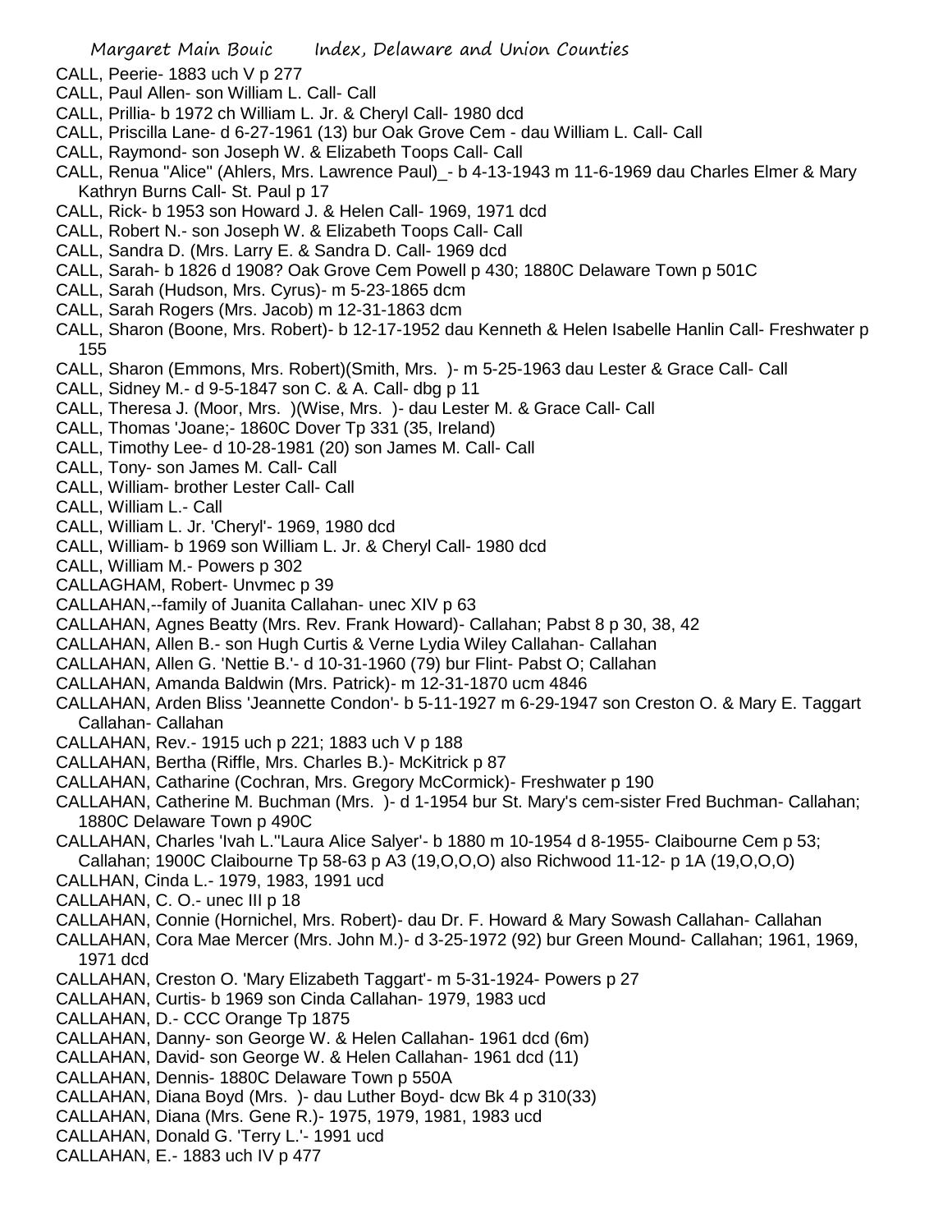CALL, Peerie- 1883 uch V p 277
CALL, Paul Allen- son William L. Call- Call
CALL, Prillia- b 1972 ch William L. Jr. & Cheryl Call- 1980 dcd
CALL, Priscilla Lane- d 6-27-1961 (13) bur Oak Grove Cem - dau William L. Call- Call
CALL, Raymond- son Joseph W. & Elizabeth Toops Call- Call
CALL, Renua "Alice" (Ahlers, Mrs. Lawrence Paul)_- b 4-13-1943 m 11-6-1969 dau Charles Elmer & Mary Kathryn Burns Call- St. Paul p 17
CALL, Rick- b 1953 son Howard J. & Helen Call- 1969, 1971 dcd
CALL, Robert N.- son Joseph W. & Elizabeth Toops Call- Call
CALL, Sandra D. (Mrs. Larry E. & Sandra D. Call- 1969 dcd
CALL, Sarah- b 1826 d 1908? Oak Grove Cem Powell p 430; 1880C Delaware Town p 501C
CALL, Sarah (Hudson, Mrs. Cyrus)- m 5-23-1865 dcm
CALL, Sarah Rogers (Mrs. Jacob) m 12-31-1863 dcm
CALL, Sharon (Boone, Mrs. Robert)- b 12-17-1952 dau Kenneth & Helen Isabelle Hanlin Call- Freshwater p 155
CALL, Sharon (Emmons, Mrs. Robert)(Smith, Mrs. )- m 5-25-1963 dau Lester & Grace Call- Call
CALL, Sidney M.- d 9-5-1847 son C. & A. Call- dbg p 11
CALL, Theresa J. (Moor, Mrs. )(Wise, Mrs. )- dau Lester M. & Grace Call- Call
CALL, Thomas 'Joane;- 1860C Dover Tp 331 (35, Ireland)
CALL, Timothy Lee- d 10-28-1981 (20) son James M. Call- Call
CALL, Tony- son James M. Call- Call
CALL, William- brother Lester Call- Call
CALL, William L.- Call
CALL, William L. Jr. 'Cheryl'- 1969, 1980 dcd
CALL, William- b 1969 son William L. Jr. & Cheryl Call- 1980 dcd
CALL, William M.- Powers p 302
CALLAGHAM, Robert- Unvmec p 39
CALLAHAN,--family of Juanita Callahan- unec XIV p 63
CALLAHAN, Agnes Beatty (Mrs. Rev. Frank Howard)- Callahan; Pabst 8 p 30, 38, 42
CALLAHAN, Allen B.- son Hugh Curtis & Verne Lydia Wiley Callahan- Callahan
CALLAHAN, Allen G. 'Nettie B.'- d 10-31-1960 (79) bur Flint- Pabst O; Callahan
CALLAHAN, Amanda Baldwin (Mrs. Patrick)- m 12-31-1870 ucm 4846
CALLAHAN, Arden Bliss 'Jeannette Condon'- b 5-11-1927 m 6-29-1947 son Creston O. & Mary E. Taggart Callahan- Callahan
CALLAHAN, Rev.- 1915 uch p 221; 1883 uch V p 188
CALLAHAN, Bertha (Riffle, Mrs. Charles B.)- McKitrick p 87
CALLAHAN, Catharine (Cochran, Mrs. Gregory McCormick)- Freshwater p 190
CALLAHAN, Catherine M. Buchman (Mrs. )- d 1-1954 bur St. Mary's cem-sister Fred Buchman- Callahan; 1880C Delaware Town p 490C
CALLAHAN, Charles 'Ivah L.''Laura Alice Salyer'- b 1880 m 10-1954 d 8-1955- Claibourne Cem p 53; Callahan; 1900C Claibourne Tp 58-63 p A3 (19,O,O,O) also Richwood 11-12- p 1A (19,O,O,O)
CALLHAN, Cinda L.- 1979, 1983, 1991 ucd
CALLAHAN, C. O.- unec III p 18
CALLAHAN, Connie (Hornichel, Mrs. Robert)- dau Dr. F. Howard & Mary Sowash Callahan- Callahan
CALLAHAN, Cora Mae Mercer (Mrs. John M.)- d 3-25-1972 (92) bur Green Mound- Callahan; 1961, 1969, 1971 dcd
CALLAHAN, Creston O. 'Mary Elizabeth Taggart'- m 5-31-1924- Powers p 27
CALLAHAN, Curtis- b 1969 son Cinda Callahan- 1979, 1983 ucd
CALLAHAN, D.- CCC Orange Tp 1875
CALLAHAN, Danny- son George W. & Helen Callahan- 1961 dcd (6m)
CALLAHAN, David- son George W. & Helen Callahan- 1961 dcd (11)
CALLAHAN, Dennis- 1880C Delaware Town p 550A
CALLAHAN, Diana Boyd (Mrs. )- dau Luther Boyd- dcw Bk 4 p 310(33)
CALLAHAN, Diana (Mrs. Gene R.)- 1975, 1979, 1981, 1983 ucd
CALLAHAN, Donald G. 'Terry L.'- 1991 ucd
CALLAHAN, E.- 1883 uch IV p 477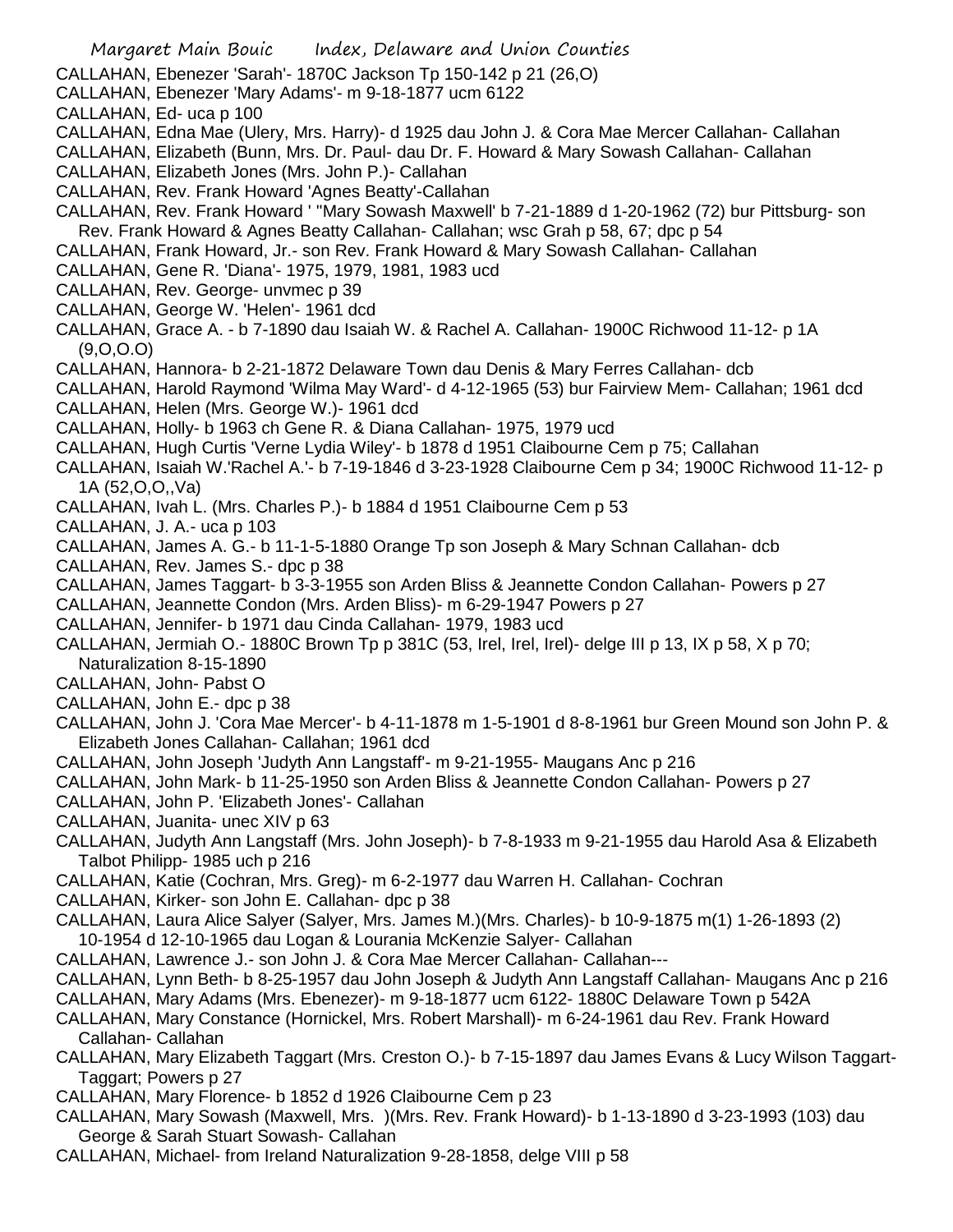CALLAHAN, Ebenezer 'Sarah'- 1870C Jackson Tp 150-142 p 21 (26,O)
CALLAHAN, Ebenezer 'Mary Adams'- m 9-18-1877 ucm 6122
CALLAHAN, Ed- uca p 100
CALLAHAN, Edna Mae (Ulery, Mrs. Harry)- d 1925 dau John J. & Cora Mae Mercer Callahan- Callahan
CALLAHAN, Elizabeth (Bunn, Mrs. Dr. Paul- dau Dr. F. Howard & Mary Sowash Callahan- Callahan
CALLAHAN, Elizabeth Jones (Mrs. John P.)- Callahan
CALLAHAN, Rev. Frank Howard 'Agnes Beatty'-Callahan
CALLAHAN, Rev. Frank Howard ' "Mary Sowash Maxwell' b 7-21-1889 d 1-20-1962 (72) bur Pittsburg- son Rev. Frank Howard & Agnes Beatty Callahan- Callahan; wsc Grah p 58, 67; dpc p 54
CALLAHAN, Frank Howard, Jr.- son Rev. Frank Howard & Mary Sowash Callahan- Callahan
CALLAHAN, Gene R. 'Diana'- 1975, 1979, 1981, 1983 ucd
CALLAHAN, Rev. George- unvmec p 39
CALLAHAN, George W. 'Helen'- 1961 dcd
CALLAHAN, Grace A. - b 7-1890 dau Isaiah W. & Rachel A. Callahan- 1900C Richwood 11-12- p 1A (9,O,O.O)
CALLAHAN, Hannora- b 2-21-1872 Delaware Town dau Denis & Mary Ferres Callahan- dcb
CALLAHAN, Harold Raymond 'Wilma May Ward'- d 4-12-1965 (53) bur Fairview Mem- Callahan; 1961 dcd
CALLAHAN, Helen (Mrs. George W.)- 1961 dcd
CALLAHAN, Holly- b 1963 ch Gene R. & Diana Callahan- 1975, 1979 ucd
CALLAHAN, Hugh Curtis 'Verne Lydia Wiley'- b 1878 d 1951 Claibourne Cem p 75; Callahan
CALLAHAN, Isaiah W.'Rachel A.'- b 7-19-1846 d 3-23-1928 Claibourne Cem p 34; 1900C Richwood 11-12- p 1A (52,O,O,,Va)
CALLAHAN, Ivah L. (Mrs. Charles P.)- b 1884 d 1951 Claibourne Cem p 53
CALLAHAN, J. A.- uca p 103
CALLAHAN, James A. G.- b 11-1-5-1880 Orange Tp son Joseph & Mary Schnan Callahan- dcb
CALLAHAN, Rev. James S.- dpc p 38
CALLAHAN, James Taggart- b 3-3-1955 son Arden Bliss & Jeannette Condon Callahan- Powers p 27
CALLAHAN, Jeannette Condon (Mrs. Arden Bliss)- m 6-29-1947 Powers p 27
CALLAHAN, Jennifer- b 1971 dau Cinda Callahan- 1979, 1983 ucd
CALLAHAN, Jermiah O.- 1880C Brown Tp p 381C (53, Irel, Irel, Irel)- delge III p 13, IX p 58, X p 70; Naturalization 8-15-1890
CALLAHAN, John- Pabst O
CALLAHAN, John E.- dpc p 38
CALLAHAN, John J. 'Cora Mae Mercer'- b 4-11-1878 m 1-5-1901 d 8-8-1961 bur Green Mound son John P. & Elizabeth Jones Callahan- Callahan; 1961 dcd
CALLAHAN, John Joseph 'Judyth Ann Langstaff'- m 9-21-1955- Maugans Anc p 216
CALLAHAN, John Mark- b 11-25-1950 son Arden Bliss & Jeannette Condon Callahan- Powers p 27
CALLAHAN, John P. 'Elizabeth Jones'- Callahan
CALLAHAN, Juanita- unec XIV p 63
CALLAHAN, Judyth Ann Langstaff (Mrs. John Joseph)- b 7-8-1933 m 9-21-1955 dau Harold Asa & Elizabeth Talbot Philipp- 1985 uch p 216
CALLAHAN, Katie (Cochran, Mrs. Greg)- m 6-2-1977 dau Warren H. Callahan- Cochran
CALLAHAN, Kirker- son John E. Callahan- dpc p 38
CALLAHAN, Laura Alice Salyer (Salyer, Mrs. James M.)(Mrs. Charles)- b 10-9-1875 m(1) 1-26-1893 (2) 10-1954 d 12-10-1965 dau Logan & Lourania McKenzie Salyer- Callahan
CALLAHAN, Lawrence J.- son John J. & Cora Mae Mercer Callahan- Callahan---
CALLAHAN, Lynn Beth- b 8-25-1957 dau John Joseph & Judyth Ann Langstaff Callahan- Maugans Anc p 216
CALLAHAN, Mary Adams (Mrs. Ebenezer)- m 9-18-1877 ucm 6122- 1880C Delaware Town p 542A
CALLAHAN, Mary Constance (Hornickel, Mrs. Robert Marshall)- m 6-24-1961 dau Rev. Frank Howard Callahan- Callahan
CALLAHAN, Mary Elizabeth Taggart (Mrs. Creston O.)- b 7-15-1897 dau James Evans & Lucy Wilson Taggart- Taggart; Powers p 27
CALLAHAN, Mary Florence- b 1852 d 1926 Claibourne Cem p 23
CALLAHAN, Mary Sowash (Maxwell, Mrs. )(Mrs. Rev. Frank Howard)- b 1-13-1890 d 3-23-1993 (103) dau George & Sarah Stuart Sowash- Callahan
CALLAHAN, Michael- from Ireland Naturalization 9-28-1858, delge VIII p 58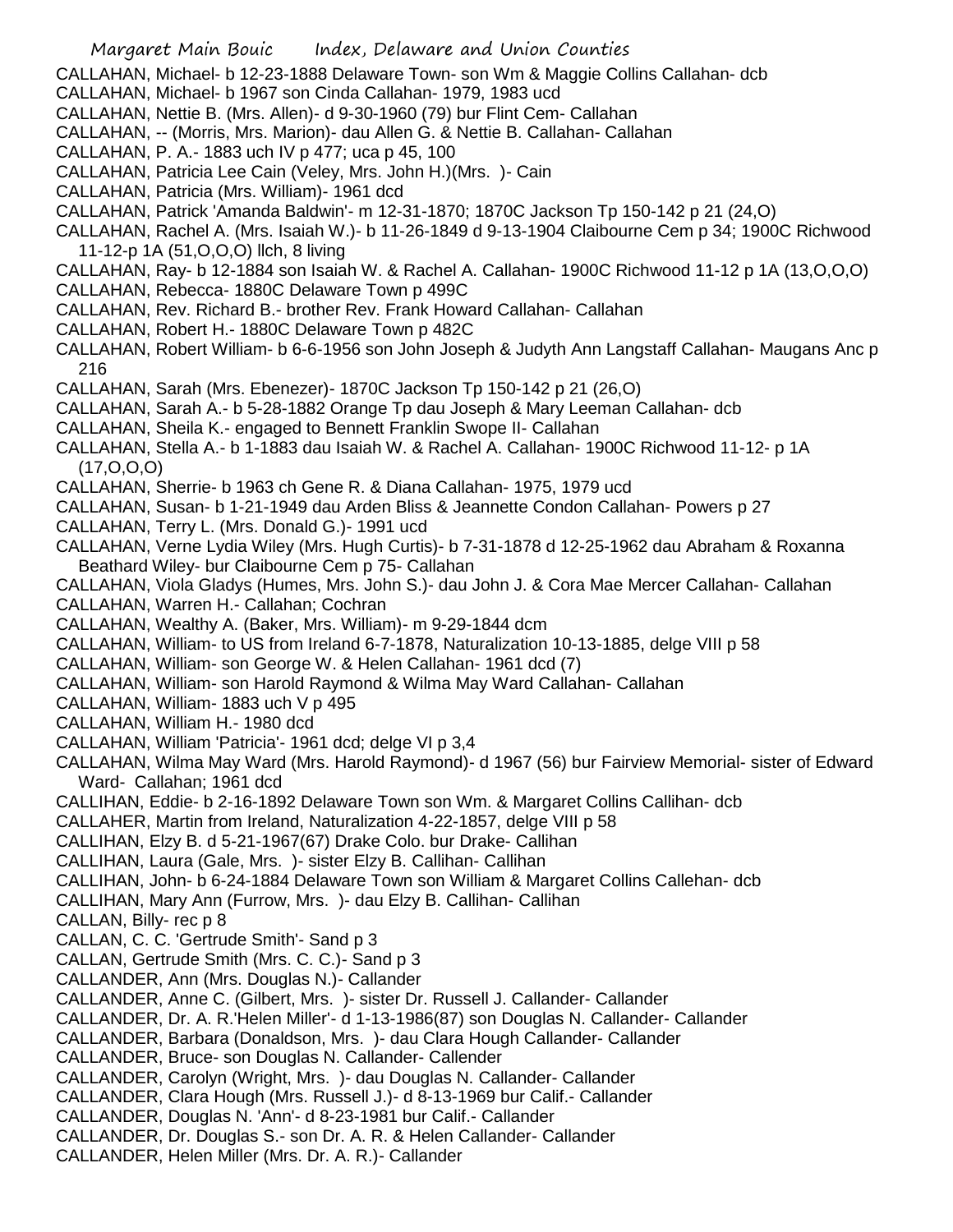CALLAHAN, Michael- b 12-23-1888 Delaware Town- son Wm & Maggie Collins Callahan- dcb
CALLAHAN, Michael- b 1967 son Cinda Callahan- 1979, 1983 ucd
CALLAHAN, Nettie B. (Mrs. Allen)- d 9-30-1960 (79) bur Flint Cem- Callahan
CALLAHAN, -- (Morris, Mrs. Marion)- dau Allen G. & Nettie B. Callahan- Callahan
CALLAHAN, P. A.- 1883 uch IV p 477; uca p 45, 100
CALLAHAN, Patricia Lee Cain (Veley, Mrs. John H.)(Mrs. )- Cain
CALLAHAN, Patricia (Mrs. William)- 1961 dcd
CALLAHAN, Patrick 'Amanda Baldwin'- m 12-31-1870; 1870C Jackson Tp 150-142 p 21 (24,O)
CALLAHAN, Rachel A. (Mrs. Isaiah W.)- b 11-26-1849 d 9-13-1904 Claibourne Cem p 34; 1900C Richwood 11-12-p 1A (51,O,O,O) llch, 8 living
CALLAHAN, Ray- b 12-1884 son Isaiah W. & Rachel A. Callahan- 1900C Richwood 11-12 p 1A (13,O,O,O)
CALLAHAN, Rebecca- 1880C Delaware Town p 499C
CALLAHAN, Rev. Richard B.- brother Rev. Frank Howard Callahan- Callahan
CALLAHAN, Robert H.- 1880C Delaware Town p 482C
CALLAHAN, Robert William- b 6-6-1956 son John Joseph & Judyth Ann Langstaff Callahan- Maugans Anc p 216
CALLAHAN, Sarah (Mrs. Ebenezer)- 1870C Jackson Tp 150-142 p 21 (26,O)
CALLAHAN, Sarah A.- b 5-28-1882 Orange Tp dau Joseph & Mary Leeman Callahan- dcb
CALLAHAN, Sheila K.- engaged to Bennett Franklin Swope II- Callahan
CALLAHAN, Stella A.- b 1-1883 dau Isaiah W. & Rachel A. Callahan- 1900C Richwood 11-12- p 1A (17,O,O,O)
CALLAHAN, Sherrie- b 1963 ch Gene R. & Diana Callahan- 1975, 1979 ucd
CALLAHAN, Susan- b 1-21-1949 dau Arden Bliss & Jeannette Condon Callahan- Powers p 27
CALLAHAN, Terry L. (Mrs. Donald G.)- 1991 ucd
CALLAHAN, Verne Lydia Wiley (Mrs. Hugh Curtis)- b 7-31-1878 d 12-25-1962 dau Abraham & Roxanna Beathard Wiley- bur Claibourne Cem p 75- Callahan
CALLAHAN, Viola Gladys (Humes, Mrs. John S.)- dau John J. & Cora Mae Mercer Callahan- Callahan
CALLAHAN, Warren H.- Callahan; Cochran
CALLAHAN, Wealthy A. (Baker, Mrs. William)- m 9-29-1844 dcm
CALLAHAN, William- to US from Ireland 6-7-1878, Naturalization 10-13-1885, delge VIII p 58
CALLAHAN, William- son George W. & Helen Callahan- 1961 dcd (7)
CALLAHAN, William- son Harold Raymond & Wilma May Ward Callahan- Callahan
CALLAHAN, William- 1883 uch V p 495
CALLAHAN, William H.- 1980 dcd
CALLAHAN, William 'Patricia'- 1961 dcd; delge VI p 3,4
CALLAHAN, Wilma May Ward (Mrs. Harold Raymond)- d 1967 (56) bur Fairview Memorial- sister of Edward Ward- Callahan; 1961 dcd
CALLIHAN, Eddie- b 2-16-1892 Delaware Town son Wm. & Margaret Collins Callihan- dcb
CALLAHER, Martin from Ireland, Naturalization 4-22-1857, delge VIII p 58
CALLIHAN, Elzy B. d 5-21-1967(67) Drake Colo. bur Drake- Callihan
CALLIHAN, Laura (Gale, Mrs. )- sister Elzy B. Callihan- Callihan
CALLIHAN, John- b 6-24-1884 Delaware Town son William & Margaret Collins Callehan- dcb
CALLIHAN, Mary Ann (Furrow, Mrs. )- dau Elzy B. Callihan- Callihan
CALLAN, Billy- rec p 8
CALLAN, C. C. 'Gertrude Smith'- Sand p 3
CALLAN, Gertrude Smith (Mrs. C. C.)- Sand p 3
CALLANDER, Ann (Mrs. Douglas N.)- Callander
CALLANDER, Anne C. (Gilbert, Mrs. )- sister Dr. Russell J. Callander- Callander
CALLANDER, Dr. A. R.'Helen Miller'- d 1-13-1986(87) son Douglas N. Callander- Callander
CALLANDER, Barbara (Donaldson, Mrs. )- dau Clara Hough Callander- Callander
CALLANDER, Bruce- son Douglas N. Callander- Callender
CALLANDER, Carolyn (Wright, Mrs. )- dau Douglas N. Callander- Callander
CALLANDER, Clara Hough (Mrs. Russell J.)- d 8-13-1969 bur Calif.- Callander
CALLANDER, Douglas N. 'Ann'- d 8-23-1981 bur Calif.- Callander
CALLANDER, Dr. Douglas S.- son Dr. A. R. & Helen Callander- Callander
CALLANDER, Helen Miller (Mrs. Dr. A. R.)- Callander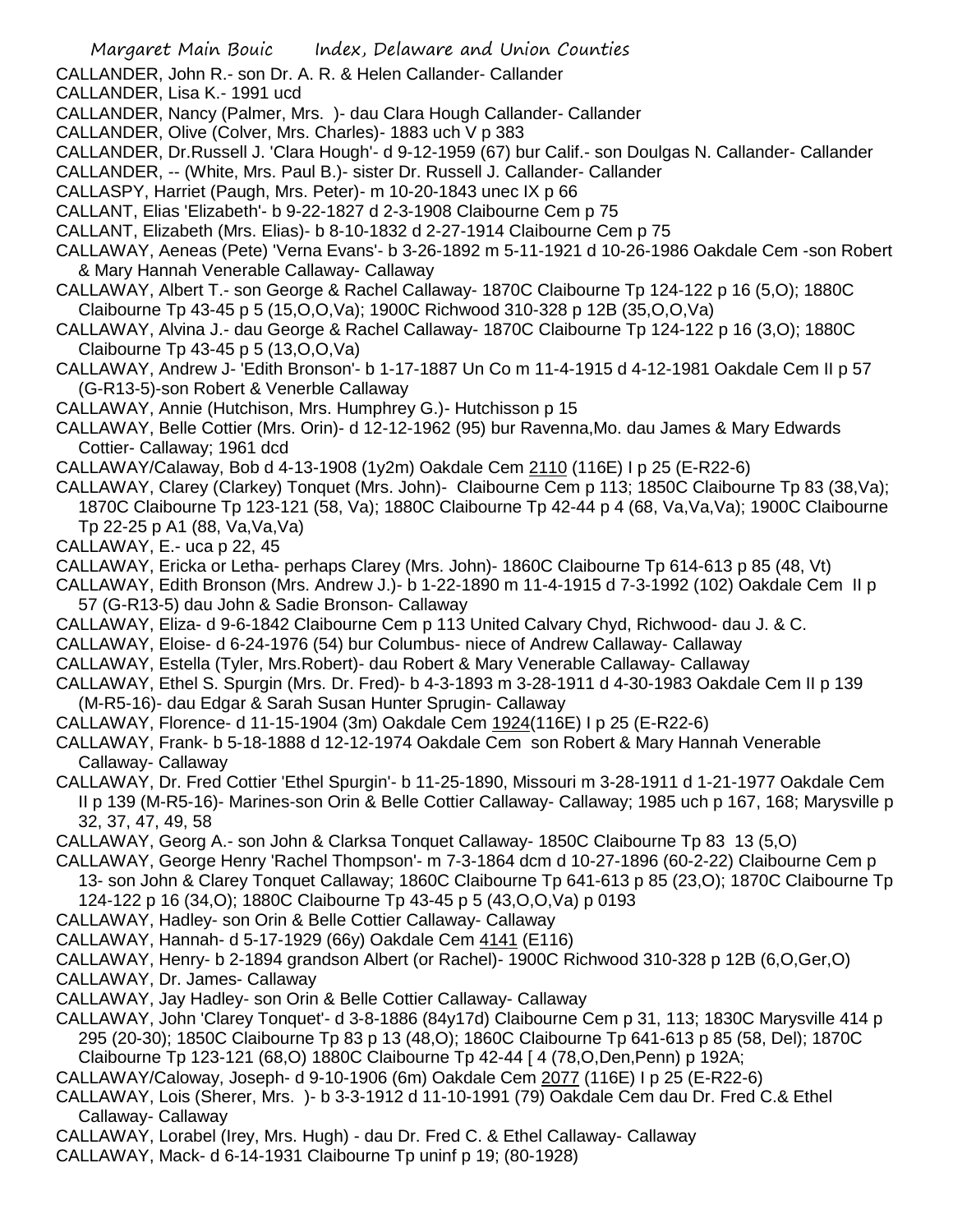CALLANDER, John R.- son Dr. A. R. & Helen Callander- Callander

CALLANDER, Lisa K.- 1991 ucd

CALLANDER, Nancy (Palmer, Mrs. )- dau Clara Hough Callander- Callander

CALLANDER, Olive (Colver, Mrs. Charles)- 1883 uch V p 383

CALLANDER, Dr.Russell J. 'Clara Hough'- d 9-12-1959 (67) bur Calif.- son Doulgas N. Callander- Callander

CALLANDER, -- (White, Mrs. Paul B.)- sister Dr. Russell J. Callander- Callander

CALLASPY, Harriet (Paugh, Mrs. Peter)- m 10-20-1843 unec IX p 66

CALLANT, Elias 'Elizabeth'- b 9-22-1827 d 2-3-1908 Claibourne Cem p 75

CALLANT, Elizabeth (Mrs. Elias)- b 8-10-1832 d 2-27-1914 Claibourne Cem p 75

CALLAWAY, Aeneas (Pete) 'Verna Evans'- b 3-26-1892 m 5-11-1921 d 10-26-1986 Oakdale Cem -son Robert & Mary Hannah Venerable Callaway- Callaway

CALLAWAY, Albert T.- son George & Rachel Callaway- 1870C Claibourne Tp 124-122 p 16 (5,O); 1880C Claibourne Tp 43-45 p 5 (15,O,O,Va); 1900C Richwood 310-328 p 12B (35,O,O,Va)

CALLAWAY, Alvina J.- dau George & Rachel Callaway- 1870C Claibourne Tp 124-122 p 16 (3,O); 1880C Claibourne Tp 43-45 p 5 (13,O,O,Va)

CALLAWAY, Andrew J- 'Edith Bronson'- b 1-17-1887 Un Co m 11-4-1915 d 4-12-1981 Oakdale Cem II p 57 (G-R13-5)-son Robert & Venerble Callaway

CALLAWAY, Annie (Hutchison, Mrs. Humphrey G.)- Hutchisson p 15

CALLAWAY, Belle Cottier (Mrs. Orin)- d 12-12-1962 (95) bur Ravenna,Mo. dau James & Mary Edwards Cottier- Callaway; 1961 dcd

CALLAWAY/Calaway, Bob d 4-13-1908 (1y2m) Oakdale Cem 2110 (116E) I p 25 (E-R22-6)

CALLAWAY, Clarey (Clarkey) Tonquet (Mrs. John)- Claibourne Cem p 113; 1850C Claibourne Tp 83 (38,Va); 1870C Claibourne Tp 123-121 (58, Va); 1880C Claibourne Tp 42-44 p 4 (68, Va,Va,Va); 1900C Claibourne Tp 22-25 p A1 (88, Va,Va,Va)

CALLAWAY, E.- uca p 22, 45

CALLAWAY, Ericka or Letha- perhaps Clarey (Mrs. John)- 1860C Claibourne Tp 614-613 p 85 (48, Vt)

CALLAWAY, Edith Bronson (Mrs. Andrew J.)- b 1-22-1890 m 11-4-1915 d 7-3-1992 (102) Oakdale Cem II p 57 (G-R13-5) dau John & Sadie Bronson- Callaway

CALLAWAY, Eliza- d 9-6-1842 Claibourne Cem p 113 United Calvary Chyd, Richwood- dau J. & C.

CALLAWAY, Eloise- d 6-24-1976 (54) bur Columbus- niece of Andrew Callaway- Callaway

CALLAWAY, Estella (Tyler, Mrs.Robert)- dau Robert & Mary Venerable Callaway- Callaway

CALLAWAY, Ethel S. Spurgin (Mrs. Dr. Fred)- b 4-3-1893 m 3-28-1911 d 4-30-1983 Oakdale Cem II p 139 (M-R5-16)- dau Edgar & Sarah Susan Hunter Sprugin- Callaway

CALLAWAY, Florence- d 11-15-1904 (3m) Oakdale Cem 1924(116E) I p 25 (E-R22-6)

CALLAWAY, Frank- b 5-18-1888 d 12-12-1974 Oakdale Cem son Robert & Mary Hannah Venerable Callaway- Callaway

CALLAWAY, Dr. Fred Cottier 'Ethel Spurgin'- b 11-25-1890, Missouri m 3-28-1911 d 1-21-1977 Oakdale Cem II p 139 (M-R5-16)- Marines-son Orin & Belle Cottier Callaway- Callaway; 1985 uch p 167, 168; Marysville p 32, 37, 47, 49, 58

CALLAWAY, Georg A.- son John & Clarksa Tonquet Callaway- 1850C Claibourne Tp 83 13 (5,O)

CALLAWAY, George Henry 'Rachel Thompson'- m 7-3-1864 dcm d 10-27-1896 (60-2-22) Claibourne Cem p 13- son John & Clarey Tonquet Callaway; 1860C Claibourne Tp 641-613 p 85 (23,O); 1870C Claibourne Tp 124-122 p 16 (34,O); 1880C Claibourne Tp 43-45 p 5 (43,O,O,Va) p 0193

CALLAWAY, Hadley- son Orin & Belle Cottier Callaway- Callaway

CALLAWAY, Hannah- d 5-17-1929 (66y) Oakdale Cem 4141 (E116)

CALLAWAY, Henry- b 2-1894 grandson Albert (or Rachel)- 1900C Richwood 310-328 p 12B (6,O,Ger,O)

CALLAWAY, Dr. James- Callaway

CALLAWAY, Jay Hadley- son Orin & Belle Cottier Callaway- Callaway

CALLAWAY, John 'Clarey Tonquet'- d 3-8-1886 (84y17d) Claibourne Cem p 31, 113; 1830C Marysville 414 p 295 (20-30); 1850C Claibourne Tp 83 p 13 (48,O); 1860C Claibourne Tp 641-613 p 85 (58, Del); 1870C Claibourne Tp 123-121 (68,O) 1880C Claibourne Tp 42-44 [ 4 (78,O,Den,Penn) p 192A;

CALLAWAY/Caloway, Joseph- d 9-10-1906 (6m) Oakdale Cem 2077 (116E) I p 25 (E-R22-6)

CALLAWAY, Lois (Sherer, Mrs. )- b 3-3-1912 d 11-10-1991 (79) Oakdale Cem dau Dr. Fred C.& Ethel Callaway- Callaway

CALLAWAY, Lorabel (Irey, Mrs. Hugh) - dau Dr. Fred C. & Ethel Callaway- Callaway

CALLAWAY, Mack- d 6-14-1931 Claibourne Tp uninf p 19; (80-1928)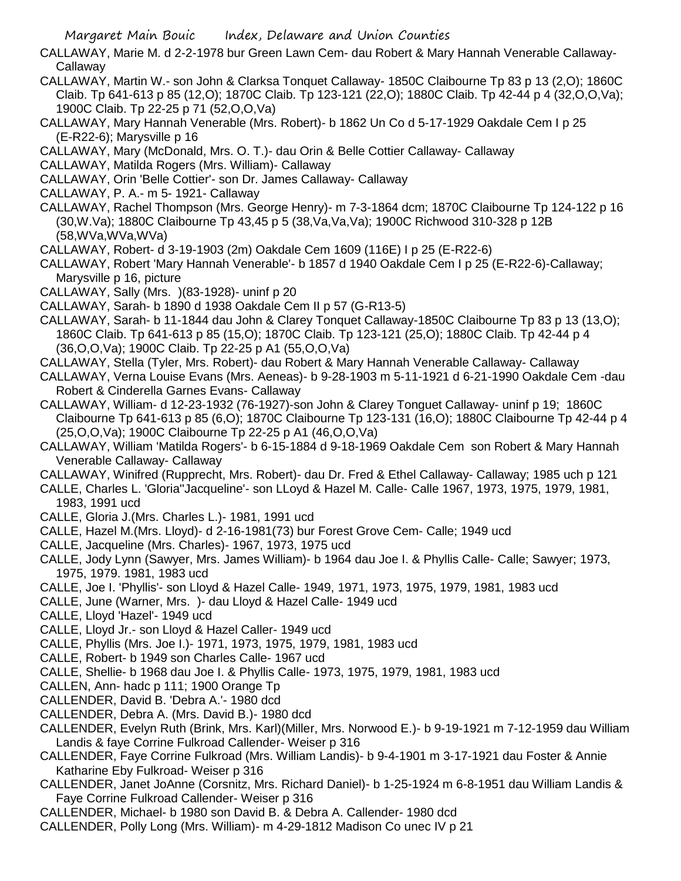CALLAWAY, Marie M. d 2-2-1978 bur Green Lawn Cem- dau Robert & Mary Hannah Venerable Callaway- Callaway

CALLAWAY, Martin W.- son John & Clarksa Tonquet Callaway- 1850C Claibourne Tp 83 p 13 (2,O); 1860C Claib. Tp 641-613 p 85 (12,O); 1870C Claib. Tp 123-121 (22,O); 1880C Claib. Tp 42-44 p 4 (32,O,O,Va); 1900C Claib. Tp 22-25 p 71 (52,O,O,Va)

CALLAWAY, Mary Hannah Venerable (Mrs. Robert)- b 1862 Un Co d 5-17-1929 Oakdale Cem I p 25 (E-R22-6); Marysville p 16

CALLAWAY, Mary (McDonald, Mrs. O. T.)- dau Orin & Belle Cottier Callaway- Callaway

CALLAWAY, Matilda Rogers (Mrs. William)- Callaway

CALLAWAY, Orin 'Belle Cottier'- son Dr. James Callaway- Callaway

CALLAWAY, P. A.- m 5- 1921- Callaway

CALLAWAY, Rachel Thompson (Mrs. George Henry)- m 7-3-1864 dcm; 1870C Claibourne Tp 124-122 p 16 (30,W.Va); 1880C Claibourne Tp 43,45 p 5 (38,Va,Va,Va); 1900C Richwood 310-328 p 12B (58,WVa,WVa,WVa)

CALLAWAY, Robert- d 3-19-1903 (2m) Oakdale Cem 1609 (116E) I p 25 (E-R22-6)

CALLAWAY, Robert 'Mary Hannah Venerable'- b 1857 d 1940 Oakdale Cem I p 25 (E-R22-6)-Callaway; Marysville p 16, picture

CALLAWAY, Sally (Mrs. )(83-1928)- uninf p 20

CALLAWAY, Sarah- b 1890 d 1938 Oakdale Cem II p 57 (G-R13-5)

CALLAWAY, Sarah- b 11-1844 dau John & Clarey Tonquet Callaway-1850C Claibourne Tp 83 p 13 (13,O); 1860C Claib. Tp 641-613 p 85 (15,O); 1870C Claib. Tp 123-121 (25,O); 1880C Claib. Tp 42-44 p 4 (36,O,O,Va); 1900C Claib. Tp 22-25 p A1 (55,O,O,Va)

CALLAWAY, Stella (Tyler, Mrs. Robert)- dau Robert & Mary Hannah Venerable Callaway- Callaway

CALLAWAY, Verna Louise Evans (Mrs. Aeneas)- b 9-28-1903 m 5-11-1921 d 6-21-1990 Oakdale Cem -dau Robert & Cinderella Garnes Evans- Callaway

CALLAWAY, William- d 12-23-1932 (76-1927)-son John & Clarey Tonguet Callaway- uninf p 19; 1860C Claibourne Tp 641-613 p 85 (6,O); 1870C Claibourne Tp 123-131 (16,O); 1880C Claibourne Tp 42-44 p 4 (25,O,O,Va); 1900C Claibourne Tp 22-25 p A1 (46,O,O,Va)

CALLAWAY, William 'Matilda Rogers'- b 6-15-1884 d 9-18-1969 Oakdale Cem son Robert & Mary Hannah Venerable Callaway- Callaway

CALLAWAY, Winifred (Rupprecht, Mrs. Robert)- dau Dr. Fred & Ethel Callaway- Callaway; 1985 uch p 121

CALLE, Charles L. 'Gloria''Jacqueline'- son LLoyd & Hazel M. Calle- Calle 1967, 1973, 1975, 1979, 1981, 1983, 1991 ucd

CALLE, Gloria J.(Mrs. Charles L.)- 1981, 1991 ucd

CALLE, Hazel M.(Mrs. Lloyd)- d 2-16-1981(73) bur Forest Grove Cem- Calle; 1949 ucd

CALLE, Jacqueline (Mrs. Charles)- 1967, 1973, 1975 ucd

CALLE, Jody Lynn (Sawyer, Mrs. James William)- b 1964 dau Joe I. & Phyllis Calle- Calle; Sawyer; 1973, 1975, 1979. 1981, 1983 ucd

CALLE, Joe I. 'Phyllis'- son Lloyd & Hazel Calle- 1949, 1971, 1973, 1975, 1979, 1981, 1983 ucd

CALLE, June (Warner, Mrs. )- dau Lloyd & Hazel Calle- 1949 ucd

CALLE, Lloyd 'Hazel'- 1949 ucd

CALLE, Lloyd Jr.- son Lloyd & Hazel Caller- 1949 ucd

CALLE, Phyllis (Mrs. Joe I.)- 1971, 1973, 1975, 1979, 1981, 1983 ucd

CALLE, Robert- b 1949 son Charles Calle- 1967 ucd

CALLE, Shellie- b 1968 dau Joe I. & Phyllis Calle- 1973, 1975, 1979, 1981, 1983 ucd

CALLEN, Ann- hadc p 111; 1900 Orange Tp

CALLENDER, David B. 'Debra A.'- 1980 dcd

CALLENDER, Debra A. (Mrs. David B.)- 1980 dcd

CALLENDER, Evelyn Ruth (Brink, Mrs. Karl)(Miller, Mrs. Norwood E.)- b 9-19-1921 m 7-12-1959 dau William Landis & faye Corrine Fulkroad Callender- Weiser p 316

CALLENDER, Faye Corrine Fulkroad (Mrs. William Landis)- b 9-4-1901 m 3-17-1921 dau Foster & Annie Katharine Eby Fulkroad- Weiser p 316

CALLENDER, Janet JoAnne (Corsnitz, Mrs. Richard Daniel)- b 1-25-1924 m 6-8-1951 dau William Landis & Faye Corrine Fulkroad Callender- Weiser p 316

CALLENDER, Michael- b 1980 son David B. & Debra A. Callender- 1980 dcd

CALLENDER, Polly Long (Mrs. William)- m 4-29-1812 Madison Co unec IV p 21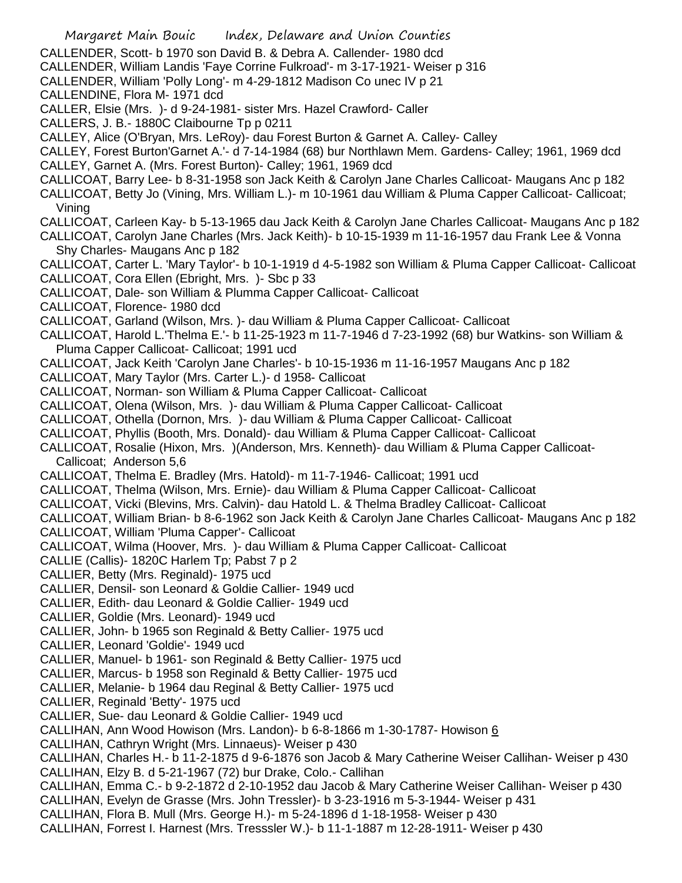CALLENDER, Scott- b 1970 son David B. & Debra A. Callender- 1980 dcd
CALLENDER, William Landis 'Faye Corrine Fulkroad'- m 3-17-1921- Weiser p 316
CALLENDER, William 'Polly Long'- m 4-29-1812 Madison Co unec IV p 21
CALLENDINE, Flora M- 1971 dcd
CALLER, Elsie (Mrs. )- d 9-24-1981- sister Mrs. Hazel Crawford- Caller
CALLERS, J. B.- 1880C Claibourne Tp p 0211
CALLEY, Alice (O'Bryan, Mrs. LeRoy)- dau Forest Burton & Garnet A. Calley- Calley
CALLEY, Forest Burton'Garnet A.'- d 7-14-1984 (68) bur Northlawn Mem. Gardens- Calley; 1961, 1969 dcd
CALLEY, Garnet A. (Mrs. Forest Burton)- Calley; 1961, 1969 dcd
CALLICOAT, Barry Lee- b 8-31-1958 son Jack Keith & Carolyn Jane Charles Callicoat- Maugans Anc p 182
CALLICOAT, Betty Jo (Vining, Mrs. William L.)- m 10-1961 dau William & Pluma Capper Callicoat- Callicoat; Vining
CALLICOAT, Carleen Kay- b 5-13-1965 dau Jack Keith & Carolyn Jane Charles Callicoat- Maugans Anc p 182
CALLICOAT, Carolyn Jane Charles (Mrs. Jack Keith)- b 10-15-1939 m 11-16-1957 dau Frank Lee & Vonna Shy Charles- Maugans Anc p 182
CALLICOAT, Carter L. 'Mary Taylor'- b 10-1-1919 d 4-5-1982 son William & Pluma Capper Callicoat- Callicoat
CALLICOAT, Cora Ellen (Ebright, Mrs. )- Sbc p 33
CALLICOAT, Dale- son William & Plumma Capper Callicoat- Callicoat
CALLICOAT, Florence- 1980 dcd
CALLICOAT, Garland (Wilson, Mrs. )- dau William & Pluma Capper Callicoat- Callicoat
CALLICOAT, Harold L.'Thelma E.'- b 11-25-1923 m 11-7-1946 d 7-23-1992 (68) bur Watkins- son William & Pluma Capper Callicoat- Callicoat; 1991 ucd
CALLICOAT, Jack Keith 'Carolyn Jane Charles'- b 10-15-1936 m 11-16-1957 Maugans Anc p 182
CALLICOAT, Mary Taylor (Mrs. Carter L.)- d 1958- Callicoat
CALLICOAT, Norman- son William & Pluma Capper Callicoat- Callicoat
CALLICOAT, Olena (Wilson, Mrs. )- dau William & Pluma Capper Callicoat- Callicoat
CALLICOAT, Othella (Dornon, Mrs. )- dau William & Pluma Capper Callicoat- Callicoat
CALLICOAT, Phyllis (Booth, Mrs. Donald)- dau William & Pluma Capper Callicoat- Callicoat
CALLICOAT, Rosalie (Hixon, Mrs. )(Anderson, Mrs. Kenneth)- dau William & Pluma Capper Callicoat- Callicoat; Anderson 5,6
CALLICOAT, Thelma E. Bradley (Mrs. Hatold)- m 11-7-1946- Callicoat; 1991 ucd
CALLICOAT, Thelma (Wilson, Mrs. Ernie)- dau William & Pluma Capper Callicoat- Callicoat
CALLICOAT, Vicki (Blevins, Mrs. Calvin)- dau Hatold L. & Thelma Bradley Callicoat- Callicoat
CALLICOAT, William Brian- b 8-6-1962 son Jack Keith & Carolyn Jane Charles Callicoat- Maugans Anc p 182
CALLICOAT, William 'Pluma Capper'- Callicoat
CALLICOAT, Wilma (Hoover, Mrs. )- dau William & Pluma Capper Callicoat- Callicoat
CALLIE (Callis)- 1820C Harlem Tp; Pabst 7 p 2
CALLIER, Betty (Mrs. Reginald)- 1975 ucd
CALLIER, Densil- son Leonard & Goldie Callier- 1949 ucd
CALLIER, Edith- dau Leonard & Goldie Callier- 1949 ucd
CALLIER, Goldie (Mrs. Leonard)- 1949 ucd
CALLIER, John- b 1965 son Reginald & Betty Callier- 1975 ucd
CALLIER, Leonard 'Goldie'- 1949 ucd
CALLIER, Manuel- b 1961- son Reginald & Betty Callier- 1975 ucd
CALLIER, Marcus- b 1958 son Reginald & Betty Callier- 1975 ucd
CALLIER, Melanie- b 1964 dau Reginal & Betty Callier- 1975 ucd
CALLIER, Reginald 'Betty'- 1975 ucd
CALLIER, Sue- dau Leonard & Goldie Callier- 1949 ucd
CALLIHAN, Ann Wood Howison (Mrs. Landon)- b 6-8-1866 m 1-30-1787- Howison 6
CALLIHAN, Cathryn Wright (Mrs. Linnaeus)- Weiser p 430
CALLIHAN, Charles H.- b 11-2-1875 d 9-6-1876 son Jacob & Mary Catherine Weiser Callihan- Weiser p 430
CALLIHAN, Elzy B. d 5-21-1967 (72) bur Drake, Colo.- Callihan
CALLIHAN, Emma C.- b 9-2-1872 d 2-10-1952 dau Jacob & Mary Catherine Weiser Callihan- Weiser p 430
CALLIHAN, Evelyn de Grasse (Mrs. John Tressler)- b 3-23-1916 m 5-3-1944- Weiser p 431
CALLIHAN, Flora B. Mull (Mrs. George H.)- m 5-24-1896 d 1-18-1958- Weiser p 430
CALLIHAN, Forrest I. Harnest (Mrs. Tresssler W.)- b 11-1-1887 m 12-28-1911- Weiser p 430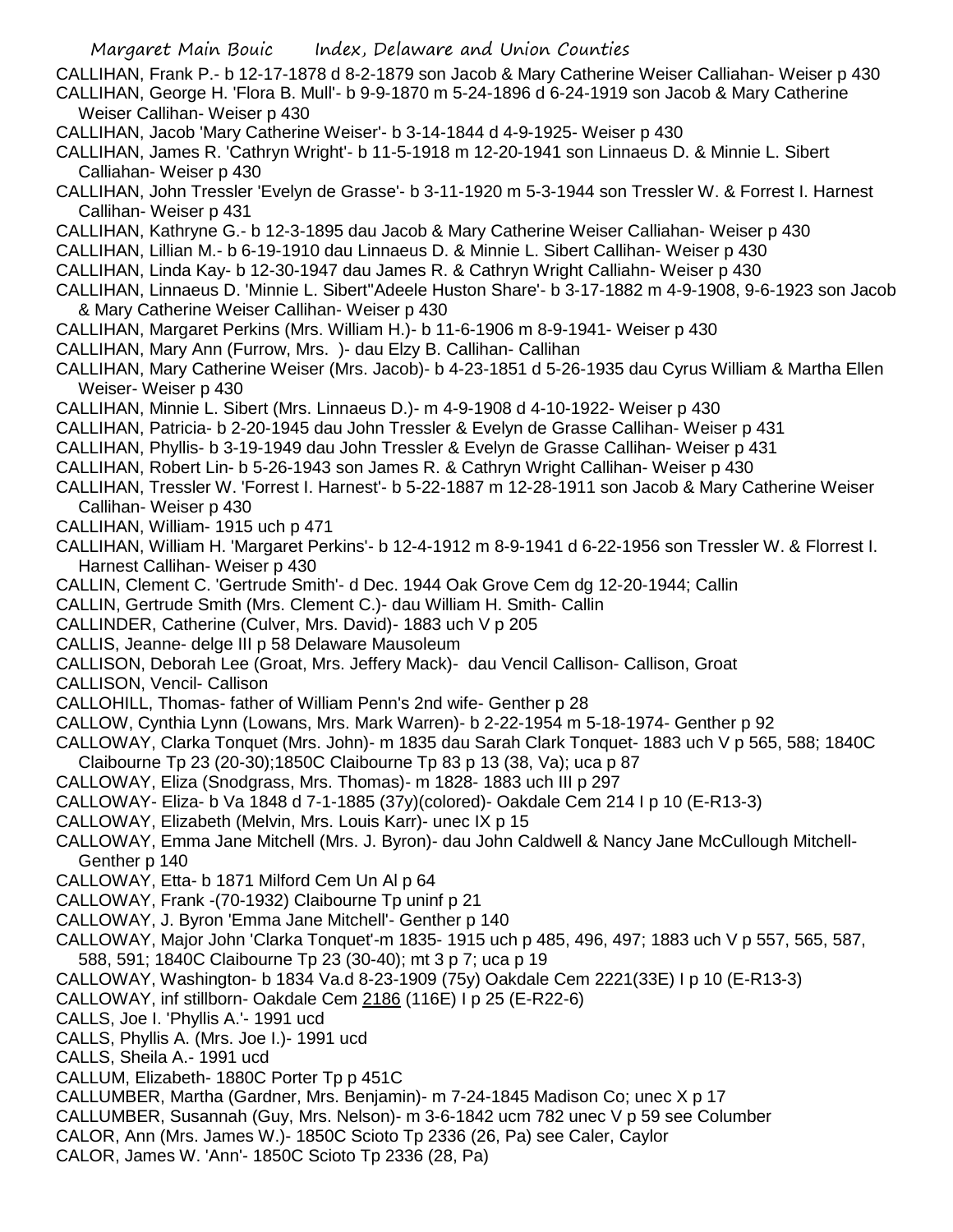CALLIHAN, Frank P.- b 12-17-1878 d 8-2-1879 son Jacob & Mary Catherine Weiser Calliahan- Weiser p 430

CALLIHAN, George H. 'Flora B. Mull'- b 9-9-1870 m 5-24-1896 d 6-24-1919 son Jacob & Mary Catherine Weiser Callihan- Weiser p 430

CALLIHAN, Jacob 'Mary Catherine Weiser'- b 3-14-1844 d 4-9-1925- Weiser p 430

CALLIHAN, James R. 'Cathryn Wright'- b 11-5-1918 m 12-20-1941 son Linnaeus D. & Minnie L. Sibert Calliahan- Weiser p 430

CALLIHAN, John Tressler 'Evelyn de Grasse'- b 3-11-1920 m 5-3-1944 son Tressler W. & Forrest I. Harnest Callihan- Weiser p 431

CALLIHAN, Kathryne G.- b 12-3-1895 dau Jacob & Mary Catherine Weiser Calliahan- Weiser p 430

CALLIHAN, Lillian M.- b 6-19-1910 dau Linnaeus D. & Minnie L. Sibert Callihan- Weiser p 430

CALLIHAN, Linda Kay- b 12-30-1947 dau James R. & Cathryn Wright Calliahn- Weiser p 430

CALLIHAN, Linnaeus D. 'Minnie L. Sibert''Adeele Huston Share'- b 3-17-1882 m 4-9-1908, 9-6-1923 son Jacob & Mary Catherine Weiser Callihan- Weiser p 430

CALLIHAN, Margaret Perkins (Mrs. William H.)- b 11-6-1906 m 8-9-1941- Weiser p 430

CALLIHAN, Mary Ann (Furrow, Mrs. )- dau Elzy B. Callihan- Callihan

CALLIHAN, Mary Catherine Weiser (Mrs. Jacob)- b 4-23-1851 d 5-26-1935 dau Cyrus William & Martha Ellen Weiser- Weiser p 430

CALLIHAN, Minnie L. Sibert (Mrs. Linnaeus D.)- m 4-9-1908 d 4-10-1922- Weiser p 430

CALLIHAN, Patricia- b 2-20-1945 dau John Tressler & Evelyn de Grasse Callihan- Weiser p 431

CALLIHAN, Phyllis- b 3-19-1949 dau John Tressler & Evelyn de Grasse Callihan- Weiser p 431

CALLIHAN, Robert Lin- b 5-26-1943 son James R. & Cathryn Wright Callihan- Weiser p 430

CALLIHAN, Tressler W. 'Forrest I. Harnest'- b 5-22-1887 m 12-28-1911 son Jacob & Mary Catherine Weiser Callihan- Weiser p 430

CALLIHAN, William- 1915 uch p 471

CALLIHAN, William H. 'Margaret Perkins'- b 12-4-1912 m 8-9-1941 d 6-22-1956 son Tressler W. & Florrest I. Harnest Callihan- Weiser p 430

CALLIN, Clement C. 'Gertrude Smith'- d Dec. 1944 Oak Grove Cem dg 12-20-1944; Callin

CALLIN, Gertrude Smith (Mrs. Clement C.)- dau William H. Smith- Callin

CALLINDER, Catherine (Culver, Mrs. David)- 1883 uch V p 205

CALLIS, Jeanne- delge III p 58 Delaware Mausoleum

CALLISON, Deborah Lee (Groat, Mrs. Jeffery Mack)- dau Vencil Callison- Callison, Groat

CALLISON, Vencil- Callison

CALLOHILL, Thomas- father of William Penn's 2nd wife- Genther p 28

CALLOW, Cynthia Lynn (Lowans, Mrs. Mark Warren)- b 2-22-1954 m 5-18-1974- Genther p 92

CALLOWAY, Clarka Tonquet (Mrs. John)- m 1835 dau Sarah Clark Tonquet- 1883 uch V p 565, 588; 1840C Claibourne Tp 23 (20-30);1850C Claibourne Tp 83 p 13 (38, Va); uca p 87

CALLOWAY, Eliza (Snodgrass, Mrs. Thomas)- m 1828- 1883 uch III p 297

CALLOWAY- Eliza- b Va 1848 d 7-1-1885 (37y)(colored)- Oakdale Cem 214 I p 10 (E-R13-3)

CALLOWAY, Elizabeth (Melvin, Mrs. Louis Karr)- unec IX p 15

CALLOWAY, Emma Jane Mitchell (Mrs. J. Byron)- dau John Caldwell & Nancy Jane McCullough Mitchell- Genther p 140

CALLOWAY, Etta- b 1871 Milford Cem Un Al p 64

CALLOWAY, Frank -(70-1932) Claibourne Tp uninf p 21

CALLOWAY, J. Byron 'Emma Jane Mitchell'- Genther p 140

CALLOWAY, Major John 'Clarka Tonquet'-m 1835- 1915 uch p 485, 496, 497; 1883 uch V p 557, 565, 587, 588, 591; 1840C Claibourne Tp 23 (30-40); mt 3 p 7; uca p 19

CALLOWAY, Washington- b 1834 Va.d 8-23-1909 (75y) Oakdale Cem 2221(33E) I p 10 (E-R13-3)

CALLOWAY, inf stillborn- Oakdale Cem 2186 (116E) I p 25 (E-R22-6)

CALLS, Joe I. 'Phyllis A.'- 1991 ucd

CALLS, Phyllis A. (Mrs. Joe I.)- 1991 ucd

CALLS, Sheila A.- 1991 ucd

CALLUM, Elizabeth- 1880C Porter Tp p 451C

CALLUMBER, Martha (Gardner, Mrs. Benjamin)- m 7-24-1845 Madison Co; unec X p 17

CALLUMBER, Susannah (Guy, Mrs. Nelson)- m 3-6-1842 ucm 782 unec V p 59 see Columber

CALOR, Ann (Mrs. James W.)- 1850C Scioto Tp 2336 (26, Pa) see Caler, Caylor

CALOR, James W. 'Ann'- 1850C Scioto Tp 2336 (28, Pa)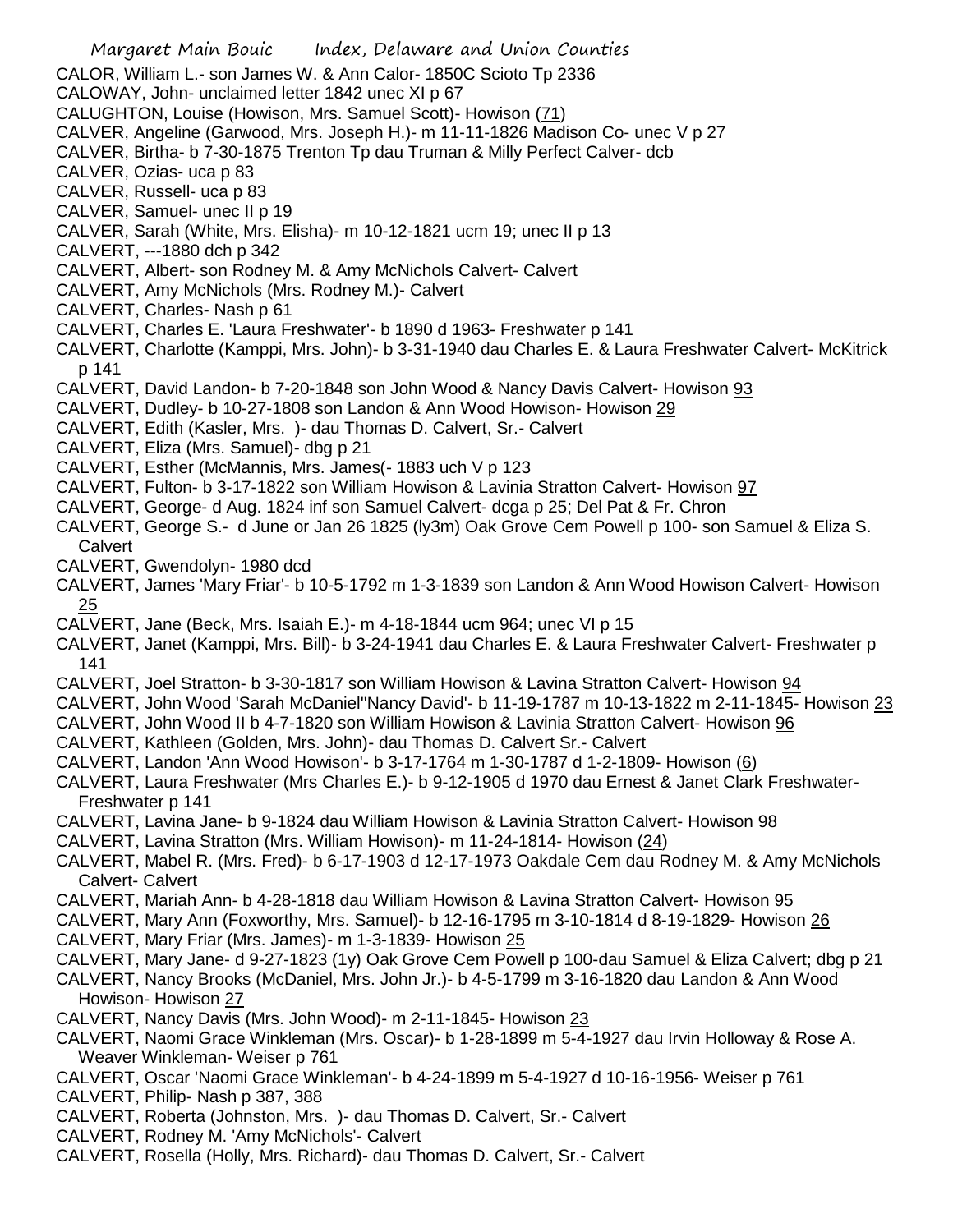CALOR, William L.- son James W. & Ann Calor- 1850C Scioto Tp 2336
CALOWAY, John- unclaimed letter 1842 unec XI p 67
CALUGHTON, Louise (Howison, Mrs. Samuel Scott)- Howison (71)
CALVER, Angeline (Garwood, Mrs. Joseph H.)- m 11-11-1826 Madison Co- unec V p 27
CALVER, Birtha- b 7-30-1875 Trenton Tp dau Truman & Milly Perfect Calver- dcb
CALVER, Ozias- uca p 83
CALVER, Russell- uca p 83
CALVER, Samuel- unec II p 19
CALVER, Sarah (White, Mrs. Elisha)- m 10-12-1821 ucm 19; unec II p 13
CALVERT, ---1880 dch p 342
CALVERT, Albert- son Rodney M. & Amy McNichols Calvert- Calvert
CALVERT, Amy McNichols (Mrs. Rodney M.)- Calvert
CALVERT, Charles- Nash p 61
CALVERT, Charles E. 'Laura Freshwater'- b 1890 d 1963- Freshwater p 141
CALVERT, Charlotte (Kamppi, Mrs. John)- b 3-31-1940 dau Charles E. & Laura Freshwater Calvert- McKitrick p 141
CALVERT, David Landon- b 7-20-1848 son John Wood & Nancy Davis Calvert- Howison 93
CALVERT, Dudley- b 10-27-1808 son Landon & Ann Wood Howison- Howison 29
CALVERT, Edith (Kasler, Mrs. )- dau Thomas D. Calvert, Sr.- Calvert
CALVERT, Eliza (Mrs. Samuel)- dbg p 21
CALVERT, Esther (McMannis, Mrs. James(- 1883 uch V p 123
CALVERT, Fulton- b 3-17-1822 son William Howison & Lavinia Stratton Calvert- Howison 97
CALVERT, George- d Aug. 1824 inf son Samuel Calvert- dcga p 25; Del Pat & Fr. Chron
CALVERT, George S.- d June or Jan 26 1825 (ly3m) Oak Grove Cem Powell p 100- son Samuel & Eliza S. Calvert
CALVERT, Gwendolyn- 1980 dcd
CALVERT, James 'Mary Friar'- b 10-5-1792 m 1-3-1839 son Landon & Ann Wood Howison Calvert- Howison 25
CALVERT, Jane (Beck, Mrs. Isaiah E.)- m 4-18-1844 ucm 964; unec VI p 15
CALVERT, Janet (Kamppi, Mrs. Bill)- b 3-24-1941 dau Charles E. & Laura Freshwater Calvert- Freshwater p 141
CALVERT, Joel Stratton- b 3-30-1817 son William Howison & Lavina Stratton Calvert- Howison 94
CALVERT, John Wood 'Sarah McDaniel''Nancy David'- b 11-19-1787 m 10-13-1822 m 2-11-1845- Howison 23
CALVERT, John Wood II b 4-7-1820 son William Howison & Lavinia Stratton Calvert- Howison 96
CALVERT, Kathleen (Golden, Mrs. John)- dau Thomas D. Calvert Sr.- Calvert
CALVERT, Landon 'Ann Wood Howison'- b 3-17-1764 m 1-30-1787 d 1-2-1809- Howison (6)
CALVERT, Laura Freshwater (Mrs Charles E.)- b 9-12-1905 d 1970 dau Ernest & Janet Clark Freshwater- Freshwater p 141
CALVERT, Lavina Jane- b 9-1824 dau William Howison & Lavinia Stratton Calvert- Howison 98
CALVERT, Lavina Stratton (Mrs. William Howison)- m 11-24-1814- Howison (24)
CALVERT, Mabel R. (Mrs. Fred)- b 6-17-1903 d 12-17-1973 Oakdale Cem dau Rodney M. & Amy McNichols Calvert- Calvert
CALVERT, Mariah Ann- b 4-28-1818 dau William Howison & Lavina Stratton Calvert- Howison 95
CALVERT, Mary Ann (Foxworthy, Mrs. Samuel)- b 12-16-1795 m 3-10-1814 d 8-19-1829- Howison 26
CALVERT, Mary Friar (Mrs. James)- m 1-3-1839- Howison 25
CALVERT, Mary Jane- d 9-27-1823 (1y) Oak Grove Cem Powell p 100-dau Samuel & Eliza Calvert; dbg p 21
CALVERT, Nancy Brooks (McDaniel, Mrs. John Jr.)- b 4-5-1799 m 3-16-1820 dau Landon & Ann Wood Howison- Howison 27
CALVERT, Nancy Davis (Mrs. John Wood)- m 2-11-1845- Howison 23
CALVERT, Naomi Grace Winkleman (Mrs. Oscar)- b 1-28-1899 m 5-4-1927 dau Irvin Holloway & Rose A. Weaver Winkleman- Weiser p 761
CALVERT, Oscar 'Naomi Grace Winkleman'- b 4-24-1899 m 5-4-1927 d 10-16-1956- Weiser p 761
CALVERT, Philip- Nash p 387, 388
CALVERT, Roberta (Johnston, Mrs. )- dau Thomas D. Calvert, Sr.- Calvert
CALVERT, Rodney M. 'Amy McNichols'- Calvert
CALVERT, Rosella (Holly, Mrs. Richard)- dau Thomas D. Calvert, Sr.- Calvert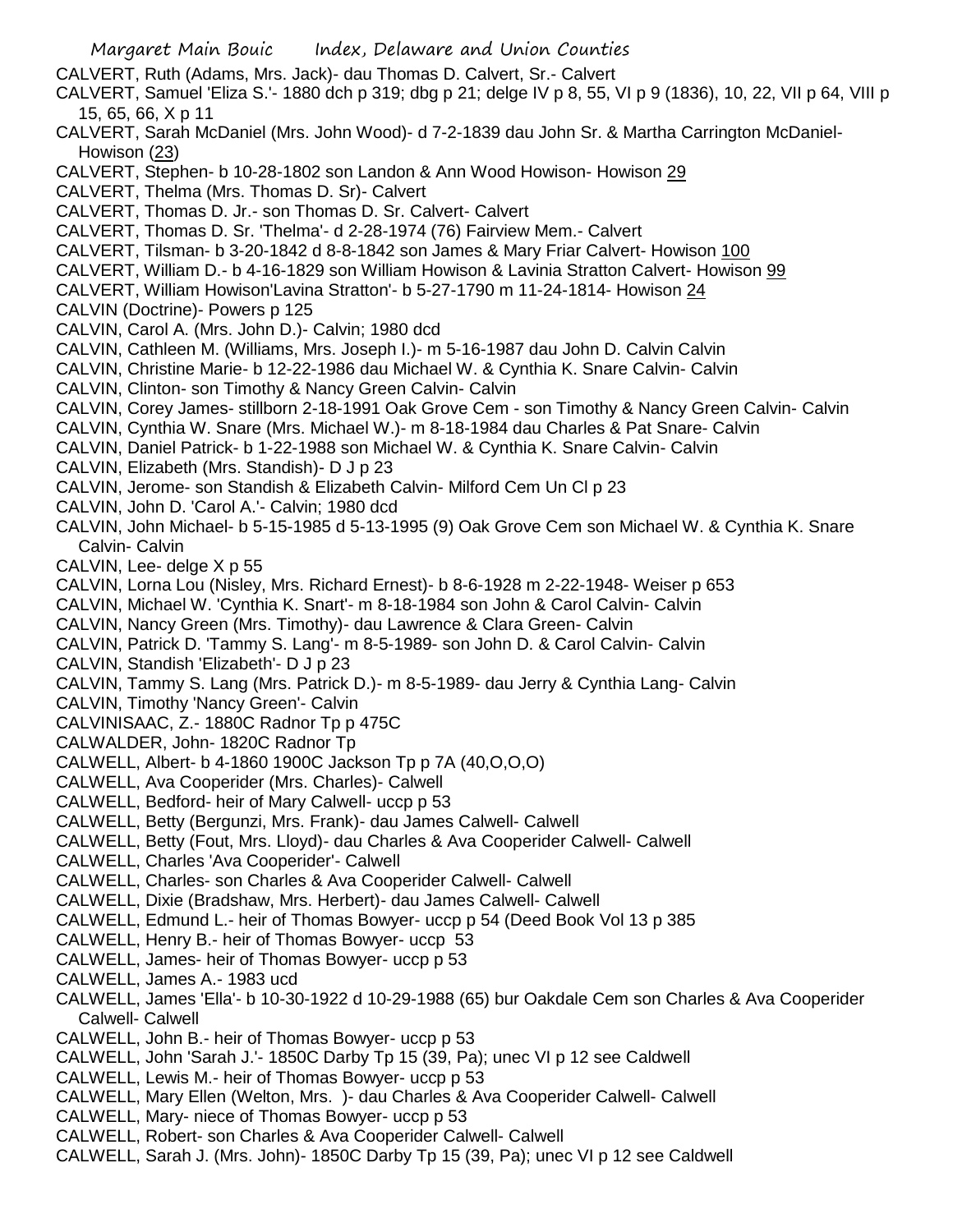CALVERT, Ruth (Adams, Mrs. Jack)- dau Thomas D. Calvert, Sr.- Calvert

CALVERT, Samuel 'Eliza S.'- 1880 dch p 319; dbg p 21; delge IV p 8, 55, VI p 9 (1836), 10, 22, VII p 64, VIII p 15, 65, 66, X p 11

CALVERT, Sarah McDaniel (Mrs. John Wood)- d 7-2-1839 dau John Sr. & Martha Carrington McDaniel- Howison (23)

CALVERT, Stephen- b 10-28-1802 son Landon & Ann Wood Howison- Howison 29

CALVERT, Thelma (Mrs. Thomas D. Sr)- Calvert

CALVERT, Thomas D. Jr.- son Thomas D. Sr. Calvert- Calvert

CALVERT, Thomas D. Sr. 'Thelma'- d 2-28-1974 (76) Fairview Mem.- Calvert

CALVERT, Tilsman- b 3-20-1842 d 8-8-1842 son James & Mary Friar Calvert- Howison 100

CALVERT, William D.- b 4-16-1829 son William Howison & Lavinia Stratton Calvert- Howison 99

CALVERT, William Howison'Lavina Stratton'- b 5-27-1790 m 11-24-1814- Howison 24

CALVIN (Doctrine)- Powers p 125

CALVIN, Carol A. (Mrs. John D.)- Calvin; 1980 dcd

CALVIN, Cathleen M. (Williams, Mrs. Joseph I.)- m 5-16-1987 dau John D. Calvin Calvin

CALVIN, Christine Marie- b 12-22-1986 dau Michael W. & Cynthia K. Snare Calvin- Calvin

CALVIN, Clinton- son Timothy & Nancy Green Calvin- Calvin

CALVIN, Corey James- stillborn 2-18-1991 Oak Grove Cem - son Timothy & Nancy Green Calvin- Calvin

CALVIN, Cynthia W. Snare (Mrs. Michael W.)- m 8-18-1984 dau Charles & Pat Snare- Calvin

CALVIN, Daniel Patrick- b 1-22-1988 son Michael W. & Cynthia K. Snare Calvin- Calvin

CALVIN, Elizabeth (Mrs. Standish)- D J p 23

CALVIN, Jerome- son Standish & Elizabeth Calvin- Milford Cem Un Cl p 23

CALVIN, John D. 'Carol A.'- Calvin; 1980 dcd

CALVIN, John Michael- b 5-15-1985 d 5-13-1995 (9) Oak Grove Cem son Michael W. & Cynthia K. Snare Calvin- Calvin

CALVIN, Lee- delge X p 55

CALVIN, Lorna Lou (Nisley, Mrs. Richard Ernest)- b 8-6-1928 m 2-22-1948- Weiser p 653

CALVIN, Michael W. 'Cynthia K. Snart'- m 8-18-1984 son John & Carol Calvin- Calvin

CALVIN, Nancy Green (Mrs. Timothy)- dau Lawrence & Clara Green- Calvin

CALVIN, Patrick D. 'Tammy S. Lang'- m 8-5-1989- son John D. & Carol Calvin- Calvin

CALVIN, Standish 'Elizabeth'- D J p 23

CALVIN, Tammy S. Lang (Mrs. Patrick D.)- m 8-5-1989- dau Jerry & Cynthia Lang- Calvin

CALVIN, Timothy 'Nancy Green'- Calvin

CALVINISAAC, Z.- 1880C Radnor Tp p 475C

CALWALDER, John- 1820C Radnor Tp

CALWELL, Albert- b 4-1860 1900C Jackson Tp p 7A (40,O,O,O)

CALWELL, Ava Cooperider (Mrs. Charles)- Calwell

CALWELL, Bedford- heir of Mary Calwell- uccp p 53

CALWELL, Betty (Bergunzi, Mrs. Frank)- dau James Calwell- Calwell

CALWELL, Betty (Fout, Mrs. Lloyd)- dau Charles & Ava Cooperider Calwell- Calwell

CALWELL, Charles 'Ava Cooperider'- Calwell

CALWELL, Charles- son Charles & Ava Cooperider Calwell- Calwell

CALWELL, Dixie (Bradshaw, Mrs. Herbert)- dau James Calwell- Calwell

CALWELL, Edmund L.- heir of Thomas Bowyer- uccp p 54 (Deed Book Vol 13 p 385

CALWELL, Henry B.- heir of Thomas Bowyer- uccp 53

CALWELL, James- heir of Thomas Bowyer- uccp p 53

CALWELL, James A.- 1983 ucd

CALWELL, James 'Ella'- b 10-30-1922 d 10-29-1988 (65) bur Oakdale Cem son Charles & Ava Cooperider Calwell- Calwell

CALWELL, John B.- heir of Thomas Bowyer- uccp p 53

CALWELL, John 'Sarah J.'- 1850C Darby Tp 15 (39, Pa); unec VI p 12 see Caldwell

CALWELL, Lewis M.- heir of Thomas Bowyer- uccp p 53

CALWELL, Mary Ellen (Welton, Mrs. )- dau Charles & Ava Cooperider Calwell- Calwell

CALWELL, Mary- niece of Thomas Bowyer- uccp p 53

CALWELL, Robert- son Charles & Ava Cooperider Calwell- Calwell

CALWELL, Sarah J. (Mrs. John)- 1850C Darby Tp 15 (39, Pa); unec VI p 12 see Caldwell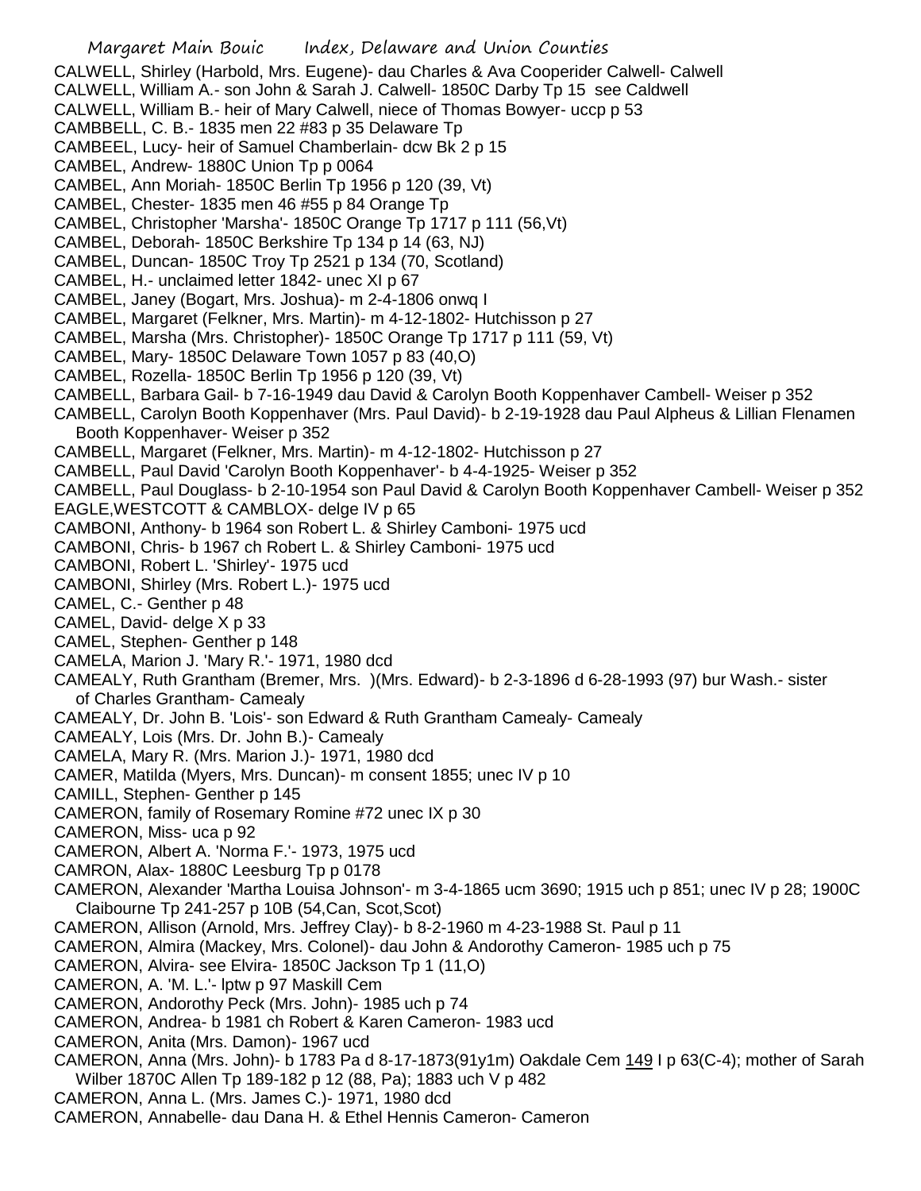CALWELL, Shirley (Harbold, Mrs. Eugene)- dau Charles & Ava Cooperider Calwell- Calwell
CALWELL, William A.- son John & Sarah J. Calwell- 1850C Darby Tp 15 see Caldwell
CALWELL, William B.- heir of Mary Calwell, niece of Thomas Bowyer- uccp p 53
CAMBBELL, C. B.- 1835 men 22 #83 p 35 Delaware Tp
CAMBEEL, Lucy- heir of Samuel Chamberlain- dcw Bk 2 p 15
CAMBEL, Andrew- 1880C Union Tp p 0064
CAMBEL, Ann Moriah- 1850C Berlin Tp 1956 p 120 (39, Vt)
CAMBEL, Chester- 1835 men 46 #55 p 84 Orange Tp
CAMBEL, Christopher 'Marsha'- 1850C Orange Tp 1717 p 111 (56,Vt)
CAMBEL, Deborah- 1850C Berkshire Tp 134 p 14 (63, NJ)
CAMBEL, Duncan- 1850C Troy Tp 2521 p 134 (70, Scotland)
CAMBEL, H.- unclaimed letter 1842- unec XI p 67
CAMBEL, Janey (Bogart, Mrs. Joshua)- m 2-4-1806 onwq I
CAMBEL, Margaret (Felkner, Mrs. Martin)- m 4-12-1802- Hutchisson p 27
CAMBEL, Marsha (Mrs. Christopher)- 1850C Orange Tp 1717 p 111 (59, Vt)
CAMBEL, Mary- 1850C Delaware Town 1057 p 83 (40,O)
CAMBEL, Rozella- 1850C Berlin Tp 1956 p 120 (39, Vt)
CAMBELL, Barbara Gail- b 7-16-1949 dau David & Carolyn Booth Koppenhaver Cambell- Weiser p 352
CAMBELL, Carolyn Booth Koppenhaver (Mrs. Paul David)- b 2-19-1928 dau Paul Alpheus & Lillian Flenamen Booth Koppenhaver- Weiser p 352
CAMBELL, Margaret (Felkner, Mrs. Martin)- m 4-12-1802- Hutchisson p 27
CAMBELL, Paul David 'Carolyn Booth Koppenhaver'- b 4-4-1925- Weiser p 352
CAMBELL, Paul Douglass- b 2-10-1954 son Paul David & Carolyn Booth Koppenhaver Cambell- Weiser p 352
EAGLE,WESTCOTT & CAMBLOX- delge IV p 65
CAMBONI, Anthony- b 1964 son Robert L. & Shirley Camboni- 1975 ucd
CAMBONI, Chris- b 1967 ch Robert L. & Shirley Camboni- 1975 ucd
CAMBONI, Robert L. 'Shirley'- 1975 ucd
CAMBONI, Shirley (Mrs. Robert L.)- 1975 ucd
CAMEL, C.- Genther p 48
CAMEL, David- delge X p 33
CAMEL, Stephen- Genther p 148
CAMELA, Marion J. 'Mary R.'- 1971, 1980 dcd
CAMEALY, Ruth Grantham (Bremer, Mrs. )(Mrs. Edward)- b 2-3-1896 d 6-28-1993 (97) bur Wash.- sister of Charles Grantham- Camealy
CAMEALY, Dr. John B. 'Lois'- son Edward & Ruth Grantham Camealy- Camealy
CAMEALY, Lois (Mrs. Dr. John B.)- Camealy
CAMELA, Mary R. (Mrs. Marion J.)- 1971, 1980 dcd
CAMER, Matilda (Myers, Mrs. Duncan)- m consent 1855; unec IV p 10
CAMILL, Stephen- Genther p 145
CAMERON, family of Rosemary Romine #72 unec IX p 30
CAMERON, Miss- uca p 92
CAMERON, Albert A. 'Norma F.'- 1973, 1975 ucd
CAMRON, Alax- 1880C Leesburg Tp p 0178
CAMERON, Alexander 'Martha Louisa Johnson'- m 3-4-1865 ucm 3690; 1915 uch p 851; unec IV p 28; 1900C Claibourne Tp 241-257 p 10B (54,Can, Scot,Scot)
CAMERON, Allison (Arnold, Mrs. Jeffrey Clay)- b 8-2-1960 m 4-23-1988 St. Paul p 11
CAMERON, Almira (Mackey, Mrs. Colonel)- dau John & Andorothy Cameron- 1985 uch p 75
CAMERON, Alvira- see Elvira- 1850C Jackson Tp 1 (11,O)
CAMERON, A. 'M. L.'- lptw p 97 Maskill Cem
CAMERON, Andorothy Peck (Mrs. John)- 1985 uch p 74
CAMERON, Andrea- b 1981 ch Robert & Karen Cameron- 1983 ucd
CAMERON, Anita (Mrs. Damon)- 1967 ucd
CAMERON, Anna (Mrs. John)- b 1783 Pa d 8-17-1873(91y1m) Oakdale Cem 149 I p 63(C-4); mother of Sarah Wilber 1870C Allen Tp 189-182 p 12 (88, Pa); 1883 uch V p 482
CAMERON, Anna L. (Mrs. James C.)- 1971, 1980 dcd
CAMERON, Annabelle- dau Dana H. & Ethel Hennis Cameron- Cameron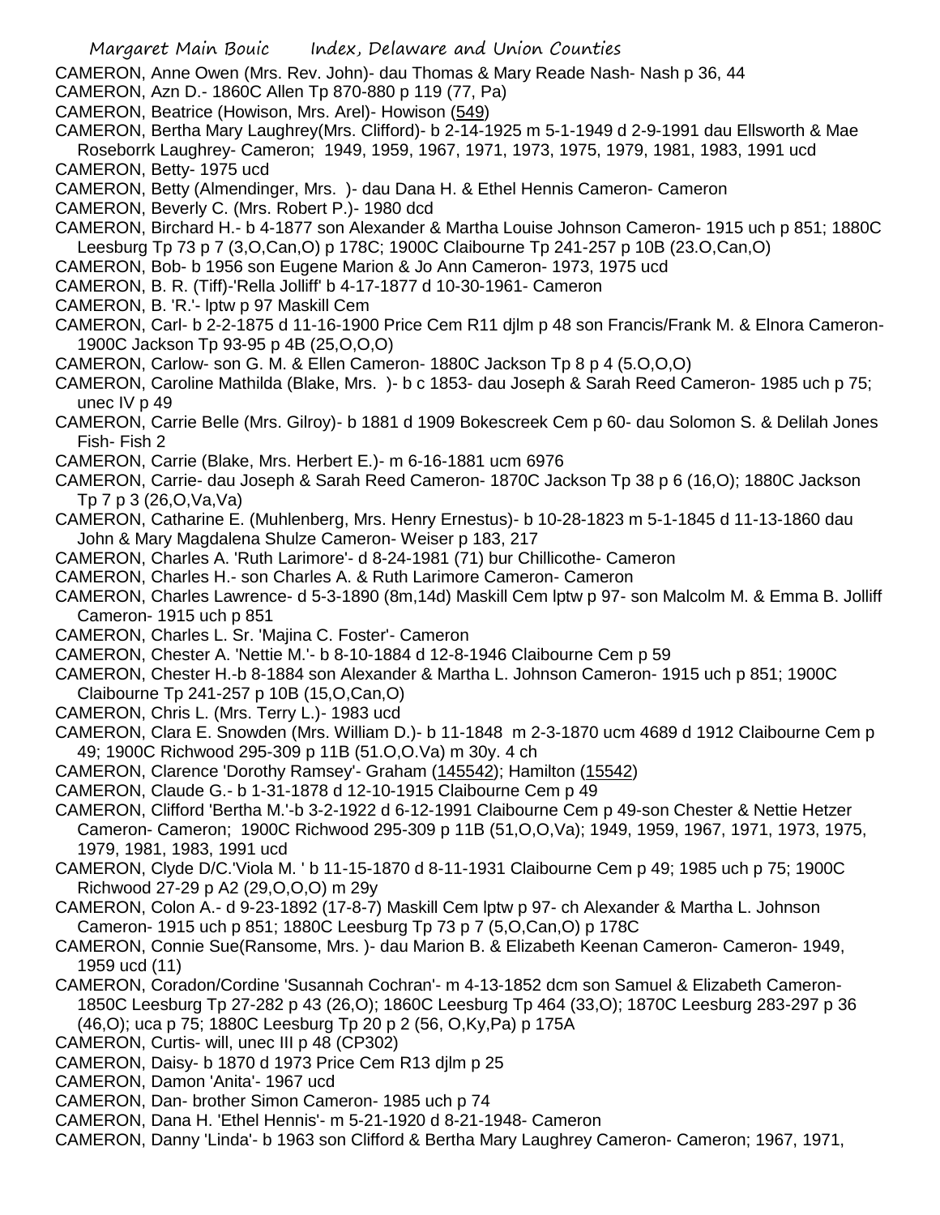CAMERON, Anne Owen (Mrs. Rev. John)- dau Thomas & Mary Reade Nash- Nash p 36, 44

CAMERON, Azn D.- 1860C Allen Tp 870-880 p 119 (77, Pa)

CAMERON, Beatrice (Howison, Mrs. Arel)- Howison (549)

CAMERON, Bertha Mary Laughrey(Mrs. Clifford)- b 2-14-1925 m 5-1-1949 d 2-9-1991 dau Ellsworth & Mae Roseborrk Laughrey- Cameron; 1949, 1959, 1967, 1971, 1973, 1975, 1979, 1981, 1983, 1991 ucd

CAMERON, Betty- 1975 ucd

CAMERON, Betty (Almendinger, Mrs. )- dau Dana H. & Ethel Hennis Cameron- Cameron

CAMERON, Beverly C. (Mrs. Robert P.)- 1980 dcd

CAMERON, Birchard H.- b 4-1877 son Alexander & Martha Louise Johnson Cameron- 1915 uch p 851; 1880C Leesburg Tp 73 p 7 (3,O,Can,O) p 178C; 1900C Claibourne Tp 241-257 p 10B (23.O,Can,O)

CAMERON, Bob- b 1956 son Eugene Marion & Jo Ann Cameron- 1973, 1975 ucd

CAMERON, B. R. (Tiff)-'Rella Jolliff' b 4-17-1877 d 10-30-1961- Cameron

CAMERON, B. 'R.'- lptw p 97 Maskill Cem

CAMERON, Carl- b 2-2-1875 d 11-16-1900 Price Cem R11 djlm p 48 son Francis/Frank M. & Elnora Cameron- 1900C Jackson Tp 93-95 p 4B (25,O,O,O)

CAMERON, Carlow- son G. M. & Ellen Cameron- 1880C Jackson Tp 8 p 4 (5.O,O,O)

CAMERON, Caroline Mathilda (Blake, Mrs. )- b c 1853- dau Joseph & Sarah Reed Cameron- 1985 uch p 75; unec IV p 49

CAMERON, Carrie Belle (Mrs. Gilroy)- b 1881 d 1909 Bokescreek Cem p 60- dau Solomon S. & Delilah Jones Fish- Fish 2

CAMERON, Carrie (Blake, Mrs. Herbert E.)- m 6-16-1881 ucm 6976

CAMERON, Carrie- dau Joseph & Sarah Reed Cameron- 1870C Jackson Tp 38 p 6 (16,O); 1880C Jackson Tp 7 p 3 (26,O,Va,Va)

CAMERON, Catharine E. (Muhlenberg, Mrs. Henry Ernestus)- b 10-28-1823 m 5-1-1845 d 11-13-1860 dau John & Mary Magdalena Shulze Cameron- Weiser p 183, 217

CAMERON, Charles A. 'Ruth Larimore'- d 8-24-1981 (71) bur Chillicothe- Cameron

CAMERON, Charles H.- son Charles A. & Ruth Larimore Cameron- Cameron

CAMERON, Charles Lawrence- d 5-3-1890 (8m,14d) Maskill Cem lptw p 97- son Malcolm M. & Emma B. Jolliff Cameron- 1915 uch p 851

CAMERON, Charles L. Sr. 'Majina C. Foster'- Cameron

CAMERON, Chester A. 'Nettie M.'- b 8-10-1884 d 12-8-1946 Claibourne Cem p 59

CAMERON, Chester H.-b 8-1884 son Alexander & Martha L. Johnson Cameron- 1915 uch p 851; 1900C Claibourne Tp 241-257 p 10B (15,O,Can,O)

CAMERON, Chris L. (Mrs. Terry L.)- 1983 ucd

CAMERON, Clara E. Snowden (Mrs. William D.)- b 11-1848 m 2-3-1870 ucm 4689 d 1912 Claibourne Cem p 49; 1900C Richwood 295-309 p 11B (51.O,O.Va) m 30y. 4 ch

CAMERON, Clarence 'Dorothy Ramsey'- Graham (145542); Hamilton (15542)

CAMERON, Claude G.- b 1-31-1878 d 12-10-1915 Claibourne Cem p 49

CAMERON, Clifford 'Bertha M.'-b 3-2-1922 d 6-12-1991 Claibourne Cem p 49-son Chester & Nettie Hetzer Cameron- Cameron; 1900C Richwood 295-309 p 11B (51,O,O,Va); 1949, 1959, 1967, 1971, 1973, 1975, 1979, 1981, 1983, 1991 ucd

CAMERON, Clyde D/C.'Viola M. ' b 11-15-1870 d 8-11-1931 Claibourne Cem p 49; 1985 uch p 75; 1900C Richwood 27-29 p A2 (29,O,O,O) m 29y

CAMERON, Colon A.- d 9-23-1892 (17-8-7) Maskill Cem lptw p 97- ch Alexander & Martha L. Johnson Cameron- 1915 uch p 851; 1880C Leesburg Tp 73 p 7 (5,O,Can,O) p 178C

CAMERON, Connie Sue(Ransome, Mrs. )- dau Marion B. & Elizabeth Keenan Cameron- Cameron- 1949, 1959 ucd (11)

CAMERON, Coradon/Cordine 'Susannah Cochran'- m 4-13-1852 dcm son Samuel & Elizabeth Cameron- 1850C Leesburg Tp 27-282 p 43 (26,O); 1860C Leesburg Tp 464 (33,O); 1870C Leesburg 283-297 p 36 (46,O); uca p 75; 1880C Leesburg Tp 20 p 2 (56, O,Ky,Pa) p 175A

CAMERON, Curtis- will, unec III p 48 (CP302)

CAMERON, Daisy- b 1870 d 1973 Price Cem R13 djlm p 25

CAMERON, Damon 'Anita'- 1967 ucd

CAMERON, Dan- brother Simon Cameron- 1985 uch p 74

CAMERON, Dana H. 'Ethel Hennis'- m 5-21-1920 d 8-21-1948- Cameron

CAMERON, Danny 'Linda'- b 1963 son Clifford & Bertha Mary Laughrey Cameron- Cameron; 1967, 1971,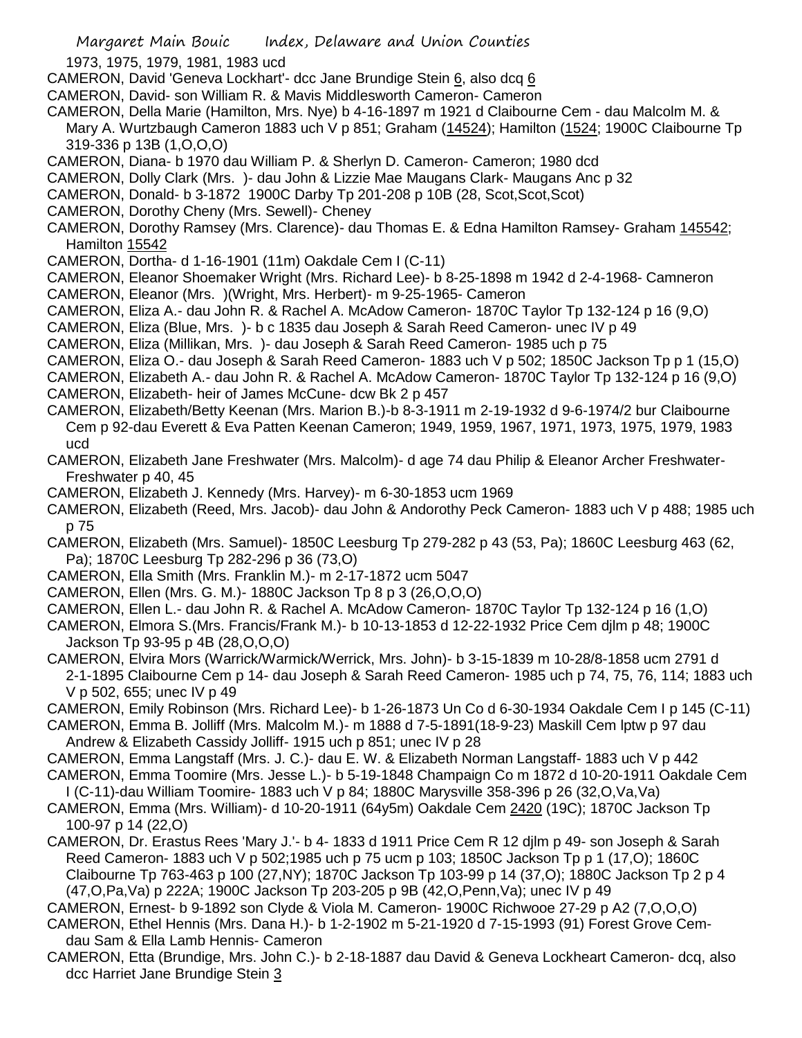1973, 1975, 1979, 1981, 1983 ucd

CAMERON, David 'Geneva Lockhart'- dcc Jane Brundige Stein 6, also dcq 6

CAMERON, David- son William R. & Mavis Middlesworth Cameron- Cameron

CAMERON, Della Marie (Hamilton, Mrs. Nye) b 4-16-1897 m 1921 d Claibourne Cem - dau Malcolm M. & Mary A. Wurtzbaugh Cameron 1883 uch V p 851; Graham (14524); Hamilton (1524; 1900C Claibourne Tp 319-336 p 13B (1,O,O,O)

CAMERON, Diana- b 1970 dau William P. & Sherlyn D. Cameron- Cameron; 1980 dcd

CAMERON, Dolly Clark (Mrs. )- dau John & Lizzie Mae Maugans Clark- Maugans Anc p 32

CAMERON, Donald- b 3-1872 1900C Darby Tp 201-208 p 10B (28, Scot,Scot,Scot)

CAMERON, Dorothy Cheny (Mrs. Sewell)- Cheney

CAMERON, Dorothy Ramsey (Mrs. Clarence)- dau Thomas E. & Edna Hamilton Ramsey- Graham 145542; Hamilton 15542

CAMERON, Dortha- d 1-16-1901 (11m) Oakdale Cem I (C-11)

CAMERON, Eleanor Shoemaker Wright (Mrs. Richard Lee)- b 8-25-1898 m 1942 d 2-4-1968- Camneron

CAMERON, Eleanor (Mrs. )(Wright, Mrs. Herbert)- m 9-25-1965- Cameron

CAMERON, Eliza A.- dau John R. & Rachel A. McAdow Cameron- 1870C Taylor Tp 132-124 p 16 (9,O)

CAMERON, Eliza (Blue, Mrs. )- b c 1835 dau Joseph & Sarah Reed Cameron- unec IV p 49

CAMERON, Eliza (Millikan, Mrs. )- dau Joseph & Sarah Reed Cameron- 1985 uch p 75

CAMERON, Eliza O.- dau Joseph & Sarah Reed Cameron- 1883 uch V p 502; 1850C Jackson Tp p 1 (15,O)

CAMERON, Elizabeth A.- dau John R. & Rachel A. McAdow Cameron- 1870C Taylor Tp 132-124 p 16 (9,O)

CAMERON, Elizabeth- heir of James McCune- dcw Bk 2 p 457

CAMERON, Elizabeth/Betty Keenan (Mrs. Marion B.)-b 8-3-1911 m 2-19-1932 d 9-6-1974/2 bur Claibourne Cem p 92-dau Everett & Eva Patten Keenan Cameron; 1949, 1959, 1967, 1971, 1973, 1975, 1979, 1983 ucd

CAMERON, Elizabeth Jane Freshwater (Mrs. Malcolm)- d age 74 dau Philip & Eleanor Archer Freshwater- Freshwater p 40, 45

CAMERON, Elizabeth J. Kennedy (Mrs. Harvey)- m 6-30-1853 ucm 1969

CAMERON, Elizabeth (Reed, Mrs. Jacob)- dau John & Andorothy Peck Cameron- 1883 uch V p 488; 1985 uch p 75

CAMERON, Elizabeth (Mrs. Samuel)- 1850C Leesburg Tp 279-282 p 43 (53, Pa); 1860C Leesburg 463 (62, Pa); 1870C Leesburg Tp 282-296 p 36 (73,O)

CAMERON, Ella Smith (Mrs. Franklin M.)- m 2-17-1872 ucm 5047

CAMERON, Ellen (Mrs. G. M.)- 1880C Jackson Tp 8 p 3 (26,O,O,O)

CAMERON, Ellen L.- dau John R. & Rachel A. McAdow Cameron- 1870C Taylor Tp 132-124 p 16 (1,O)

CAMERON, Elmora S.(Mrs. Francis/Frank M.)- b 10-13-1853 d 12-22-1932 Price Cem djlm p 48; 1900C Jackson Tp 93-95 p 4B (28,O,O,O)

CAMERON, Elvira Mors (Warrick/Warmick/Werrick, Mrs. John)- b 3-15-1839 m 10-28/8-1858 ucm 2791 d 2-1-1895 Claibourne Cem p 14- dau Joseph & Sarah Reed Cameron- 1985 uch p 74, 75, 76, 114; 1883 uch V p 502, 655; unec IV p 49

CAMERON, Emily Robinson (Mrs. Richard Lee)- b 1-26-1873 Un Co d 6-30-1934 Oakdale Cem I p 145 (C-11)

CAMERON, Emma B. Jolliff (Mrs. Malcolm M.)- m 1888 d 7-5-1891(18-9-23) Maskill Cem lptw p 97 dau Andrew & Elizabeth Cassidy Jolliff- 1915 uch p 851; unec IV p 28

CAMERON, Emma Langstaff (Mrs. J. C.)- dau E. W. & Elizabeth Norman Langstaff- 1883 uch V p 442

CAMERON, Emma Toomire (Mrs. Jesse L.)- b 5-19-1848 Champaign Co m 1872 d 10-20-1911 Oakdale Cem I (C-11)-dau William Toomire- 1883 uch V p 84; 1880C Marysville 358-396 p 26 (32,O,Va,Va)

CAMERON, Emma (Mrs. William)- d 10-20-1911 (64y5m) Oakdale Cem 2420 (19C); 1870C Jackson Tp 100-97 p 14 (22,O)

CAMERON, Dr. Erastus Rees 'Mary J.'- b 4- 1833 d 1911 Price Cem R 12 djlm p 49- son Joseph & Sarah Reed Cameron- 1883 uch V p 502;1985 uch p 75 ucm p 103; 1850C Jackson Tp p 1 (17,O); 1860C Claibourne Tp 763-463 p 100 (27,NY); 1870C Jackson Tp 103-99 p 14 (37,O); 1880C Jackson Tp 2 p 4 (47,O,Pa,Va) p 222A; 1900C Jackson Tp 203-205 p 9B (42,O,Penn,Va); unec IV p 49

CAMERON, Ernest- b 9-1892 son Clyde & Viola M. Cameron- 1900C Richwooe 27-29 p A2 (7,O,O,O)

CAMERON, Ethel Hennis (Mrs. Dana H.)- b 1-2-1902 m 5-21-1920 d 7-15-1993 (91) Forest Grove Cem- dau Sam & Ella Lamb Hennis- Cameron

CAMERON, Etta (Brundige, Mrs. John C.)- b 2-18-1887 dau David & Geneva Lockheart Cameron- dcq, also dcc Harriet Jane Brundige Stein 3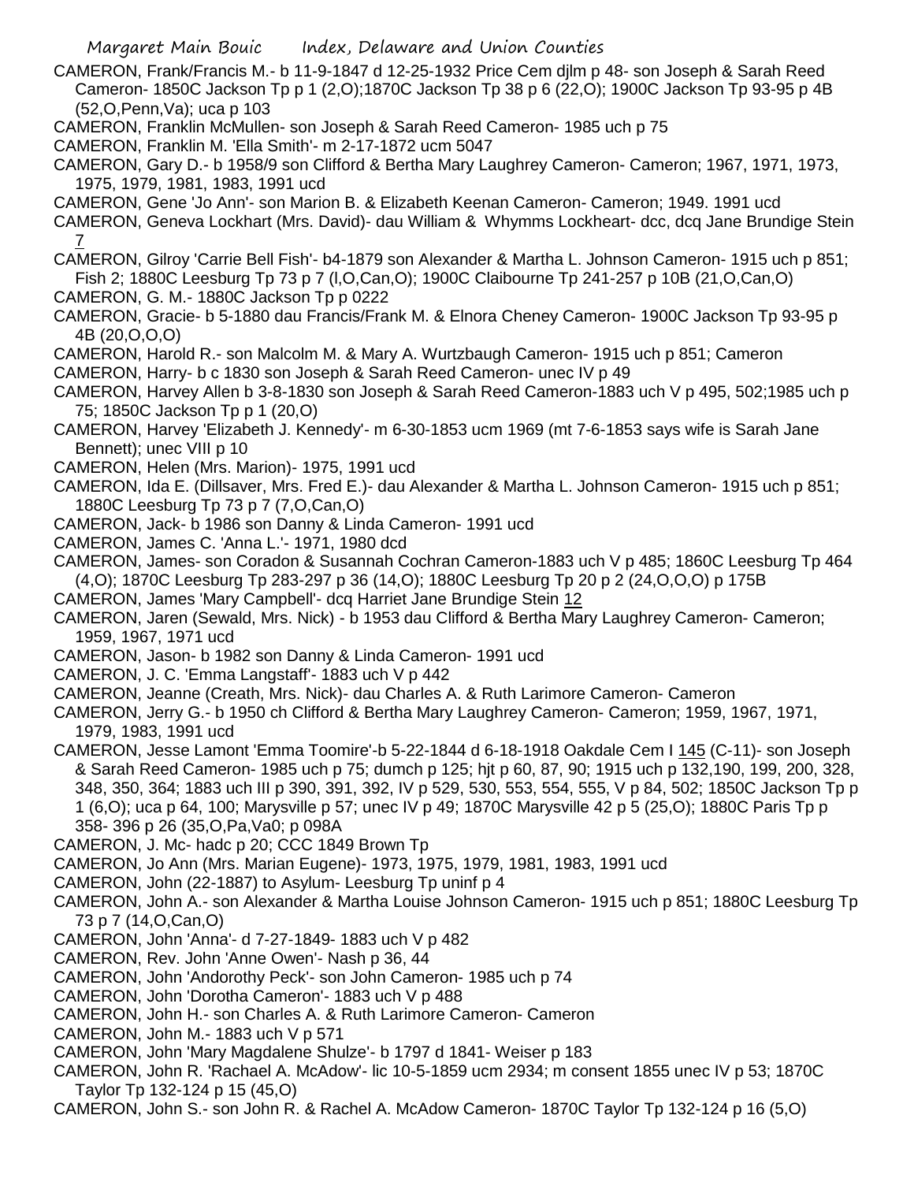CAMERON, Frank/Francis M.- b 11-9-1847 d 12-25-1932 Price Cem djlm p 48- son Joseph & Sarah Reed Cameron- 1850C Jackson Tp p 1 (2,O);1870C Jackson Tp 38 p 6 (22,O); 1900C Jackson Tp 93-95 p 4B (52,O,Penn,Va); uca p 103

CAMERON, Franklin McMullen- son Joseph & Sarah Reed Cameron- 1985 uch p 75

CAMERON, Franklin M. 'Ella Smith'- m 2-17-1872 ucm 5047

CAMERON, Gary D.- b 1958/9 son Clifford & Bertha Mary Laughrey Cameron- Cameron; 1967, 1971, 1973, 1975, 1979, 1981, 1983, 1991 ucd

CAMERON, Gene 'Jo Ann'- son Marion B. & Elizabeth Keenan Cameron- Cameron; 1949. 1991 ucd

CAMERON, Geneva Lockhart (Mrs. David)- dau William & Whymms Lockheart- dcc, dcq Jane Brundige Stein 7

CAMERON, Gilroy 'Carrie Bell Fish'- b4-1879 son Alexander & Martha L. Johnson Cameron- 1915 uch p 851; Fish 2; 1880C Leesburg Tp 73 p 7 (l,O,Can,O); 1900C Claibourne Tp 241-257 p 10B (21,O,Can,O)

CAMERON, G. M.- 1880C Jackson Tp p 0222

CAMERON, Gracie- b 5-1880 dau Francis/Frank M. & Elnora Cheney Cameron- 1900C Jackson Tp 93-95 p 4B (20,O,O,O)

CAMERON, Harold R.- son Malcolm M. & Mary A. Wurtzbaugh Cameron- 1915 uch p 851; Cameron

CAMERON, Harry- b c 1830 son Joseph & Sarah Reed Cameron- unec IV p 49

CAMERON, Harvey Allen b 3-8-1830 son Joseph & Sarah Reed Cameron-1883 uch V p 495, 502;1985 uch p 75; 1850C Jackson Tp p 1 (20,O)

CAMERON, Harvey 'Elizabeth J. Kennedy'- m 6-30-1853 ucm 1969 (mt 7-6-1853 says wife is Sarah Jane Bennett); unec VIII p 10

CAMERON, Helen (Mrs. Marion)- 1975, 1991 ucd

CAMERON, Ida E. (Dillsaver, Mrs. Fred E.)- dau Alexander & Martha L. Johnson Cameron- 1915 uch p 851; 1880C Leesburg Tp 73 p 7 (7,O,Can,O)

CAMERON, Jack- b 1986 son Danny & Linda Cameron- 1991 ucd

CAMERON, James C. 'Anna L.'- 1971, 1980 dcd

CAMERON, James- son Coradon & Susannah Cochran Cameron-1883 uch V p 485; 1860C Leesburg Tp 464 (4,O); 1870C Leesburg Tp 283-297 p 36 (14,O); 1880C Leesburg Tp 20 p 2 (24,O,O,O) p 175B

CAMERON, James 'Mary Campbell'- dcq Harriet Jane Brundige Stein 12

CAMERON, Jaren (Sewald, Mrs. Nick) - b 1953 dau Clifford & Bertha Mary Laughrey Cameron- Cameron; 1959, 1967, 1971 ucd

CAMERON, Jason- b 1982 son Danny & Linda Cameron- 1991 ucd

CAMERON, J. C. 'Emma Langstaff'- 1883 uch V p 442

CAMERON, Jeanne (Creath, Mrs. Nick)- dau Charles A. & Ruth Larimore Cameron- Cameron

CAMERON, Jerry G.- b 1950 ch Clifford & Bertha Mary Laughrey Cameron- Cameron; 1959, 1967, 1971, 1979, 1983, 1991 ucd

CAMERON, Jesse Lamont 'Emma Toomire'-b 5-22-1844 d 6-18-1918 Oakdale Cem I 145 (C-11)- son Joseph & Sarah Reed Cameron- 1985 uch p 75; dumch p 125; hjt p 60, 87, 90; 1915 uch p 132,190, 199, 200, 328, 348, 350, 364; 1883 uch III p 390, 391, 392, IV p 529, 530, 553, 554, 555, V p 84, 502; 1850C Jackson Tp p 1 (6,O); uca p 64, 100; Marysville p 57; unec IV p 49; 1870C Marysville 42 p 5 (25,O); 1880C Paris Tp p 358- 396 p 26 (35,O,Pa,Va0; p 098A

CAMERON, J. Mc- hadc p 20; CCC 1849 Brown Tp

CAMERON, Jo Ann (Mrs. Marian Eugene)- 1973, 1975, 1979, 1981, 1983, 1991 ucd

CAMERON, John (22-1887) to Asylum- Leesburg Tp uninf p 4

CAMERON, John A.- son Alexander & Martha Louise Johnson Cameron- 1915 uch p 851; 1880C Leesburg Tp 73 p 7 (14,O,Can,O)

CAMERON, John 'Anna'- d 7-27-1849- 1883 uch V p 482

CAMERON, Rev. John 'Anne Owen'- Nash p 36, 44

CAMERON, John 'Andorothy Peck'- son John Cameron- 1985 uch p 74

CAMERON, John 'Dorotha Cameron'- 1883 uch V p 488

CAMERON, John H.- son Charles A. & Ruth Larimore Cameron- Cameron

CAMERON, John M.- 1883 uch V p 571

CAMERON, John 'Mary Magdalene Shulze'- b 1797 d 1841- Weiser p 183

CAMERON, John R. 'Rachael A. McAdow'- lic 10-5-1859 ucm 2934; m consent 1855 unec IV p 53; 1870C Taylor Tp 132-124 p 15 (45,O)

CAMERON, John S.- son John R. & Rachel A. McAdow Cameron- 1870C Taylor Tp 132-124 p 16 (5,O)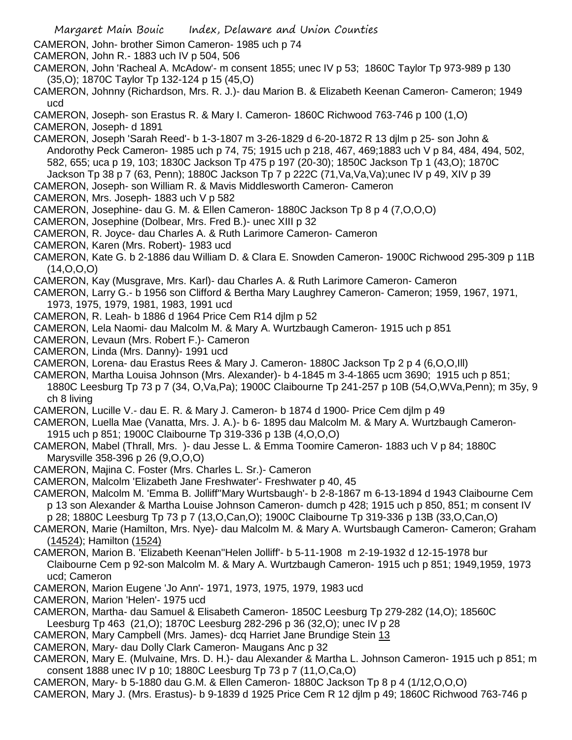CAMERON, John- brother Simon Cameron- 1985 uch p 74

CAMERON, John R.- 1883 uch IV p 504, 506

CAMERON, John 'Racheal A. McAdow'- m consent 1855; unec IV p 53; 1860C Taylor Tp 973-989 p 130 (35,O); 1870C Taylor Tp 132-124 p 15 (45,O)

CAMERON, Johnny (Richardson, Mrs. R. J.)- dau Marion B. & Elizabeth Keenan Cameron- Cameron; 1949 ucd

CAMERON, Joseph- son Erastus R. & Mary I. Cameron- 1860C Richwood 763-746 p 100 (1,O)

CAMERON, Joseph- d 1891

CAMERON, Joseph 'Sarah Reed'- b 1-3-1807 m 3-26-1829 d 6-20-1872 R 13 djlm p 25- son John & Andorothy Peck Cameron- 1985 uch p 74, 75; 1915 uch p 218, 467, 469;1883 uch V p 84, 484, 494, 502, 582, 655; uca p 19, 103; 1830C Jackson Tp 475 p 197 (20-30); 1850C Jackson Tp 1 (43,O); 1870C Jackson Tp 38 p 7 (63, Penn); 1880C Jackson Tp 7 p 222C (71,Va,Va,Va);unec IV p 49, XIV p 39

CAMERON, Joseph- son William R. & Mavis Middlesworth Cameron- Cameron

CAMERON, Mrs. Joseph- 1883 uch V p 582

CAMERON, Josephine- dau G. M. & Ellen Cameron- 1880C Jackson Tp 8 p 4 (7,O,O,O)

CAMERON, Josephine (Dolbear, Mrs. Fred B.)- unec XIII p 32

CAMERON, R. Joyce- dau Charles A. & Ruth Larimore Cameron- Cameron

CAMERON, Karen (Mrs. Robert)- 1983 ucd

CAMERON, Kate G. b 2-1886 dau William D. & Clara E. Snowden Cameron- 1900C Richwood 295-309 p 11B (14,O,O,O)

CAMERON, Kay (Musgrave, Mrs. Karl)- dau Charles A. & Ruth Larimore Cameron- Cameron

CAMERON, Larry G.- b 1956 son Clifford & Bertha Mary Laughrey Cameron- Cameron; 1959, 1967, 1971, 1973, 1975, 1979, 1981, 1983, 1991 ucd

CAMERON, R. Leah- b 1886 d 1964 Price Cem R14 djlm p 52

CAMERON, Lela Naomi- dau Malcolm M. & Mary A. Wurtzbaugh Cameron- 1915 uch p 851

CAMERON, Levaun (Mrs. Robert F.)- Cameron

CAMERON, Linda (Mrs. Danny)- 1991 ucd

CAMERON, Lorena- dau Erastus Rees & Mary J. Cameron- 1880C Jackson Tp 2 p 4 (6,O,O,Ill)

CAMERON, Martha Louisa Johnson (Mrs. Alexander)- b 4-1845 m 3-4-1865 ucm 3690; 1915 uch p 851; 1880C Leesburg Tp 73 p 7 (34, O,Va,Pa); 1900C Claibourne Tp 241-257 p 10B (54,O,WVa,Penn); m 35y, 9 ch 8 living

CAMERON, Lucille V.- dau E. R. & Mary J. Cameron- b 1874 d 1900- Price Cem djlm p 49

CAMERON, Luella Mae (Vanatta, Mrs. J. A.)- b 6- 1895 dau Malcolm M. & Mary A. Wurtzbaugh Cameron- 1915 uch p 851; 1900C Claibourne Tp 319-336 p 13B (4,O,O,O)

CAMERON, Mabel (Thrall, Mrs. )- dau Jesse L. & Emma Toomire Cameron- 1883 uch V p 84; 1880C Marysville 358-396 p 26 (9,O,O,O)

CAMERON, Majina C. Foster (Mrs. Charles L. Sr.)- Cameron

CAMERON, Malcolm 'Elizabeth Jane Freshwater'- Freshwater p 40, 45

CAMERON, Malcolm M. 'Emma B. Jolliff''Mary Wurtsbaugh'- b 2-8-1867 m 6-13-1894 d 1943 Claibourne Cem p 13 son Alexander & Martha Louise Johnson Cameron- dumch p 428; 1915 uch p 850, 851; m consent IV p 28; 1880C Leesburg Tp 73 p 7 (13,O,Can,O); 1900C Claibourne Tp 319-336 p 13B (33,O,Can,O)

CAMERON, Marie (Hamilton, Mrs. Nye)- dau Malcolm M. & Mary A. Wurtsbaugh Cameron- Cameron; Graham (14524); Hamilton (1524)

CAMERON, Marion B. 'Elizabeth Keenan''Helen Jolliff'- b 5-11-1908 m 2-19-1932 d 12-15-1978 bur Claibourne Cem p 92-son Malcolm M. & Mary A. Wurtzbaugh Cameron- 1915 uch p 851; 1949,1959, 1973 ucd; Cameron

CAMERON, Marion Eugene 'Jo Ann'- 1971, 1973, 1975, 1979, 1983 ucd

CAMERON, Marion 'Helen'- 1975 ucd

CAMERON, Martha- dau Samuel & Elisabeth Cameron- 1850C Leesburg Tp 279-282 (14,O); 18560C Leesburg Tp 463 (21,O); 1870C Leesburg 282-296 p 36 (32,O); unec IV p 28

CAMERON, Mary Campbell (Mrs. James)- dcq Harriet Jane Brundige Stein 13

CAMERON, Mary- dau Dolly Clark Cameron- Maugans Anc p 32

CAMERON, Mary E. (Mulvaine, Mrs. D. H.)- dau Alexander & Martha L. Johnson Cameron- 1915 uch p 851; m consent 1888 unec IV p 10; 1880C Leesburg Tp 73 p 7 (11,O,Ca,O)

CAMERON, Mary- b 5-1880 dau G.M. & Ellen Cameron- 1880C Jackson Tp 8 p 4 (1/12,O,O,O)

CAMERON, Mary J. (Mrs. Erastus)- b 9-1839 d 1925 Price Cem R 12 djlm p 49; 1860C Richwood 763-746 p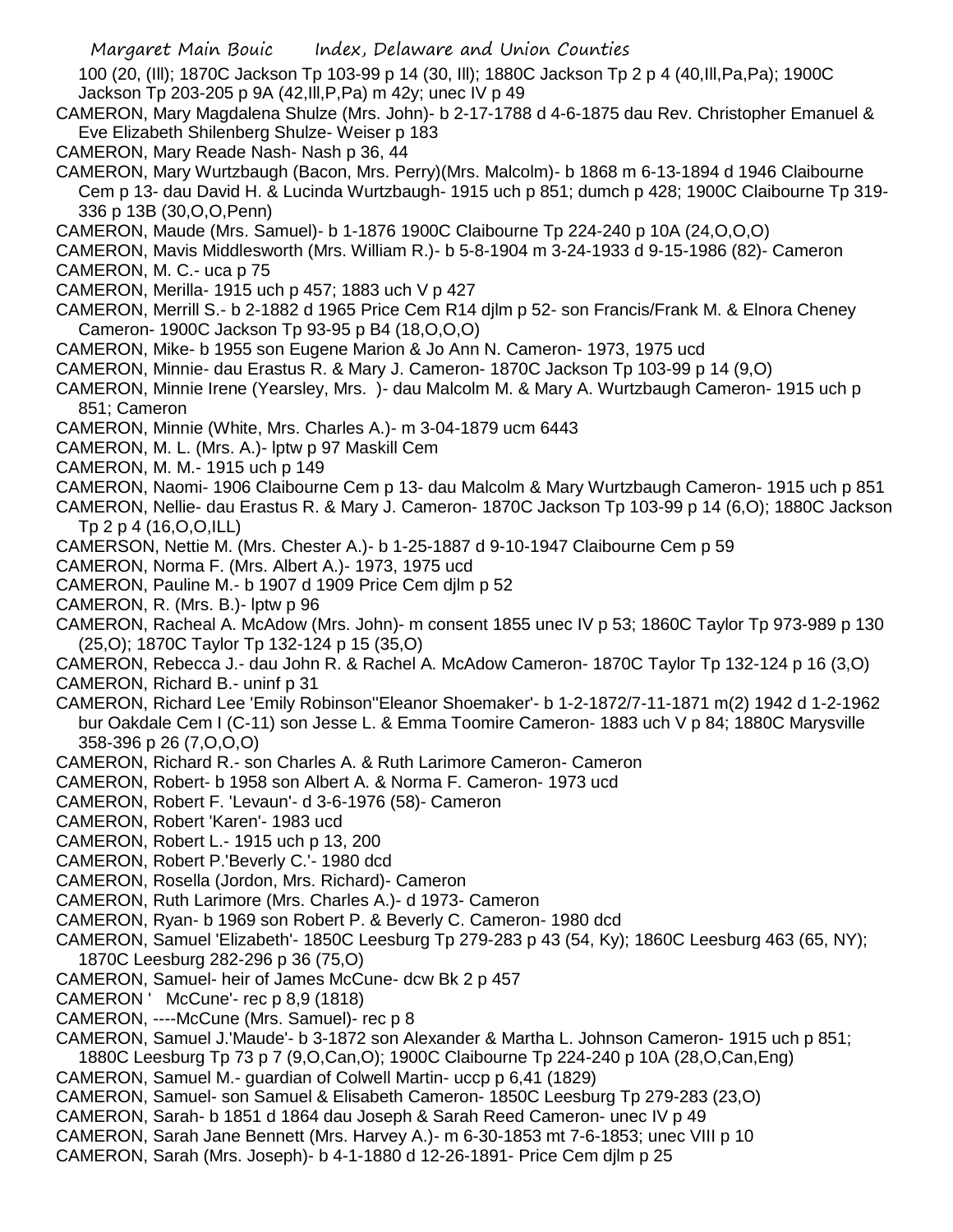100 (20, (Ill); 1870C Jackson Tp 103-99 p 14 (30, Ill); 1880C Jackson Tp 2 p 4 (40,Ill,Pa,Pa); 1900C Jackson Tp 203-205 p 9A (42,Ill,P,Pa) m 42y; unec IV p 49

CAMERON, Mary Magdalena Shulze (Mrs. John)- b 2-17-1788 d 4-6-1875 dau Rev. Christopher Emanuel & Eve Elizabeth Shilenberg Shulze- Weiser p 183

CAMERON, Mary Reade Nash- Nash p 36, 44

CAMERON, Mary Wurtzbaugh (Bacon, Mrs. Perry)(Mrs. Malcolm)- b 1868 m 6-13-1894 d 1946 Claibourne Cem p 13- dau David H. & Lucinda Wurtzbaugh- 1915 uch p 851; dumch p 428; 1900C Claibourne Tp 319-336 p 13B (30,O,O,Penn)

CAMERON, Maude (Mrs. Samuel)- b 1-1876 1900C Claibourne Tp 224-240 p 10A (24,O,O,O)

CAMERON, Mavis Middlesworth (Mrs. William R.)- b 5-8-1904 m 3-24-1933 d 9-15-1986 (82)- Cameron

CAMERON, M. C.- uca p 75

CAMERON, Merilla- 1915 uch p 457; 1883 uch V p 427

CAMERON, Merrill S.- b 2-1882 d 1965 Price Cem R14 djlm p 52- son Francis/Frank M. & Elnora Cheney Cameron- 1900C Jackson Tp 93-95 p B4 (18,O,O,O)

CAMERON, Mike- b 1955 son Eugene Marion & Jo Ann N. Cameron- 1973, 1975 ucd

CAMERON, Minnie- dau Erastus R. & Mary J. Cameron- 1870C Jackson Tp 103-99 p 14 (9,O)

CAMERON, Minnie Irene (Yearsley, Mrs. )- dau Malcolm M. & Mary A. Wurtzbaugh Cameron- 1915 uch p 851; Cameron

CAMERON, Minnie (White, Mrs. Charles A.)- m 3-04-1879 ucm 6443

CAMERON, M. L. (Mrs. A.)- lptw p 97 Maskill Cem

CAMERON, M. M.- 1915 uch p 149

CAMERON, Naomi- 1906 Claibourne Cem p 13- dau Malcolm & Mary Wurtzbaugh Cameron- 1915 uch p 851

CAMERON, Nellie- dau Erastus R. & Mary J. Cameron- 1870C Jackson Tp 103-99 p 14 (6,O); 1880C Jackson Tp 2 p 4 (16,O,O,ILL)

CAMERSON, Nettie M. (Mrs. Chester A.)- b 1-25-1887 d 9-10-1947 Claibourne Cem p 59

CAMERON, Norma F. (Mrs. Albert A.)- 1973, 1975 ucd

CAMERON, Pauline M.- b 1907 d 1909 Price Cem djlm p 52

CAMERON, R. (Mrs. B.)- lptw p 96

CAMERON, Racheal A. McAdow (Mrs. John)- m consent 1855 unec IV p 53; 1860C Taylor Tp 973-989 p 130 (25,O); 1870C Taylor Tp 132-124 p 15 (35,O)

CAMERON, Rebecca J.- dau John R. & Rachel A. McAdow Cameron- 1870C Taylor Tp 132-124 p 16 (3,O)

CAMERON, Richard B.- uninf p 31

CAMERON, Richard Lee 'Emily Robinson''Eleanor Shoemaker'- b 1-2-1872/7-11-1871 m(2) 1942 d 1-2-1962 bur Oakdale Cem I (C-11) son Jesse L. & Emma Toomire Cameron- 1883 uch V p 84; 1880C Marysville 358-396 p 26 (7,O,O,O)

CAMERON, Richard R.- son Charles A. & Ruth Larimore Cameron- Cameron

CAMERON, Robert- b 1958 son Albert A. & Norma F. Cameron- 1973 ucd

CAMERON, Robert F. 'Levaun'- d 3-6-1976 (58)- Cameron

CAMERON, Robert 'Karen'- 1983 ucd

CAMERON, Robert L.- 1915 uch p 13, 200

CAMERON, Robert P.'Beverly C.'- 1980 dcd

CAMERON, Rosella (Jordon, Mrs. Richard)- Cameron

CAMERON, Ruth Larimore (Mrs. Charles A.)- d 1973- Cameron

CAMERON, Ryan- b 1969 son Robert P. & Beverly C. Cameron- 1980 dcd

CAMERON, Samuel 'Elizabeth'- 1850C Leesburg Tp 279-283 p 43 (54, Ky); 1860C Leesburg 463 (65, NY); 1870C Leesburg 282-296 p 36 (75,O)

CAMERON, Samuel- heir of James McCune- dcw Bk 2 p 457

CAMERON ' McCune'- rec p 8,9 (1818)

CAMERON, ----McCune (Mrs. Samuel)- rec p 8

CAMERON, Samuel J.'Maude'- b 3-1872 son Alexander & Martha L. Johnson Cameron- 1915 uch p 851; 1880C Leesburg Tp 73 p 7 (9,O,Can,O); 1900C Claibourne Tp 224-240 p 10A (28,O,Can,Eng)

CAMERON, Samuel M.- guardian of Colwell Martin- uccp p 6,41 (1829)

CAMERON, Samuel- son Samuel & Elisabeth Cameron- 1850C Leesburg Tp 279-283 (23,O)

CAMERON, Sarah- b 1851 d 1864 dau Joseph & Sarah Reed Cameron- unec IV p 49

CAMERON, Sarah Jane Bennett (Mrs. Harvey A.)- m 6-30-1853 mt 7-6-1853; unec VIII p 10

CAMERON, Sarah (Mrs. Joseph)- b 4-1-1880 d 12-26-1891- Price Cem djlm p 25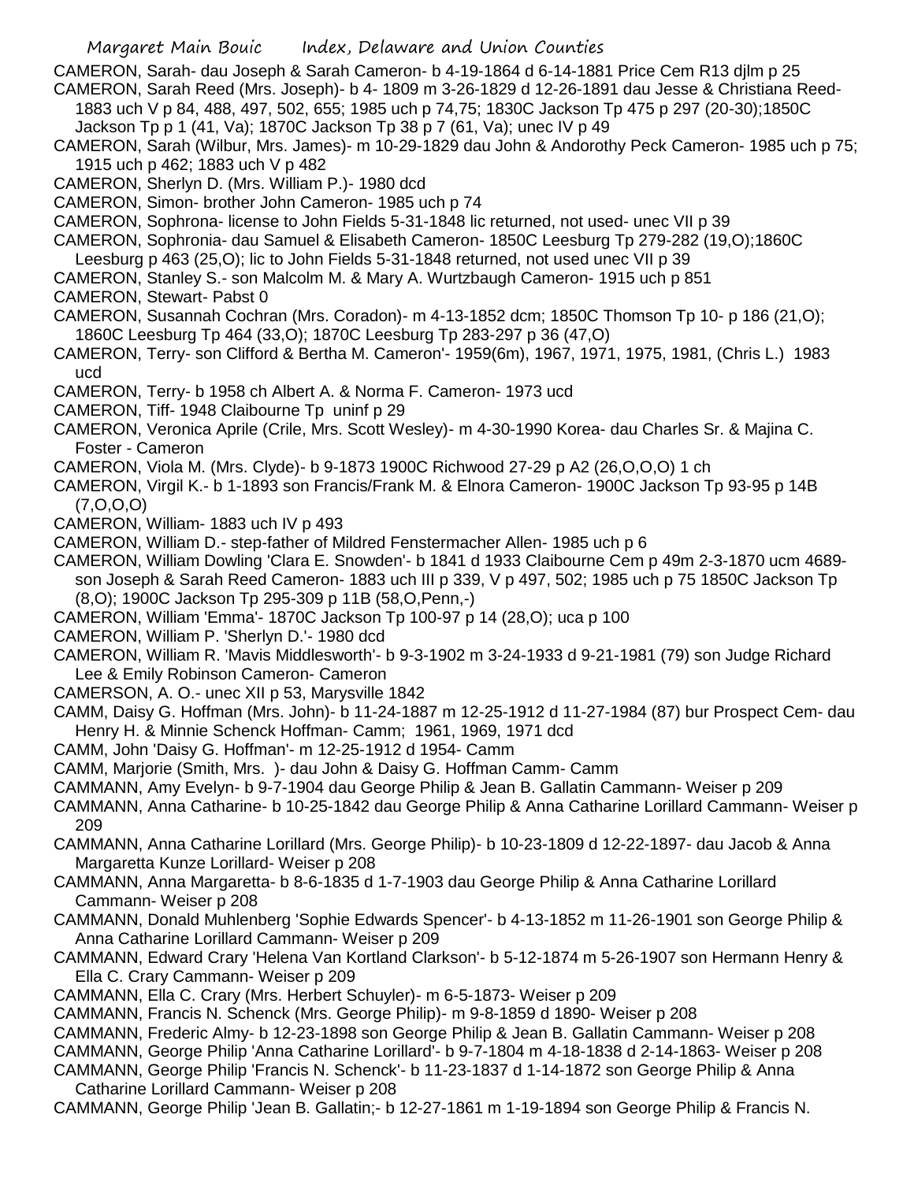CAMERON, Sarah- dau Joseph & Sarah Cameron- b 4-19-1864 d 6-14-1881 Price Cem R13 djlm p 25

CAMERON, Sarah Reed (Mrs. Joseph)- b 4- 1809 m 3-26-1829 d 12-26-1891 dau Jesse & Christiana Reed- 1883 uch V p 84, 488, 497, 502, 655; 1985 uch p 74,75; 1830C Jackson Tp 475 p 297 (20-30);1850C Jackson Tp p 1 (41, Va); 1870C Jackson Tp 38 p 7 (61, Va); unec IV p 49

CAMERON, Sarah (Wilbur, Mrs. James)- m 10-29-1829 dau John & Andorothy Peck Cameron- 1985 uch p 75; 1915 uch p 462; 1883 uch V p 482

CAMERON, Sherlyn D. (Mrs. William P.)- 1980 dcd

CAMERON, Simon- brother John Cameron- 1985 uch p 74

CAMERON, Sophrona- license to John Fields 5-31-1848 lic returned, not used- unec VII p 39

CAMERON, Sophronia- dau Samuel & Elisabeth Cameron- 1850C Leesburg Tp 279-282 (19,O);1860C Leesburg p 463 (25,O); lic to John Fields 5-31-1848 returned, not used unec VII p 39

CAMERON, Stanley S.- son Malcolm M. & Mary A. Wurtzbaugh Cameron- 1915 uch p 851

CAMERON, Stewart- Pabst 0

CAMERON, Susannah Cochran (Mrs. Coradon)- m 4-13-1852 dcm; 1850C Thomson Tp 10- p 186 (21,O); 1860C Leesburg Tp 464 (33,O); 1870C Leesburg Tp 283-297 p 36 (47,O)

CAMERON, Terry- son Clifford & Bertha M. Cameron'- 1959(6m), 1967, 1971, 1975, 1981, (Chris L.) 1983 ucd

CAMERON, Terry- b 1958 ch Albert A. & Norma F. Cameron- 1973 ucd

CAMERON, Tiff- 1948 Claibourne Tp uninf p 29

CAMERON, Veronica Aprile (Crile, Mrs. Scott Wesley)- m 4-30-1990 Korea- dau Charles Sr. & Majina C. Foster - Cameron

CAMERON, Viola M. (Mrs. Clyde)- b 9-1873 1900C Richwood 27-29 p A2 (26,O,O,O) 1 ch

CAMERON, Virgil K.- b 1-1893 son Francis/Frank M. & Elnora Cameron- 1900C Jackson Tp 93-95 p 14B (7,O,O,O)

CAMERON, William- 1883 uch IV p 493

CAMERON, William D.- step-father of Mildred Fenstermacher Allen- 1985 uch p 6

CAMERON, William Dowling 'Clara E. Snowden'- b 1841 d 1933 Claibourne Cem p 49m 2-3-1870 ucm 4689- son Joseph & Sarah Reed Cameron- 1883 uch III p 339, V p 497, 502; 1985 uch p 75 1850C Jackson Tp (8,O); 1900C Jackson Tp 295-309 p 11B (58,O,Penn,-)

CAMERON, William 'Emma'- 1870C Jackson Tp 100-97 p 14 (28,O); uca p 100

CAMERON, William P. 'Sherlyn D.'- 1980 dcd

CAMERON, William R. 'Mavis Middlesworth'- b 9-3-1902 m 3-24-1933 d 9-21-1981 (79) son Judge Richard Lee & Emily Robinson Cameron- Cameron

CAMERSON, A. O.- unec XII p 53, Marysville 1842

CAMM, Daisy G. Hoffman (Mrs. John)- b 11-24-1887 m 12-25-1912 d 11-27-1984 (87) bur Prospect Cem- dau Henry H. & Minnie Schenck Hoffman- Camm; 1961, 1969, 1971 dcd

CAMM, John 'Daisy G. Hoffman'- m 12-25-1912 d 1954- Camm

CAMM, Marjorie (Smith, Mrs. )- dau John & Daisy G. Hoffman Camm- Camm

CAMMANN, Amy Evelyn- b 9-7-1904 dau George Philip & Jean B. Gallatin Cammann- Weiser p 209

CAMMANN, Anna Catharine- b 10-25-1842 dau George Philip & Anna Catharine Lorillard Cammann- Weiser p 209

CAMMANN, Anna Catharine Lorillard (Mrs. George Philip)- b 10-23-1809 d 12-22-1897- dau Jacob & Anna Margaretta Kunze Lorillard- Weiser p 208

CAMMANN, Anna Margaretta- b 8-6-1835 d 1-7-1903 dau George Philip & Anna Catharine Lorillard Cammann- Weiser p 208

CAMMANN, Donald Muhlenberg 'Sophie Edwards Spencer'- b 4-13-1852 m 11-26-1901 son George Philip & Anna Catharine Lorillard Cammann- Weiser p 209

CAMMANN, Edward Crary 'Helena Van Kortland Clarkson'- b 5-12-1874 m 5-26-1907 son Hermann Henry & Ella C. Crary Cammann- Weiser p 209

CAMMANN, Ella C. Crary (Mrs. Herbert Schuyler)- m 6-5-1873- Weiser p 209

CAMMANN, Francis N. Schenck (Mrs. George Philip)- m 9-8-1859 d 1890- Weiser p 208

CAMMANN, Frederic Almy- b 12-23-1898 son George Philip & Jean B. Gallatin Cammann- Weiser p 208

CAMMANN, George Philip 'Anna Catharine Lorillard'- b 9-7-1804 m 4-18-1838 d 2-14-1863- Weiser p 208

CAMMANN, George Philip 'Francis N. Schenck'- b 11-23-1837 d 1-14-1872 son George Philip & Anna Catharine Lorillard Cammann- Weiser p 208

CAMMANN, George Philip 'Jean B. Gallatin;- b 12-27-1861 m 1-19-1894 son George Philip & Francis N.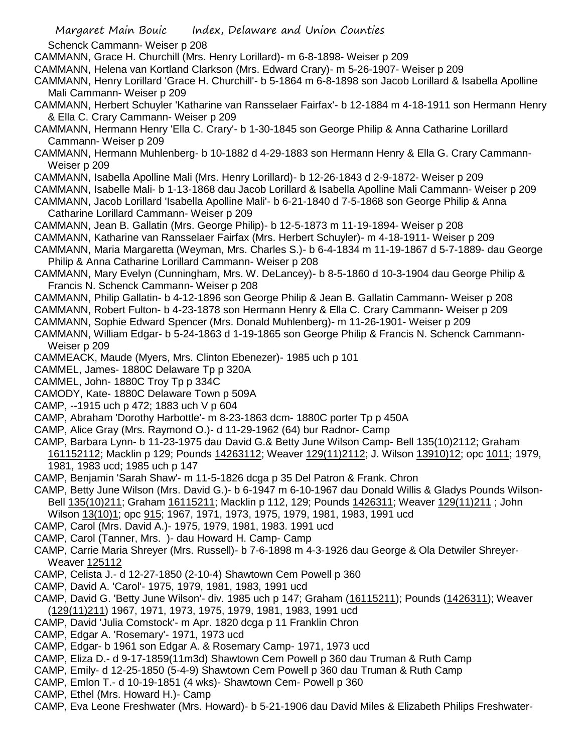Schenck Cammann- Weiser p 208

CAMMANN, Grace H. Churchill (Mrs. Henry Lorillard)- m 6-8-1898- Weiser p 209

CAMMANN, Helena van Kortland Clarkson (Mrs. Edward Crary)- m 5-26-1907- Weiser p 209

CAMMANN, Henry Lorillard 'Grace H. Churchill'- b 5-1864 m 6-8-1898 son Jacob Lorillard & Isabella Apolline Mali Cammann- Weiser p 209

CAMMANN, Herbert Schuyler 'Katharine van Ransselaer Fairfax'- b 12-1884 m 4-18-1911 son Hermann Henry & Ella C. Crary Cammann- Weiser p 209

CAMMANN, Hermann Henry 'Ella C. Crary'- b 1-30-1845 son George Philip & Anna Catharine Lorillard Cammann- Weiser p 209

CAMMANN, Hermann Muhlenberg- b 10-1882 d 4-29-1883 son Hermann Henry & Ella G. Crary Cammann- Weiser p 209

CAMMANN, Isabella Apolline Mali (Mrs. Henry Lorillard)- b 12-26-1843 d 2-9-1872- Weiser p 209

CAMMANN, Isabelle Mali- b 1-13-1868 dau Jacob Lorillard & Isabella Apolline Mali Cammann- Weiser p 209

CAMMANN, Jacob Lorillard 'Isabella Apolline Mali'- b 6-21-1840 d 7-5-1868 son George Philip & Anna Catharine Lorillard Cammann- Weiser p 209

CAMMANN, Jean B. Gallatin (Mrs. George Philip)- b 12-5-1873 m 11-19-1894- Weiser p 208

CAMMANN, Katharine van Ransselaer Fairfax (Mrs. Herbert Schuyler)- m 4-18-1911- Weiser p 209

CAMMANN, Maria Margaretta (Weyman, Mrs. Charles S.)- b 6-4-1834 m 11-19-1867 d 5-7-1889- dau George Philip & Anna Catharine Lorillard Cammann- Weiser p 208

CAMMANN, Mary Evelyn (Cunningham, Mrs. W. DeLancey)- b 8-5-1860 d 10-3-1904 dau George Philip & Francis N. Schenck Cammann- Weiser p 208

CAMMANN, Philip Gallatin- b 4-12-1896 son George Philip & Jean B. Gallatin Cammann- Weiser p 208

CAMMANN, Robert Fulton- b 4-23-1878 son Hermann Henry & Ella C. Crary Cammann- Weiser p 209

CAMMANN, Sophie Edward Spencer (Mrs. Donald Muhlenberg)- m 11-26-1901- Weiser p 209

CAMMANN, William Edgar- b 5-24-1863 d 1-19-1865 son George Philip & Francis N. Schenck Cammann- Weiser p 209

CAMMEACK, Maude (Myers, Mrs. Clinton Ebenezer)- 1985 uch p 101

CAMMEL, James- 1880C Delaware Tp p 320A

CAMMEL, John- 1880C Troy Tp p 334C

CAMODY, Kate- 1880C Delaware Town p 509A

CAMP, --1915 uch p 472; 1883 uch V p 604

CAMP, Abraham 'Dorothy Harbottle'- m 8-23-1863 dcm- 1880C porter Tp p 450A

CAMP, Alice Gray (Mrs. Raymond O.)- d 11-29-1962 (64) bur Radnor- Camp

CAMP, Barbara Lynn- b 11-23-1975 dau David G.& Betty June Wilson Camp- Bell 135(10)2112; Graham 161152112; Macklin p 129; Pounds 14263112; Weaver 129(11)2112; J. Wilson 13910)12; opc 1011; 1979, 1981, 1983 ucd; 1985 uch p 147

CAMP, Benjamin 'Sarah Shaw'- m 11-5-1826 dcga p 35 Del Patron & Frank. Chron

CAMP, Betty June Wilson (Mrs. David G.)- b 6-1947 m 6-10-1967 dau Donald Willis & Gladys Pounds Wilson- Bell 135(10)211; Graham 16115211; Macklin p 112, 129; Pounds 1426311; Weaver 129(11)211 ; John Wilson 13(10)1; opc 915; 1967, 1971, 1973, 1975, 1979, 1981, 1983, 1991 ucd

CAMP, Carol (Mrs. David A.)- 1975, 1979, 1981, 1983. 1991 ucd

CAMP, Carol (Tanner, Mrs. )- dau Howard H. Camp- Camp

CAMP, Carrie Maria Shreyer (Mrs. Russell)- b 7-6-1898 m 4-3-1926 dau George & Ola Detwiler Shreyer- Weaver 125112

CAMP, Celista J.- d 12-27-1850 (2-10-4) Shawtown Cem Powell p 360

CAMP, David A. 'Carol'- 1975, 1979, 1981, 1983, 1991 ucd

CAMP, David G. 'Betty June Wilson'- div. 1985 uch p 147; Graham (16115211); Pounds (1426311); Weaver (129(11)211) 1967, 1971, 1973, 1975, 1979, 1981, 1983, 1991 ucd

CAMP, David 'Julia Comstock'- m Apr. 1820 dcga p 11 Franklin Chron

CAMP, Edgar A. 'Rosemary'- 1971, 1973 ucd

CAMP, Edgar- b 1961 son Edgar A. & Rosemary Camp- 1971, 1973 ucd

CAMP, Eliza D.- d 9-17-1859(11m3d) Shawtown Cem Powell p 360 dau Truman & Ruth Camp

CAMP, Emily- d 12-25-1850 (5-4-9) Shawtown Cem Powell p 360 dau Truman & Ruth Camp

CAMP, Emlon T.- d 10-19-1851 (4 wks)- Shawtown Cem- Powell p 360

CAMP, Ethel (Mrs. Howard H.)- Camp

CAMP, Eva Leone Freshwater (Mrs. Howard)- b 5-21-1906 dau David Miles & Elizabeth Philips Freshwater-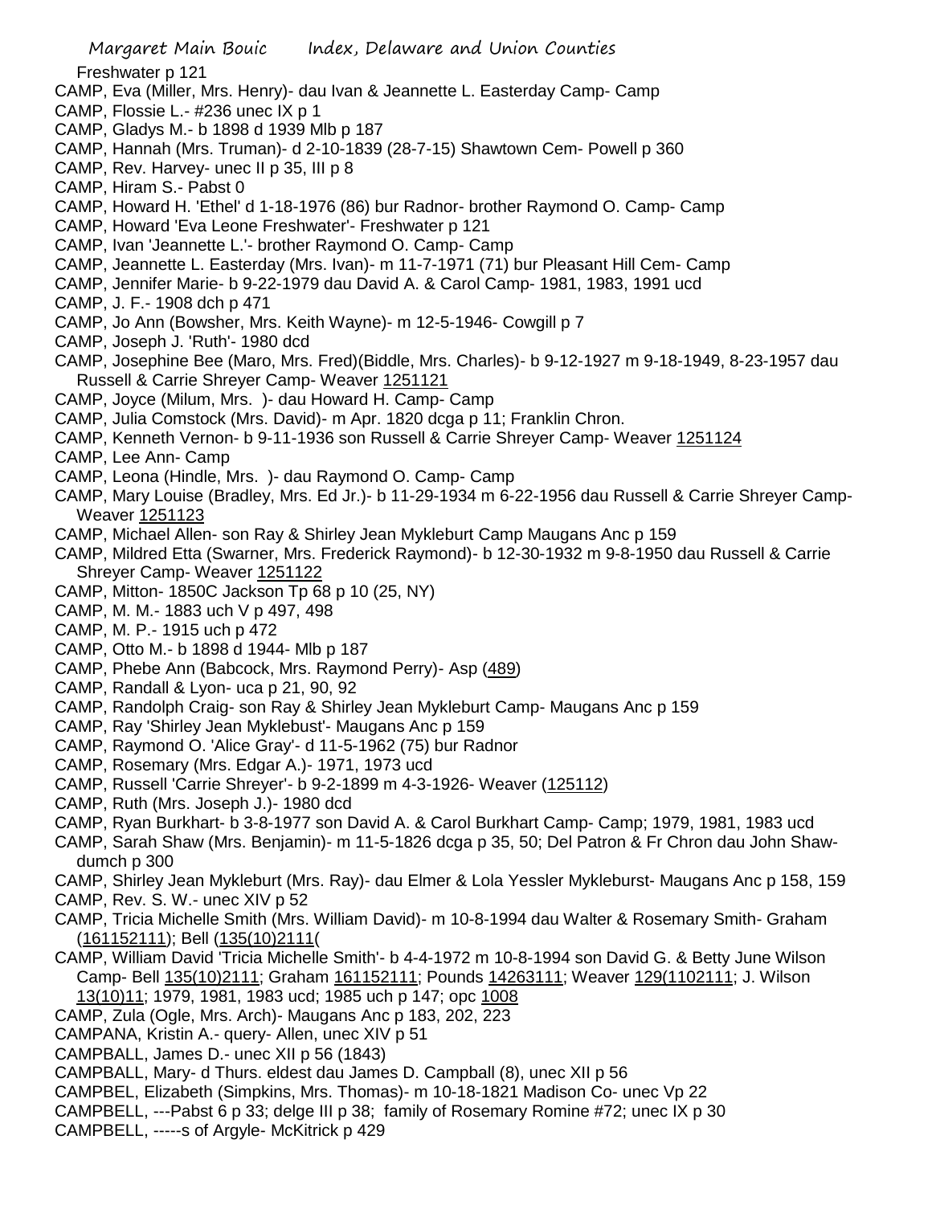Freshwater p 121

CAMP, Eva (Miller, Mrs. Henry)- dau Ivan & Jeannette L. Easterday Camp- Camp

CAMP, Flossie L.- #236 unec IX p 1

CAMP, Gladys M.- b 1898 d 1939 Mlb p 187

CAMP, Hannah (Mrs. Truman)- d 2-10-1839 (28-7-15) Shawtown Cem- Powell p 360

CAMP, Rev. Harvey- unec II p 35, III p 8

CAMP, Hiram S.- Pabst 0

CAMP, Howard H. 'Ethel' d 1-18-1976 (86) bur Radnor- brother Raymond O. Camp- Camp

CAMP, Howard 'Eva Leone Freshwater'- Freshwater p 121

CAMP, Ivan 'Jeannette L.'- brother Raymond O. Camp- Camp

CAMP, Jeannette L. Easterday (Mrs. Ivan)- m 11-7-1971 (71) bur Pleasant Hill Cem- Camp

CAMP, Jennifer Marie- b 9-22-1979 dau David A. & Carol Camp- 1981, 1983, 1991 ucd

CAMP, J. F.- 1908 dch p 471

CAMP, Jo Ann (Bowsher, Mrs. Keith Wayne)- m 12-5-1946- Cowgill p 7

CAMP, Joseph J. 'Ruth'- 1980 dcd

CAMP, Josephine Bee (Maro, Mrs. Fred)(Biddle, Mrs. Charles)- b 9-12-1927 m 9-18-1949, 8-23-1957 dau Russell & Carrie Shreyer Camp- Weaver 1251121

CAMP, Joyce (Milum, Mrs. )- dau Howard H. Camp- Camp

CAMP, Julia Comstock (Mrs. David)- m Apr. 1820 dcga p 11; Franklin Chron.

CAMP, Kenneth Vernon- b 9-11-1936 son Russell & Carrie Shreyer Camp- Weaver 1251124

CAMP, Lee Ann- Camp

CAMP, Leona (Hindle, Mrs. )- dau Raymond O. Camp- Camp

CAMP, Mary Louise (Bradley, Mrs. Ed Jr.)- b 11-29-1934 m 6-22-1956 dau Russell & Carrie Shreyer Camp- Weaver 1251123

CAMP, Michael Allen- son Ray & Shirley Jean Mykleburt Camp Maugans Anc p 159

CAMP, Mildred Etta (Swarner, Mrs. Frederick Raymond)- b 12-30-1932 m 9-8-1950 dau Russell & Carrie Shreyer Camp- Weaver 1251122

CAMP, Mitton- 1850C Jackson Tp 68 p 10 (25, NY)

CAMP, M. M.- 1883 uch V p 497, 498

CAMP, M. P.- 1915 uch p 472

CAMP, Otto M.- b 1898 d 1944- Mlb p 187

CAMP, Phebe Ann (Babcock, Mrs. Raymond Perry)- Asp (489)

CAMP, Randall & Lyon- uca p 21, 90, 92

CAMP, Randolph Craig- son Ray & Shirley Jean Mykleburt Camp- Maugans Anc p 159

CAMP, Ray 'Shirley Jean Myklebust'- Maugans Anc p 159

CAMP, Raymond O. 'Alice Gray'- d 11-5-1962 (75) bur Radnor

CAMP, Rosemary (Mrs. Edgar A.)- 1971, 1973 ucd

CAMP, Russell 'Carrie Shreyer'- b 9-2-1899 m 4-3-1926- Weaver (125112)

CAMP, Ruth (Mrs. Joseph J.)- 1980 dcd

CAMP, Ryan Burkhart- b 3-8-1977 son David A. & Carol Burkhart Camp- Camp; 1979, 1981, 1983 ucd

CAMP, Sarah Shaw (Mrs. Benjamin)- m 11-5-1826 dcga p 35, 50; Del Patron & Fr Chron dau John Shaw- dumch p 300

CAMP, Shirley Jean Mykleburt (Mrs. Ray)- dau Elmer & Lola Yessler Mykleburst- Maugans Anc p 158, 159

CAMP, Rev. S. W.- unec XIV p 52

CAMP, Tricia Michelle Smith (Mrs. William David)- m 10-8-1994 dau Walter & Rosemary Smith- Graham (161152111); Bell (135(10)2111(

CAMP, William David 'Tricia Michelle Smith'- b 4-4-1972 m 10-8-1994 son David G. & Betty June Wilson Camp- Bell 135(10)2111; Graham 161152111; Pounds 14263111; Weaver 129(1102111; J. Wilson 13(10)11; 1979, 1981, 1983 ucd; 1985 uch p 147; opc 1008

CAMP, Zula (Ogle, Mrs. Arch)- Maugans Anc p 183, 202, 223

CAMPANA, Kristin A.- query- Allen, unec XIV p 51

CAMPBALL, James D.- unec XII p 56 (1843)

CAMPBALL, Mary- d Thurs. eldest dau James D. Campball (8), unec XII p 56

CAMPBEL, Elizabeth (Simpkins, Mrs. Thomas)- m 10-18-1821 Madison Co- unec Vp 22

CAMPBELL, ---Pabst 6 p 33; delge III p 38; family of Rosemary Romine #72; unec IX p 30

CAMPBELL, -----s of Argyle- McKitrick p 429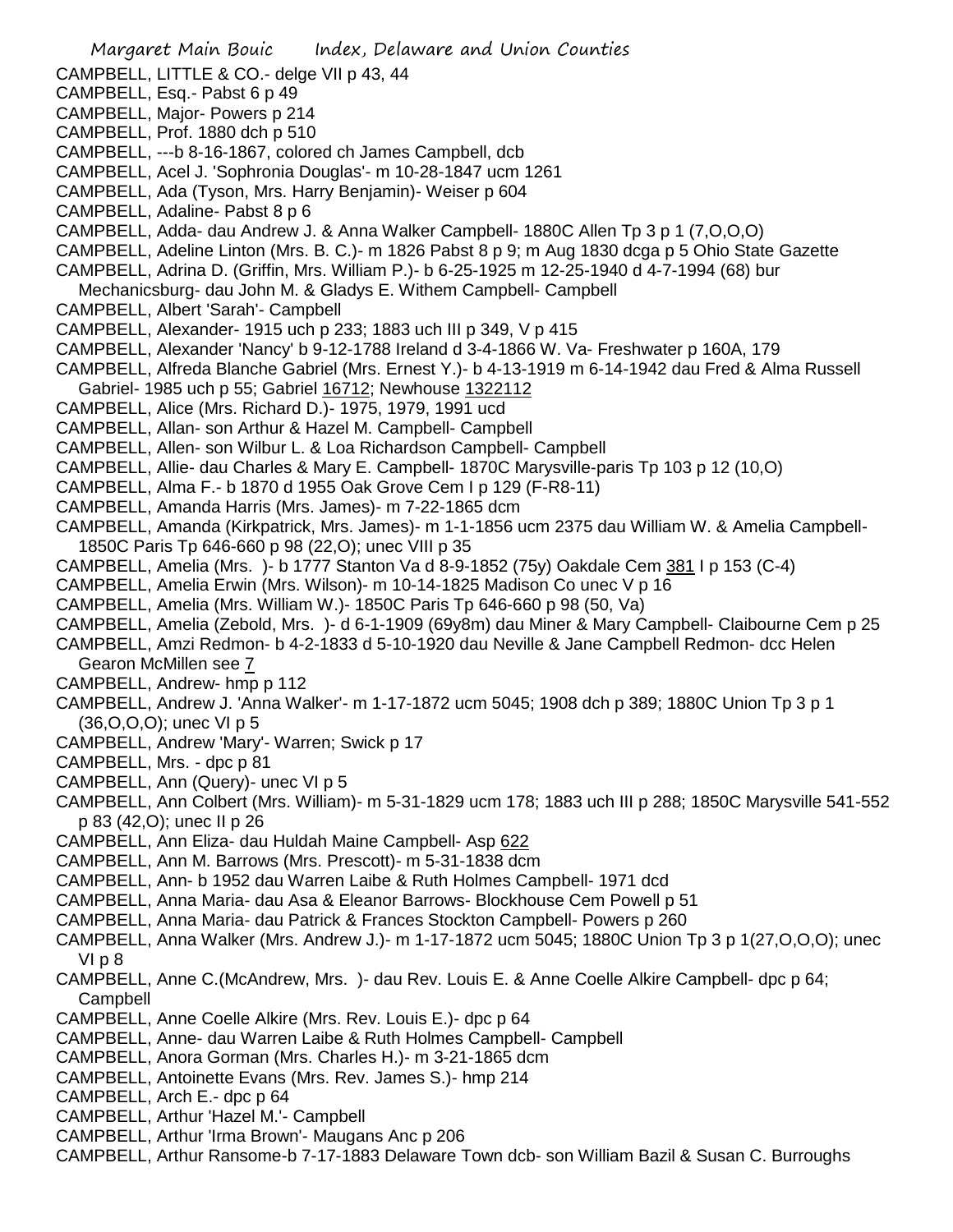CAMPBELL, LITTLE & CO.- delge VII p 43, 44
CAMPBELL, Esq.- Pabst 6 p 49
CAMPBELL, Major- Powers p 214
CAMPBELL, Prof. 1880 dch p 510
CAMPBELL, ---b 8-16-1867, colored ch James Campbell, dcb
CAMPBELL, Acel J. 'Sophronia Douglas'- m 10-28-1847 ucm 1261
CAMPBELL, Ada (Tyson, Mrs. Harry Benjamin)- Weiser p 604
CAMPBELL, Adaline- Pabst 8 p 6
CAMPBELL, Adda- dau Andrew J. & Anna Walker Campbell- 1880C Allen Tp 3 p 1 (7,O,O,O)
CAMPBELL, Adeline Linton (Mrs. B. C.)- m 1826 Pabst 8 p 9; m Aug 1830 dcga p 5 Ohio State Gazette
CAMPBELL, Adrina D. (Griffin, Mrs. William P.)- b 6-25-1925 m 12-25-1940 d 4-7-1994 (68) bur Mechanicsburg- dau John M. & Gladys E. Withem Campbell- Campbell
CAMPBELL, Albert 'Sarah'- Campbell
CAMPBELL, Alexander- 1915 uch p 233; 1883 uch III p 349, V p 415
CAMPBELL, Alexander 'Nancy' b 9-12-1788 Ireland d 3-4-1866 W. Va- Freshwater p 160A, 179
CAMPBELL, Alfreda Blanche Gabriel (Mrs. Ernest Y.)- b 4-13-1919 m 6-14-1942 dau Fred & Alma Russell Gabriel- 1985 uch p 55; Gabriel 16712; Newhouse 1322112
CAMPBELL, Alice (Mrs. Richard D.)- 1975, 1979, 1991 ucd
CAMPBELL, Allan- son Arthur & Hazel M. Campbell- Campbell
CAMPBELL, Allen- son Wilbur L. & Loa Richardson Campbell- Campbell
CAMPBELL, Allie- dau Charles & Mary E. Campbell- 1870C Marysville-paris Tp 103 p 12 (10,O)
CAMPBELL, Alma F.- b 1870 d 1955 Oak Grove Cem I p 129 (F-R8-11)
CAMPBELL, Amanda Harris (Mrs. James)- m 7-22-1865 dcm
CAMPBELL, Amanda (Kirkpatrick, Mrs. James)- m 1-1-1856 ucm 2375 dau William W. & Amelia Campbell- 1850C Paris Tp 646-660 p 98 (22,O); unec VIII p 35
CAMPBELL, Amelia (Mrs. )- b 1777 Stanton Va d 8-9-1852 (75y) Oakdale Cem 381 I p 153 (C-4)
CAMPBELL, Amelia Erwin (Mrs. Wilson)- m 10-14-1825 Madison Co unec V p 16
CAMPBELL, Amelia (Mrs. William W.)- 1850C Paris Tp 646-660 p 98 (50, Va)
CAMPBELL, Amelia (Zebold, Mrs. )- d 6-1-1909 (69y8m) dau Miner & Mary Campbell- Claibourne Cem p 25
CAMPBELL, Amzi Redmon- b 4-2-1833 d 5-10-1920 dau Neville & Jane Campbell Redmon- dcc Helen Gearon McMillen see 7
CAMPBELL, Andrew- hmp p 112
CAMPBELL, Andrew J. 'Anna Walker'- m 1-17-1872 ucm 5045; 1908 dch p 389; 1880C Union Tp 3 p 1 (36,O,O,O); unec VI p 5
CAMPBELL, Andrew 'Mary'- Warren; Swick p 17
CAMPBELL, Mrs. - dpc p 81
CAMPBELL, Ann (Query)- unec VI p 5
CAMPBELL, Ann Colbert (Mrs. William)- m 5-31-1829 ucm 178; 1883 uch III p 288; 1850C Marysville 541-552 p 83 (42,O); unec II p 26
CAMPBELL, Ann Eliza- dau Huldah Maine Campbell- Asp 622
CAMPBELL, Ann M. Barrows (Mrs. Prescott)- m 5-31-1838 dcm
CAMPBELL, Ann- b 1952 dau Warren Laibe & Ruth Holmes Campbell- 1971 dcd
CAMPBELL, Anna Maria- dau Asa & Eleanor Barrows- Blockhouse Cem Powell p 51
CAMPBELL, Anna Maria- dau Patrick & Frances Stockton Campbell- Powers p 260
CAMPBELL, Anna Walker (Mrs. Andrew J.)- m 1-17-1872 ucm 5045; 1880C Union Tp 3 p 1(27,O,O,O); unec VI p 8
CAMPBELL, Anne C.(McAndrew, Mrs. )- dau Rev. Louis E. & Anne Coelle Alkire Campbell- dpc p 64; Campbell
CAMPBELL, Anne Coelle Alkire (Mrs. Rev. Louis E.)- dpc p 64
CAMPBELL, Anne- dau Warren Laibe & Ruth Holmes Campbell- Campbell
CAMPBELL, Anora Gorman (Mrs. Charles H.)- m 3-21-1865 dcm
CAMPBELL, Antoinette Evans (Mrs. Rev. James S.)- hmp 214
CAMPBELL, Arch E.- dpc p 64
CAMPBELL, Arthur 'Hazel M.'- Campbell
CAMPBELL, Arthur 'Irma Brown'- Maugans Anc p 206
CAMPBELL, Arthur Ransome-b 7-17-1883 Delaware Town dcb- son William Bazil & Susan C. Burroughs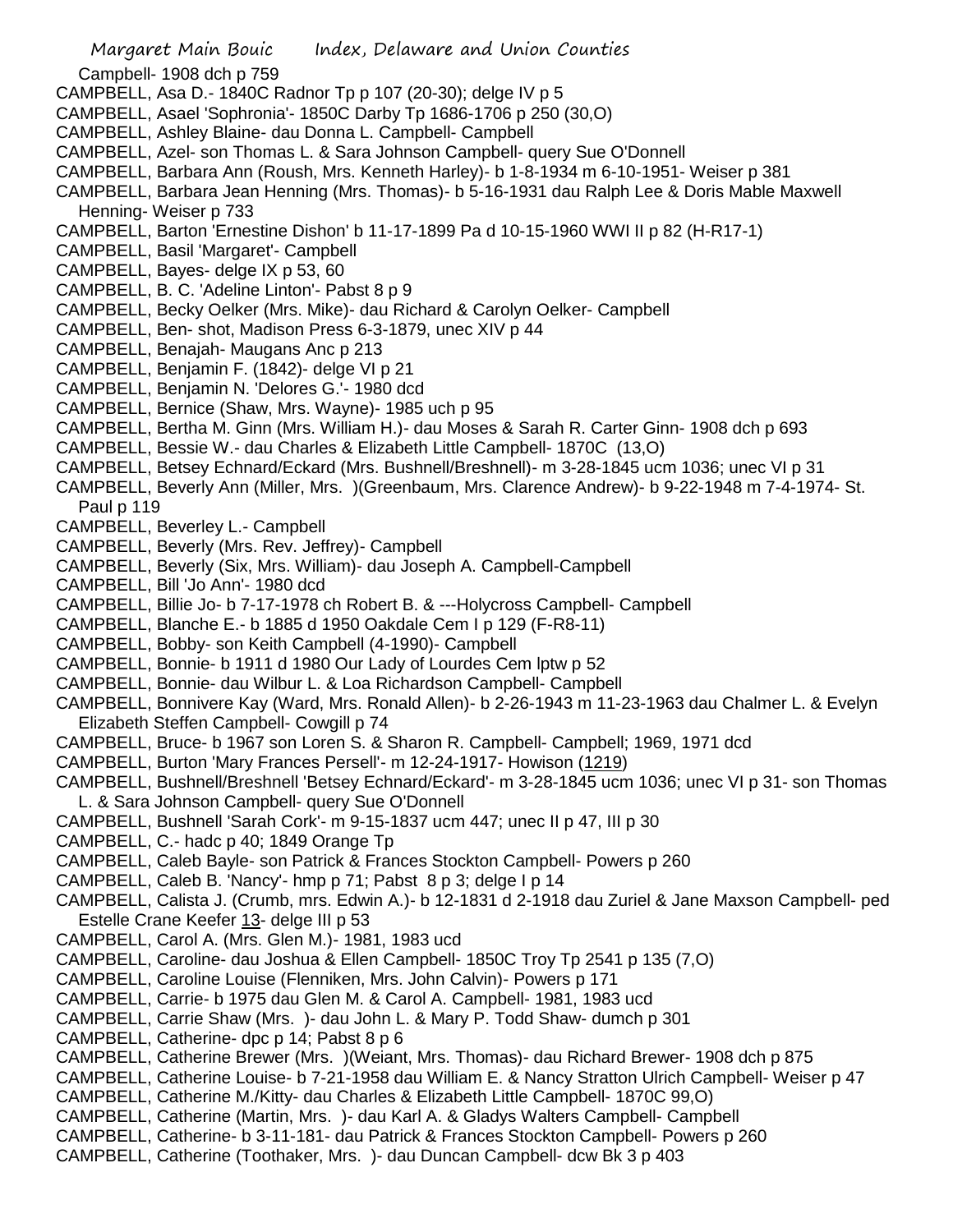Campbell- 1908 dch p 759

CAMPBELL, Asa D.- 1840C Radnor Tp p 107 (20-30); delge IV p 5

CAMPBELL, Asael 'Sophronia'- 1850C Darby Tp 1686-1706 p 250 (30,O)

CAMPBELL, Ashley Blaine- dau Donna L. Campbell- Campbell

CAMPBELL, Azel- son Thomas L. & Sara Johnson Campbell- query Sue O'Donnell

CAMPBELL, Barbara Ann (Roush, Mrs. Kenneth Harley)- b 1-8-1934 m 6-10-1951- Weiser p 381

CAMPBELL, Barbara Jean Henning (Mrs. Thomas)- b 5-16-1931 dau Ralph Lee & Doris Mable Maxwell Henning- Weiser p 733

CAMPBELL, Barton 'Ernestine Dishon' b 11-17-1899 Pa d 10-15-1960 WWI II p 82 (H-R17-1)

CAMPBELL, Basil 'Margaret'- Campbell

CAMPBELL, Bayes- delge IX p 53, 60

CAMPBELL, B. C. 'Adeline Linton'- Pabst 8 p 9

CAMPBELL, Becky Oelker (Mrs. Mike)- dau Richard & Carolyn Oelker- Campbell

CAMPBELL, Ben- shot, Madison Press 6-3-1879, unec XIV p 44

CAMPBELL, Benajah- Maugans Anc p 213

CAMPBELL, Benjamin F. (1842)- delge VI p 21

CAMPBELL, Benjamin N. 'Delores G.'- 1980 dcd

CAMPBELL, Bernice (Shaw, Mrs. Wayne)- 1985 uch p 95

CAMPBELL, Bertha M. Ginn (Mrs. William H.)- dau Moses & Sarah R. Carter Ginn- 1908 dch p 693

CAMPBELL, Bessie W.- dau Charles & Elizabeth Little Campbell- 1870C (13,O)

CAMPBELL, Betsey Echnard/Eckard (Mrs. Bushnell/Breshnell)- m 3-28-1845 ucm 1036; unec VI p 31

CAMPBELL, Beverly Ann (Miller, Mrs. )(Greenbaum, Mrs. Clarence Andrew)- b 9-22-1948 m 7-4-1974- St. Paul p 119

CAMPBELL, Beverley L.- Campbell

CAMPBELL, Beverly (Mrs. Rev. Jeffrey)- Campbell

CAMPBELL, Beverly (Six, Mrs. William)- dau Joseph A. Campbell-Campbell

CAMPBELL, Bill 'Jo Ann'- 1980 dcd

CAMPBELL, Billie Jo- b 7-17-1978 ch Robert B. & ---Holycross Campbell- Campbell

CAMPBELL, Blanche E.- b 1885 d 1950 Oakdale Cem I p 129 (F-R8-11)

CAMPBELL, Bobby- son Keith Campbell (4-1990)- Campbell

CAMPBELL, Bonnie- b 1911 d 1980 Our Lady of Lourdes Cem lptw p 52

CAMPBELL, Bonnie- dau Wilbur L. & Loa Richardson Campbell- Campbell

CAMPBELL, Bonnivere Kay (Ward, Mrs. Ronald Allen)- b 2-26-1943 m 11-23-1963 dau Chalmer L. & Evelyn Elizabeth Steffen Campbell- Cowgill p 74

CAMPBELL, Bruce- b 1967 son Loren S. & Sharon R. Campbell- Campbell; 1969, 1971 dcd

CAMPBELL, Burton 'Mary Frances Persell'- m 12-24-1917- Howison (1219)

CAMPBELL, Bushnell/Breshnell 'Betsey Echnard/Eckard'- m 3-28-1845 ucm 1036; unec VI p 31- son Thomas L. & Sara Johnson Campbell- query Sue O'Donnell

CAMPBELL, Bushnell 'Sarah Cork'- m 9-15-1837 ucm 447; unec II p 47, III p 30

CAMPBELL, C.- hadc p 40; 1849 Orange Tp

CAMPBELL, Caleb Bayle- son Patrick & Frances Stockton Campbell- Powers p 260

CAMPBELL, Caleb B. 'Nancy'- hmp p 71; Pabst 8 p 3; delge I p 14

CAMPBELL, Calista J. (Crumb, mrs. Edwin A.)- b 12-1831 d 2-1918 dau Zuriel & Jane Maxson Campbell- ped Estelle Crane Keefer 13- delge III p 53

CAMPBELL, Carol A. (Mrs. Glen M.)- 1981, 1983 ucd

CAMPBELL, Caroline- dau Joshua & Ellen Campbell- 1850C Troy Tp 2541 p 135 (7,O)

CAMPBELL, Caroline Louise (Flenniken, Mrs. John Calvin)- Powers p 171

CAMPBELL, Carrie- b 1975 dau Glen M. & Carol A. Campbell- 1981, 1983 ucd

CAMPBELL, Carrie Shaw (Mrs. )- dau John L. & Mary P. Todd Shaw- dumch p 301

CAMPBELL, Catherine- dpc p 14; Pabst 8 p 6

CAMPBELL, Catherine Brewer (Mrs. )(Weiant, Mrs. Thomas)- dau Richard Brewer- 1908 dch p 875

CAMPBELL, Catherine Louise- b 7-21-1958 dau William E. & Nancy Stratton Ulrich Campbell- Weiser p 47

CAMPBELL, Catherine M./Kitty- dau Charles & Elizabeth Little Campbell- 1870C 99,O)

CAMPBELL, Catherine (Martin, Mrs. )- dau Karl A. & Gladys Walters Campbell- Campbell

CAMPBELL, Catherine- b 3-11-181- dau Patrick & Frances Stockton Campbell- Powers p 260

CAMPBELL, Catherine (Toothaker, Mrs. )- dau Duncan Campbell- dcw Bk 3 p 403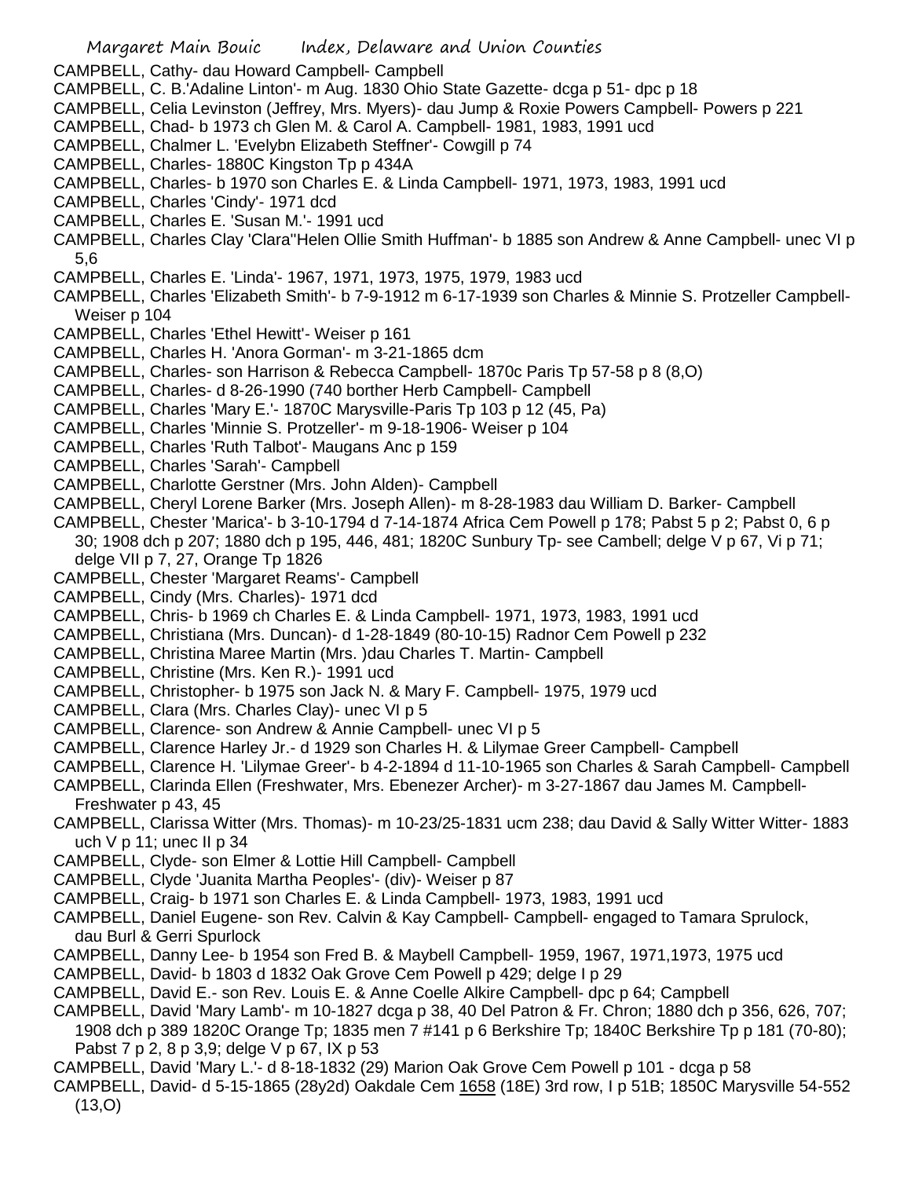CAMPBELL, Cathy- dau Howard Campbell- Campbell

CAMPBELL, C. B.'Adaline Linton'- m Aug. 1830 Ohio State Gazette- dcga p 51- dpc p 18

CAMPBELL, Celia Levinston (Jeffrey, Mrs. Myers)- dau Jump & Roxie Powers Campbell- Powers p 221

CAMPBELL, Chad- b 1973 ch Glen M. & Carol A. Campbell- 1981, 1983, 1991 ucd

CAMPBELL, Chalmer L. 'Evelybn Elizabeth Steffner'- Cowgill p 74

CAMPBELL, Charles- 1880C Kingston Tp p 434A

CAMPBELL, Charles- b 1970 son Charles E. & Linda Campbell- 1971, 1973, 1983, 1991 ucd

CAMPBELL, Charles 'Cindy'- 1971 dcd

CAMPBELL, Charles E. 'Susan M.'- 1991 ucd

CAMPBELL, Charles Clay 'Clara''Helen Ollie Smith Huffman'- b 1885 son Andrew & Anne Campbell- unec VI p 5,6

CAMPBELL, Charles E. 'Linda'- 1967, 1971, 1973, 1975, 1979, 1983 ucd

CAMPBELL, Charles 'Elizabeth Smith'- b 7-9-1912 m 6-17-1939 son Charles & Minnie S. Protzeller Campbell- Weiser p 104

CAMPBELL, Charles 'Ethel Hewitt'- Weiser p 161

CAMPBELL, Charles H. 'Anora Gorman'- m 3-21-1865 dcm

CAMPBELL, Charles- son Harrison & Rebecca Campbell- 1870c Paris Tp 57-58 p 8 (8,O)

CAMPBELL, Charles- d 8-26-1990 (740 borther Herb Campbell- Campbell

CAMPBELL, Charles 'Mary E.'- 1870C Marysville-Paris Tp 103 p 12 (45, Pa)

CAMPBELL, Charles 'Minnie S. Protzeller'- m 9-18-1906- Weiser p 104

CAMPBELL, Charles 'Ruth Talbot'- Maugans Anc p 159

CAMPBELL, Charles 'Sarah'- Campbell

CAMPBELL, Charlotte Gerstner (Mrs. John Alden)- Campbell

CAMPBELL, Cheryl Lorene Barker (Mrs. Joseph Allen)- m 8-28-1983 dau William D. Barker- Campbell

CAMPBELL, Chester 'Marica'- b 3-10-1794 d 7-14-1874 Africa Cem Powell p 178; Pabst 5 p 2; Pabst 0, 6 p 30; 1908 dch p 207; 1880 dch p 195, 446, 481; 1820C Sunbury Tp- see Cambell; delge V p 67, Vi p 71; delge VII p 7, 27, Orange Tp 1826

CAMPBELL, Chester 'Margaret Reams'- Campbell

CAMPBELL, Cindy (Mrs. Charles)- 1971 dcd

CAMPBELL, Chris- b 1969 ch Charles E. & Linda Campbell- 1971, 1973, 1983, 1991 ucd

CAMPBELL, Christiana (Mrs. Duncan)- d 1-28-1849 (80-10-15) Radnor Cem Powell p 232

CAMPBELL, Christina Maree Martin (Mrs. )dau Charles T. Martin- Campbell

CAMPBELL, Christine (Mrs. Ken R.)- 1991 ucd

CAMPBELL, Christopher- b 1975 son Jack N. & Mary F. Campbell- 1975, 1979 ucd

CAMPBELL, Clara (Mrs. Charles Clay)- unec VI p 5

CAMPBELL, Clarence- son Andrew & Annie Campbell- unec VI p 5

CAMPBELL, Clarence Harley Jr.- d 1929 son Charles H. & Lilymae Greer Campbell- Campbell

CAMPBELL, Clarence H. 'Lilymae Greer'- b 4-2-1894 d 11-10-1965 son Charles & Sarah Campbell- Campbell

CAMPBELL, Clarinda Ellen (Freshwater, Mrs. Ebenezer Archer)- m 3-27-1867 dau James M. Campbell- Freshwater p 43, 45

CAMPBELL, Clarissa Witter (Mrs. Thomas)- m 10-23/25-1831 ucm 238; dau David & Sally Witter Witter- 1883 uch V p 11; unec II p 34

CAMPBELL, Clyde- son Elmer & Lottie Hill Campbell- Campbell

CAMPBELL, Clyde 'Juanita Martha Peoples'- (div)- Weiser p 87

CAMPBELL, Craig- b 1971 son Charles E. & Linda Campbell- 1973, 1983, 1991 ucd

CAMPBELL, Daniel Eugene- son Rev. Calvin & Kay Campbell- Campbell- engaged to Tamara Sprulock, dau Burl & Gerri Spurlock

CAMPBELL, Danny Lee- b 1954 son Fred B. & Maybell Campbell- 1959, 1967, 1971,1973, 1975 ucd

CAMPBELL, David- b 1803 d 1832 Oak Grove Cem Powell p 429; delge I p 29

CAMPBELL, David E.- son Rev. Louis E. & Anne Coelle Alkire Campbell- dpc p 64; Campbell

CAMPBELL, David 'Mary Lamb'- m 10-1827 dcga p 38, 40 Del Patron & Fr. Chron; 1880 dch p 356, 626, 707; 1908 dch p 389 1820C Orange Tp; 1835 men 7 #141 p 6 Berkshire Tp; 1840C Berkshire Tp p 181 (70-80); Pabst 7 p 2, 8 p 3,9; delge V p 67, IX p 53

CAMPBELL, David 'Mary L.'- d 8-18-1832 (29) Marion Oak Grove Cem Powell p 101 - dcga p 58

CAMPBELL, David- d 5-15-1865 (28y2d) Oakdale Cem 1658 (18E) 3rd row, I p 51B; 1850C Marysville 54-552 (13,O)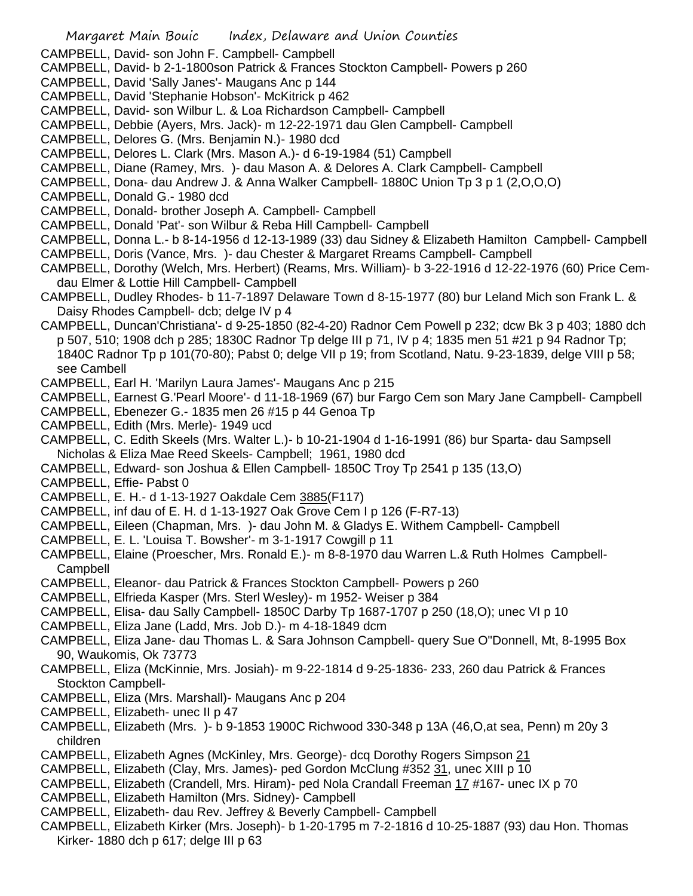CAMPBELL, David- son John F. Campbell- Campbell
CAMPBELL, David- b 2-1-1800son Patrick & Frances Stockton Campbell- Powers p 260
CAMPBELL, David 'Sally Janes'- Maugans Anc p 144
CAMPBELL, David 'Stephanie Hobson'- McKitrick p 462
CAMPBELL, David- son Wilbur L. & Loa Richardson Campbell- Campbell
CAMPBELL, Debbie (Ayers, Mrs. Jack)- m 12-22-1971 dau Glen Campbell- Campbell
CAMPBELL, Delores G. (Mrs. Benjamin N.)- 1980 dcd
CAMPBELL, Delores L. Clark (Mrs. Mason A.)- d 6-19-1984 (51) Campbell
CAMPBELL, Diane (Ramey, Mrs. )- dau Mason A. & Delores A. Clark Campbell- Campbell
CAMPBELL, Dona- dau Andrew J. & Anna Walker Campbell- 1880C Union Tp 3 p 1 (2,O,O,O)
CAMPBELL, Donald G.- 1980 dcd
CAMPBELL, Donald- brother Joseph A. Campbell- Campbell
CAMPBELL, Donald 'Pat'- son Wilbur & Reba Hill Campbell- Campbell
CAMPBELL, Donna L.- b 8-14-1956 d 12-13-1989 (33) dau Sidney & Elizabeth Hamilton Campbell- Campbell
CAMPBELL, Doris (Vance, Mrs. )- dau Chester & Margaret Rreams Campbell- Campbell
CAMPBELL, Dorothy (Welch, Mrs. Herbert) (Reams, Mrs. William)- b 3-22-1916 d 12-22-1976 (60) Price Cem- dau Elmer & Lottie Hill Campbell- Campbell
CAMPBELL, Dudley Rhodes- b 11-7-1897 Delaware Town d 8-15-1977 (80) bur Leland Mich son Frank L. & Daisy Rhodes Campbell- dcb; delge IV p 4
CAMPBELL, Duncan'Christiana'- d 9-25-1850 (82-4-20) Radnor Cem Powell p 232; dcw Bk 3 p 403; 1880 dch p 507, 510; 1908 dch p 285; 1830C Radnor Tp delge III p 71, IV p 4; 1835 men 51 #21 p 94 Radnor Tp; 1840C Radnor Tp p 101(70-80); Pabst 0; delge VII p 19; from Scotland, Natu. 9-23-1839, delge VIII p 58; see Cambell
CAMPBELL, Earl H. 'Marilyn Laura James'- Maugans Anc p 215
CAMPBELL, Earnest G.'Pearl Moore'- d 11-18-1969 (67) bur Fargo Cem son Mary Jane Campbell- Campbell
CAMPBELL, Ebenezer G.- 1835 men 26 #15 p 44 Genoa Tp
CAMPBELL, Edith (Mrs. Merle)- 1949 ucd
CAMPBELL, C. Edith Skeels (Mrs. Walter L.)- b 10-21-1904 d 1-16-1991 (86) bur Sparta- dau Sampsell Nicholas & Eliza Mae Reed Skeels- Campbell; 1961, 1980 dcd
CAMPBELL, Edward- son Joshua & Ellen Campbell- 1850C Troy Tp 2541 p 135 (13,O)
CAMPBELL, Effie- Pabst 0
CAMPBELL, E. H.- d 1-13-1927 Oakdale Cem 3885(F117)
CAMPBELL, inf dau of E. H. d 1-13-1927 Oak Grove Cem I p 126 (F-R7-13)
CAMPBELL, Eileen (Chapman, Mrs. )- dau John M. & Gladys E. Withem Campbell- Campbell
CAMPBELL, E. L. 'Louisa T. Bowsher'- m 3-1-1917 Cowgill p 11
CAMPBELL, Elaine (Proescher, Mrs. Ronald E.)- m 8-8-1970 dau Warren L.& Ruth Holmes Campbell- Campbell
CAMPBELL, Eleanor- dau Patrick & Frances Stockton Campbell- Powers p 260
CAMPBELL, Elfrieda Kasper (Mrs. Sterl Wesley)- m 1952- Weiser p 384
CAMPBELL, Elisa- dau Sally Campbell- 1850C Darby Tp 1687-1707 p 250 (18,O); unec VI p 10
CAMPBELL, Eliza Jane (Ladd, Mrs. Job D.)- m 4-18-1849 dcm
CAMPBELL, Eliza Jane- dau Thomas L. & Sara Johnson Campbell- query Sue O"Donnell, Mt, 8-1995 Box 90, Waukomis, Ok 73773
CAMPBELL, Eliza (McKinnie, Mrs. Josiah)- m 9-22-1814 d 9-25-1836- 233, 260 dau Patrick & Frances Stockton Campbell-
CAMPBELL, Eliza (Mrs. Marshall)- Maugans Anc p 204
CAMPBELL, Elizabeth- unec II p 47
CAMPBELL, Elizabeth (Mrs. )- b 9-1853 1900C Richwood 330-348 p 13A (46,O,at sea, Penn) m 20y 3 children
CAMPBELL, Elizabeth Agnes (McKinley, Mrs. George)- dcq Dorothy Rogers Simpson 21
CAMPBELL, Elizabeth (Clay, Mrs. James)- ped Gordon McClung #352 31, unec XIII p 10
CAMPBELL, Elizabeth (Crandell, Mrs. Hiram)- ped Nola Crandall Freeman 17 #167- unec IX p 70
CAMPBELL, Elizabeth Hamilton (Mrs. Sidney)- Campbell
CAMPBELL, Elizabeth- dau Rev. Jeffrey & Beverly Campbell- Campbell
CAMPBELL, Elizabeth Kirker (Mrs. Joseph)- b 1-20-1795 m 7-2-1816 d 10-25-1887 (93) dau Hon. Thomas Kirker- 1880 dch p 617; delge III p 63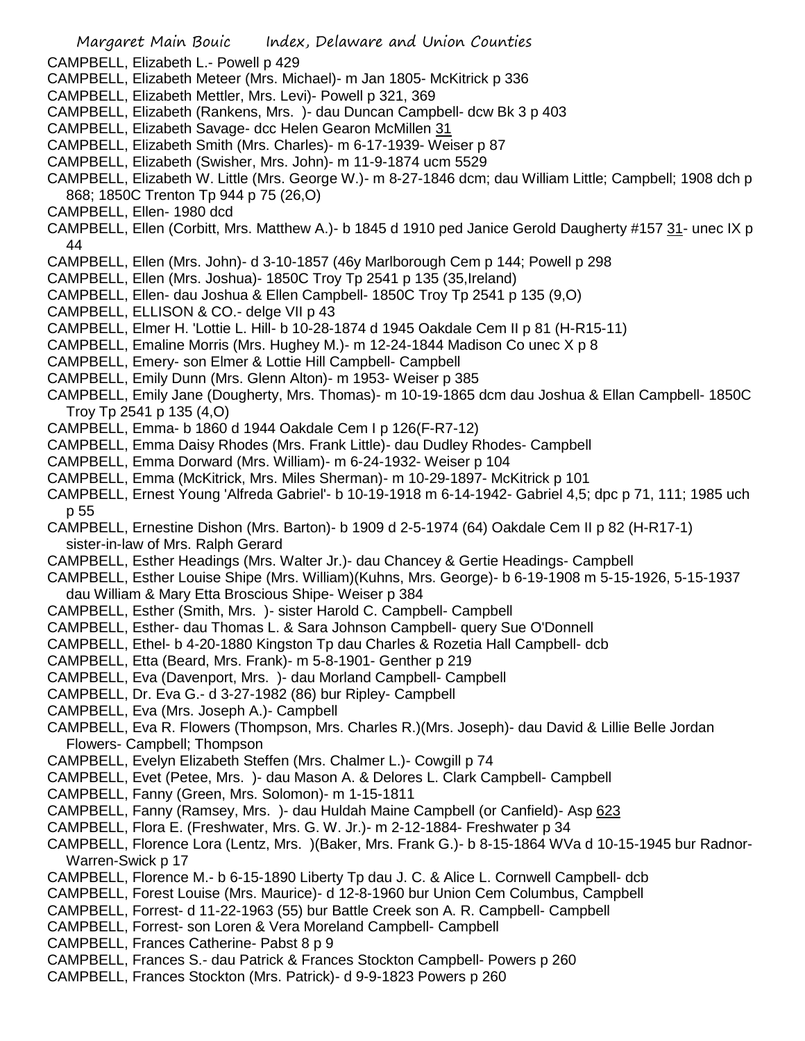CAMPBELL, Elizabeth L.- Powell p 429

CAMPBELL, Elizabeth Meteer (Mrs. Michael)- m Jan 1805- McKitrick p 336

CAMPBELL, Elizabeth Mettler, Mrs. Levi)- Powell p 321, 369

CAMPBELL, Elizabeth (Rankens, Mrs. )- dau Duncan Campbell- dcw Bk 3 p 403

CAMPBELL, Elizabeth Savage- dcc Helen Gearon McMillen 31

CAMPBELL, Elizabeth Smith (Mrs. Charles)- m 6-17-1939- Weiser p 87

CAMPBELL, Elizabeth (Swisher, Mrs. John)- m 11-9-1874 ucm 5529

CAMPBELL, Elizabeth W. Little (Mrs. George W.)- m 8-27-1846 dcm; dau William Little; Campbell; 1908 dch p 868; 1850C Trenton Tp 944 p 75 (26,O)

CAMPBELL, Ellen- 1980 dcd

CAMPBELL, Ellen (Corbitt, Mrs. Matthew A.)- b 1845 d 1910 ped Janice Gerold Daugherty #157 31- unec IX p 44

CAMPBELL, Ellen (Mrs. John)- d 3-10-1857 (46y Marlborough Cem p 144; Powell p 298

CAMPBELL, Ellen (Mrs. Joshua)- 1850C Troy Tp 2541 p 135 (35,Ireland)

CAMPBELL, Ellen- dau Joshua & Ellen Campbell- 1850C Troy Tp 2541 p 135 (9,O)

CAMPBELL, ELLISON & CO.- delge VII p 43

CAMPBELL, Elmer H. 'Lottie L. Hill- b 10-28-1874 d 1945 Oakdale Cem II p 81 (H-R15-11)

CAMPBELL, Emaline Morris (Mrs. Hughey M.)- m 12-24-1844 Madison Co unec X p 8

CAMPBELL, Emery- son Elmer & Lottie Hill Campbell- Campbell

CAMPBELL, Emily Dunn (Mrs. Glenn Alton)- m 1953- Weiser p 385

CAMPBELL, Emily Jane (Dougherty, Mrs. Thomas)- m 10-19-1865 dcm dau Joshua & Ellan Campbell- 1850C Troy Tp 2541 p 135 (4,O)

CAMPBELL, Emma- b 1860 d 1944 Oakdale Cem I p 126(F-R7-12)

CAMPBELL, Emma Daisy Rhodes (Mrs. Frank Little)- dau Dudley Rhodes- Campbell

CAMPBELL, Emma Dorward (Mrs. William)- m 6-24-1932- Weiser p 104

CAMPBELL, Emma (McKitrick, Mrs. Miles Sherman)- m 10-29-1897- McKitrick p 101

CAMPBELL, Ernest Young 'Alfreda Gabriel'- b 10-19-1918 m 6-14-1942- Gabriel 4,5; dpc p 71, 111; 1985 uch p 55

CAMPBELL, Ernestine Dishon (Mrs. Barton)- b 1909 d 2-5-1974 (64) Oakdale Cem II p 82 (H-R17-1) sister-in-law of Mrs. Ralph Gerard

CAMPBELL, Esther Headings (Mrs. Walter Jr.)- dau Chancey & Gertie Headings- Campbell

CAMPBELL, Esther Louise Shipe (Mrs. William)(Kuhns, Mrs. George)- b 6-19-1908 m 5-15-1926, 5-15-1937 dau William & Mary Etta Broscious Shipe- Weiser p 384

CAMPBELL, Esther (Smith, Mrs. )- sister Harold C. Campbell- Campbell

CAMPBELL, Esther- dau Thomas L. & Sara Johnson Campbell- query Sue O'Donnell

CAMPBELL, Ethel- b 4-20-1880 Kingston Tp dau Charles & Rozetia Hall Campbell- dcb

CAMPBELL, Etta (Beard, Mrs. Frank)- m 5-8-1901- Genther p 219

CAMPBELL, Eva (Davenport, Mrs. )- dau Morland Campbell- Campbell

CAMPBELL, Dr. Eva G.- d 3-27-1982 (86) bur Ripley- Campbell

CAMPBELL, Eva (Mrs. Joseph A.)- Campbell

CAMPBELL, Eva R. Flowers (Thompson, Mrs. Charles R.)(Mrs. Joseph)- dau David & Lillie Belle Jordan Flowers- Campbell; Thompson

CAMPBELL, Evelyn Elizabeth Steffen (Mrs. Chalmer L.)- Cowgill p 74

CAMPBELL, Evet (Petee, Mrs. )- dau Mason A. & Delores L. Clark Campbell- Campbell

CAMPBELL, Fanny (Green, Mrs. Solomon)- m 1-15-1811

CAMPBELL, Fanny (Ramsey, Mrs. )- dau Huldah Maine Campbell (or Canfield)- Asp 623

CAMPBELL, Flora E. (Freshwater, Mrs. G. W. Jr.)- m 2-12-1884- Freshwater p 34

CAMPBELL, Florence Lora (Lentz, Mrs. )(Baker, Mrs. Frank G.)- b 8-15-1864 WVa d 10-15-1945 bur Radnor-Warren-Swick p 17

CAMPBELL, Florence M.- b 6-15-1890 Liberty Tp dau J. C. & Alice L. Cornwell Campbell- dcb

CAMPBELL, Forest Louise (Mrs. Maurice)- d 12-8-1960 bur Union Cem Columbus, Campbell

CAMPBELL, Forrest- d 11-22-1963 (55) bur Battle Creek son A. R. Campbell- Campbell

CAMPBELL, Forrest- son Loren & Vera Moreland Campbell- Campbell

CAMPBELL, Frances Catherine- Pabst 8 p 9

CAMPBELL, Frances S.- dau Patrick & Frances Stockton Campbell- Powers p 260

CAMPBELL, Frances Stockton (Mrs. Patrick)- d 9-9-1823 Powers p 260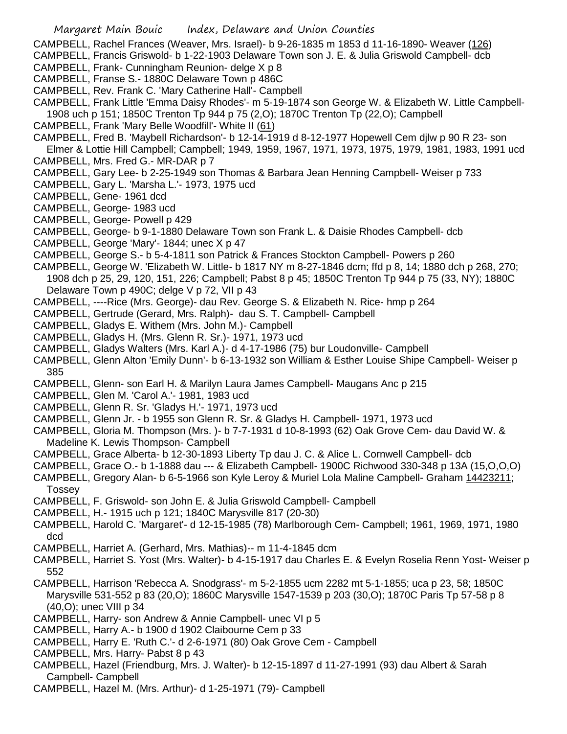CAMPBELL, Rachel Frances (Weaver, Mrs. Israel)- b 9-26-1835 m 1853 d 11-16-1890- Weaver (126)
CAMPBELL, Francis Griswold- b 1-22-1903 Delaware Town son J. E. & Julia Griswold Campbell- dcb
CAMPBELL, Frank- Cunningham Reunion- delge X p 8
CAMPBELL, Franse S.- 1880C Delaware Town p 486C
CAMPBELL, Rev. Frank C. 'Mary Catherine Hall'- Campbell
CAMPBELL, Frank Little 'Emma Daisy Rhodes'- m 5-19-1874 son George W. & Elizabeth W. Little Campbell- 1908 uch p 151; 1850C Trenton Tp 944 p 75 (2,O); 1870C Trenton Tp (22,O); Campbell
CAMPBELL, Frank 'Mary Belle Woodfill'- White II (61)
CAMPBELL, Fred B. 'Maybell Richardson'- b 12-14-1919 d 8-12-1977 Hopewell Cem djlw p 90 R 23- son Elmer & Lottie Hill Campbell; Campbell; 1949, 1959, 1967, 1971, 1973, 1975, 1979, 1981, 1983, 1991 ucd
CAMPBELL, Mrs. Fred G.- MR-DAR p 7
CAMPBELL, Gary Lee- b 2-25-1949 son Thomas & Barbara Jean Henning Campbell- Weiser p 733
CAMPBELL, Gary L. 'Marsha L.'- 1973, 1975 ucd
CAMPBELL, Gene- 1961 dcd
CAMPBELL, George- 1983 ucd
CAMPBELL, George- Powell p 429
CAMPBELL, George- b 9-1-1880 Delaware Town son Frank L. & Daisie Rhodes Campbell- dcb
CAMPBELL, George 'Mary'- 1844; unec X p 47
CAMPBELL, George S.- b 5-4-1811 son Patrick & Frances Stockton Campbell- Powers p 260
CAMPBELL, George W. 'Elizabeth W. Little- b 1817 NY m 8-27-1846 dcm; ffd p 8, 14; 1880 dch p 268, 270; 1908 dch p 25, 29, 120, 151, 226; Campbell; Pabst 8 p 45; 1850C Trenton Tp 944 p 75 (33, NY); 1880C Delaware Town p 490C; delge V p 72, VII p 43
CAMPBELL, ----Rice (Mrs. George)- dau Rev. George S. & Elizabeth N. Rice- hmp p 264
CAMPBELL, Gertrude (Gerard, Mrs. Ralph)- dau S. T. Campbell- Campbell
CAMPBELL, Gladys E. Withem (Mrs. John M.)- Campbell
CAMPBELL, Gladys H. (Mrs. Glenn R. Sr.)- 1971, 1973 ucd
CAMPBELL, Gladys Walters (Mrs. Karl A.)- d 4-17-1986 (75) bur Loudonville- Campbell
CAMPBELL, Glenn Alton 'Emily Dunn'- b 6-13-1932 son William & Esther Louise Shipe Campbell- Weiser p 385
CAMPBELL, Glenn- son Earl H. & Marilyn Laura James Campbell- Maugans Anc p 215
CAMPBELL, Glen M. 'Carol A.'- 1981, 1983 ucd
CAMPBELL, Glenn R. Sr. 'Gladys H.'- 1971, 1973 ucd
CAMPBELL, Glenn Jr. - b 1955 son Glenn R. Sr. & Gladys H. Campbell- 1971, 1973 ucd
CAMPBELL, Gloria M. Thompson (Mrs. )- b 7-7-1931 d 10-8-1993 (62) Oak Grove Cem- dau David W. & Madeline K. Lewis Thompson- Campbell
CAMPBELL, Grace Alberta- b 12-30-1893 Liberty Tp dau J. C. & Alice L. Cornwell Campbell- dcb
CAMPBELL, Grace O.- b 1-1888 dau --- & Elizabeth Campbell- 1900C Richwood 330-348 p 13A (15,O,O,O)
CAMPBELL, Gregory Alan- b 6-5-1966 son Kyle Leroy & Muriel Lola Maline Campbell- Graham 14423211; Tossey
CAMPBELL, F. Griswold- son John E. & Julia Griswold Campbell- Campbell
CAMPBELL, H.- 1915 uch p 121; 1840C Marysville 817 (20-30)
CAMPBELL, Harold C. 'Margaret'- d 12-15-1985 (78) Marlborough Cem- Campbell; 1961, 1969, 1971, 1980 dcd
CAMPBELL, Harriet A. (Gerhard, Mrs. Mathias)-- m 11-4-1845 dcm
CAMPBELL, Harriet S. Yost (Mrs. Walter)- b 4-15-1917 dau Charles E. & Evelyn Roselia Renn Yost- Weiser p 552
CAMPBELL, Harrison 'Rebecca A. Snodgrass'- m 5-2-1855 ucm 2282 mt 5-1-1855; uca p 23, 58; 1850C Marysville 531-552 p 83 (20,O); 1860C Marysville 1547-1539 p 203 (30,O); 1870C Paris Tp 57-58 p 8 (40,O); unec VIII p 34
CAMPBELL, Harry- son Andrew & Annie Campbell- unec VI p 5
CAMPBELL, Harry A.- b 1900 d 1902 Claibourne Cem p 33
CAMPBELL, Harry E. 'Ruth C.'- d 2-6-1971 (80) Oak Grove Cem - Campbell
CAMPBELL, Mrs. Harry- Pabst 8 p 43
CAMPBELL, Hazel (Friendburg, Mrs. J. Walter)- b 12-15-1897 d 11-27-1991 (93) dau Albert & Sarah Campbell- Campbell
CAMPBELL, Hazel M. (Mrs. Arthur)- d 1-25-1971 (79)- Campbell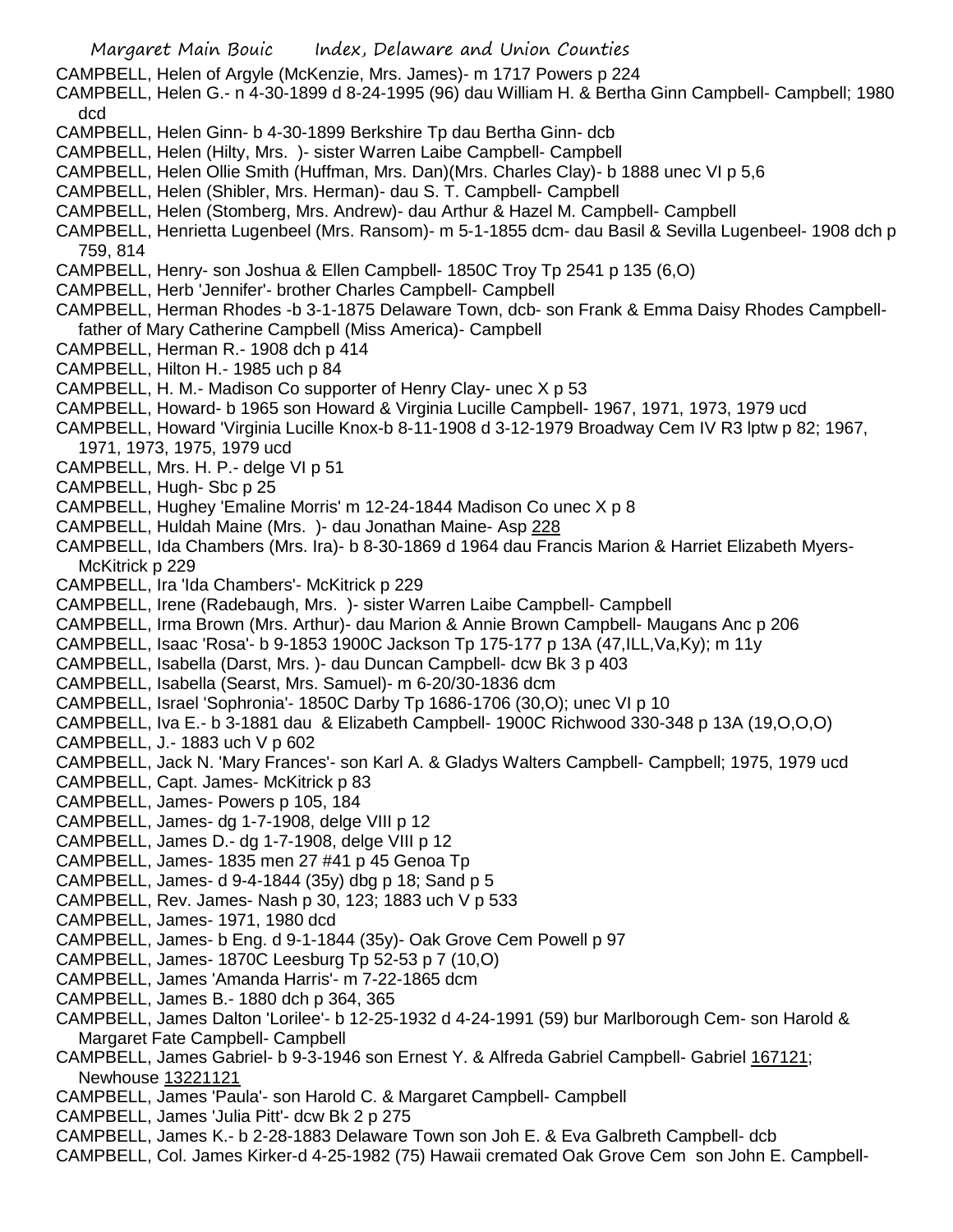CAMPBELL, Helen of Argyle (McKenzie, Mrs. James)- m 1717 Powers p 224

CAMPBELL, Helen G.- n 4-30-1899 d 8-24-1995 (96) dau William H. & Bertha Ginn Campbell- Campbell; 1980 dcd

CAMPBELL, Helen Ginn- b 4-30-1899 Berkshire Tp dau Bertha Ginn- dcb

CAMPBELL, Helen (Hilty, Mrs. )- sister Warren Laibe Campbell- Campbell

CAMPBELL, Helen Ollie Smith (Huffman, Mrs. Dan)(Mrs. Charles Clay)- b 1888 unec VI p 5,6

CAMPBELL, Helen (Shibler, Mrs. Herman)- dau S. T. Campbell- Campbell

CAMPBELL, Helen (Stomberg, Mrs. Andrew)- dau Arthur & Hazel M. Campbell- Campbell

CAMPBELL, Henrietta Lugenbeel (Mrs. Ransom)- m 5-1-1855 dcm- dau Basil & Sevilla Lugenbeel- 1908 dch p 759, 814

CAMPBELL, Henry- son Joshua & Ellen Campbell- 1850C Troy Tp 2541 p 135 (6,O)

CAMPBELL, Herb 'Jennifer'- brother Charles Campbell- Campbell

CAMPBELL, Herman Rhodes -b 3-1-1875 Delaware Town, dcb- son Frank & Emma Daisy Rhodes Campbell- father of Mary Catherine Campbell (Miss America)- Campbell

CAMPBELL, Herman R.- 1908 dch p 414

CAMPBELL, Hilton H.- 1985 uch p 84

CAMPBELL, H. M.- Madison Co supporter of Henry Clay- unec X p 53

CAMPBELL, Howard- b 1965 son Howard & Virginia Lucille Campbell- 1967, 1971, 1973, 1979 ucd

CAMPBELL, Howard 'Virginia Lucille Knox-b 8-11-1908 d 3-12-1979 Broadway Cem IV R3 lptw p 82; 1967, 1971, 1973, 1975, 1979 ucd

CAMPBELL, Mrs. H. P.- delge VI p 51

CAMPBELL, Hugh- Sbc p 25

CAMPBELL, Hughey 'Emaline Morris' m 12-24-1844 Madison Co unec X p 8

CAMPBELL, Huldah Maine (Mrs. )- dau Jonathan Maine- Asp 228

CAMPBELL, Ida Chambers (Mrs. Ira)- b 8-30-1869 d 1964 dau Francis Marion & Harriet Elizabeth Myers- McKitrick p 229

CAMPBELL, Ira 'Ida Chambers'- McKitrick p 229

CAMPBELL, Irene (Radebaugh, Mrs. )- sister Warren Laibe Campbell- Campbell

CAMPBELL, Irma Brown (Mrs. Arthur)- dau Marion & Annie Brown Campbell- Maugans Anc p 206

CAMPBELL, Isaac 'Rosa'- b 9-1853 1900C Jackson Tp 175-177 p 13A (47,ILL,Va,Ky); m 11y

CAMPBELL, Isabella (Darst, Mrs. )- dau Duncan Campbell- dcw Bk 3 p 403

CAMPBELL, Isabella (Searst, Mrs. Samuel)- m 6-20/30-1836 dcm

CAMPBELL, Israel 'Sophronia'- 1850C Darby Tp 1686-1706 (30,O); unec VI p 10

CAMPBELL, Iva E.- b 3-1881 dau & Elizabeth Campbell- 1900C Richwood 330-348 p 13A (19,O,O,O)

CAMPBELL, J.- 1883 uch V p 602

CAMPBELL, Jack N. 'Mary Frances'- son Karl A. & Gladys Walters Campbell- Campbell; 1975, 1979 ucd

CAMPBELL, Capt. James- McKitrick p 83

CAMPBELL, James- Powers p 105, 184

CAMPBELL, James- dg 1-7-1908, delge VIII p 12

CAMPBELL, James D.- dg 1-7-1908, delge VIII p 12

CAMPBELL, James- 1835 men 27 #41 p 45 Genoa Tp

CAMPBELL, James- d 9-4-1844 (35y) dbg p 18; Sand p 5

CAMPBELL, Rev. James- Nash p 30, 123; 1883 uch V p 533

CAMPBELL, James- 1971, 1980 dcd

CAMPBELL, James- b Eng. d 9-1-1844 (35y)- Oak Grove Cem Powell p 97

CAMPBELL, James- 1870C Leesburg Tp 52-53 p 7 (10,O)

CAMPBELL, James 'Amanda Harris'- m 7-22-1865 dcm

CAMPBELL, James B.- 1880 dch p 364, 365

CAMPBELL, James Dalton 'Lorilee'- b 12-25-1932 d 4-24-1991 (59) bur Marlborough Cem- son Harold & Margaret Fate Campbell- Campbell

CAMPBELL, James Gabriel- b 9-3-1946 son Ernest Y. & Alfreda Gabriel Campbell- Gabriel 167121; Newhouse 13221121

CAMPBELL, James 'Paula'- son Harold C. & Margaret Campbell- Campbell

CAMPBELL, James 'Julia Pitt'- dcw Bk 2 p 275

CAMPBELL, James K.- b 2-28-1883 Delaware Town son Joh E. & Eva Galbreth Campbell- dcb

CAMPBELL, Col. James Kirker-d 4-25-1982 (75) Hawaii cremated Oak Grove Cem son John E. Campbell-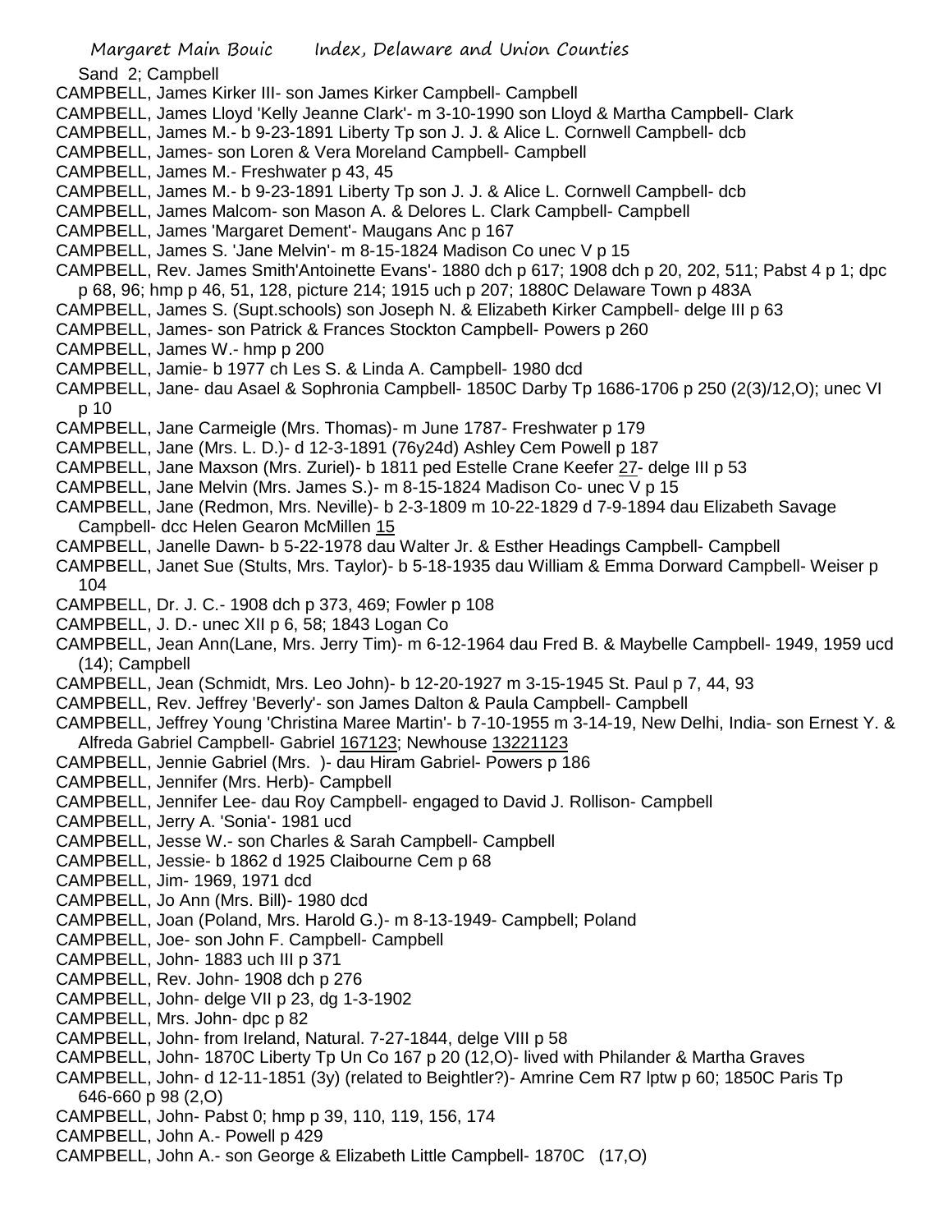Sand 2; Campbell

CAMPBELL, James Kirker III- son James Kirker Campbell- Campbell

CAMPBELL, James Lloyd 'Kelly Jeanne Clark'- m 3-10-1990 son Lloyd & Martha Campbell- Clark

CAMPBELL, James M.- b 9-23-1891 Liberty Tp son J. J. & Alice L. Cornwell Campbell- dcb

CAMPBELL, James- son Loren & Vera Moreland Campbell- Campbell

CAMPBELL, James M.- Freshwater p 43, 45

CAMPBELL, James M.- b 9-23-1891 Liberty Tp son J. J. & Alice L. Cornwell Campbell- dcb

CAMPBELL, James Malcom- son Mason A. & Delores L. Clark Campbell- Campbell

CAMPBELL, James 'Margaret Dement'- Maugans Anc p 167

CAMPBELL, James S. 'Jane Melvin'- m 8-15-1824 Madison Co unec V p 15

CAMPBELL, Rev. James Smith'Antoinette Evans'- 1880 dch p 617; 1908 dch p 20, 202, 511; Pabst 4 p 1; dpc p 68, 96; hmp p 46, 51, 128, picture 214; 1915 uch p 207; 1880C Delaware Town p 483A

CAMPBELL, James S. (Supt.schools) son Joseph N. & Elizabeth Kirker Campbell- delge III p 63

CAMPBELL, James- son Patrick & Frances Stockton Campbell- Powers p 260

CAMPBELL, James W.- hmp p 200

CAMPBELL, Jamie- b 1977 ch Les S. & Linda A. Campbell- 1980 dcd

CAMPBELL, Jane- dau Asael & Sophronia Campbell- 1850C Darby Tp 1686-1706 p 250 (2(3)/12,O); unec VI p 10

CAMPBELL, Jane Carmeigle (Mrs. Thomas)- m June 1787- Freshwater p 179

CAMPBELL, Jane (Mrs. L. D.)- d 12-3-1891 (76y24d) Ashley Cem Powell p 187

CAMPBELL, Jane Maxson (Mrs. Zuriel)- b 1811 ped Estelle Crane Keefer 27- delge III p 53

CAMPBELL, Jane Melvin (Mrs. James S.)- m 8-15-1824 Madison Co- unec V p 15

CAMPBELL, Jane (Redmon, Mrs. Neville)- b 2-3-1809 m 10-22-1829 d 7-9-1894 dau Elizabeth Savage Campbell- dcc Helen Gearon McMillen 15

CAMPBELL, Janelle Dawn- b 5-22-1978 dau Walter Jr. & Esther Headings Campbell- Campbell

CAMPBELL, Janet Sue (Stults, Mrs. Taylor)- b 5-18-1935 dau William & Emma Dorward Campbell- Weiser p 104

CAMPBELL, Dr. J. C.- 1908 dch p 373, 469; Fowler p 108

CAMPBELL, J. D.- unec XII p 6, 58; 1843 Logan Co

CAMPBELL, Jean Ann(Lane, Mrs. Jerry Tim)- m 6-12-1964 dau Fred B. & Maybelle Campbell- 1949, 1959 ucd (14); Campbell

CAMPBELL, Jean (Schmidt, Mrs. Leo John)- b 12-20-1927 m 3-15-1945 St. Paul p 7, 44, 93

CAMPBELL, Rev. Jeffrey 'Beverly'- son James Dalton & Paula Campbell- Campbell

CAMPBELL, Jeffrey Young 'Christina Maree Martin'- b 7-10-1955 m 3-14-19, New Delhi, India- son Ernest Y. & Alfreda Gabriel Campbell- Gabriel 167123; Newhouse 13221123

CAMPBELL, Jennie Gabriel (Mrs. )- dau Hiram Gabriel- Powers p 186

CAMPBELL, Jennifer (Mrs. Herb)- Campbell

CAMPBELL, Jennifer Lee- dau Roy Campbell- engaged to David J. Rollison- Campbell

CAMPBELL, Jerry A. 'Sonia'- 1981 ucd

CAMPBELL, Jesse W.- son Charles & Sarah Campbell- Campbell

CAMPBELL, Jessie- b 1862 d 1925 Claibourne Cem p 68

CAMPBELL, Jim- 1969, 1971 dcd

CAMPBELL, Jo Ann (Mrs. Bill)- 1980 dcd

CAMPBELL, Joan (Poland, Mrs. Harold G.)- m 8-13-1949- Campbell; Poland

CAMPBELL, Joe- son John F. Campbell- Campbell

CAMPBELL, John- 1883 uch III p 371

CAMPBELL, Rev. John- 1908 dch p 276

CAMPBELL, John- delge VII p 23, dg 1-3-1902

CAMPBELL, Mrs. John- dpc p 82

CAMPBELL, John- from Ireland, Natural. 7-27-1844, delge VIII p 58

CAMPBELL, John- 1870C Liberty Tp Un Co 167 p 20 (12,O)- lived with Philander & Martha Graves

CAMPBELL, John- d 12-11-1851 (3y) (related to Beightler?)- Amrine Cem R7 lptw p 60; 1850C Paris Tp 646-660 p 98 (2,O)

CAMPBELL, John- Pabst 0; hmp p 39, 110, 119, 156, 174

CAMPBELL, John A.- Powell p 429

CAMPBELL, John A.- son George & Elizabeth Little Campbell- 1870C (17,O)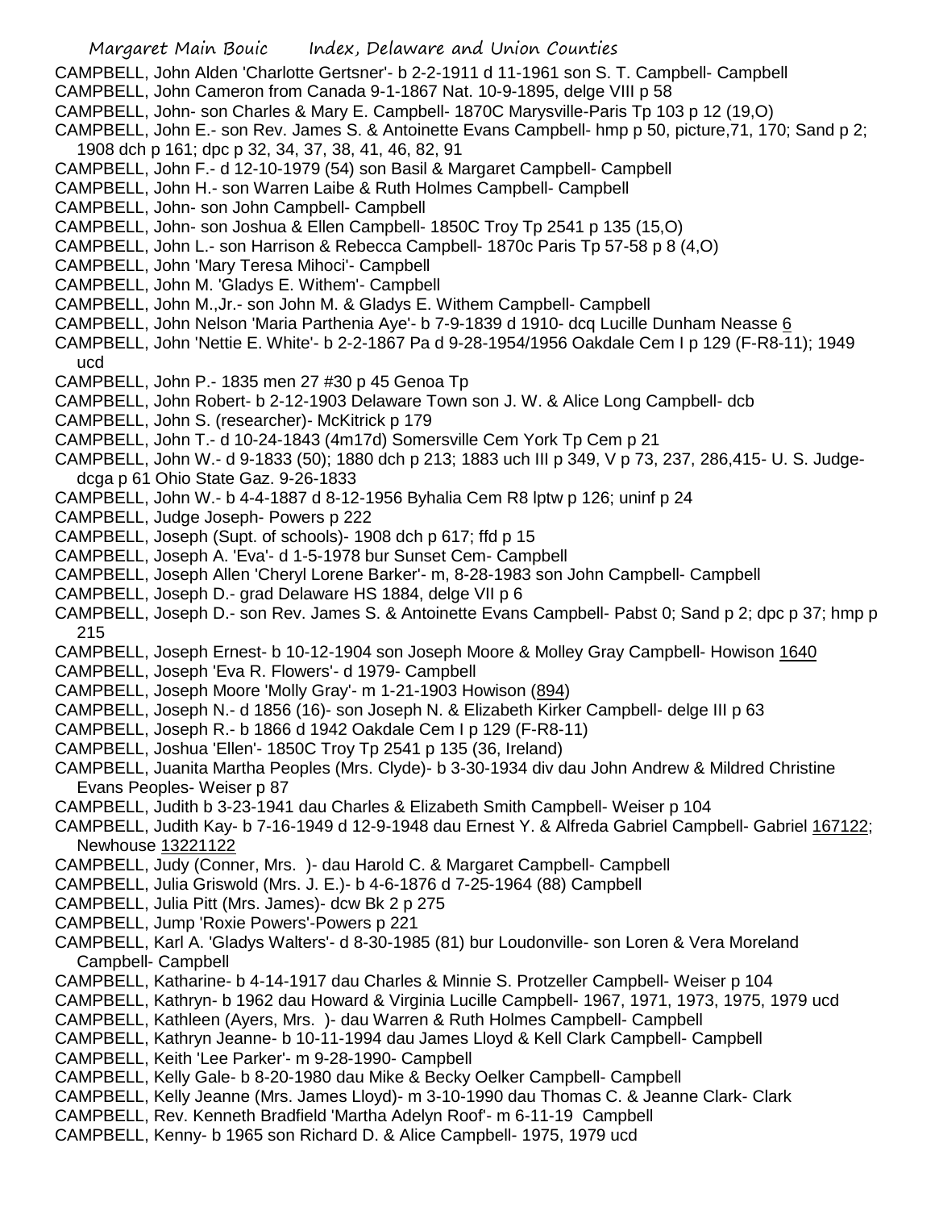CAMPBELL, John Alden 'Charlotte Gertsner'- b 2-2-1911 d 11-1961 son S. T. Campbell- Campbell

CAMPBELL, John Cameron from Canada 9-1-1867 Nat. 10-9-1895, delge VIII p 58

CAMPBELL, John- son Charles & Mary E. Campbell- 1870C Marysville-Paris Tp 103 p 12 (19,O)

CAMPBELL, John E.- son Rev. James S. & Antoinette Evans Campbell- hmp p 50, picture,71, 170; Sand p 2; 1908 dch p 161; dpc p 32, 34, 37, 38, 41, 46, 82, 91

CAMPBELL, John F.- d 12-10-1979 (54) son Basil & Margaret Campbell- Campbell

CAMPBELL, John H.- son Warren Laibe & Ruth Holmes Campbell- Campbell

CAMPBELL, John- son John Campbell- Campbell

CAMPBELL, John- son Joshua & Ellen Campbell- 1850C Troy Tp 2541 p 135 (15,O)

CAMPBELL, John L.- son Harrison & Rebecca Campbell- 1870c Paris Tp 57-58 p 8 (4,O)

CAMPBELL, John 'Mary Teresa Mihoci'- Campbell

CAMPBELL, John M. 'Gladys E. Withem'- Campbell

CAMPBELL, John M.,Jr.- son John M. & Gladys E. Withem Campbell- Campbell

CAMPBELL, John Nelson 'Maria Parthenia Aye'- b 7-9-1839 d 1910- dcq Lucille Dunham Neasse 6

CAMPBELL, John 'Nettie E. White'- b 2-2-1867 Pa d 9-28-1954/1956 Oakdale Cem I p 129 (F-R8-11); 1949 ucd

CAMPBELL, John P.- 1835 men 27 #30 p 45 Genoa Tp

CAMPBELL, John Robert- b 2-12-1903 Delaware Town son J. W. & Alice Long Campbell- dcb

CAMPBELL, John S. (researcher)- McKitrick p 179

CAMPBELL, John T.- d 10-24-1843 (4m17d) Somersville Cem York Tp Cem p 21

CAMPBELL, John W.- d 9-1833 (50); 1880 dch p 213; 1883 uch III p 349, V p 73, 237, 286,415- U. S. Judge- dcga p 61 Ohio State Gaz. 9-26-1833

CAMPBELL, John W.- b 4-4-1887 d 8-12-1956 Byhalia Cem R8 lptw p 126; uninf p 24

CAMPBELL, Judge Joseph- Powers p 222

CAMPBELL, Joseph (Supt. of schools)- 1908 dch p 617; ffd p 15

CAMPBELL, Joseph A. 'Eva'- d 1-5-1978 bur Sunset Cem- Campbell

CAMPBELL, Joseph Allen 'Cheryl Lorene Barker'- m, 8-28-1983 son John Campbell- Campbell

CAMPBELL, Joseph D.- grad Delaware HS 1884, delge VII p 6

CAMPBELL, Joseph D.- son Rev. James S. & Antoinette Evans Campbell- Pabst 0; Sand p 2; dpc p 37; hmp p 215

CAMPBELL, Joseph Ernest- b 10-12-1904 son Joseph Moore & Molley Gray Campbell- Howison 1640

CAMPBELL, Joseph 'Eva R. Flowers'- d 1979- Campbell

CAMPBELL, Joseph Moore 'Molly Gray'- m 1-21-1903 Howison (894)

CAMPBELL, Joseph N.- d 1856 (16)- son Joseph N. & Elizabeth Kirker Campbell- delge III p 63

CAMPBELL, Joseph R.- b 1866 d 1942 Oakdale Cem I p 129 (F-R8-11)

CAMPBELL, Joshua 'Ellen'- 1850C Troy Tp 2541 p 135 (36, Ireland)

CAMPBELL, Juanita Martha Peoples (Mrs. Clyde)- b 3-30-1934 div dau John Andrew & Mildred Christine Evans Peoples- Weiser p 87

CAMPBELL, Judith b 3-23-1941 dau Charles & Elizabeth Smith Campbell- Weiser p 104

CAMPBELL, Judith Kay- b 7-16-1949 d 12-9-1948 dau Ernest Y. & Alfreda Gabriel Campbell- Gabriel 167122; Newhouse 13221122

CAMPBELL, Judy (Conner, Mrs. )- dau Harold C. & Margaret Campbell- Campbell

CAMPBELL, Julia Griswold (Mrs. J. E.)- b 4-6-1876 d 7-25-1964 (88) Campbell

CAMPBELL, Julia Pitt (Mrs. James)- dcw Bk 2 p 275

CAMPBELL, Jump 'Roxie Powers'-Powers p 221

CAMPBELL, Karl A. 'Gladys Walters'- d 8-30-1985 (81) bur Loudonville- son Loren & Vera Moreland Campbell- Campbell

CAMPBELL, Katharine- b 4-14-1917 dau Charles & Minnie S. Protzeller Campbell- Weiser p 104

CAMPBELL, Kathryn- b 1962 dau Howard & Virginia Lucille Campbell- 1967, 1971, 1973, 1975, 1979 ucd

CAMPBELL, Kathleen (Ayers, Mrs. )- dau Warren & Ruth Holmes Campbell- Campbell

CAMPBELL, Kathryn Jeanne- b 10-11-1994 dau James Lloyd & Kell Clark Campbell- Campbell

CAMPBELL, Keith 'Lee Parker'- m 9-28-1990- Campbell

CAMPBELL, Kelly Gale- b 8-20-1980 dau Mike & Becky Oelker Campbell- Campbell

CAMPBELL, Kelly Jeanne (Mrs. James Lloyd)- m 3-10-1990 dau Thomas C. & Jeanne Clark- Clark

CAMPBELL, Rev. Kenneth Bradfield 'Martha Adelyn Roof'- m 6-11-19 Campbell

CAMPBELL, Kenny- b 1965 son Richard D. & Alice Campbell- 1975, 1979 ucd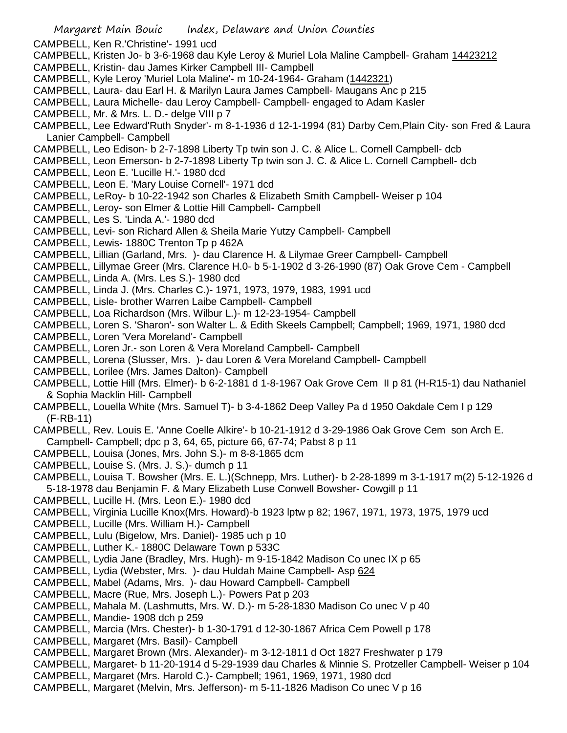CAMPBELL, Ken R.'Christine'- 1991 ucd

CAMPBELL, Kristen Jo- b 3-6-1968 dau Kyle Leroy & Muriel Lola Maline Campbell- Graham 14423212

CAMPBELL, Kristin- dau James Kirker Campbell III- Campbell

CAMPBELL, Kyle Leroy 'Muriel Lola Maline'- m 10-24-1964- Graham (1442321)

CAMPBELL, Laura- dau Earl H. & Marilyn Laura James Campbell- Maugans Anc p 215

CAMPBELL, Laura Michelle- dau Leroy Campbell- Campbell- engaged to Adam Kasler

CAMPBELL, Mr. & Mrs. L. D.- delge VIII p 7

CAMPBELL, Lee Edward'Ruth Snyder'- m 8-1-1936 d 12-1-1994 (81) Darby Cem,Plain City- son Fred & Laura Lanier Campbell- Campbell

CAMPBELL, Leo Edison- b 2-7-1898 Liberty Tp twin son J. C. & Alice L. Cornell Campbell- dcb

CAMPBELL, Leon Emerson- b 2-7-1898 Liberty Tp twin son J. C. & Alice L. Cornell Campbell- dcb

CAMPBELL, Leon E. 'Lucille H.'- 1980 dcd

CAMPBELL, Leon E. 'Mary Louise Cornell'- 1971 dcd

CAMPBELL, LeRoy- b 10-22-1942 son Charles & Elizabeth Smith Campbell- Weiser p 104

CAMPBELL, Leroy- son Elmer & Lottie Hill Campbell- Campbell

CAMPBELL, Les S. 'Linda A.'- 1980 dcd

CAMPBELL, Levi- son Richard Allen & Sheila Marie Yutzy Campbell- Campbell

CAMPBELL, Lewis- 1880C Trenton Tp p 462A

CAMPBELL, Lillian (Garland, Mrs. )- dau Clarence H. & Lilymae Greer Campbell- Campbell

CAMPBELL, Lillymae Greer (Mrs. Clarence H.0- b 5-1-1902 d 3-26-1990 (87) Oak Grove Cem - Campbell

CAMPBELL, Linda A. (Mrs. Les S.)- 1980 dcd

CAMPBELL, Linda J. (Mrs. Charles C.)- 1971, 1973, 1979, 1983, 1991 ucd

CAMPBELL, Lisle- brother Warren Laibe Campbell- Campbell

CAMPBELL, Loa Richardson (Mrs. Wilbur L.)- m 12-23-1954- Campbell

CAMPBELL, Loren S. 'Sharon'- son Walter L. & Edith Skeels Campbell; Campbell; 1969, 1971, 1980 dcd

CAMPBELL, Loren 'Vera Moreland'- Campbell

CAMPBELL, Loren Jr.- son Loren & Vera Moreland Campbell- Campbell

CAMPBELL, Lorena (Slusser, Mrs. )- dau Loren & Vera Moreland Campbell- Campbell

CAMPBELL, Lorilee (Mrs. James Dalton)- Campbell

CAMPBELL, Lottie Hill (Mrs. Elmer)- b 6-2-1881 d 1-8-1967 Oak Grove Cem II p 81 (H-R15-1) dau Nathaniel & Sophia Macklin Hill- Campbell

CAMPBELL, Louella White (Mrs. Samuel T)- b 3-4-1862 Deep Valley Pa d 1950 Oakdale Cem I p 129 (F-RB-11)

CAMPBELL, Rev. Louis E. 'Anne Coelle Alkire'- b 10-21-1912 d 3-29-1986 Oak Grove Cem son Arch E. Campbell- Campbell; dpc p 3, 64, 65, picture 66, 67-74; Pabst 8 p 11

CAMPBELL, Louisa (Jones, Mrs. John S.)- m 8-8-1865 dcm

CAMPBELL, Louise S. (Mrs. J. S.)- dumch p 11

CAMPBELL, Louisa T. Bowsher (Mrs. E. L.)(Schnepp, Mrs. Luther)- b 2-28-1899 m 3-1-1917 m(2) 5-12-1926 d 5-18-1978 dau Benjamin F. & Mary Elizabeth Luse Conwell Bowsher- Cowgill p 11

CAMPBELL, Lucille H. (Mrs. Leon E.)- 1980 dcd

CAMPBELL, Virginia Lucille Knox(Mrs. Howard)-b 1923 lptw p 82; 1967, 1971, 1973, 1975, 1979 ucd

CAMPBELL, Lucille (Mrs. William H.)- Campbell

CAMPBELL, Lulu (Bigelow, Mrs. Daniel)- 1985 uch p 10

CAMPBELL, Luther K.- 1880C Delaware Town p 533C

CAMPBELL, Lydia Jane (Bradley, Mrs. Hugh)- m 9-15-1842 Madison Co unec IX p 65

CAMPBELL, Lydia (Webster, Mrs. )- dau Huldah Maine Campbell- Asp 624

CAMPBELL, Mabel (Adams, Mrs. )- dau Howard Campbell- Campbell

CAMPBELL, Macre (Rue, Mrs. Joseph L.)- Powers Pat p 203

CAMPBELL, Mahala M. (Lashmutts, Mrs. W. D.)- m 5-28-1830 Madison Co unec V p 40

CAMPBELL, Mandie- 1908 dch p 259

CAMPBELL, Marcia (Mrs. Chester)- b 1-30-1791 d 12-30-1867 Africa Cem Powell p 178

CAMPBELL, Margaret (Mrs. Basil)- Campbell

CAMPBELL, Margaret Brown (Mrs. Alexander)- m 3-12-1811 d Oct 1827 Freshwater p 179

CAMPBELL, Margaret- b 11-20-1914 d 5-29-1939 dau Charles & Minnie S. Protzeller Campbell- Weiser p 104

CAMPBELL, Margaret (Mrs. Harold C.)- Campbell; 1961, 1969, 1971, 1980 dcd

CAMPBELL, Margaret (Melvin, Mrs. Jefferson)- m 5-11-1826 Madison Co unec V p 16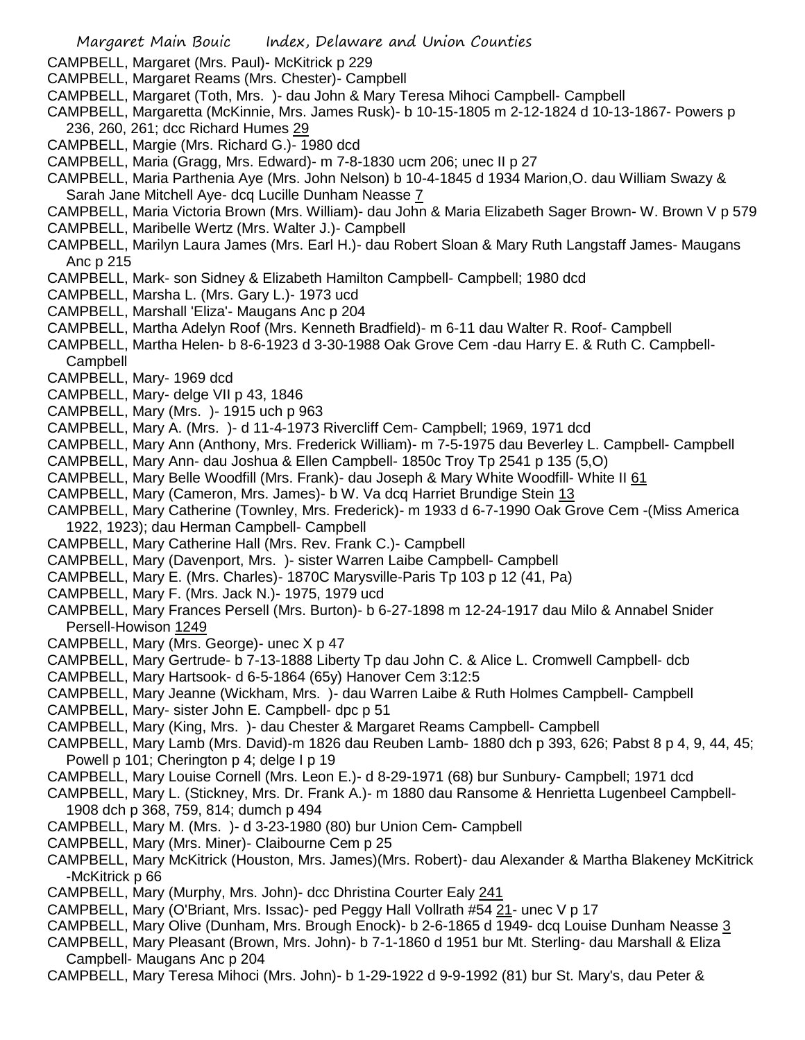CAMPBELL, Margaret (Mrs. Paul)- McKitrick p 229

CAMPBELL, Margaret Reams (Mrs. Chester)- Campbell

CAMPBELL, Margaret (Toth, Mrs. )- dau John & Mary Teresa Mihoci Campbell- Campbell

CAMPBELL, Margaretta (McKinnie, Mrs. James Rusk)- b 10-15-1805 m 2-12-1824 d 10-13-1867- Powers p 236, 260, 261; dcc Richard Humes 29

CAMPBELL, Margie (Mrs. Richard G.)- 1980 dcd

CAMPBELL, Maria (Gragg, Mrs. Edward)- m 7-8-1830 ucm 206; unec II p 27

CAMPBELL, Maria Parthenia Aye (Mrs. John Nelson) b 10-4-1845 d 1934 Marion,O. dau William Swazy & Sarah Jane Mitchell Aye- dcq Lucille Dunham Neasse 7

CAMPBELL, Maria Victoria Brown (Mrs. William)- dau John & Maria Elizabeth Sager Brown- W. Brown V p 579

CAMPBELL, Maribelle Wertz (Mrs. Walter J.)- Campbell

CAMPBELL, Marilyn Laura James (Mrs. Earl H.)- dau Robert Sloan & Mary Ruth Langstaff James- Maugans Anc p 215

CAMPBELL, Mark- son Sidney & Elizabeth Hamilton Campbell- Campbell; 1980 dcd

CAMPBELL, Marsha L. (Mrs. Gary L.)- 1973 ucd

CAMPBELL, Marshall 'Eliza'- Maugans Anc p 204

CAMPBELL, Martha Adelyn Roof (Mrs. Kenneth Bradfield)- m 6-11 dau Walter R. Roof- Campbell

CAMPBELL, Martha Helen- b 8-6-1923 d 3-30-1988 Oak Grove Cem -dau Harry E. & Ruth C. Campbell- Campbell

CAMPBELL, Mary- 1969 dcd

CAMPBELL, Mary- delge VII p 43, 1846

CAMPBELL, Mary (Mrs. )- 1915 uch p 963

CAMPBELL, Mary A. (Mrs. )- d 11-4-1973 Rivercliff Cem- Campbell; 1969, 1971 dcd

CAMPBELL, Mary Ann (Anthony, Mrs. Frederick William)- m 7-5-1975 dau Beverley L. Campbell- Campbell

CAMPBELL, Mary Ann- dau Joshua & Ellen Campbell- 1850c Troy Tp 2541 p 135 (5,O)

CAMPBELL, Mary Belle Woodfill (Mrs. Frank)- dau Joseph & Mary White Woodfill- White II 61

CAMPBELL, Mary (Cameron, Mrs. James)- b W. Va dcq Harriet Brundige Stein 13

CAMPBELL, Mary Catherine (Townley, Mrs. Frederick)- m 1933 d 6-7-1990 Oak Grove Cem -(Miss America 1922, 1923); dau Herman Campbell- Campbell

CAMPBELL, Mary Catherine Hall (Mrs. Rev. Frank C.)- Campbell

CAMPBELL, Mary (Davenport, Mrs. )- sister Warren Laibe Campbell- Campbell

CAMPBELL, Mary E. (Mrs. Charles)- 1870C Marysville-Paris Tp 103 p 12 (41, Pa)

CAMPBELL, Mary F. (Mrs. Jack N.)- 1975, 1979 ucd

CAMPBELL, Mary Frances Persell (Mrs. Burton)- b 6-27-1898 m 12-24-1917 dau Milo & Annabel Snider Persell-Howison 1249

CAMPBELL, Mary (Mrs. George)- unec X p 47

CAMPBELL, Mary Gertrude- b 7-13-1888 Liberty Tp dau John C. & Alice L. Cromwell Campbell- dcb

CAMPBELL, Mary Hartsook- d 6-5-1864 (65y) Hanover Cem 3:12:5

CAMPBELL, Mary Jeanne (Wickham, Mrs. )- dau Warren Laibe & Ruth Holmes Campbell- Campbell

CAMPBELL, Mary- sister John E. Campbell- dpc p 51

CAMPBELL, Mary (King, Mrs. )- dau Chester & Margaret Reams Campbell- Campbell

CAMPBELL, Mary Lamb (Mrs. David)-m 1826 dau Reuben Lamb- 1880 dch p 393, 626; Pabst 8 p 4, 9, 44, 45; Powell p 101; Cherington p 4; delge I p 19

CAMPBELL, Mary Louise Cornell (Mrs. Leon E.)- d 8-29-1971 (68) bur Sunbury- Campbell; 1971 dcd

CAMPBELL, Mary L. (Stickney, Mrs. Dr. Frank A.)- m 1880 dau Ransome & Henrietta Lugenbeel Campbell- 1908 dch p 368, 759, 814; dumch p 494

CAMPBELL, Mary M. (Mrs. )- d 3-23-1980 (80) bur Union Cem- Campbell

CAMPBELL, Mary (Mrs. Miner)- Claibourne Cem p 25

CAMPBELL, Mary McKitrick (Houston, Mrs. James)(Mrs. Robert)- dau Alexander & Martha Blakeney McKitrick -McKitrick p 66

CAMPBELL, Mary (Murphy, Mrs. John)- dcc Dhristina Courter Ealy 241

CAMPBELL, Mary (O'Briant, Mrs. Issac)- ped Peggy Hall Vollrath #54 21- unec V p 17

CAMPBELL, Mary Olive (Dunham, Mrs. Brough Enock)- b 2-6-1865 d 1949- dcq Louise Dunham Neasse 3

CAMPBELL, Mary Pleasant (Brown, Mrs. John)- b 7-1-1860 d 1951 bur Mt. Sterling- dau Marshall & Eliza Campbell- Maugans Anc p 204

CAMPBELL, Mary Teresa Mihoci (Mrs. John)- b 1-29-1922 d 9-9-1992 (81) bur St. Mary's, dau Peter &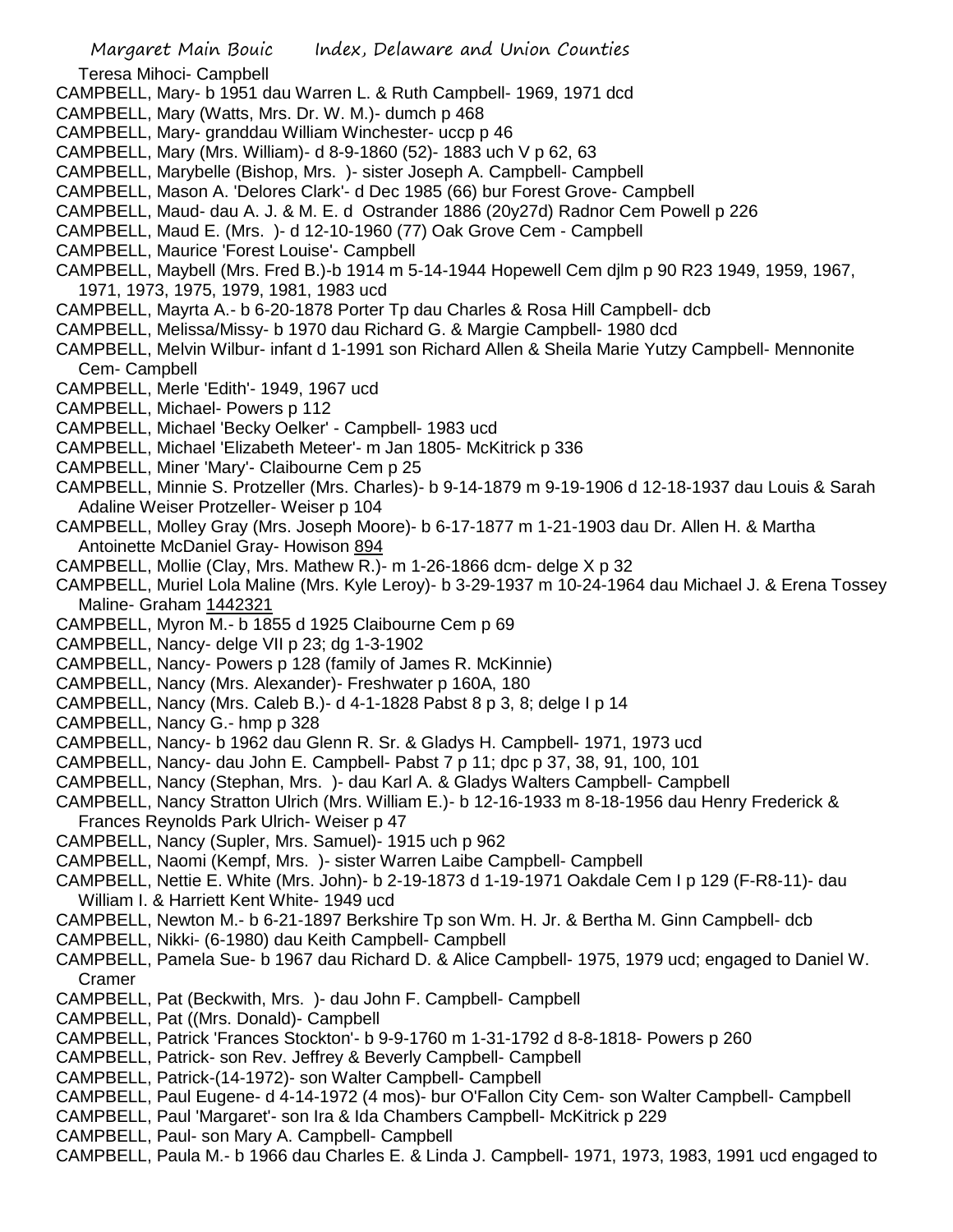Teresa Mihoci- Campbell

CAMPBELL, Mary- b 1951 dau Warren L. & Ruth Campbell- 1969, 1971 dcd

CAMPBELL, Mary (Watts, Mrs. Dr. W. M.)- dumch p 468

CAMPBELL, Mary- granddau William Winchester- uccp p 46

CAMPBELL, Mary (Mrs. William)- d 8-9-1860 (52)- 1883 uch V p 62, 63

CAMPBELL, Marybelle (Bishop, Mrs. )- sister Joseph A. Campbell- Campbell

CAMPBELL, Mason A. 'Delores Clark'- d Dec 1985 (66) bur Forest Grove- Campbell

CAMPBELL, Maud- dau A. J. & M. E. d Ostrander 1886 (20y27d) Radnor Cem Powell p 226

CAMPBELL, Maud E. (Mrs. )- d 12-10-1960 (77) Oak Grove Cem - Campbell

CAMPBELL, Maurice 'Forest Louise'- Campbell

CAMPBELL, Maybell (Mrs. Fred B.)-b 1914 m 5-14-1944 Hopewell Cem djlm p 90 R23 1949, 1959, 1967, 1971, 1973, 1975, 1979, 1981, 1983 ucd

CAMPBELL, Mayrta A.- b 6-20-1878 Porter Tp dau Charles & Rosa Hill Campbell- dcb

CAMPBELL, Melissa/Missy- b 1970 dau Richard G. & Margie Campbell- 1980 dcd

CAMPBELL, Melvin Wilbur- infant d 1-1991 son Richard Allen & Sheila Marie Yutzy Campbell- Mennonite Cem- Campbell

CAMPBELL, Merle 'Edith'- 1949, 1967 ucd

CAMPBELL, Michael- Powers p 112

CAMPBELL, Michael 'Becky Oelker' - Campbell- 1983 ucd

CAMPBELL, Michael 'Elizabeth Meteer'- m Jan 1805- McKitrick p 336

CAMPBELL, Miner 'Mary'- Claibourne Cem p 25

CAMPBELL, Minnie S. Protzeller (Mrs. Charles)- b 9-14-1879 m 9-19-1906 d 12-18-1937 dau Louis & Sarah Adaline Weiser Protzeller- Weiser p 104

CAMPBELL, Molley Gray (Mrs. Joseph Moore)- b 6-17-1877 m 1-21-1903 dau Dr. Allen H. & Martha Antoinette McDaniel Gray- Howison 894

CAMPBELL, Mollie (Clay, Mrs. Mathew R.)- m 1-26-1866 dcm- delge X p 32

CAMPBELL, Muriel Lola Maline (Mrs. Kyle Leroy)- b 3-29-1937 m 10-24-1964 dau Michael J. & Erena Tossey Maline- Graham 1442321

CAMPBELL, Myron M.- b 1855 d 1925 Claibourne Cem p 69

CAMPBELL, Nancy- delge VII p 23; dg 1-3-1902

CAMPBELL, Nancy- Powers p 128 (family of James R. McKinnie)

CAMPBELL, Nancy (Mrs. Alexander)- Freshwater p 160A, 180

CAMPBELL, Nancy (Mrs. Caleb B.)- d 4-1-1828 Pabst 8 p 3, 8; delge I p 14

CAMPBELL, Nancy G.- hmp p 328

CAMPBELL, Nancy- b 1962 dau Glenn R. Sr. & Gladys H. Campbell- 1971, 1973 ucd

CAMPBELL, Nancy- dau John E. Campbell- Pabst 7 p 11; dpc p 37, 38, 91, 100, 101

CAMPBELL, Nancy (Stephan, Mrs. )- dau Karl A. & Gladys Walters Campbell- Campbell

CAMPBELL, Nancy Stratton Ulrich (Mrs. William E.)- b 12-16-1933 m 8-18-1956 dau Henry Frederick & Frances Reynolds Park Ulrich- Weiser p 47

CAMPBELL, Nancy (Supler, Mrs. Samuel)- 1915 uch p 962

CAMPBELL, Naomi (Kempf, Mrs. )- sister Warren Laibe Campbell- Campbell

CAMPBELL, Nettie E. White (Mrs. John)- b 2-19-1873 d 1-19-1971 Oakdale Cem I p 129 (F-R8-11)- dau William I. & Harriett Kent White- 1949 ucd

CAMPBELL, Newton M.- b 6-21-1897 Berkshire Tp son Wm. H. Jr. & Bertha M. Ginn Campbell- dcb

CAMPBELL, Nikki- (6-1980) dau Keith Campbell- Campbell

CAMPBELL, Pamela Sue- b 1967 dau Richard D. & Alice Campbell- 1975, 1979 ucd; engaged to Daniel W. Cramer

CAMPBELL, Pat (Beckwith, Mrs. )- dau John F. Campbell- Campbell

CAMPBELL, Pat ((Mrs. Donald)- Campbell

CAMPBELL, Patrick 'Frances Stockton'- b 9-9-1760 m 1-31-1792 d 8-8-1818- Powers p 260

CAMPBELL, Patrick- son Rev. Jeffrey & Beverly Campbell- Campbell

CAMPBELL, Patrick-(14-1972)- son Walter Campbell- Campbell

CAMPBELL, Paul Eugene- d 4-14-1972 (4 mos)- bur O'Fallon City Cem- son Walter Campbell- Campbell

CAMPBELL, Paul 'Margaret'- son Ira & Ida Chambers Campbell- McKitrick p 229

CAMPBELL, Paul- son Mary A. Campbell- Campbell

CAMPBELL, Paula M.- b 1966 dau Charles E. & Linda J. Campbell- 1971, 1973, 1983, 1991 ucd engaged to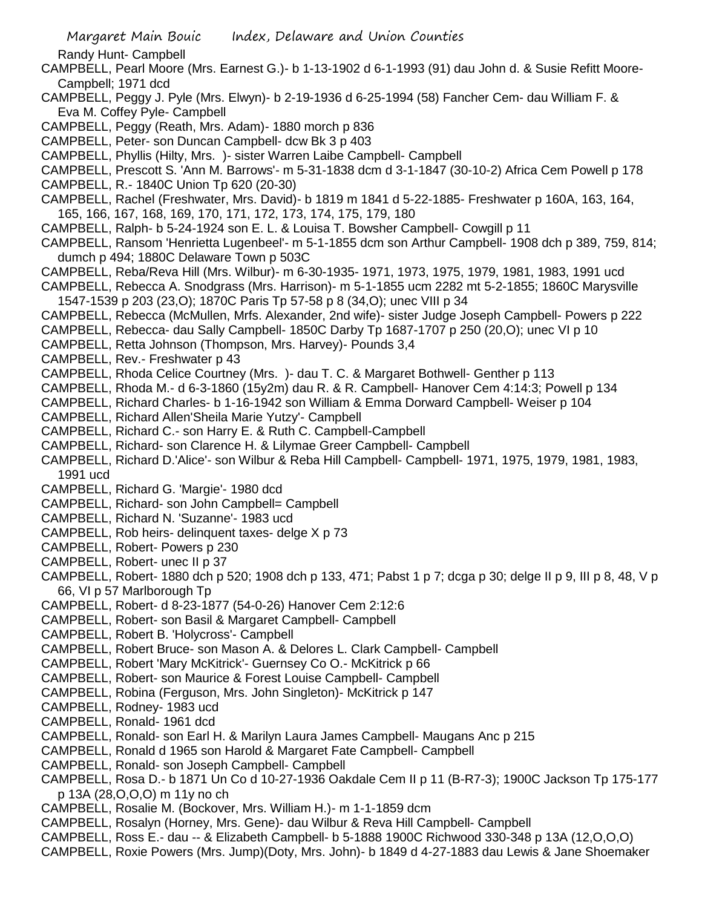Randy Hunt- Campbell

CAMPBELL, Pearl Moore (Mrs. Earnest G.)- b 1-13-1902 d 6-1-1993 (91) dau John d. & Susie Refitt Moore- Campbell; 1971 dcd

CAMPBELL, Peggy J. Pyle (Mrs. Elwyn)- b 2-19-1936 d 6-25-1994 (58) Fancher Cem- dau William F. & Eva M. Coffey Pyle- Campbell

CAMPBELL, Peggy (Reath, Mrs. Adam)- 1880 morch p 836

CAMPBELL, Peter- son Duncan Campbell- dcw Bk 3 p 403

CAMPBELL, Phyllis (Hilty, Mrs. )- sister Warren Laibe Campbell- Campbell

CAMPBELL, Prescott S. 'Ann M. Barrows'- m 5-31-1838 dcm d 3-1-1847 (30-10-2) Africa Cem Powell p 178

CAMPBELL, R.- 1840C Union Tp 620 (20-30)

CAMPBELL, Rachel (Freshwater, Mrs. David)- b 1819 m 1841 d 5-22-1885- Freshwater p 160A, 163, 164, 165, 166, 167, 168, 169, 170, 171, 172, 173, 174, 175, 179, 180

CAMPBELL, Ralph- b 5-24-1924 son E. L. & Louisa T. Bowsher Campbell- Cowgill p 11

CAMPBELL, Ransom 'Henrietta Lugenbeel'- m 5-1-1855 dcm son Arthur Campbell- 1908 dch p 389, 759, 814; dumch p 494; 1880C Delaware Town p 503C

CAMPBELL, Reba/Reva Hill (Mrs. Wilbur)- m 6-30-1935- 1971, 1973, 1975, 1979, 1981, 1983, 1991 ucd

CAMPBELL, Rebecca A. Snodgrass (Mrs. Harrison)- m 5-1-1855 ucm 2282 mt 5-2-1855; 1860C Marysville 1547-1539 p 203 (23,O); 1870C Paris Tp 57-58 p 8 (34,O); unec VIII p 34

CAMPBELL, Rebecca (McMullen, Mrfs. Alexander, 2nd wife)- sister Judge Joseph Campbell- Powers p 222

CAMPBELL, Rebecca- dau Sally Campbell- 1850C Darby Tp 1687-1707 p 250 (20,O); unec VI p 10

CAMPBELL, Retta Johnson (Thompson, Mrs. Harvey)- Pounds 3,4

CAMPBELL, Rev.- Freshwater p 43

CAMPBELL, Rhoda Celice Courtney (Mrs. )- dau T. C. & Margaret Bothwell- Genther p 113

CAMPBELL, Rhoda M.- d 6-3-1860 (15y2m) dau R. & R. Campbell- Hanover Cem 4:14:3; Powell p 134

CAMPBELL, Richard Charles- b 1-16-1942 son William & Emma Dorward Campbell- Weiser p 104

CAMPBELL, Richard Allen'Sheila Marie Yutzy'- Campbell

CAMPBELL, Richard C.- son Harry E. & Ruth C. Campbell-Campbell

CAMPBELL, Richard- son Clarence H. & Lilymae Greer Campbell- Campbell

CAMPBELL, Richard D.'Alice'- son Wilbur & Reba Hill Campbell- Campbell- 1971, 1975, 1979, 1981, 1983, 1991 ucd

CAMPBELL, Richard G. 'Margie'- 1980 dcd

CAMPBELL, Richard- son John Campbell= Campbell

CAMPBELL, Richard N. 'Suzanne'- 1983 ucd

CAMPBELL, Rob heirs- delinquent taxes- delge X p 73

CAMPBELL, Robert- Powers p 230

CAMPBELL, Robert- unec II p 37

CAMPBELL, Robert- 1880 dch p 520; 1908 dch p 133, 471; Pabst 1 p 7; dcga p 30; delge II p 9, III p 8, 48, V p 66, VI p 57 Marlborough Tp

CAMPBELL, Robert- d 8-23-1877 (54-0-26) Hanover Cem 2:12:6

CAMPBELL, Robert- son Basil & Margaret Campbell- Campbell

CAMPBELL, Robert B. 'Holycross'- Campbell

CAMPBELL, Robert Bruce- son Mason A. & Delores L. Clark Campbell- Campbell

CAMPBELL, Robert 'Mary McKitrick'- Guernsey Co O.- McKitrick p 66

CAMPBELL, Robert- son Maurice & Forest Louise Campbell- Campbell

CAMPBELL, Robina (Ferguson, Mrs. John Singleton)- McKitrick p 147

CAMPBELL, Rodney- 1983 ucd

CAMPBELL, Ronald- 1961 dcd

CAMPBELL, Ronald- son Earl H. & Marilyn Laura James Campbell- Maugans Anc p 215

CAMPBELL, Ronald d 1965 son Harold & Margaret Fate Campbell- Campbell

CAMPBELL, Ronald- son Joseph Campbell- Campbell

CAMPBELL, Rosa D.- b 1871 Un Co d 10-27-1936 Oakdale Cem II p 11 (B-R7-3); 1900C Jackson Tp 175-177 p 13A (28,O,O,O) m 11y no ch

CAMPBELL, Rosalie M. (Bockover, Mrs. William H.)- m 1-1-1859 dcm

CAMPBELL, Rosalyn (Horney, Mrs. Gene)- dau Wilbur & Reva Hill Campbell- Campbell

CAMPBELL, Ross E.- dau -- & Elizabeth Campbell- b 5-1888 1900C Richwood 330-348 p 13A (12,O,O,O)

CAMPBELL, Roxie Powers (Mrs. Jump)(Doty, Mrs. John)- b 1849 d 4-27-1883 dau Lewis & Jane Shoemaker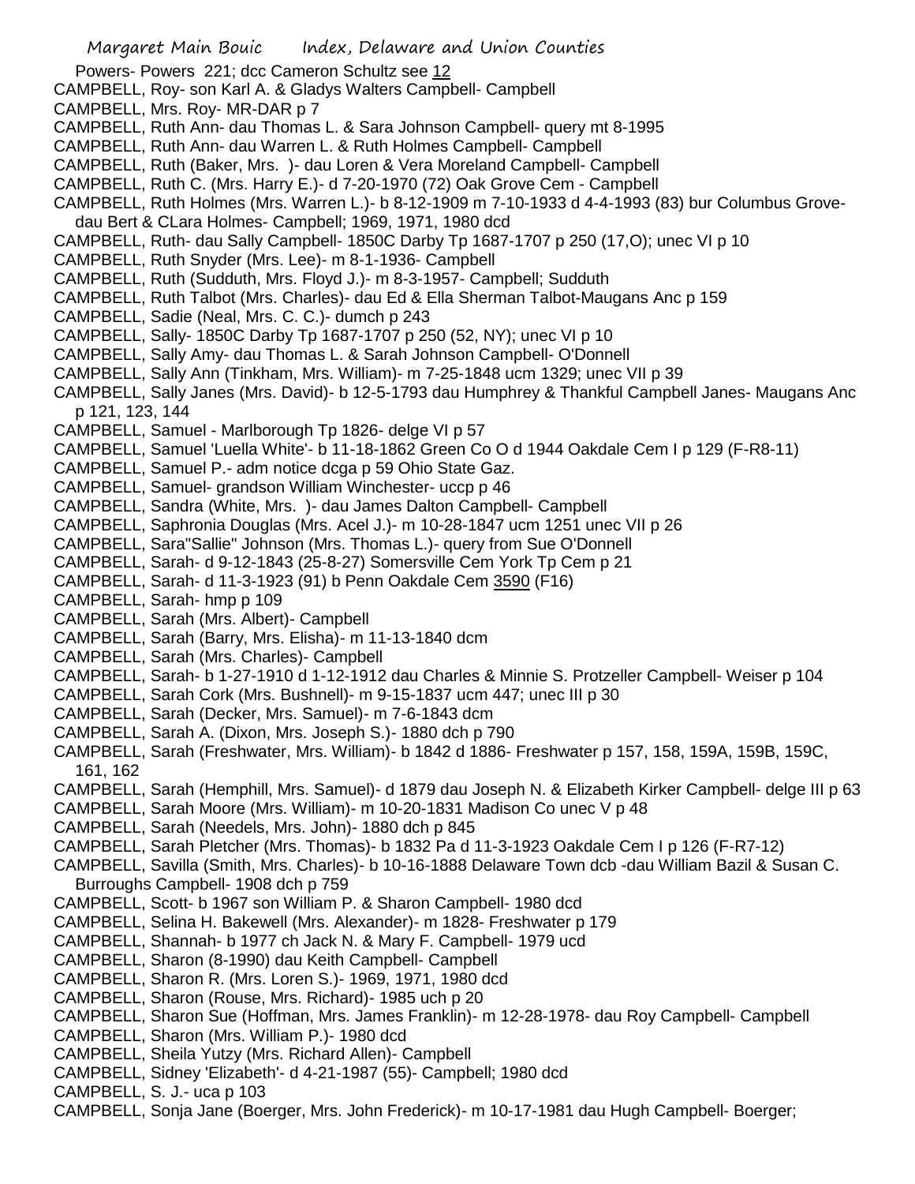Powers- Powers 221; dcc Cameron Schultz see 12

CAMPBELL, Roy- son Karl A. & Gladys Walters Campbell- Campbell

CAMPBELL, Mrs. Roy- MR-DAR p 7

CAMPBELL, Ruth Ann- dau Thomas L. & Sara Johnson Campbell- query mt 8-1995

CAMPBELL, Ruth Ann- dau Warren L. & Ruth Holmes Campbell- Campbell

CAMPBELL, Ruth (Baker, Mrs. )- dau Loren & Vera Moreland Campbell- Campbell

CAMPBELL, Ruth C. (Mrs. Harry E.)- d 7-20-1970 (72) Oak Grove Cem - Campbell

CAMPBELL, Ruth Holmes (Mrs. Warren L.)- b 8-12-1909 m 7-10-1933 d 4-4-1993 (83) bur Columbus Grove- dau Bert & CLara Holmes- Campbell; 1969, 1971, 1980 dcd

CAMPBELL, Ruth- dau Sally Campbell- 1850C Darby Tp 1687-1707 p 250 (17,O); unec VI p 10

CAMPBELL, Ruth Snyder (Mrs. Lee)- m 8-1-1936- Campbell

CAMPBELL, Ruth (Sudduth, Mrs. Floyd J.)- m 8-3-1957- Campbell; Sudduth

CAMPBELL, Ruth Talbot (Mrs. Charles)- dau Ed & Ella Sherman Talbot-Maugans Anc p 159

CAMPBELL, Sadie (Neal, Mrs. C. C.)- dumch p 243

CAMPBELL, Sally- 1850C Darby Tp 1687-1707 p 250 (52, NY); unec VI p 10

CAMPBELL, Sally Amy- dau Thomas L. & Sarah Johnson Campbell- O'Donnell

CAMPBELL, Sally Ann (Tinkham, Mrs. William)- m 7-25-1848 ucm 1329; unec VII p 39

CAMPBELL, Sally Janes (Mrs. David)- b 12-5-1793 dau Humphrey & Thankful Campbell Janes- Maugans Anc p 121, 123, 144

CAMPBELL, Samuel - Marlborough Tp 1826- delge VI p 57

CAMPBELL, Samuel 'Luella White'- b 11-18-1862 Green Co O d 1944 Oakdale Cem I p 129 (F-R8-11)

CAMPBELL, Samuel P.- adm notice dcga p 59 Ohio State Gaz.

CAMPBELL, Samuel- grandson William Winchester- uccp p 46

CAMPBELL, Sandra (White, Mrs. )- dau James Dalton Campbell- Campbell

CAMPBELL, Saphronia Douglas (Mrs. Acel J.)- m 10-28-1847 ucm 1251 unec VII p 26

CAMPBELL, Sara"Sallie" Johnson (Mrs. Thomas L.)- query from Sue O'Donnell

CAMPBELL, Sarah- d 9-12-1843 (25-8-27) Somersville Cem York Tp Cem p 21

CAMPBELL, Sarah- d 11-3-1923 (91) b Penn Oakdale Cem 3590 (F16)

CAMPBELL, Sarah- hmp p 109

CAMPBELL, Sarah (Mrs. Albert)- Campbell

CAMPBELL, Sarah (Barry, Mrs. Elisha)- m 11-13-1840 dcm

CAMPBELL, Sarah (Mrs. Charles)- Campbell

CAMPBELL, Sarah- b 1-27-1910 d 1-12-1912 dau Charles & Minnie S. Protzeller Campbell- Weiser p 104

CAMPBELL, Sarah Cork (Mrs. Bushnell)- m 9-15-1837 ucm 447; unec III p 30

CAMPBELL, Sarah (Decker, Mrs. Samuel)- m 7-6-1843 dcm

CAMPBELL, Sarah A. (Dixon, Mrs. Joseph S.)- 1880 dch p 790

CAMPBELL, Sarah (Freshwater, Mrs. William)- b 1842 d 1886- Freshwater p 157, 158, 159A, 159B, 159C, 161, 162

CAMPBELL, Sarah (Hemphill, Mrs. Samuel)- d 1879 dau Joseph N. & Elizabeth Kirker Campbell- delge III p 63

CAMPBELL, Sarah Moore (Mrs. William)- m 10-20-1831 Madison Co unec V p 48

CAMPBELL, Sarah (Needels, Mrs. John)- 1880 dch p 845

CAMPBELL, Sarah Pletcher (Mrs. Thomas)- b 1832 Pa d 11-3-1923 Oakdale Cem I p 126 (F-R7-12)

CAMPBELL, Savilla (Smith, Mrs. Charles)- b 10-16-1888 Delaware Town dcb -dau William Bazil & Susan C. Burroughs Campbell- 1908 dch p 759

CAMPBELL, Scott- b 1967 son William P. & Sharon Campbell- 1980 dcd

CAMPBELL, Selina H. Bakewell (Mrs. Alexander)- m 1828- Freshwater p 179

CAMPBELL, Shannah- b 1977 ch Jack N. & Mary F. Campbell- 1979 ucd

CAMPBELL, Sharon (8-1990) dau Keith Campbell- Campbell

CAMPBELL, Sharon R. (Mrs. Loren S.)- 1969, 1971, 1980 dcd

CAMPBELL, Sharon (Rouse, Mrs. Richard)- 1985 uch p 20

CAMPBELL, Sharon Sue (Hoffman, Mrs. James Franklin)- m 12-28-1978- dau Roy Campbell- Campbell

CAMPBELL, Sharon (Mrs. William P.)- 1980 dcd

CAMPBELL, Sheila Yutzy (Mrs. Richard Allen)- Campbell

CAMPBELL, Sidney 'Elizabeth'- d 4-21-1987 (55)- Campbell; 1980 dcd

CAMPBELL, S. J.- uca p 103

CAMPBELL, Sonja Jane (Boerger, Mrs. John Frederick)- m 10-17-1981 dau Hugh Campbell- Boerger;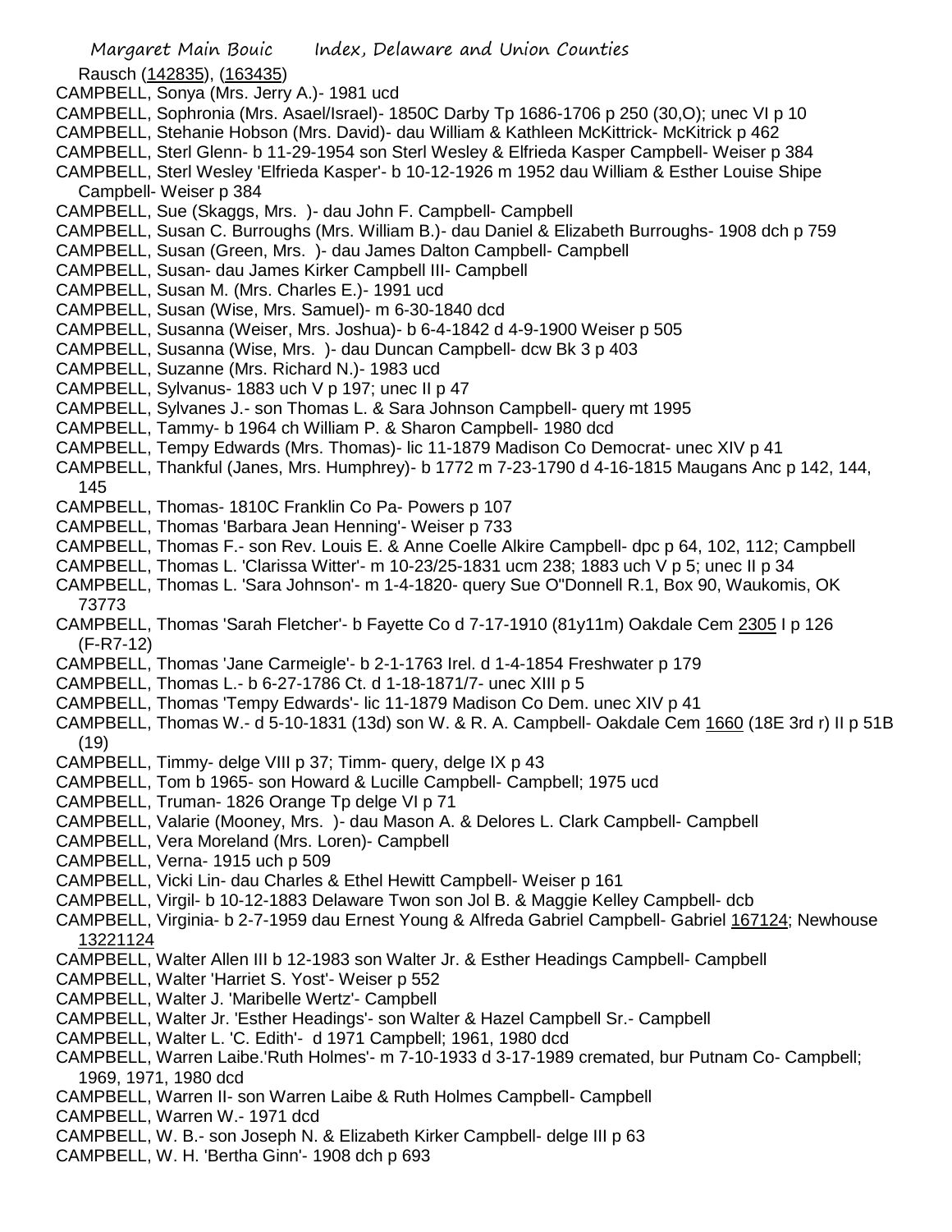Rausch (142835), (163435)

CAMPBELL, Sonya (Mrs. Jerry A.)- 1981 ucd

CAMPBELL, Sophronia (Mrs. Asael/Israel)- 1850C Darby Tp 1686-1706 p 250 (30,O); unec VI p 10

CAMPBELL, Stehanie Hobson (Mrs. David)- dau William & Kathleen McKittrick- McKitrick p 462

CAMPBELL, Sterl Glenn- b 11-29-1954 son Sterl Wesley & Elfrieda Kasper Campbell- Weiser p 384

CAMPBELL, Sterl Wesley 'Elfrieda Kasper'- b 10-12-1926 m 1952 dau William & Esther Louise Shipe Campbell- Weiser p 384

CAMPBELL, Sue (Skaggs, Mrs. )- dau John F. Campbell- Campbell

CAMPBELL, Susan C. Burroughs (Mrs. William B.)- dau Daniel & Elizabeth Burroughs- 1908 dch p 759

CAMPBELL, Susan (Green, Mrs. )- dau James Dalton Campbell- Campbell

CAMPBELL, Susan- dau James Kirker Campbell III- Campbell

CAMPBELL, Susan M. (Mrs. Charles E.)- 1991 ucd

CAMPBELL, Susan (Wise, Mrs. Samuel)- m 6-30-1840 dcd

CAMPBELL, Susanna (Weiser, Mrs. Joshua)- b 6-4-1842 d 4-9-1900 Weiser p 505

CAMPBELL, Susanna (Wise, Mrs. )- dau Duncan Campbell- dcw Bk 3 p 403

CAMPBELL, Suzanne (Mrs. Richard N.)- 1983 ucd

CAMPBELL, Sylvanus- 1883 uch V p 197; unec II p 47

CAMPBELL, Sylvanes J.- son Thomas L. & Sara Johnson Campbell- query mt 1995

CAMPBELL, Tammy- b 1964 ch William P. & Sharon Campbell- 1980 dcd

CAMPBELL, Tempy Edwards (Mrs. Thomas)- lic 11-1879 Madison Co Democrat- unec XIV p 41

CAMPBELL, Thankful (Janes, Mrs. Humphrey)- b 1772 m 7-23-1790 d 4-16-1815 Maugans Anc p 142, 144, 145

CAMPBELL, Thomas- 1810C Franklin Co Pa- Powers p 107

CAMPBELL, Thomas 'Barbara Jean Henning'- Weiser p 733

CAMPBELL, Thomas F.- son Rev. Louis E. & Anne Coelle Alkire Campbell- dpc p 64, 102, 112; Campbell

CAMPBELL, Thomas L. 'Clarissa Witter'- m 10-23/25-1831 ucm 238; 1883 uch V p 5; unec II p 34

CAMPBELL, Thomas L. 'Sara Johnson'- m 1-4-1820- query Sue O"Donnell R.1, Box 90, Waukomis, OK 73773

CAMPBELL, Thomas 'Sarah Fletcher'- b Fayette Co d 7-17-1910 (81y11m) Oakdale Cem 2305 I p 126 (F-R7-12)

CAMPBELL, Thomas 'Jane Carmeigle'- b 2-1-1763 Irel. d 1-4-1854 Freshwater p 179

CAMPBELL, Thomas L.- b 6-27-1786 Ct. d 1-18-1871/7- unec XIII p 5

CAMPBELL, Thomas 'Tempy Edwards'- lic 11-1879 Madison Co Dem. unec XIV p 41

CAMPBELL, Thomas W.- d 5-10-1831 (13d) son W. & R. A. Campbell- Oakdale Cem 1660 (18E 3rd r) II p 51B (19)

CAMPBELL, Timmy- delge VIII p 37; Timm- query, delge IX p 43

CAMPBELL, Tom b 1965- son Howard & Lucille Campbell- Campbell; 1975 ucd

CAMPBELL, Truman- 1826 Orange Tp delge VI p 71

CAMPBELL, Valarie (Mooney, Mrs. )- dau Mason A. & Delores L. Clark Campbell- Campbell

CAMPBELL, Vera Moreland (Mrs. Loren)- Campbell

CAMPBELL, Verna- 1915 uch p 509

CAMPBELL, Vicki Lin- dau Charles & Ethel Hewitt Campbell- Weiser p 161

CAMPBELL, Virgil- b 10-12-1883 Delaware Twon son Jol B. & Maggie Kelley Campbell- dcb

CAMPBELL, Virginia- b 2-7-1959 dau Ernest Young & Alfreda Gabriel Campbell- Gabriel 167124; Newhouse 13221124

CAMPBELL, Walter Allen III b 12-1983 son Walter Jr. & Esther Headings Campbell- Campbell

CAMPBELL, Walter 'Harriet S. Yost'- Weiser p 552

CAMPBELL, Walter J. 'Maribelle Wertz'- Campbell

CAMPBELL, Walter Jr. 'Esther Headings'- son Walter & Hazel Campbell Sr.- Campbell

CAMPBELL, Walter L. 'C. Edith'- d 1971 Campbell; 1961, 1980 dcd

CAMPBELL, Warren Laibe.'Ruth Holmes'- m 7-10-1933 d 3-17-1989 cremated, bur Putnam Co- Campbell; 1969, 1971, 1980 dcd

CAMPBELL, Warren II- son Warren Laibe & Ruth Holmes Campbell- Campbell

CAMPBELL, Warren W.- 1971 dcd

CAMPBELL, W. B.- son Joseph N. & Elizabeth Kirker Campbell- delge III p 63

CAMPBELL, W. H. 'Bertha Ginn'- 1908 dch p 693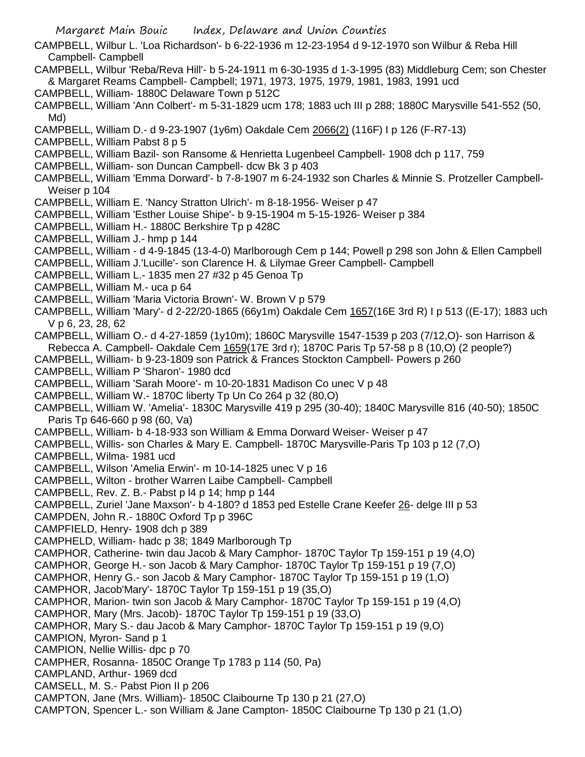CAMPBELL, Wilbur L. 'Loa Richardson'- b 6-22-1936 m 12-23-1954 d 9-12-1970 son Wilbur & Reba Hill Campbell- Campbell

CAMPBELL, Wilbur 'Reba/Reva Hill'- b 5-24-1911 m 6-30-1935 d 1-3-1995 (83) Middleburg Cem; son Chester & Margaret Reams Campbell- Campbell; 1971, 1973, 1975, 1979, 1981, 1983, 1991 ucd

CAMPBELL, William- 1880C Delaware Town p 512C

CAMPBELL, William 'Ann Colbert'- m 5-31-1829 ucm 178; 1883 uch III p 288; 1880C Marysville 541-552 (50, Md)

CAMPBELL, William D.- d 9-23-1907 (1y6m) Oakdale Cem 2066(2) (116F) I p 126 (F-R7-13)

CAMPBELL, William Pabst 8 p 5

CAMPBELL, William Bazil- son Ransome & Henrietta Lugenbeel Campbell- 1908 dch p 117, 759

CAMPBELL, William- son Duncan Campbell- dcw Bk 3 p 403

CAMPBELL, William 'Emma Dorward'- b 7-8-1907 m 6-24-1932 son Charles & Minnie S. Protzeller Campbell- Weiser p 104

CAMPBELL, William E. 'Nancy Stratton Ulrich'- m 8-18-1956- Weiser p 47

CAMPBELL, William 'Esther Louise Shipe'- b 9-15-1904 m 5-15-1926- Weiser p 384

CAMPBELL, William H.- 1880C Berkshire Tp p 428C

CAMPBELL, William J.- hmp p 144

CAMPBELL, William - d 4-9-1845 (13-4-0) Marlborough Cem p 144; Powell p 298 son John & Ellen Campbell

CAMPBELL, William J.'Lucille'- son Clarence H. & Lilymae Greer Campbell- Campbell

CAMPBELL, William L.- 1835 men 27 #32 p 45 Genoa Tp

CAMPBELL, William M.- uca p 64

CAMPBELL, William 'Maria Victoria Brown'- W. Brown V p 579

CAMPBELL, William 'Mary'- d 2-22/20-1865 (66y1m) Oakdale Cem 1657(16E 3rd R) I p 513 ((E-17); 1883 uch V p 6, 23, 28, 62

CAMPBELL, William O.- d 4-27-1859 (1y10m); 1860C Marysville 1547-1539 p 203 (7/12,O)- son Harrison & Rebecca A. Campbell- Oakdale Cem 1659(17E 3rd r); 1870C Paris Tp 57-58 p 8 (10,O) (2 people?)

CAMPBELL, William- b 9-23-1809 son Patrick & Frances Stockton Campbell- Powers p 260

CAMPBELL, William P 'Sharon'- 1980 dcd

CAMPBELL, William 'Sarah Moore'- m 10-20-1831 Madison Co unec V p 48

CAMPBELL, William W.- 1870C liberty Tp Un Co 264 p 32 (80,O)

CAMPBELL, William W. 'Amelia'- 1830C Marysville 419 p 295 (30-40); 1840C Marysville 816 (40-50); 1850C Paris Tp 646-660 p 98 (60, Va)

CAMPBELL, William- b 4-18-933 son William & Emma Dorward Weiser- Weiser p 47

CAMPBELL, Willis- son Charles & Mary E. Campbell- 1870C Marysville-Paris Tp 103 p 12 (7,O)

CAMPBELL, Wilma- 1981 ucd

CAMPBELL, Wilson 'Amelia Erwin'- m 10-14-1825 unec V p 16

CAMPBELL, Wilton - brother Warren Laibe Campbell- Campbell

CAMPBELL, Rev. Z. B.- Pabst p l4 p 14; hmp p 144

CAMPBELL, Zuriel 'Jane Maxson'- b 4-180? d 1853 ped Estelle Crane Keefer 26- delge III p 53

CAMPDEN, John R.- 1880C Oxford Tp p 396C

CAMPFIELD, Henry- 1908 dch p 389

CAMPHELD, William- hadc p 38; 1849 Marlborough Tp

CAMPHOR, Catherine- twin dau Jacob & Mary Camphor- 1870C Taylor Tp 159-151 p 19 (4,O)

CAMPHOR, George H.- son Jacob & Mary Camphor- 1870C Taylor Tp 159-151 p 19 (7,O)

CAMPHOR, Henry G.- son Jacob & Mary Camphor- 1870C Taylor Tp 159-151 p 19 (1,O)

CAMPHOR, Jacob'Mary'- 1870C Taylor Tp 159-151 p 19 (35,O)

CAMPHOR, Marion- twin son Jacob & Mary Camphor- 1870C Taylor Tp 159-151 p 19 (4,O)

CAMPHOR, Mary (Mrs. Jacob)- 1870C Taylor Tp 159-151 p 19 (33,O)

CAMPHOR, Mary S.- dau Jacob & Mary Camphor- 1870C Taylor Tp 159-151 p 19 (9,O)

CAMPION, Myron- Sand p 1

CAMPION, Nellie Willis- dpc p 70

CAMPHER, Rosanna- 1850C Orange Tp 1783 p 114 (50, Pa)

CAMPLAND, Arthur- 1969 dcd

CAMSELL, M. S.- Pabst Pion II p 206

CAMPTON, Jane (Mrs. William)- 1850C Claibourne Tp 130 p 21 (27,O)

CAMPTON, Spencer L.- son William & Jane Campton- 1850C Claibourne Tp 130 p 21 (1,O)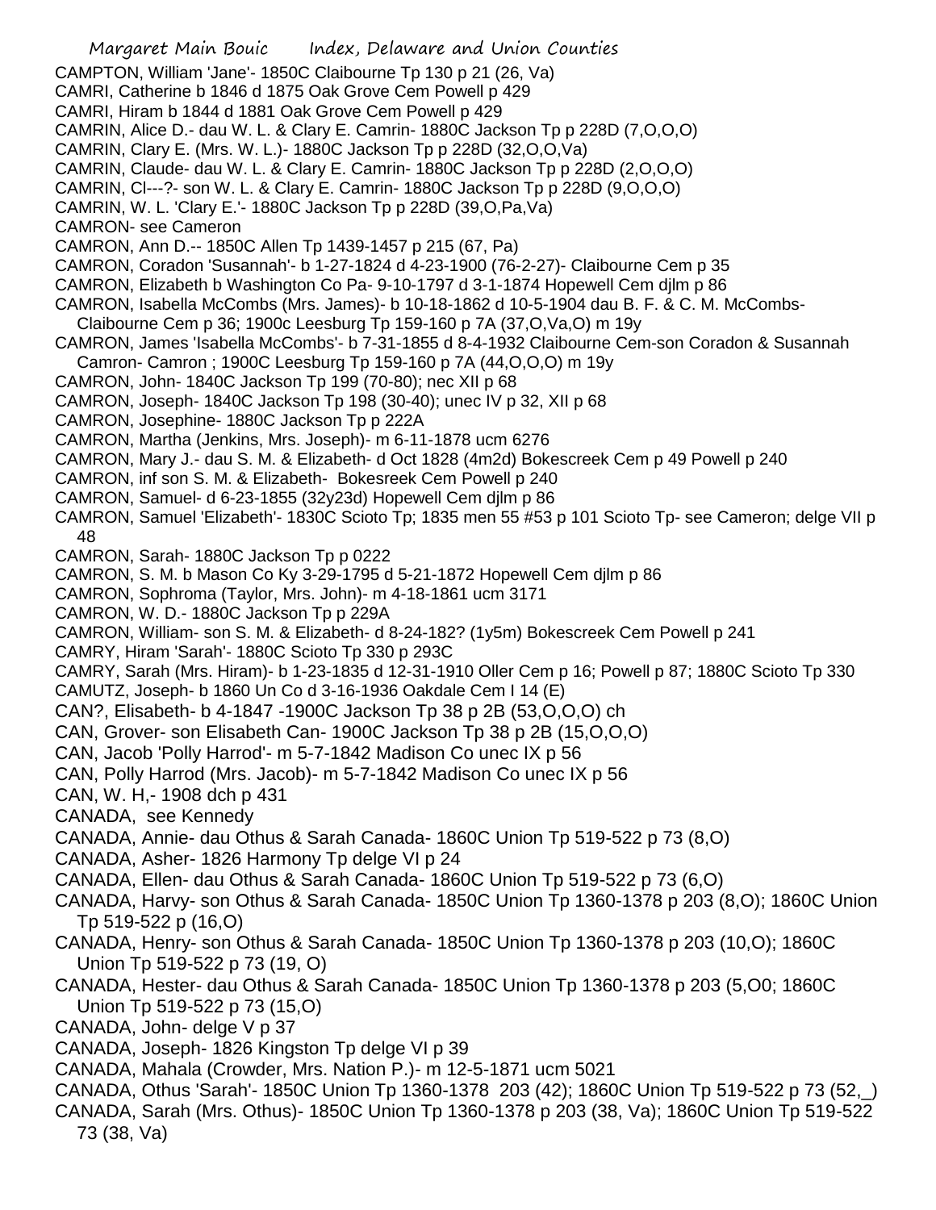CAMPTON, William 'Jane'- 1850C Claibourne Tp 130 p 21 (26, Va)
CAMRI, Catherine b 1846 d 1875 Oak Grove Cem Powell p 429
CAMRI, Hiram b 1844 d 1881 Oak Grove Cem Powell p 429
CAMRIN, Alice D.- dau W. L. & Clary E. Camrin- 1880C Jackson Tp p 228D (7,O,O,O)
CAMRIN, Clary E. (Mrs. W. L.)- 1880C Jackson Tp p 228D (32,O,O,Va)
CAMRIN, Claude- dau W. L. & Clary E. Camrin- 1880C Jackson Tp p 228D (2,O,O,O)
CAMRIN, Cl---?- son W. L. & Clary E. Camrin- 1880C Jackson Tp p 228D (9,O,O,O)
CAMRIN, W. L. 'Clary E.'- 1880C Jackson Tp p 228D (39,O,Pa,Va)
CAMRON- see Cameron
CAMRON, Ann D.-- 1850C Allen Tp 1439-1457 p 215 (67, Pa)
CAMRON, Coradon 'Susannah'- b 1-27-1824 d 4-23-1900 (76-2-27)- Claibourne Cem p 35
CAMRON, Elizabeth b Washington Co Pa- 9-10-1797 d 3-1-1874 Hopewell Cem djlm p 86
CAMRON, Isabella McCombs (Mrs. James)- b 10-18-1862 d 10-5-1904 dau B. F. & C. M. McCombs- Claibourne Cem p 36; 1900c Leesburg Tp 159-160 p 7A (37,O,Va,O) m 19y
CAMRON, James 'Isabella McCombs'- b 7-31-1855 d 8-4-1932 Claibourne Cem-son Coradon & Susannah Camron- Camron ; 1900C Leesburg Tp 159-160 p 7A (44,O,O,O) m 19y
CAMRON, John- 1840C Jackson Tp 199 (70-80); nec XII p 68
CAMRON, Joseph- 1840C Jackson Tp 198 (30-40); unec IV p 32, XII p 68
CAMRON, Josephine- 1880C Jackson Tp p 222A
CAMRON, Martha (Jenkins, Mrs. Joseph)- m 6-11-1878 ucm 6276
CAMRON, Mary J.- dau S. M. & Elizabeth- d Oct 1828 (4m2d) Bokescreek Cem p 49 Powell p 240
CAMRON, inf son S. M. & Elizabeth- Bokesreek Cem Powell p 240
CAMRON, Samuel- d 6-23-1855 (32y23d) Hopewell Cem djlm p 86
CAMRON, Samuel 'Elizabeth'- 1830C Scioto Tp; 1835 men 55 #53 p 101 Scioto Tp- see Cameron; delge VII p 48
CAMRON, Sarah- 1880C Jackson Tp p 0222
CAMRON, S. M. b Mason Co Ky 3-29-1795 d 5-21-1872 Hopewell Cem djlm p 86
CAMRON, Sophroma (Taylor, Mrs. John)- m 4-18-1861 ucm 3171
CAMRON, W. D.- 1880C Jackson Tp p 229A
CAMRON, William- son S. M. & Elizabeth- d 8-24-182? (1y5m) Bokescreek Cem Powell p 241
CAMRY, Hiram 'Sarah'- 1880C Scioto Tp 330 p 293C
CAMRY, Sarah (Mrs. Hiram)- b 1-23-1835 d 12-31-1910 Oller Cem p 16; Powell p 87; 1880C Scioto Tp 330
CAMUTZ, Joseph- b 1860 Un Co d 3-16-1936 Oakdale Cem I 14 (E)
CAN?, Elisabeth- b 4-1847 -1900C Jackson Tp 38 p 2B (53,O,O,O) ch
CAN, Grover- son Elisabeth Can- 1900C Jackson Tp 38 p 2B (15,O,O,O)
CAN, Jacob 'Polly Harrod'- m 5-7-1842 Madison Co unec IX p 56
CAN, Polly Harrod (Mrs. Jacob)- m 5-7-1842 Madison Co unec IX p 56
CAN, W. H,- 1908 dch p 431
CANADA, see Kennedy
CANADA, Annie- dau Othus & Sarah Canada- 1860C Union Tp 519-522 p 73 (8,O)
CANADA, Asher- 1826 Harmony Tp delge VI p 24
CANADA, Ellen- dau Othus & Sarah Canada- 1860C Union Tp 519-522 p 73 (6,O)
CANADA, Harvy- son Othus & Sarah Canada- 1850C Union Tp 1360-1378 p 203 (8,O); 1860C Union Tp 519-522 p (16,O)
CANADA, Henry- son Othus & Sarah Canada- 1850C Union Tp 1360-1378 p 203 (10,O); 1860C Union Tp 519-522 p 73 (19, O)
CANADA, Hester- dau Othus & Sarah Canada- 1850C Union Tp 1360-1378 p 203 (5,O0; 1860C Union Tp 519-522 p 73 (15,O)
CANADA, John- delge V p 37
CANADA, Joseph- 1826 Kingston Tp delge VI p 39
CANADA, Mahala (Crowder, Mrs. Nation P.)- m 12-5-1871 ucm 5021
CANADA, Othus 'Sarah'- 1850C Union Tp 1360-1378 203 (42); 1860C Union Tp 519-522 p 73 (52,_)
CANADA, Sarah (Mrs. Othus)- 1850C Union Tp 1360-1378 p 203 (38, Va); 1860C Union Tp 519-522 73 (38, Va)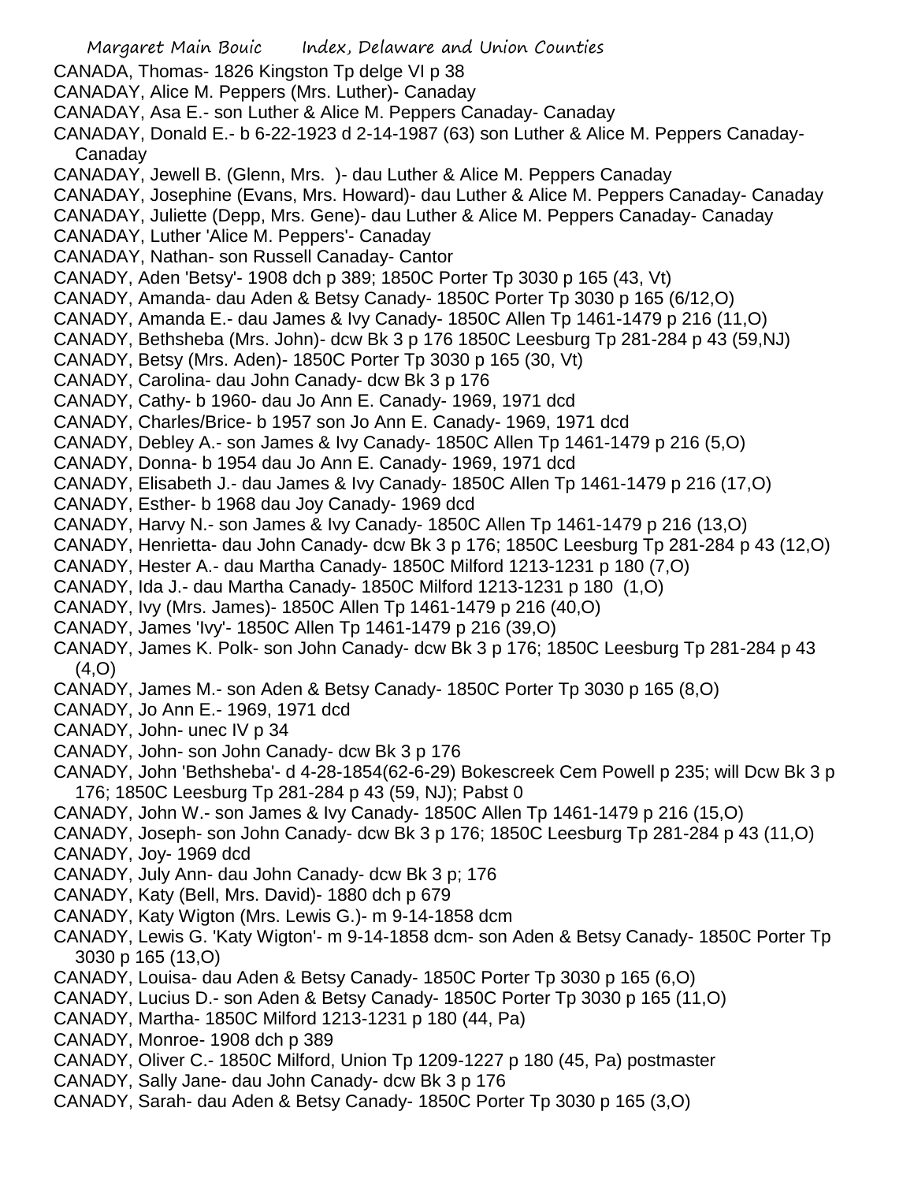CANADA, Thomas- 1826 Kingston Tp delge VI p 38
CANADAY, Alice M. Peppers (Mrs. Luther)- Canaday
CANADAY, Asa E.- son Luther & Alice M. Peppers Canaday- Canaday
CANADAY, Donald E.- b 6-22-1923 d 2-14-1987 (63) son Luther & Alice M. Peppers Canaday- Canaday
CANADAY, Jewell B. (Glenn, Mrs. )- dau Luther & Alice M. Peppers Canaday
CANADAY, Josephine (Evans, Mrs. Howard)- dau Luther & Alice M. Peppers Canaday- Canaday
CANADAY, Juliette (Depp, Mrs. Gene)- dau Luther & Alice M. Peppers Canaday- Canaday
CANADAY, Luther 'Alice M. Peppers'- Canaday
CANADAY, Nathan- son Russell Canaday- Cantor
CANADY, Aden 'Betsy'- 1908 dch p 389; 1850C Porter Tp 3030 p 165 (43, Vt)
CANADY, Amanda- dau Aden & Betsy Canady- 1850C Porter Tp 3030 p 165 (6/12,O)
CANADY, Amanda E.- dau James & Ivy Canady- 1850C Allen Tp 1461-1479 p 216 (11,O)
CANADY, Bethsheba (Mrs. John)- dcw Bk 3 p 176 1850C Leesburg Tp 281-284 p 43 (59,NJ)
CANADY, Betsy (Mrs. Aden)- 1850C Porter Tp 3030 p 165 (30, Vt)
CANADY, Carolina- dau John Canady- dcw Bk 3 p 176
CANADY, Cathy- b 1960- dau Jo Ann E. Canady- 1969, 1971 dcd
CANADY, Charles/Brice- b 1957 son Jo Ann E. Canady- 1969, 1971 dcd
CANADY, Debley A.- son James & Ivy Canady- 1850C Allen Tp 1461-1479 p 216 (5,O)
CANADY, Donna- b 1954 dau Jo Ann E. Canady- 1969, 1971 dcd
CANADY, Elisabeth J.- dau James & Ivy Canady- 1850C Allen Tp 1461-1479 p 216 (17,O)
CANADY, Esther- b 1968 dau Joy Canady- 1969 dcd
CANADY, Harvy N.- son James & Ivy Canady- 1850C Allen Tp 1461-1479 p 216 (13,O)
CANADY, Henrietta- dau John Canady- dcw Bk 3 p 176; 1850C Leesburg Tp 281-284 p 43 (12,O)
CANADY, Hester A.- dau Martha Canady- 1850C Milford 1213-1231 p 180 (7,O)
CANADY, Ida J.- dau Martha Canady- 1850C Milford 1213-1231 p 180 (1,O)
CANADY, Ivy (Mrs. James)- 1850C Allen Tp 1461-1479 p 216 (40,O)
CANADY, James 'Ivy'- 1850C Allen Tp 1461-1479 p 216 (39,O)
CANADY, James K. Polk- son John Canady- dcw Bk 3 p 176; 1850C Leesburg Tp 281-284 p 43 (4,O)
CANADY, James M.- son Aden & Betsy Canady- 1850C Porter Tp 3030 p 165 (8,O)
CANADY, Jo Ann E.- 1969, 1971 dcd
CANADY, John- unec IV p 34
CANADY, John- son John Canady- dcw Bk 3 p 176
CANADY, John 'Bethsheba'- d 4-28-1854(62-6-29) Bokescreek Cem Powell p 235; will Dcw Bk 3 p 176; 1850C Leesburg Tp 281-284 p 43 (59, NJ); Pabst 0
CANADY, John W.- son James & Ivy Canady- 1850C Allen Tp 1461-1479 p 216 (15,O)
CANADY, Joseph- son John Canady- dcw Bk 3 p 176; 1850C Leesburg Tp 281-284 p 43 (11,O)
CANADY, Joy- 1969 dcd
CANADY, July Ann- dau John Canady- dcw Bk 3 p; 176
CANADY, Katy (Bell, Mrs. David)- 1880 dch p 679
CANADY, Katy Wigton (Mrs. Lewis G.)- m 9-14-1858 dcm
CANADY, Lewis G. 'Katy Wigton'- m 9-14-1858 dcm- son Aden & Betsy Canady- 1850C Porter Tp 3030 p 165 (13,O)
CANADY, Louisa- dau Aden & Betsy Canady- 1850C Porter Tp 3030 p 165 (6,O)
CANADY, Lucius D.- son Aden & Betsy Canady- 1850C Porter Tp 3030 p 165 (11,O)
CANADY, Martha- 1850C Milford 1213-1231 p 180 (44, Pa)
CANADY, Monroe- 1908 dch p 389
CANADY, Oliver C.- 1850C Milford, Union Tp 1209-1227 p 180 (45, Pa) postmaster
CANADY, Sally Jane- dau John Canady- dcw Bk 3 p 176
CANADY, Sarah- dau Aden & Betsy Canady- 1850C Porter Tp 3030 p 165 (3,O)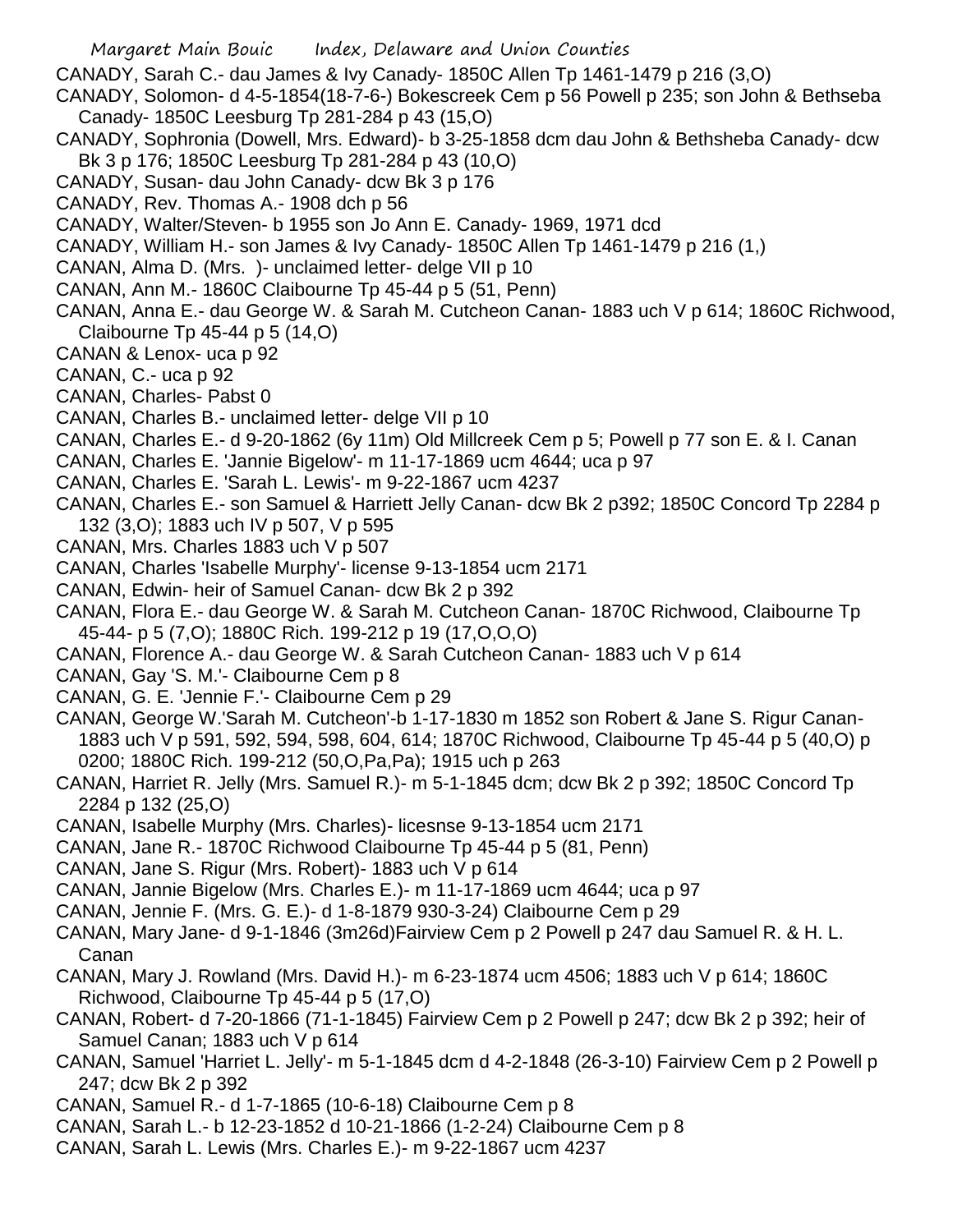CANADY, Sarah C.- dau James & Ivy Canady- 1850C Allen Tp 1461-1479 p 216 (3,O)

CANADY, Solomon- d 4-5-1854(18-7-6-) Bokescreek Cem p 56 Powell p 235; son John & Bethseba Canady- 1850C Leesburg Tp 281-284 p 43 (15,O)

CANADY, Sophronia (Dowell, Mrs. Edward)- b 3-25-1858 dcm dau John & Bethsheba Canady- dcw Bk 3 p 176; 1850C Leesburg Tp 281-284 p 43 (10,O)

CANADY, Susan- dau John Canady- dcw Bk 3 p 176

CANADY, Rev. Thomas A.- 1908 dch p 56

CANADY, Walter/Steven- b 1955 son Jo Ann E. Canady- 1969, 1971 dcd

CANADY, William H.- son James & Ivy Canady- 1850C Allen Tp 1461-1479 p 216 (1,)

CANAN, Alma D. (Mrs. )- unclaimed letter- delge VII p 10

CANAN, Ann M.- 1860C Claibourne Tp 45-44 p 5 (51, Penn)

CANAN, Anna E.- dau George W. & Sarah M. Cutcheon Canan- 1883 uch V p 614; 1860C Richwood, Claibourne Tp 45-44 p 5 (14,O)

CANAN & Lenox- uca p 92

CANAN, C.- uca p 92

CANAN, Charles- Pabst 0

CANAN, Charles B.- unclaimed letter- delge VII p 10

CANAN, Charles E.- d 9-20-1862 (6y 11m) Old Millcreek Cem p 5; Powell p 77 son E. & I. Canan

CANAN, Charles E. 'Jannie Bigelow'- m 11-17-1869 ucm 4644; uca p 97

CANAN, Charles E. 'Sarah L. Lewis'- m 9-22-1867 ucm 4237

CANAN, Charles E.- son Samuel & Harriett Jelly Canan- dcw Bk 2 p392; 1850C Concord Tp 2284 p 132 (3,O); 1883 uch IV p 507, V p 595

CANAN, Mrs. Charles 1883 uch V p 507

CANAN, Charles 'Isabelle Murphy'- license 9-13-1854 ucm 2171

CANAN, Edwin- heir of Samuel Canan- dcw Bk 2 p 392

CANAN, Flora E.- dau George W. & Sarah M. Cutcheon Canan- 1870C Richwood, Claibourne Tp 45-44- p 5 (7,O); 1880C Rich. 199-212 p 19 (17,O,O,O)

CANAN, Florence A.- dau George W. & Sarah Cutcheon Canan- 1883 uch V p 614

CANAN, Gay 'S. M.'- Claibourne Cem p 8

CANAN, G. E. 'Jennie F.'- Claibourne Cem p 29

CANAN, George W.'Sarah M. Cutcheon'-b 1-17-1830 m 1852 son Robert & Jane S. Rigur Canan- 1883 uch V p 591, 592, 594, 598, 604, 614; 1870C Richwood, Claibourne Tp 45-44 p 5 (40,O) p 0200; 1880C Rich. 199-212 (50,O,Pa,Pa); 1915 uch p 263

CANAN, Harriet R. Jelly (Mrs. Samuel R.)- m 5-1-1845 dcm; dcw Bk 2 p 392; 1850C Concord Tp 2284 p 132 (25,O)

CANAN, Isabelle Murphy (Mrs. Charles)- licsnse 9-13-1854 ucm 2171

CANAN, Jane R.- 1870C Richwood Claibourne Tp 45-44 p 5 (81, Penn)

CANAN, Jane S. Rigur (Mrs. Robert)- 1883 uch V p 614

CANAN, Jannie Bigelow (Mrs. Charles E.)- m 11-17-1869 ucm 4644; uca p 97

CANAN, Jennie F. (Mrs. G. E.)- d 1-8-1879 930-3-24) Claibourne Cem p 29

CANAN, Mary Jane- d 9-1-1846 (3m26d)Fairview Cem p 2 Powell p 247 dau Samuel R. & H. L. Canan

CANAN, Mary J. Rowland (Mrs. David H.)- m 6-23-1874 ucm 4506; 1883 uch V p 614; 1860C Richwood, Claibourne Tp 45-44 p 5 (17,O)

CANAN, Robert- d 7-20-1866 (71-1-1845) Fairview Cem p 2 Powell p 247; dcw Bk 2 p 392; heir of Samuel Canan; 1883 uch V p 614

CANAN, Samuel 'Harriet L. Jelly'- m 5-1-1845 dcm d 4-2-1848 (26-3-10) Fairview Cem p 2 Powell p 247; dcw Bk 2 p 392

CANAN, Samuel R.- d 1-7-1865 (10-6-18) Claibourne Cem p 8

CANAN, Sarah L.- b 12-23-1852 d 10-21-1866 (1-2-24) Claibourne Cem p 8

CANAN, Sarah L. Lewis (Mrs. Charles E.)- m 9-22-1867 ucm 4237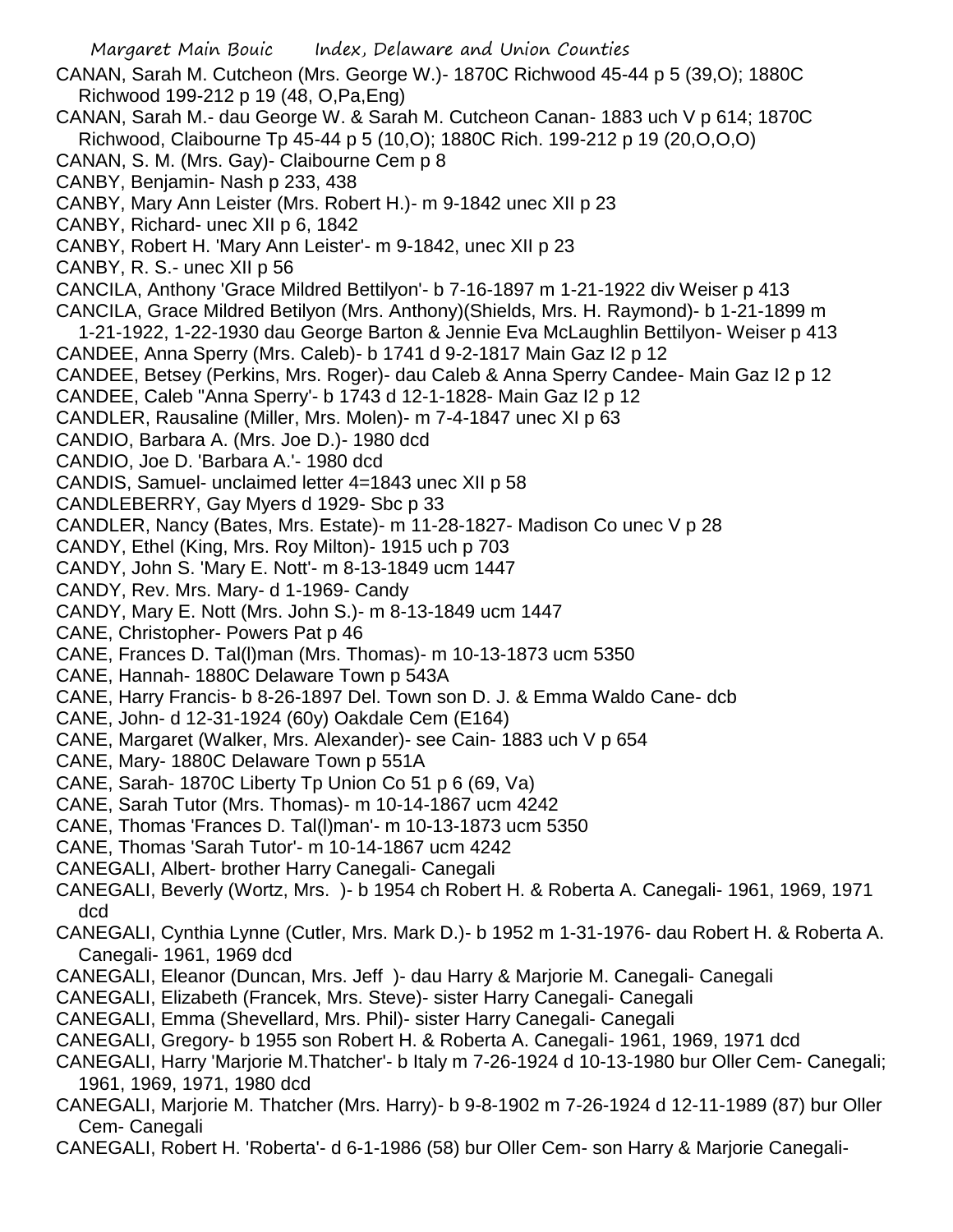CANAN, Sarah M. Cutcheon (Mrs. George W.)- 1870C Richwood 45-44 p 5 (39,O); 1880C Richwood 199-212 p 19 (48, O,Pa,Eng)

CANAN, Sarah M.- dau George W. & Sarah M. Cutcheon Canan- 1883 uch V p 614; 1870C Richwood, Claibourne Tp 45-44 p 5 (10,O); 1880C Rich. 199-212 p 19 (20,O,O,O)

CANAN, S. M. (Mrs. Gay)- Claibourne Cem p 8

CANBY, Benjamin- Nash p 233, 438

CANBY, Mary Ann Leister (Mrs. Robert H.)- m 9-1842 unec XII p 23

CANBY, Richard- unec XII p 6, 1842

CANBY, Robert H. 'Mary Ann Leister'- m 9-1842, unec XII p 23

CANBY, R. S.- unec XII p 56

CANCILA, Anthony 'Grace Mildred Bettilyon'- b 7-16-1897 m 1-21-1922 div Weiser p 413

CANCILA, Grace Mildred Betilyon (Mrs. Anthony)(Shields, Mrs. H. Raymond)- b 1-21-1899 m 1-21-1922, 1-22-1930 dau George Barton & Jennie Eva McLaughlin Bettilyon- Weiser p 413

CANDEE, Anna Sperry (Mrs. Caleb)- b 1741 d 9-2-1817 Main Gaz I2 p 12

CANDEE, Betsey (Perkins, Mrs. Roger)- dau Caleb & Anna Sperry Candee- Main Gaz I2 p 12

CANDEE, Caleb "Anna Sperry'- b 1743 d 12-1-1828- Main Gaz I2 p 12

CANDLER, Rausaline (Miller, Mrs. Molen)- m 7-4-1847 unec XI p 63

CANDIO, Barbara A. (Mrs. Joe D.)- 1980 dcd

CANDIO, Joe D. 'Barbara A.'- 1980 dcd

CANDIS, Samuel- unclaimed letter 4=1843 unec XII p 58

CANDLEBERRY, Gay Myers d 1929- Sbc p 33

CANDLER, Nancy (Bates, Mrs. Estate)- m 11-28-1827- Madison Co unec V p 28

CANDY, Ethel (King, Mrs. Roy Milton)- 1915 uch p 703

CANDY, John S. 'Mary E. Nott'- m 8-13-1849 ucm 1447

CANDY, Rev. Mrs. Mary- d 1-1969- Candy

CANDY, Mary E. Nott (Mrs. John S.)- m 8-13-1849 ucm 1447

CANE, Christopher- Powers Pat p 46

CANE, Frances D. Tal(l)man (Mrs. Thomas)- m 10-13-1873 ucm 5350

CANE, Hannah- 1880C Delaware Town p 543A

CANE, Harry Francis- b 8-26-1897 Del. Town son D. J. & Emma Waldo Cane- dcb

CANE, John- d 12-31-1924 (60y) Oakdale Cem (E164)

CANE, Margaret (Walker, Mrs. Alexander)- see Cain- 1883 uch V p 654

CANE, Mary- 1880C Delaware Town p 551A

CANE, Sarah- 1870C Liberty Tp Union Co 51 p 6 (69, Va)

CANE, Sarah Tutor (Mrs. Thomas)- m 10-14-1867 ucm 4242

CANE, Thomas 'Frances D. Tal(l)man'- m 10-13-1873 ucm 5350

CANE, Thomas 'Sarah Tutor'- m 10-14-1867 ucm 4242

CANEGALI, Albert- brother Harry Canegali- Canegali

CANEGALI, Beverly (Wortz, Mrs. )- b 1954 ch Robert H. & Roberta A. Canegali- 1961, 1969, 1971 dcd

CANEGALI, Cynthia Lynne (Cutler, Mrs. Mark D.)- b 1952 m 1-31-1976- dau Robert H. & Roberta A. Canegali- 1961, 1969 dcd

CANEGALI, Eleanor (Duncan, Mrs. Jeff )- dau Harry & Marjorie M. Canegali- Canegali

CANEGALI, Elizabeth (Francek, Mrs. Steve)- sister Harry Canegali- Canegali

CANEGALI, Emma (Shevellard, Mrs. Phil)- sister Harry Canegali- Canegali

CANEGALI, Gregory- b 1955 son Robert H. & Roberta A. Canegali- 1961, 1969, 1971 dcd

CANEGALI, Harry 'Marjorie M.Thatcher'- b Italy m 7-26-1924 d 10-13-1980 bur Oller Cem- Canegali; 1961, 1969, 1971, 1980 dcd

CANEGALI, Marjorie M. Thatcher (Mrs. Harry)- b 9-8-1902 m 7-26-1924 d 12-11-1989 (87) bur Oller Cem- Canegali

CANEGALI, Robert H. 'Roberta'- d 6-1-1986 (58) bur Oller Cem- son Harry & Marjorie Canegali-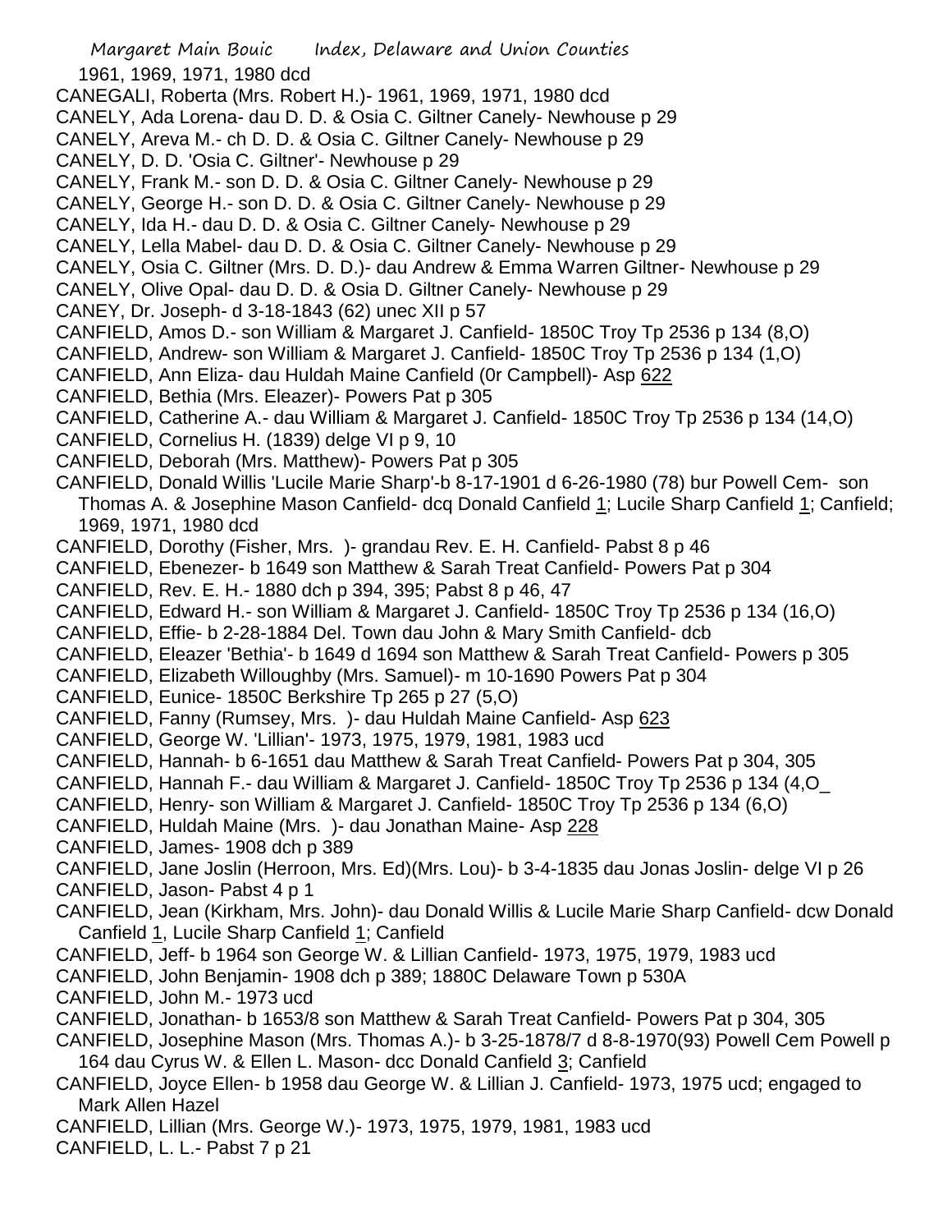1961, 1969, 1971, 1980 dcd

CANEGALI, Roberta (Mrs. Robert H.)- 1961, 1969, 1971, 1980 dcd

CANELY, Ada Lorena- dau D. D. & Osia C. Giltner Canely- Newhouse p 29

CANELY, Areva M.- ch D. D. & Osia C. Giltner Canely- Newhouse p 29

CANELY, D. D. 'Osia C. Giltner'- Newhouse p 29

CANELY, Frank M.- son D. D. & Osia C. Giltner Canely- Newhouse p 29

CANELY, George H.- son D. D. & Osia C. Giltner Canely- Newhouse p 29

CANELY, Ida H.- dau D. D. & Osia C. Giltner Canely- Newhouse p 29

CANELY, Lella Mabel- dau D. D. & Osia C. Giltner Canely- Newhouse p 29

CANELY, Osia C. Giltner (Mrs. D. D.)- dau Andrew & Emma Warren Giltner- Newhouse p 29

CANELY, Olive Opal- dau D. D. & Osia D. Giltner Canely- Newhouse p 29

CANEY, Dr. Joseph- d 3-18-1843 (62) unec XII p 57

CANFIELD, Amos D.- son William & Margaret J. Canfield- 1850C Troy Tp 2536 p 134 (8,O)

CANFIELD, Andrew- son William & Margaret J. Canfield- 1850C Troy Tp 2536 p 134 (1,O)

CANFIELD, Ann Eliza- dau Huldah Maine Canfield (0r Campbell)- Asp 622

CANFIELD, Bethia (Mrs. Eleazer)- Powers Pat p 305

CANFIELD, Catherine A.- dau William & Margaret J. Canfield- 1850C Troy Tp 2536 p 134 (14,O)

CANFIELD, Cornelius H. (1839) delge VI p 9, 10

CANFIELD, Deborah (Mrs. Matthew)- Powers Pat p 305

CANFIELD, Donald Willis 'Lucile Marie Sharp'-b 8-17-1901 d 6-26-1980 (78) bur Powell Cem- son Thomas A. & Josephine Mason Canfield- dcq Donald Canfield 1; Lucile Sharp Canfield 1; Canfield; 1969, 1971, 1980 dcd

CANFIELD, Dorothy (Fisher, Mrs. )- grandau Rev. E. H. Canfield- Pabst 8 p 46

CANFIELD, Ebenezer- b 1649 son Matthew & Sarah Treat Canfield- Powers Pat p 304

CANFIELD, Rev. E. H.- 1880 dch p 394, 395; Pabst 8 p 46, 47

CANFIELD, Edward H.- son William & Margaret J. Canfield- 1850C Troy Tp 2536 p 134 (16,O)

CANFIELD, Effie- b 2-28-1884 Del. Town dau John & Mary Smith Canfield- dcb

CANFIELD, Eleazer 'Bethia'- b 1649 d 1694 son Matthew & Sarah Treat Canfield- Powers p 305

CANFIELD, Elizabeth Willoughby (Mrs. Samuel)- m 10-1690 Powers Pat p 304

CANFIELD, Eunice- 1850C Berkshire Tp 265 p 27 (5,O)

CANFIELD, Fanny (Rumsey, Mrs. )- dau Huldah Maine Canfield- Asp 623

CANFIELD, George W. 'Lillian'- 1973, 1975, 1979, 1981, 1983 ucd

CANFIELD, Hannah- b 6-1651 dau Matthew & Sarah Treat Canfield- Powers Pat p 304, 305

CANFIELD, Hannah F.- dau William & Margaret J. Canfield- 1850C Troy Tp 2536 p 134 (4,O_

CANFIELD, Henry- son William & Margaret J. Canfield- 1850C Troy Tp 2536 p 134 (6,O)

CANFIELD, Huldah Maine (Mrs. )- dau Jonathan Maine- Asp 228

CANFIELD, James- 1908 dch p 389

CANFIELD, Jane Joslin (Herroon, Mrs. Ed)(Mrs. Lou)- b 3-4-1835 dau Jonas Joslin- delge VI p 26

CANFIELD, Jason- Pabst 4 p 1

CANFIELD, Jean (Kirkham, Mrs. John)- dau Donald Willis & Lucile Marie Sharp Canfield- dcw Donald Canfield 1, Lucile Sharp Canfield 1; Canfield

CANFIELD, Jeff- b 1964 son George W. & Lillian Canfield- 1973, 1975, 1979, 1983 ucd

CANFIELD, John Benjamin- 1908 dch p 389; 1880C Delaware Town p 530A

CANFIELD, John M.- 1973 ucd

CANFIELD, Jonathan- b 1653/8 son Matthew & Sarah Treat Canfield- Powers Pat p 304, 305

CANFIELD, Josephine Mason (Mrs. Thomas A.)- b 3-25-1878/7 d 8-8-1970(93) Powell Cem Powell p 164 dau Cyrus W. & Ellen L. Mason- dcc Donald Canfield 3; Canfield

CANFIELD, Joyce Ellen- b 1958 dau George W. & Lillian J. Canfield- 1973, 1975 ucd; engaged to Mark Allen Hazel

CANFIELD, Lillian (Mrs. George W.)- 1973, 1975, 1979, 1981, 1983 ucd

CANFIELD, L. L.- Pabst 7 p 21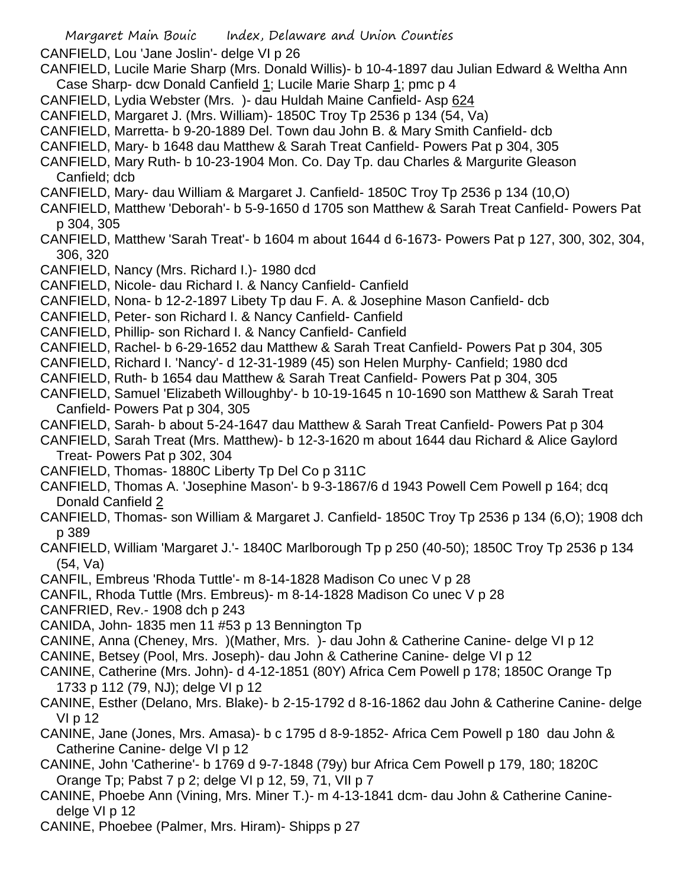CANFIELD, Lou 'Jane Joslin'- delge VI p 26

CANFIELD, Lucile Marie Sharp (Mrs. Donald Willis)- b 10-4-1897 dau Julian Edward & Weltha Ann Case Sharp- dcw Donald Canfield 1; Lucile Marie Sharp 1; pmc p 4

CANFIELD, Lydia Webster (Mrs. )- dau Huldah Maine Canfield- Asp 624

CANFIELD, Margaret J. (Mrs. William)- 1850C Troy Tp 2536 p 134 (54, Va)

CANFIELD, Marretta- b 9-20-1889 Del. Town dau John B. & Mary Smith Canfield- dcb

CANFIELD, Mary- b 1648 dau Matthew & Sarah Treat Canfield- Powers Pat p 304, 305

CANFIELD, Mary Ruth- b 10-23-1904 Mon. Co. Day Tp. dau Charles & Margurite Gleason Canfield; dcb

CANFIELD, Mary- dau William & Margaret J. Canfield- 1850C Troy Tp 2536 p 134 (10,O)

CANFIELD, Matthew 'Deborah'- b 5-9-1650 d 1705 son Matthew & Sarah Treat Canfield- Powers Pat p 304, 305

CANFIELD, Matthew 'Sarah Treat'- b 1604 m about 1644 d 6-1673- Powers Pat p 127, 300, 302, 304, 306, 320

CANFIELD, Nancy (Mrs. Richard I.)- 1980 dcd

CANFIELD, Nicole- dau Richard I. & Nancy Canfield- Canfield

CANFIELD, Nona- b 12-2-1897 Libety Tp dau F. A. & Josephine Mason Canfield- dcb

CANFIELD, Peter- son Richard I. & Nancy Canfield- Canfield

CANFIELD, Phillip- son Richard I. & Nancy Canfield- Canfield

CANFIELD, Rachel- b 6-29-1652 dau Matthew & Sarah Treat Canfield- Powers Pat p 304, 305

CANFIELD, Richard I. 'Nancy'- d 12-31-1989 (45) son Helen Murphy- Canfield; 1980 dcd

CANFIELD, Ruth- b 1654 dau Matthew & Sarah Treat Canfield- Powers Pat p 304, 305

CANFIELD, Samuel 'Elizabeth Willoughby'- b 10-19-1645 n 10-1690 son Matthew & Sarah Treat Canfield- Powers Pat p 304, 305

CANFIELD, Sarah- b about 5-24-1647 dau Matthew & Sarah Treat Canfield- Powers Pat p 304

CANFIELD, Sarah Treat (Mrs. Matthew)- b 12-3-1620 m about 1644 dau Richard & Alice Gaylord Treat- Powers Pat p 302, 304

CANFIELD, Thomas- 1880C Liberty Tp Del Co p 311C

CANFIELD, Thomas A. 'Josephine Mason'- b 9-3-1867/6 d 1943 Powell Cem Powell p 164; dcq Donald Canfield 2

CANFIELD, Thomas- son William & Margaret J. Canfield- 1850C Troy Tp 2536 p 134 (6,O); 1908 dch p 389

CANFIELD, William 'Margaret J.'- 1840C Marlborough Tp p 250 (40-50); 1850C Troy Tp 2536 p 134 (54, Va)

CANFIL, Embreus 'Rhoda Tuttle'- m 8-14-1828 Madison Co unec V p 28

CANFIL, Rhoda Tuttle (Mrs. Embreus)- m 8-14-1828 Madison Co unec V p 28

CANFRIED, Rev.- 1908 dch p 243

CANIDA, John- 1835 men 11 #53 p 13 Bennington Tp

CANINE, Anna (Cheney, Mrs. )(Mather, Mrs. )- dau John & Catherine Canine- delge VI p 12

CANINE, Betsey (Pool, Mrs. Joseph)- dau John & Catherine Canine- delge VI p 12

CANINE, Catherine (Mrs. John)- d 4-12-1851 (80Y) Africa Cem Powell p 178; 1850C Orange Tp 1733 p 112 (79, NJ); delge VI p 12

CANINE, Esther (Delano, Mrs. Blake)- b 2-15-1792 d 8-16-1862 dau John & Catherine Canine- delge VI p 12

CANINE, Jane (Jones, Mrs. Amasa)- b c 1795 d 8-9-1852- Africa Cem Powell p 180 dau John & Catherine Canine- delge VI p 12

CANINE, John 'Catherine'- b 1769 d 9-7-1848 (79y) bur Africa Cem Powell p 179, 180; 1820C Orange Tp; Pabst 7 p 2; delge VI p 12, 59, 71, VII p 7

CANINE, Phoebe Ann (Vining, Mrs. Miner T.)- m 4-13-1841 dcm- dau John & Catherine Canine- delge VI p 12

CANINE, Phoebee (Palmer, Mrs. Hiram)- Shipps p 27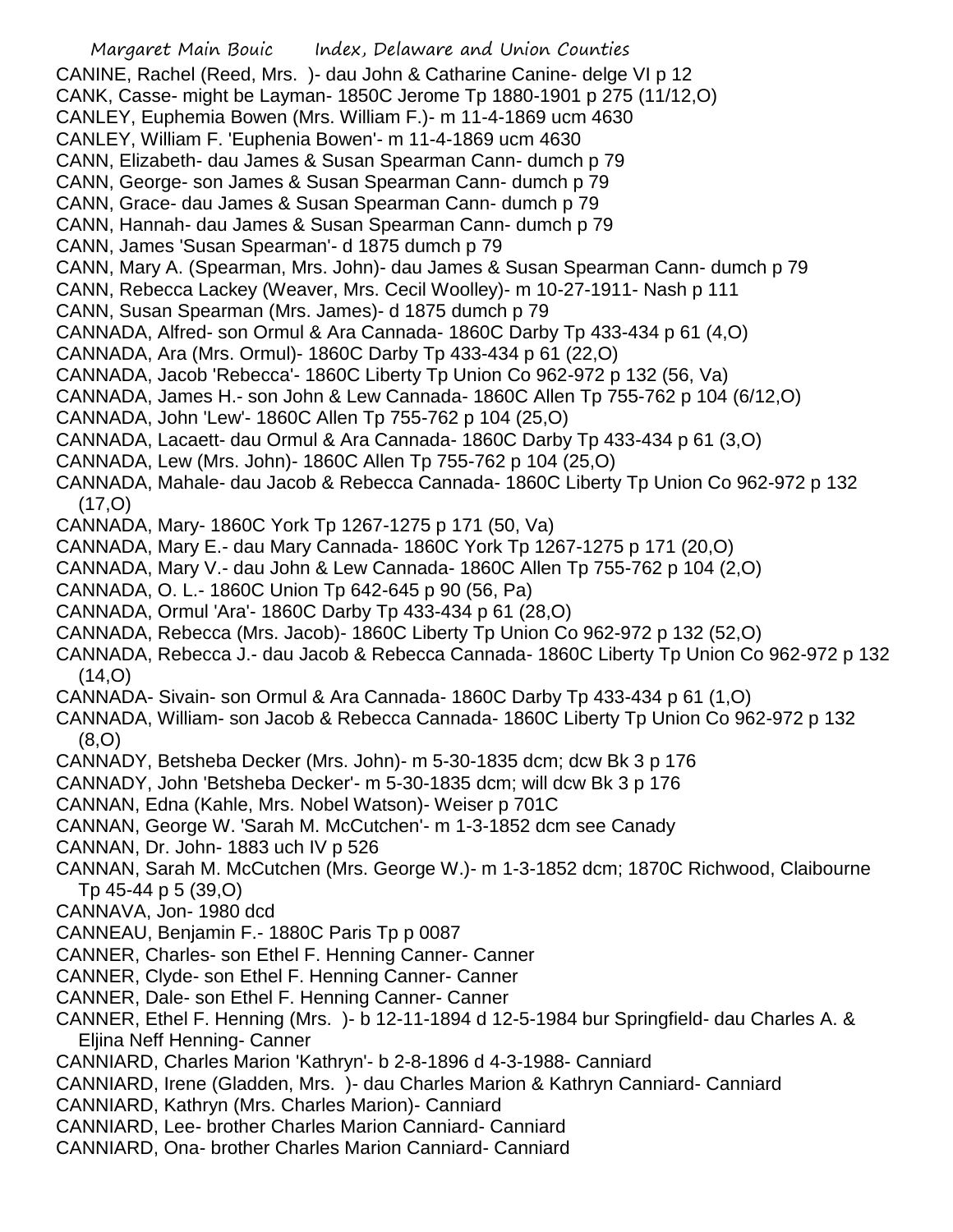CANINE, Rachel (Reed, Mrs. )- dau John & Catharine Canine- delge VI p 12
CANK, Casse- might be Layman- 1850C Jerome Tp 1880-1901 p 275 (11/12,O)
CANLEY, Euphemia Bowen (Mrs. William F.)- m 11-4-1869 ucm 4630
CANLEY, William F. 'Euphenia Bowen'- m 11-4-1869 ucm 4630
CANN, Elizabeth- dau James & Susan Spearman Cann- dumch p 79
CANN, George- son James & Susan Spearman Cann- dumch p 79
CANN, Grace- dau James & Susan Spearman Cann- dumch p 79
CANN, Hannah- dau James & Susan Spearman Cann- dumch p 79
CANN, James 'Susan Spearman'- d 1875 dumch p 79
CANN, Mary A. (Spearman, Mrs. John)- dau James & Susan Spearman Cann- dumch p 79
CANN, Rebecca Lackey (Weaver, Mrs. Cecil Woolley)- m 10-27-1911- Nash p 111
CANN, Susan Spearman (Mrs. James)- d 1875 dumch p 79
CANNADA, Alfred- son Ormul & Ara Cannada- 1860C Darby Tp 433-434 p 61 (4,O)
CANNADA, Ara (Mrs. Ormul)- 1860C Darby Tp 433-434 p 61 (22,O)
CANNADA, Jacob 'Rebecca'- 1860C Liberty Tp Union Co 962-972 p 132 (56, Va)
CANNADA, James H.- son John & Lew Cannada- 1860C Allen Tp 755-762 p 104 (6/12,O)
CANNADA, John 'Lew'- 1860C Allen Tp 755-762 p 104 (25,O)
CANNADA, Lacaett- dau Ormul & Ara Cannada- 1860C Darby Tp 433-434 p 61 (3,O)
CANNADA, Lew (Mrs. John)- 1860C Allen Tp 755-762 p 104 (25,O)
CANNADA, Mahale- dau Jacob & Rebecca Cannada- 1860C Liberty Tp Union Co 962-972 p 132 (17,O)
CANNADA, Mary- 1860C York Tp 1267-1275 p 171 (50, Va)
CANNADA, Mary E.- dau Mary Cannada- 1860C York Tp 1267-1275 p 171 (20,O)
CANNADA, Mary V.- dau John & Lew Cannada- 1860C Allen Tp 755-762 p 104 (2,O)
CANNADA, O. L.- 1860C Union Tp 642-645 p 90 (56, Pa)
CANNADA, Ormul 'Ara'- 1860C Darby Tp 433-434 p 61 (28,O)
CANNADA, Rebecca (Mrs. Jacob)- 1860C Liberty Tp Union Co 962-972 p 132 (52,O)
CANNADA, Rebecca J.- dau Jacob & Rebecca Cannada- 1860C Liberty Tp Union Co 962-972 p 132 (14,O)
CANNADA- Sivain- son Ormul & Ara Cannada- 1860C Darby Tp 433-434 p 61 (1,O)
CANNADA, William- son Jacob & Rebecca Cannada- 1860C Liberty Tp Union Co 962-972 p 132 (8,O)
CANNADY, Betsheba Decker (Mrs. John)- m 5-30-1835 dcm; dcw Bk 3 p 176
CANNADY, John 'Betsheba Decker'- m 5-30-1835 dcm; will dcw Bk 3 p 176
CANNAN, Edna (Kahle, Mrs. Nobel Watson)- Weiser p 701C
CANNAN, George W. 'Sarah M. McCutchen'- m 1-3-1852 dcm see Canady
CANNAN, Dr. John- 1883 uch IV p 526
CANNAN, Sarah M. McCutchen (Mrs. George W.)- m 1-3-1852 dcm; 1870C Richwood, Claibourne Tp 45-44 p 5 (39,O)
CANNAVA, Jon- 1980 dcd
CANNEAU, Benjamin F.- 1880C Paris Tp p 0087
CANNER, Charles- son Ethel F. Henning Canner- Canner
CANNER, Clyde- son Ethel F. Henning Canner- Canner
CANNER, Dale- son Ethel F. Henning Canner- Canner
CANNER, Ethel F. Henning (Mrs. )- b 12-11-1894 d 12-5-1984 bur Springfield- dau Charles A. & Eljina Neff Henning- Canner
CANNIARD, Charles Marion 'Kathryn'- b 2-8-1896 d 4-3-1988- Canniard
CANNIARD, Irene (Gladden, Mrs. )- dau Charles Marion & Kathryn Canniard- Canniard
CANNIARD, Kathryn (Mrs. Charles Marion)- Canniard
CANNIARD, Lee- brother Charles Marion Canniard- Canniard
CANNIARD, Ona- brother Charles Marion Canniard- Canniard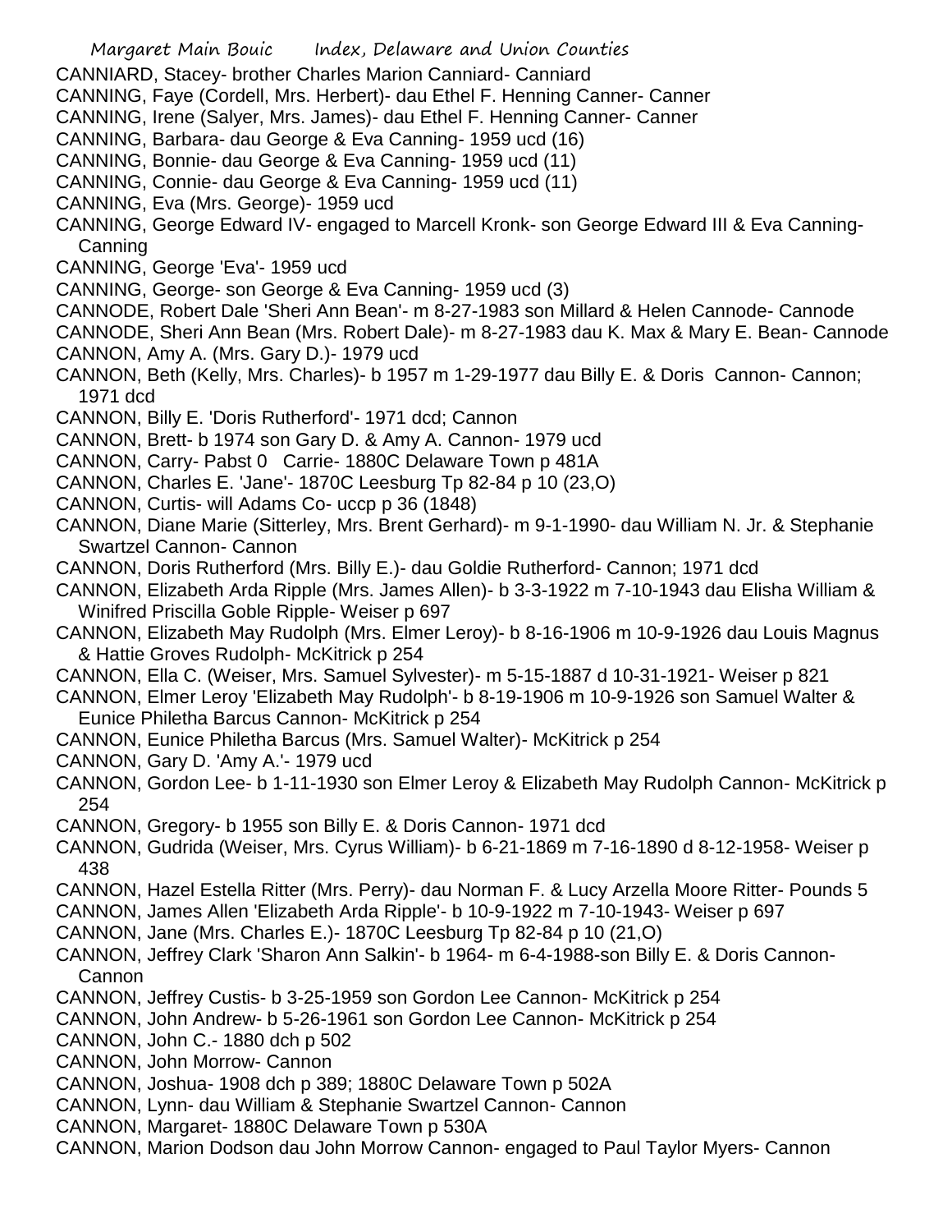CANNIARD, Stacey- brother Charles Marion Canniard- Canniard
CANNING, Faye (Cordell, Mrs. Herbert)- dau Ethel F. Henning Canner- Canner
CANNING, Irene (Salyer, Mrs. James)- dau Ethel F. Henning Canner- Canner
CANNING, Barbara- dau George & Eva Canning- 1959 ucd (16)
CANNING, Bonnie- dau George & Eva Canning- 1959 ucd (11)
CANNING, Connie- dau George & Eva Canning- 1959 ucd (11)
CANNING, Eva (Mrs. George)- 1959 ucd
CANNING, George Edward IV- engaged to Marcell Kronk- son George Edward III & Eva Canning- Canning
CANNING, George 'Eva'- 1959 ucd
CANNING, George- son George & Eva Canning- 1959 ucd (3)
CANNODE, Robert Dale 'Sheri Ann Bean'- m 8-27-1983 son Millard & Helen Cannode- Cannode
CANNODE, Sheri Ann Bean (Mrs. Robert Dale)- m 8-27-1983 dau K. Max & Mary E. Bean- Cannode
CANNON, Amy A. (Mrs. Gary D.)- 1979 ucd
CANNON, Beth (Kelly, Mrs. Charles)- b 1957 m 1-29-1977 dau Billy E. & Doris Cannon- Cannon; 1971 dcd
CANNON, Billy E. 'Doris Rutherford'- 1971 dcd; Cannon
CANNON, Brett- b 1974 son Gary D. & Amy A. Cannon- 1979 ucd
CANNON, Carry- Pabst 0 Carrie- 1880C Delaware Town p 481A
CANNON, Charles E. 'Jane'- 1870C Leesburg Tp 82-84 p 10 (23,O)
CANNON, Curtis- will Adams Co- uccp p 36 (1848)
CANNON, Diane Marie (Sitterley, Mrs. Brent Gerhard)- m 9-1-1990- dau William N. Jr. & Stephanie Swartzel Cannon- Cannon
CANNON, Doris Rutherford (Mrs. Billy E.)- dau Goldie Rutherford- Cannon; 1971 dcd
CANNON, Elizabeth Arda Ripple (Mrs. James Allen)- b 3-3-1922 m 7-10-1943 dau Elisha William & Winifred Priscilla Goble Ripple- Weiser p 697
CANNON, Elizabeth May Rudolph (Mrs. Elmer Leroy)- b 8-16-1906 m 10-9-1926 dau Louis Magnus & Hattie Groves Rudolph- McKitrick p 254
CANNON, Ella C. (Weiser, Mrs. Samuel Sylvester)- m 5-15-1887 d 10-31-1921- Weiser p 821
CANNON, Elmer Leroy 'Elizabeth May Rudolph'- b 8-19-1906 m 10-9-1926 son Samuel Walter & Eunice Philetha Barcus Cannon- McKitrick p 254
CANNON, Eunice Philetha Barcus (Mrs. Samuel Walter)- McKitrick p 254
CANNON, Gary D. 'Amy A.'- 1979 ucd
CANNON, Gordon Lee- b 1-11-1930 son Elmer Leroy & Elizabeth May Rudolph Cannon- McKitrick p 254
CANNON, Gregory- b 1955 son Billy E. & Doris Cannon- 1971 dcd
CANNON, Gudrida (Weiser, Mrs. Cyrus William)- b 6-21-1869 m 7-16-1890 d 8-12-1958- Weiser p 438
CANNON, Hazel Estella Ritter (Mrs. Perry)- dau Norman F. & Lucy Arzella Moore Ritter- Pounds 5
CANNON, James Allen 'Elizabeth Arda Ripple'- b 10-9-1922 m 7-10-1943- Weiser p 697
CANNON, Jane (Mrs. Charles E.)- 1870C Leesburg Tp 82-84 p 10 (21,O)
CANNON, Jeffrey Clark 'Sharon Ann Salkin'- b 1964- m 6-4-1988-son Billy E. & Doris Cannon- Cannon
CANNON, Jeffrey Custis- b 3-25-1959 son Gordon Lee Cannon- McKitrick p 254
CANNON, John Andrew- b 5-26-1961 son Gordon Lee Cannon- McKitrick p 254
CANNON, John C.- 1880 dch p 502
CANNON, John Morrow- Cannon
CANNON, Joshua- 1908 dch p 389; 1880C Delaware Town p 502A
CANNON, Lynn- dau William & Stephanie Swartzel Cannon- Cannon
CANNON, Margaret- 1880C Delaware Town p 530A
CANNON, Marion Dodson dau John Morrow Cannon- engaged to Paul Taylor Myers- Cannon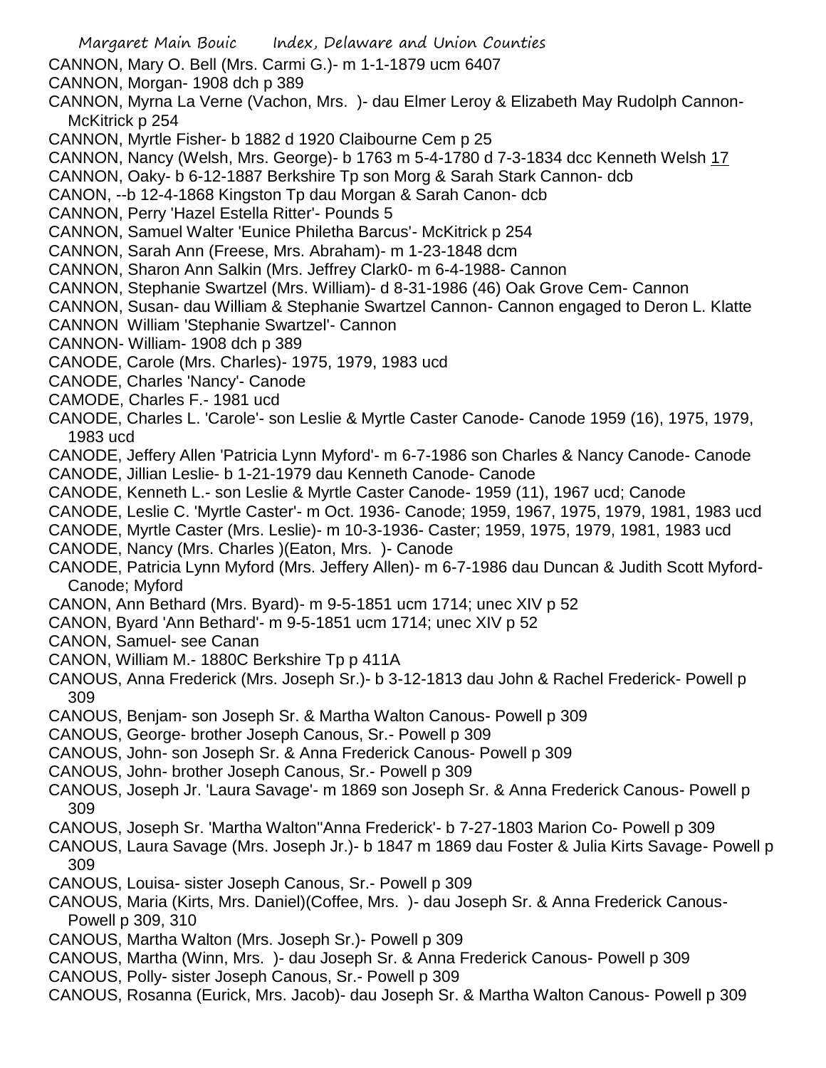CANNON, Mary O. Bell (Mrs. Carmi G.)- m 1-1-1879 ucm 6407
CANNON, Morgan- 1908 dch p 389
CANNON, Myrna La Verne (Vachon, Mrs. )- dau Elmer Leroy & Elizabeth May Rudolph Cannon- McKitrick p 254
CANNON, Myrtle Fisher- b 1882 d 1920 Claibourne Cem p 25
CANNON, Nancy (Welsh, Mrs. George)- b 1763 m 5-4-1780 d 7-3-1834 dcc Kenneth Welsh 17
CANNON, Oaky- b 6-12-1887 Berkshire Tp son Morg & Sarah Stark Cannon- dcb
CANON, --b 12-4-1868 Kingston Tp dau Morgan & Sarah Canon- dcb
CANNON, Perry 'Hazel Estella Ritter'- Pounds 5
CANNON, Samuel Walter 'Eunice Philetha Barcus'- McKitrick p 254
CANNON, Sarah Ann (Freese, Mrs. Abraham)- m 1-23-1848 dcm
CANNON, Sharon Ann Salkin (Mrs. Jeffrey Clark0- m 6-4-1988- Cannon
CANNON, Stephanie Swartzel (Mrs. William)- d 8-31-1986 (46) Oak Grove Cem- Cannon
CANNON, Susan- dau William & Stephanie Swartzel Cannon- Cannon engaged to Deron L. Klatte
CANNON William 'Stephanie Swartzel'- Cannon
CANNON- William- 1908 dch p 389
CANODE, Carole (Mrs. Charles)- 1975, 1979, 1983 ucd
CANODE, Charles 'Nancy'- Canode
CAMODE, Charles F.- 1981 ucd
CANODE, Charles L. 'Carole'- son Leslie & Myrtle Caster Canode- Canode 1959 (16), 1975, 1979, 1983 ucd
CANODE, Jeffery Allen 'Patricia Lynn Myford'- m 6-7-1986 son Charles & Nancy Canode- Canode
CANODE, Jillian Leslie- b 1-21-1979 dau Kenneth Canode- Canode
CANODE, Kenneth L.- son Leslie & Myrtle Caster Canode- 1959 (11), 1967 ucd; Canode
CANODE, Leslie C. 'Myrtle Caster'- m Oct. 1936- Canode; 1959, 1967, 1975, 1979, 1981, 1983 ucd
CANODE, Myrtle Caster (Mrs. Leslie)- m 10-3-1936- Caster; 1959, 1975, 1979, 1981, 1983 ucd
CANODE, Nancy (Mrs. Charles )(Eaton, Mrs. )- Canode
CANODE, Patricia Lynn Myford (Mrs. Jeffery Allen)- m 6-7-1986 dau Duncan & Judith Scott Myford- Canode; Myford
CANON, Ann Bethard (Mrs. Byard)- m 9-5-1851 ucm 1714; unec XIV p 52
CANON, Byard 'Ann Bethard'- m 9-5-1851 ucm 1714; unec XIV p 52
CANON, Samuel- see Canan
CANON, William M.- 1880C Berkshire Tp p 411A
CANOUS, Anna Frederick (Mrs. Joseph Sr.)- b 3-12-1813 dau John & Rachel Frederick- Powell p 309
CANOUS, Benjam- son Joseph Sr. & Martha Walton Canous- Powell p 309
CANOUS, George- brother Joseph Canous, Sr.- Powell p 309
CANOUS, John- son Joseph Sr. & Anna Frederick Canous- Powell p 309
CANOUS, John- brother Joseph Canous, Sr.- Powell p 309
CANOUS, Joseph Jr. 'Laura Savage'- m 1869 son Joseph Sr. & Anna Frederick Canous- Powell p 309
CANOUS, Joseph Sr. 'Martha Walton''Anna Frederick'- b 7-27-1803 Marion Co- Powell p 309
CANOUS, Laura Savage (Mrs. Joseph Jr.)- b 1847 m 1869 dau Foster & Julia Kirts Savage- Powell p 309
CANOUS, Louisa- sister Joseph Canous, Sr.- Powell p 309
CANOUS, Maria (Kirts, Mrs. Daniel)(Coffee, Mrs. )- dau Joseph Sr. & Anna Frederick Canous- Powell p 309, 310
CANOUS, Martha Walton (Mrs. Joseph Sr.)- Powell p 309
CANOUS, Martha (Winn, Mrs. )- dau Joseph Sr. & Anna Frederick Canous- Powell p 309
CANOUS, Polly- sister Joseph Canous, Sr.- Powell p 309
CANOUS, Rosanna (Eurick, Mrs. Jacob)- dau Joseph Sr. & Martha Walton Canous- Powell p 309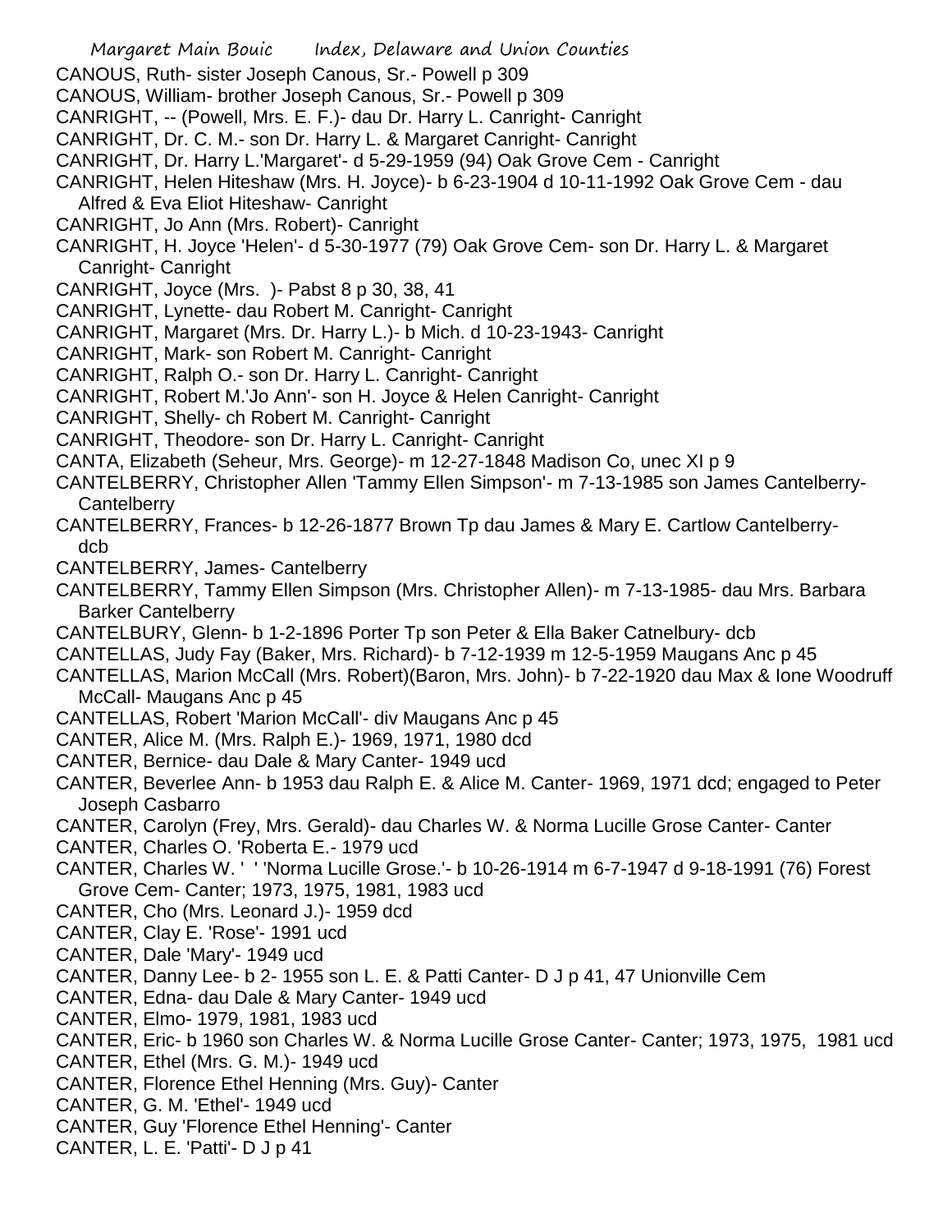CANOUS, Ruth- sister Joseph Canous, Sr.- Powell p 309

CANOUS, William- brother Joseph Canous, Sr.- Powell p 309

CANRIGHT, -- (Powell, Mrs. E. F.)- dau Dr. Harry L. Canright- Canright

CANRIGHT, Dr. C. M.- son Dr. Harry L. & Margaret Canright- Canright

CANRIGHT, Dr. Harry L.'Margaret'- d 5-29-1959 (94) Oak Grove Cem - Canright

CANRIGHT, Helen Hiteshaw (Mrs. H. Joyce)- b 6-23-1904 d 10-11-1992 Oak Grove Cem - dau Alfred & Eva Eliot Hiteshaw- Canright

CANRIGHT, Jo Ann (Mrs. Robert)- Canright

CANRIGHT, H. Joyce 'Helen'- d 5-30-1977 (79) Oak Grove Cem- son Dr. Harry L. & Margaret Canright- Canright

CANRIGHT, Joyce (Mrs. )- Pabst 8 p 30, 38, 41

CANRIGHT, Lynette- dau Robert M. Canright- Canright

CANRIGHT, Margaret (Mrs. Dr. Harry L.)- b Mich. d 10-23-1943- Canright

CANRIGHT, Mark- son Robert M. Canright- Canright

CANRIGHT, Ralph O.- son Dr. Harry L. Canright- Canright

CANRIGHT, Robert M.'Jo Ann'- son H. Joyce & Helen Canright- Canright

CANRIGHT, Shelly- ch Robert M. Canright- Canright

CANRIGHT, Theodore- son Dr. Harry L. Canright- Canright

CANTA, Elizabeth (Seheur, Mrs. George)- m 12-27-1848 Madison Co, unec XI p 9

CANTELBERRY, Christopher Allen 'Tammy Ellen Simpson'- m 7-13-1985 son James Cantelberry- Cantelberry

CANTELBERRY, Frances- b 12-26-1877 Brown Tp dau James & Mary E. Cartlow Cantelberry- dcb

CANTELBERRY, James- Cantelberry

CANTELBERRY, Tammy Ellen Simpson (Mrs. Christopher Allen)- m 7-13-1985- dau Mrs. Barbara Barker Cantelberry

CANTELBURY, Glenn- b 1-2-1896 Porter Tp son Peter & Ella Baker Catnelbury- dcb

CANTELLAS, Judy Fay (Baker, Mrs. Richard)- b 7-12-1939 m 12-5-1959 Maugans Anc p 45

CANTELLAS, Marion McCall (Mrs. Robert)(Baron, Mrs. John)- b 7-22-1920 dau Max & Ione Woodruff McCall- Maugans Anc p 45

CANTELLAS, Robert 'Marion McCall'- div Maugans Anc p 45

CANTER, Alice M. (Mrs. Ralph E.)- 1969, 1971, 1980 dcd

CANTER, Bernice- dau Dale & Mary Canter- 1949 ucd

CANTER, Beverlee Ann- b 1953 dau Ralph E. & Alice M. Canter- 1969, 1971 dcd; engaged to Peter Joseph Casbarro

CANTER, Carolyn (Frey, Mrs. Gerald)- dau Charles W. & Norma Lucille Grose Canter- Canter

CANTER, Charles O. 'Roberta E.- 1979 ucd

CANTER, Charles W. ' ' 'Norma Lucille Grose.'- b 10-26-1914 m 6-7-1947 d 9-18-1991 (76) Forest Grove Cem- Canter; 1973, 1975, 1981, 1983 ucd

CANTER, Cho (Mrs. Leonard J.)- 1959 dcd

CANTER, Clay E. 'Rose'- 1991 ucd

CANTER, Dale 'Mary'- 1949 ucd

CANTER, Danny Lee- b 2- 1955 son L. E. & Patti Canter- D J p 41, 47 Unionville Cem

CANTER, Edna- dau Dale & Mary Canter- 1949 ucd

CANTER, Elmo- 1979, 1981, 1983 ucd

CANTER, Eric- b 1960 son Charles W. & Norma Lucille Grose Canter- Canter; 1973, 1975, 1981 ucd

CANTER, Ethel (Mrs. G. M.)- 1949 ucd

CANTER, Florence Ethel Henning (Mrs. Guy)- Canter

CANTER, G. M. 'Ethel'- 1949 ucd

CANTER, Guy 'Florence Ethel Henning'- Canter

CANTER, L. E. 'Patti'- D J p 41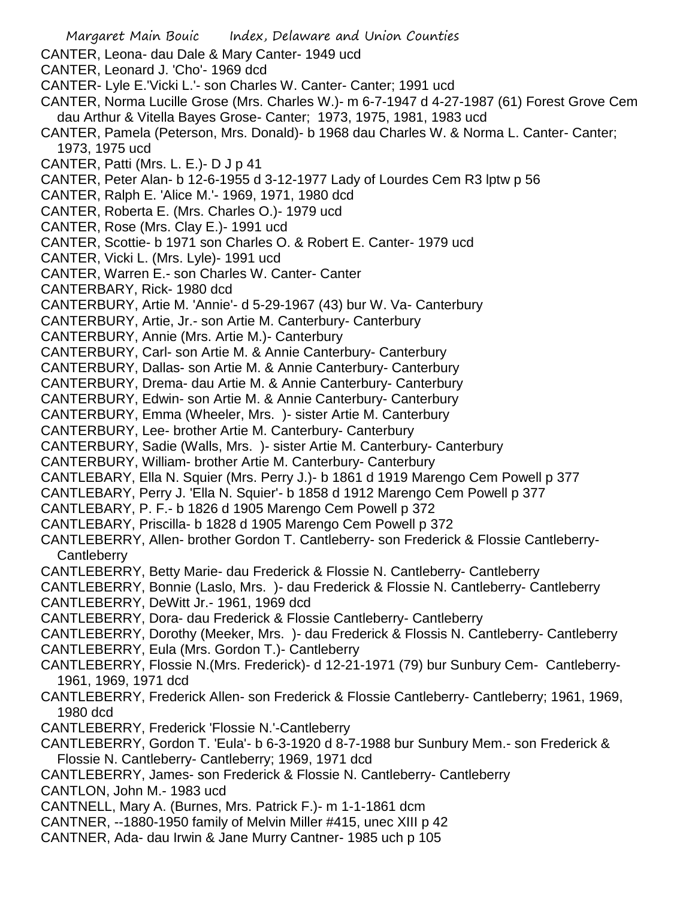CANTER, Leona- dau Dale & Mary Canter- 1949 ucd
CANTER, Leonard J. 'Cho'- 1969 dcd
CANTER- Lyle E.'Vicki L.'- son Charles W. Canter- Canter; 1991 ucd
CANTER, Norma Lucille Grose (Mrs. Charles W.)- m 6-7-1947 d 4-27-1987 (61) Forest Grove Cem dau Arthur & Vitella Bayes Grose- Canter; 1973, 1975, 1981, 1983 ucd
CANTER, Pamela (Peterson, Mrs. Donald)- b 1968 dau Charles W. & Norma L. Canter- Canter; 1973, 1975 ucd
CANTER, Patti (Mrs. L. E.)- D J p 41
CANTER, Peter Alan- b 12-6-1955 d 3-12-1977 Lady of Lourdes Cem R3 lptw p 56
CANTER, Ralph E. 'Alice M.'- 1969, 1971, 1980 dcd
CANTER, Roberta E. (Mrs. Charles O.)- 1979 ucd
CANTER, Rose (Mrs. Clay E.)- 1991 ucd
CANTER, Scottie- b 1971 son Charles O. & Robert E. Canter- 1979 ucd
CANTER, Vicki L. (Mrs. Lyle)- 1991 ucd
CANTER, Warren E.- son Charles W. Canter- Canter
CANTERBARY, Rick- 1980 dcd
CANTERBURY, Artie M. 'Annie'- d 5-29-1967 (43) bur W. Va- Canterbury
CANTERBURY, Artie, Jr.- son Artie M. Canterbury- Canterbury
CANTERBURY, Annie (Mrs. Artie M.)- Canterbury
CANTERBURY, Carl- son Artie M. & Annie Canterbury- Canterbury
CANTERBURY, Dallas- son Artie M. & Annie Canterbury- Canterbury
CANTERBURY, Drema- dau Artie M. & Annie Canterbury- Canterbury
CANTERBURY, Edwin- son Artie M. & Annie Canterbury- Canterbury
CANTERBURY, Emma (Wheeler, Mrs. )- sister Artie M. Canterbury
CANTERBURY, Lee- brother Artie M. Canterbury- Canterbury
CANTERBURY, Sadie (Walls, Mrs. )- sister Artie M. Canterbury- Canterbury
CANTERBURY, William- brother Artie M. Canterbury- Canterbury
CANTLEBARY, Ella N. Squier (Mrs. Perry J.)- b 1861 d 1919 Marengo Cem Powell p 377
CANTLEBARY, Perry J. 'Ella N. Squier'- b 1858 d 1912 Marengo Cem Powell p 377
CANTLEBARY, P. F.- b 1826 d 1905 Marengo Cem Powell p 372
CANTLEBARY, Priscilla- b 1828 d 1905 Marengo Cem Powell p 372
CANTLEBERRY, Allen- brother Gordon T. Cantleberry- son Frederick & Flossie Cantleberry- Cantleberry
CANTLEBERRY, Betty Marie- dau Frederick & Flossie N. Cantleberry- Cantleberry
CANTLEBERRY, Bonnie (Laslo, Mrs. )- dau Frederick & Flossie N. Cantleberry- Cantleberry
CANTLEBERRY, DeWitt Jr.- 1961, 1969 dcd
CANTLEBERRY, Dora- dau Frederick & Flossie Cantleberry- Cantleberry
CANTLEBERRY, Dorothy (Meeker, Mrs. )- dau Frederick & Flossis N. Cantleberry- Cantleberry
CANTLEBERRY, Eula (Mrs. Gordon T.)- Cantleberry
CANTLEBERRY, Flossie N.(Mrs. Frederick)- d 12-21-1971 (79) bur Sunbury Cem- Cantleberry- 1961, 1969, 1971 dcd
CANTLEBERRY, Frederick Allen- son Frederick & Flossie Cantleberry- Cantleberry; 1961, 1969, 1980 dcd
CANTLEBERRY, Frederick 'Flossie N.'-Cantleberry
CANTLEBERRY, Gordon T. 'Eula'- b 6-3-1920 d 8-7-1988 bur Sunbury Mem.- son Frederick & Flossie N. Cantleberry- Cantleberry; 1969, 1971 dcd
CANTLEBERRY, James- son Frederick & Flossie N. Cantleberry- Cantleberry
CANTLON, John M.- 1983 ucd
CANTNELL, Mary A. (Burnes, Mrs. Patrick F.)- m 1-1-1861 dcm
CANTNER, --1880-1950 family of Melvin Miller #415, unec XIII p 42
CANTNER, Ada- dau Irwin & Jane Murry Cantner- 1985 uch p 105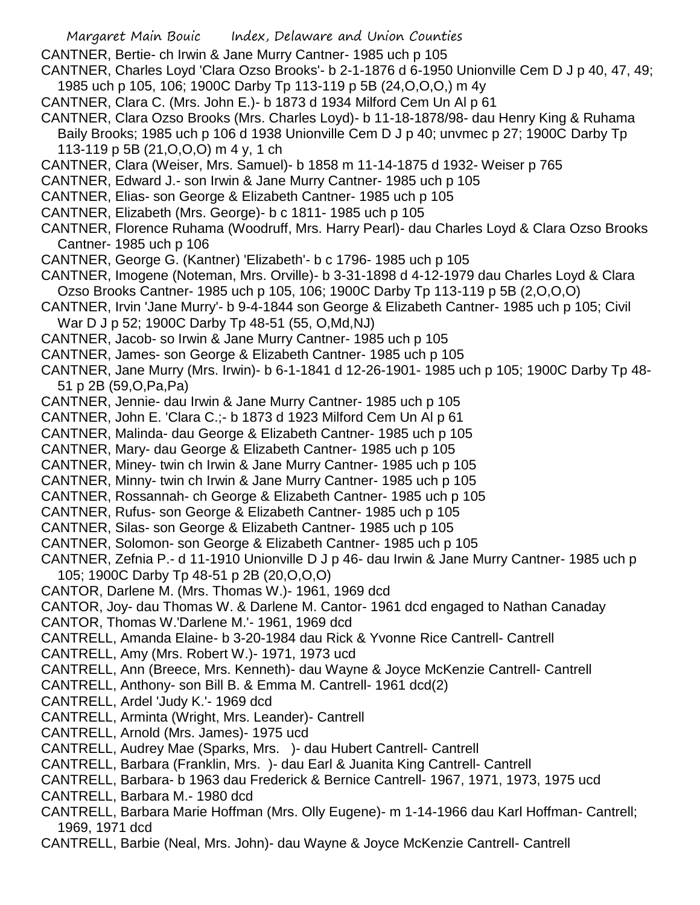CANTNER, Bertie- ch Irwin & Jane Murry Cantner- 1985 uch p 105

CANTNER, Charles Loyd 'Clara Ozso Brooks'- b 2-1-1876 d 6-1950 Unionville Cem D J p 40, 47, 49; 1985 uch p 105, 106; 1900C Darby Tp 113-119 p 5B (24,O,O,O,) m 4y

CANTNER, Clara C. (Mrs. John E.)- b 1873 d 1934 Milford Cem Un Al p 61

CANTNER, Clara Ozso Brooks (Mrs. Charles Loyd)- b 11-18-1878/98- dau Henry King & Ruhama Baily Brooks; 1985 uch p 106 d 1938 Unionville Cem D J p 40; unvmec p 27; 1900C Darby Tp 113-119 p 5B (21,O,O,O) m 4 y, 1 ch

CANTNER, Clara (Weiser, Mrs. Samuel)- b 1858 m 11-14-1875 d 1932- Weiser p 765

CANTNER, Edward J.- son Irwin & Jane Murry Cantner- 1985 uch p 105

CANTNER, Elias- son George & Elizabeth Cantner- 1985 uch p 105

CANTNER, Elizabeth (Mrs. George)- b c 1811- 1985 uch p 105

CANTNER, Florence Ruhama (Woodruff, Mrs. Harry Pearl)- dau Charles Loyd & Clara Ozso Brooks Cantner- 1985 uch p 106

CANTNER, George G. (Kantner) 'Elizabeth'- b c 1796- 1985 uch p 105

CANTNER, Imogene (Noteman, Mrs. Orville)- b 3-31-1898 d 4-12-1979 dau Charles Loyd & Clara Ozso Brooks Cantner- 1985 uch p 105, 106; 1900C Darby Tp 113-119 p 5B (2,O,O,O)

CANTNER, Irvin 'Jane Murry'- b 9-4-1844 son George & Elizabeth Cantner- 1985 uch p 105; Civil War D J p 52; 1900C Darby Tp 48-51 (55, O,Md,NJ)

CANTNER, Jacob- so Irwin & Jane Murry Cantner- 1985 uch p 105

CANTNER, James- son George & Elizabeth Cantner- 1985 uch p 105

CANTNER, Jane Murry (Mrs. Irwin)- b 6-1-1841 d 12-26-1901- 1985 uch p 105; 1900C Darby Tp 48-51 p 2B (59,O,Pa,Pa)

CANTNER, Jennie- dau Irwin & Jane Murry Cantner- 1985 uch p 105

CANTNER, John E. 'Clara C.;- b 1873 d 1923 Milford Cem Un Al p 61

CANTNER, Malinda- dau George & Elizabeth Cantner- 1985 uch p 105

CANTNER, Mary- dau George & Elizabeth Cantner- 1985 uch p 105

CANTNER, Miney- twin ch Irwin & Jane Murry Cantner- 1985 uch p 105

CANTNER, Minny- twin ch Irwin & Jane Murry Cantner- 1985 uch p 105

CANTNER, Rossannah- ch George & Elizabeth Cantner- 1985 uch p 105

CANTNER, Rufus- son George & Elizabeth Cantner- 1985 uch p 105

CANTNER, Silas- son George & Elizabeth Cantner- 1985 uch p 105

CANTNER, Solomon- son George & Elizabeth Cantner- 1985 uch p 105

CANTNER, Zefnia P.- d 11-1910 Unionville D J p 46- dau Irwin & Jane Murry Cantner- 1985 uch p 105; 1900C Darby Tp 48-51 p 2B (20,O,O,O)

CANTOR, Darlene M. (Mrs. Thomas W.)- 1961, 1969 dcd

CANTOR, Joy- dau Thomas W. & Darlene M. Cantor- 1961 dcd engaged to Nathan Canaday

CANTOR, Thomas W.'Darlene M.'- 1961, 1969 dcd

CANTRELL, Amanda Elaine- b 3-20-1984 dau Rick & Yvonne Rice Cantrell- Cantrell

CANTRELL, Amy (Mrs. Robert W.)- 1971, 1973 ucd

CANTRELL, Ann (Breece, Mrs. Kenneth)- dau Wayne & Joyce McKenzie Cantrell- Cantrell

CANTRELL, Anthony- son Bill B. & Emma M. Cantrell- 1961 dcd(2)

CANTRELL, Ardel 'Judy K.'- 1969 dcd

CANTRELL, Arminta (Wright, Mrs. Leander)- Cantrell

CANTRELL, Arnold (Mrs. James)- 1975 ucd

CANTRELL, Audrey Mae (Sparks, Mrs. )- dau Hubert Cantrell- Cantrell

CANTRELL, Barbara (Franklin, Mrs. )- dau Earl & Juanita King Cantrell- Cantrell

CANTRELL, Barbara- b 1963 dau Frederick & Bernice Cantrell- 1967, 1971, 1973, 1975 ucd

CANTRELL, Barbara M.- 1980 dcd

CANTRELL, Barbara Marie Hoffman (Mrs. Olly Eugene)- m 1-14-1966 dau Karl Hoffman- Cantrell; 1969, 1971 dcd

CANTRELL, Barbie (Neal, Mrs. John)- dau Wayne & Joyce McKenzie Cantrell- Cantrell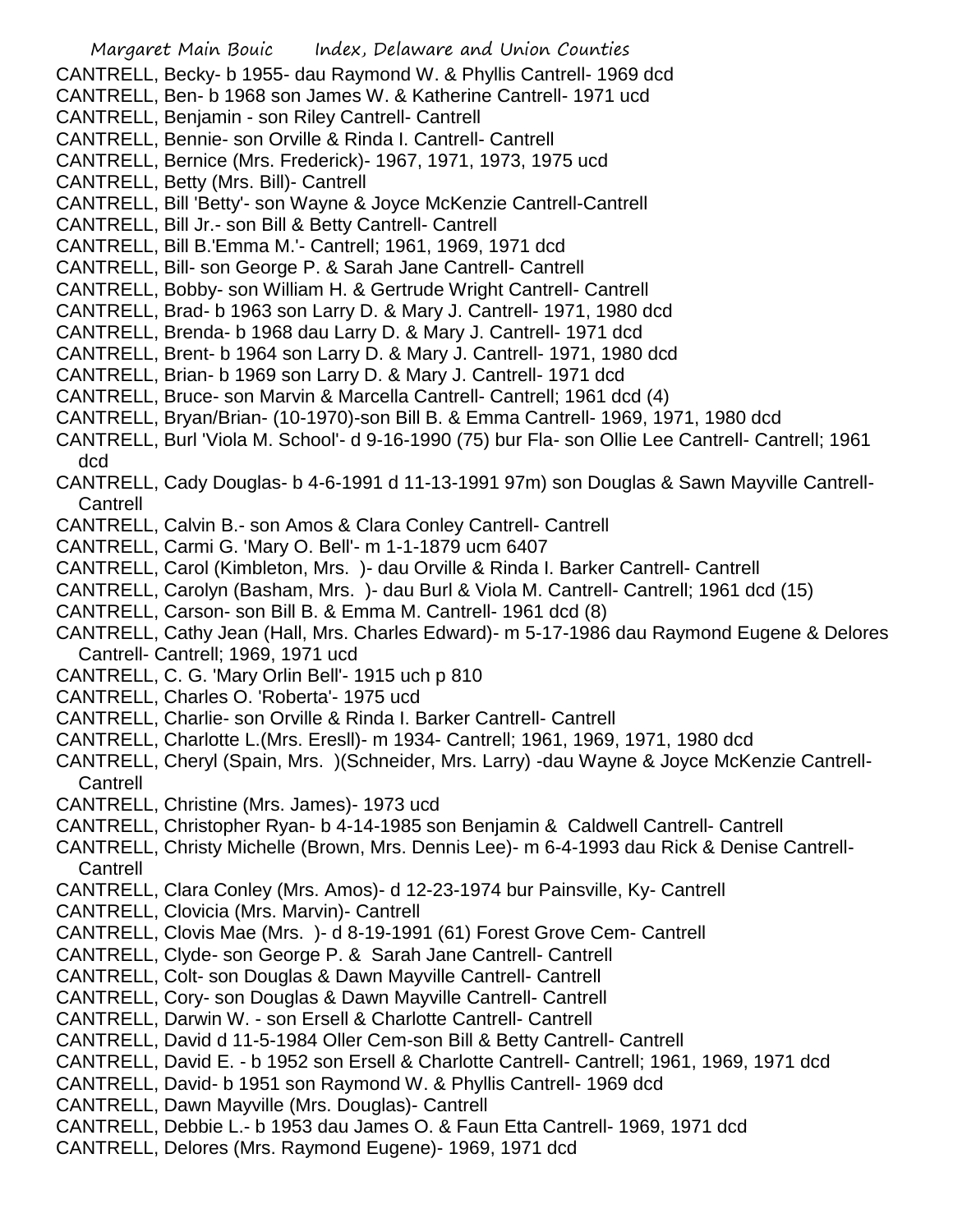CANTRELL, Becky- b 1955- dau Raymond W. & Phyllis Cantrell- 1969 dcd
CANTRELL, Ben- b 1968 son James W. & Katherine Cantrell- 1971 ucd
CANTRELL, Benjamin - son Riley Cantrell- Cantrell
CANTRELL, Bennie- son Orville & Rinda I. Cantrell- Cantrell
CANTRELL, Bernice (Mrs. Frederick)- 1967, 1971, 1973, 1975 ucd
CANTRELL, Betty (Mrs. Bill)- Cantrell
CANTRELL, Bill 'Betty'- son Wayne & Joyce McKenzie Cantrell-Cantrell
CANTRELL, Bill Jr.- son Bill & Betty Cantrell- Cantrell
CANTRELL, Bill B.'Emma M.'- Cantrell; 1961, 1969, 1971 dcd
CANTRELL, Bill- son George P. & Sarah Jane Cantrell- Cantrell
CANTRELL, Bobby- son William H. & Gertrude Wright Cantrell- Cantrell
CANTRELL, Brad- b 1963 son Larry D. & Mary J. Cantrell- 1971, 1980 dcd
CANTRELL, Brenda- b 1968 dau Larry D. & Mary J. Cantrell- 1971 dcd
CANTRELL, Brent- b 1964 son Larry D. & Mary J. Cantrell- 1971, 1980 dcd
CANTRELL, Brian- b 1969 son Larry D. & Mary J. Cantrell- 1971 dcd
CANTRELL, Bruce- son Marvin & Marcella Cantrell- Cantrell; 1961 dcd (4)
CANTRELL, Bryan/Brian- (10-1970)-son Bill B. & Emma Cantrell- 1969, 1971, 1980 dcd
CANTRELL, Burl 'Viola M. School'- d 9-16-1990 (75) bur Fla- son Ollie Lee Cantrell- Cantrell; 1961 dcd
CANTRELL, Cady Douglas- b 4-6-1991 d 11-13-1991 97m) son Douglas & Sawn Mayville Cantrell- Cantrell
CANTRELL, Calvin B.- son Amos & Clara Conley Cantrell- Cantrell
CANTRELL, Carmi G. 'Mary O. Bell'- m 1-1-1879 ucm 6407
CANTRELL, Carol (Kimbleton, Mrs. )- dau Orville & Rinda I. Barker Cantrell- Cantrell
CANTRELL, Carolyn (Basham, Mrs. )- dau Burl & Viola M. Cantrell- Cantrell; 1961 dcd (15)
CANTRELL, Carson- son Bill B. & Emma M. Cantrell- 1961 dcd (8)
CANTRELL, Cathy Jean (Hall, Mrs. Charles Edward)- m 5-17-1986 dau Raymond Eugene & Delores Cantrell- Cantrell; 1969, 1971 ucd
CANTRELL, C. G. 'Mary Orlin Bell'- 1915 uch p 810
CANTRELL, Charles O. 'Roberta'- 1975 ucd
CANTRELL, Charlie- son Orville & Rinda I. Barker Cantrell- Cantrell
CANTRELL, Charlotte L.(Mrs. Eresll)- m 1934- Cantrell; 1961, 1969, 1971, 1980 dcd
CANTRELL, Cheryl (Spain, Mrs. )(Schneider, Mrs. Larry) -dau Wayne & Joyce McKenzie Cantrell- Cantrell
CANTRELL, Christine (Mrs. James)- 1973 ucd
CANTRELL, Christopher Ryan- b 4-14-1985 son Benjamin & Caldwell Cantrell- Cantrell
CANTRELL, Christy Michelle (Brown, Mrs. Dennis Lee)- m 6-4-1993 dau Rick & Denise Cantrell- Cantrell
CANTRELL, Clara Conley (Mrs. Amos)- d 12-23-1974 bur Painsville, Ky- Cantrell
CANTRELL, Clovicia (Mrs. Marvin)- Cantrell
CANTRELL, Clovis Mae (Mrs. )- d 8-19-1991 (61) Forest Grove Cem- Cantrell
CANTRELL, Clyde- son George P. & Sarah Jane Cantrell- Cantrell
CANTRELL, Colt- son Douglas & Dawn Mayville Cantrell- Cantrell
CANTRELL, Cory- son Douglas & Dawn Mayville Cantrell- Cantrell
CANTRELL, Darwin W. - son Ersell & Charlotte Cantrell- Cantrell
CANTRELL, David d 11-5-1984 Oller Cem-son Bill & Betty Cantrell- Cantrell
CANTRELL, David E. - b 1952 son Ersell & Charlotte Cantrell- Cantrell; 1961, 1969, 1971 dcd
CANTRELL, David- b 1951 son Raymond W. & Phyllis Cantrell- 1969 dcd
CANTRELL, Dawn Mayville (Mrs. Douglas)- Cantrell
CANTRELL, Debbie L.- b 1953 dau James O. & Faun Etta Cantrell- 1969, 1971 dcd
CANTRELL, Delores (Mrs. Raymond Eugene)- 1969, 1971 dcd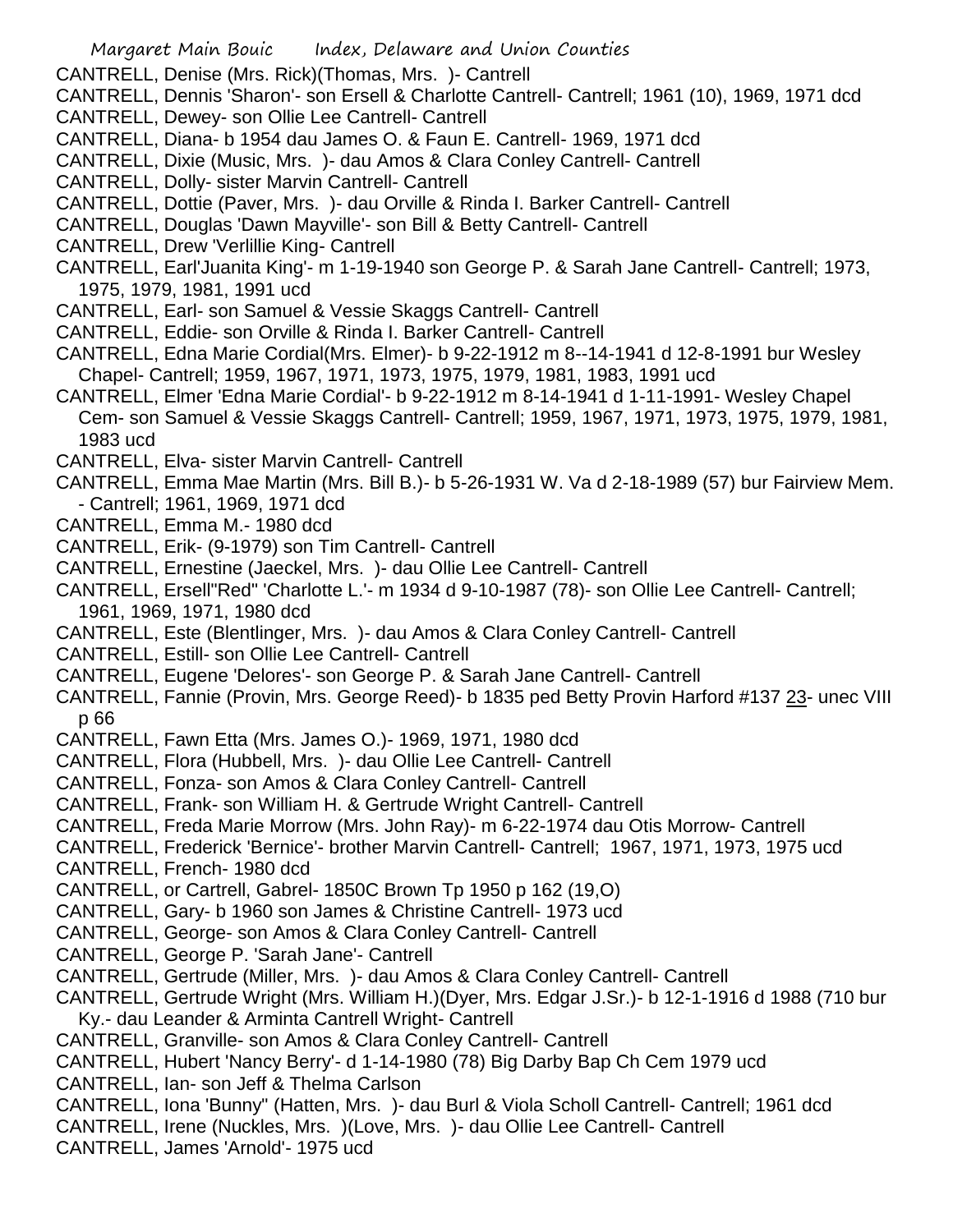CANTRELL, Denise (Mrs. Rick)(Thomas, Mrs. )- Cantrell

CANTRELL, Dennis 'Sharon'- son Ersell & Charlotte Cantrell- Cantrell; 1961 (10), 1969, 1971 dcd

CANTRELL, Dewey- son Ollie Lee Cantrell- Cantrell

CANTRELL, Diana- b 1954 dau James O. & Faun E. Cantrell- 1969, 1971 dcd

CANTRELL, Dixie (Music, Mrs. )- dau Amos & Clara Conley Cantrell- Cantrell

CANTRELL, Dolly- sister Marvin Cantrell- Cantrell

CANTRELL, Dottie (Paver, Mrs. )- dau Orville & Rinda I. Barker Cantrell- Cantrell

CANTRELL, Douglas 'Dawn Mayville'- son Bill & Betty Cantrell- Cantrell

CANTRELL, Drew 'Verlillie King- Cantrell

CANTRELL, Earl'Juanita King'- m 1-19-1940 son George P. & Sarah Jane Cantrell- Cantrell; 1973, 1975, 1979, 1981, 1991 ucd

CANTRELL, Earl- son Samuel & Vessie Skaggs Cantrell- Cantrell

CANTRELL, Eddie- son Orville & Rinda I. Barker Cantrell- Cantrell

CANTRELL, Edna Marie Cordial(Mrs. Elmer)- b 9-22-1912 m 8--14-1941 d 12-8-1991 bur Wesley Chapel- Cantrell; 1959, 1967, 1971, 1973, 1975, 1979, 1981, 1983, 1991 ucd

CANTRELL, Elmer 'Edna Marie Cordial'- b 9-22-1912 m 8-14-1941 d 1-11-1991- Wesley Chapel Cem- son Samuel & Vessie Skaggs Cantrell- Cantrell; 1959, 1967, 1971, 1973, 1975, 1979, 1981, 1983 ucd

CANTRELL, Elva- sister Marvin Cantrell- Cantrell

CANTRELL, Emma Mae Martin (Mrs. Bill B.)- b 5-26-1931 W. Va d 2-18-1989 (57) bur Fairview Mem. - Cantrell; 1961, 1969, 1971 dcd

CANTRELL, Emma M.- 1980 dcd

CANTRELL, Erik- (9-1979) son Tim Cantrell- Cantrell

CANTRELL, Ernestine (Jaeckel, Mrs. )- dau Ollie Lee Cantrell- Cantrell

CANTRELL, Ersell"Red" 'Charlotte L.'- m 1934 d 9-10-1987 (78)- son Ollie Lee Cantrell- Cantrell; 1961, 1969, 1971, 1980 dcd

CANTRELL, Este (Blentlinger, Mrs. )- dau Amos & Clara Conley Cantrell- Cantrell

CANTRELL, Estill- son Ollie Lee Cantrell- Cantrell

CANTRELL, Eugene 'Delores'- son George P. & Sarah Jane Cantrell- Cantrell

CANTRELL, Fannie (Provin, Mrs. George Reed)- b 1835 ped Betty Provin Harford #137 23- unec VIII p 66

CANTRELL, Fawn Etta (Mrs. James O.)- 1969, 1971, 1980 dcd

CANTRELL, Flora (Hubbell, Mrs. )- dau Ollie Lee Cantrell- Cantrell

CANTRELL, Fonza- son Amos & Clara Conley Cantrell- Cantrell

CANTRELL, Frank- son William H. & Gertrude Wright Cantrell- Cantrell

CANTRELL, Freda Marie Morrow (Mrs. John Ray)- m 6-22-1974 dau Otis Morrow- Cantrell

CANTRELL, Frederick 'Bernice'- brother Marvin Cantrell- Cantrell;  1967, 1971, 1973, 1975 ucd

CANTRELL, French- 1980 dcd

CANTRELL, or Cartrell, Gabrel- 1850C Brown Tp 1950 p 162 (19,O)

CANTRELL, Gary- b 1960 son James & Christine Cantrell- 1973 ucd

CANTRELL, George- son Amos & Clara Conley Cantrell- Cantrell

CANTRELL, George P. 'Sarah Jane'- Cantrell

CANTRELL, Gertrude (Miller, Mrs. )- dau Amos & Clara Conley Cantrell- Cantrell

CANTRELL, Gertrude Wright (Mrs. William H.)(Dyer, Mrs. Edgar J.Sr.)- b 12-1-1916 d 1988 (710 bur Ky.- dau Leander & Arminta Cantrell Wright- Cantrell

CANTRELL, Granville- son Amos & Clara Conley Cantrell- Cantrell

CANTRELL, Hubert 'Nancy Berry'- d 1-14-1980 (78) Big Darby Bap Ch Cem 1979 ucd

CANTRELL, Ian- son Jeff & Thelma Carlson

CANTRELL, Iona 'Bunny" (Hatten, Mrs. )- dau Burl & Viola Scholl Cantrell- Cantrell; 1961 dcd

CANTRELL, Irene (Nuckles, Mrs. )(Love, Mrs. )- dau Ollie Lee Cantrell- Cantrell

CANTRELL, James 'Arnold'- 1975 ucd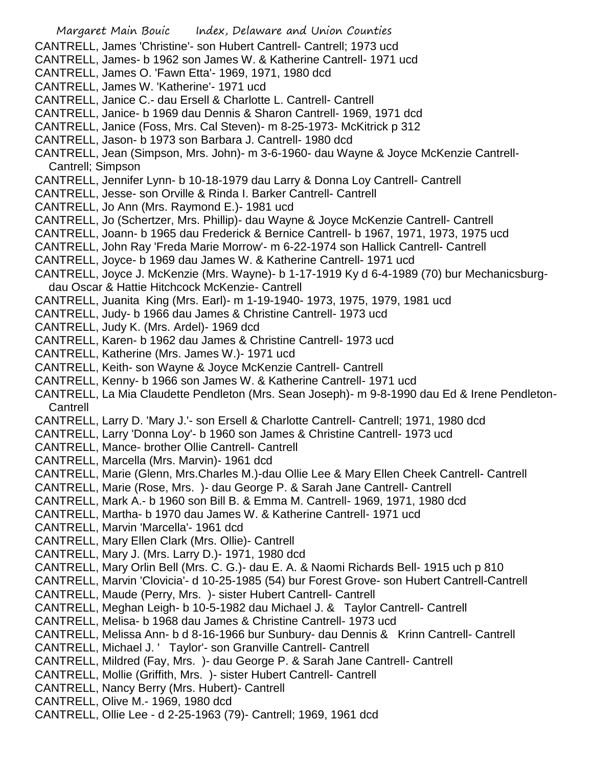CANTRELL, James 'Christine'- son Hubert Cantrell- Cantrell; 1973 ucd
CANTRELL, James- b 1962 son James W. & Katherine Cantrell- 1971 ucd
CANTRELL, James O. 'Fawn Etta'- 1969, 1971, 1980 dcd
CANTRELL, James W. 'Katherine'- 1971 ucd
CANTRELL, Janice C.- dau Ersell & Charlotte L. Cantrell- Cantrell
CANTRELL, Janice- b 1969 dau Dennis & Sharon Cantrell- 1969, 1971 dcd
CANTRELL, Janice (Foss, Mrs. Cal Steven)- m 8-25-1973- McKitrick p 312
CANTRELL, Jason- b 1973 son Barbara J. Cantrell- 1980 dcd
CANTRELL, Jean (Simpson, Mrs. John)- m 3-6-1960- dau Wayne & Joyce McKenzie Cantrell- Cantrell; Simpson
CANTRELL, Jennifer Lynn- b 10-18-1979 dau Larry & Donna Loy Cantrell- Cantrell
CANTRELL, Jesse- son Orville & Rinda I. Barker Cantrell- Cantrell
CANTRELL, Jo Ann (Mrs. Raymond E.)- 1981 ucd
CANTRELL, Jo (Schertzer, Mrs. Phillip)- dau Wayne & Joyce McKenzie Cantrell- Cantrell
CANTRELL, Joann- b 1965 dau Frederick & Bernice Cantrell- b 1967, 1971, 1973, 1975 ucd
CANTRELL, John Ray 'Freda Marie Morrow'- m 6-22-1974 son Hallick Cantrell- Cantrell
CANTRELL, Joyce- b 1969 dau James W. & Katherine Cantrell- 1971 ucd
CANTRELL, Joyce J. McKenzie (Mrs. Wayne)- b 1-17-1919 Ky d 6-4-1989 (70) bur Mechanicsburg- dau Oscar & Hattie Hitchcock McKenzie- Cantrell
CANTRELL, Juanita King (Mrs. Earl)- m 1-19-1940- 1973, 1975, 1979, 1981 ucd
CANTRELL, Judy- b 1966 dau James & Christine Cantrell- 1973 ucd
CANTRELL, Judy K. (Mrs. Ardel)- 1969 dcd
CANTRELL, Karen- b 1962 dau James & Christine Cantrell- 1973 ucd
CANTRELL, Katherine (Mrs. James W.)- 1971 ucd
CANTRELL, Keith- son Wayne & Joyce McKenzie Cantrell- Cantrell
CANTRELL, Kenny- b 1966 son James W. & Katherine Cantrell- 1971 ucd
CANTRELL, La Mia Claudette Pendleton (Mrs. Sean Joseph)- m 9-8-1990 dau Ed & Irene Pendleton- Cantrell
CANTRELL, Larry D. 'Mary J.'- son Ersell & Charlotte Cantrell- Cantrell; 1971, 1980 dcd
CANTRELL, Larry 'Donna Loy'- b 1960 son James & Christine Cantrell- 1973 ucd
CANTRELL, Mance- brother Ollie Cantrell- Cantrell
CANTRELL, Marcella (Mrs. Marvin)- 1961 dcd
CANTRELL, Marie (Glenn, Mrs.Charles M.)-dau Ollie Lee & Mary Ellen Cheek Cantrell- Cantrell
CANTRELL, Marie (Rose, Mrs. )- dau George P. & Sarah Jane Cantrell- Cantrell
CANTRELL, Mark A.- b 1960 son Bill B. & Emma M. Cantrell- 1969, 1971, 1980 dcd
CANTRELL, Martha- b 1970 dau James W. & Katherine Cantrell- 1971 ucd
CANTRELL, Marvin 'Marcella'- 1961 dcd
CANTRELL, Mary Ellen Clark (Mrs. Ollie)- Cantrell
CANTRELL, Mary J. (Mrs. Larry D.)- 1971, 1980 dcd
CANTRELL, Mary Orlin Bell (Mrs. C. G.)- dau E. A. & Naomi Richards Bell- 1915 uch p 810
CANTRELL, Marvin 'Clovicia'- d 10-25-1985 (54) bur Forest Grove- son Hubert Cantrell-Cantrell
CANTRELL, Maude (Perry, Mrs. )- sister Hubert Cantrell- Cantrell
CANTRELL, Meghan Leigh- b 10-5-1982 dau Michael J. & Taylor Cantrell- Cantrell
CANTRELL, Melisa- b 1968 dau James & Christine Cantrell- 1973 ucd
CANTRELL, Melissa Ann- b d 8-16-1966 bur Sunbury- dau Dennis & Krinn Cantrell- Cantrell
CANTRELL, Michael J. ' Taylor'- son Granville Cantrell- Cantrell
CANTRELL, Mildred (Fay, Mrs. )- dau George P. & Sarah Jane Cantrell- Cantrell
CANTRELL, Mollie (Griffith, Mrs. )- sister Hubert Cantrell- Cantrell
CANTRELL, Nancy Berry (Mrs. Hubert)- Cantrell
CANTRELL, Olive M.- 1969, 1980 dcd
CANTRELL, Ollie Lee - d 2-25-1963 (79)- Cantrell; 1969, 1961 dcd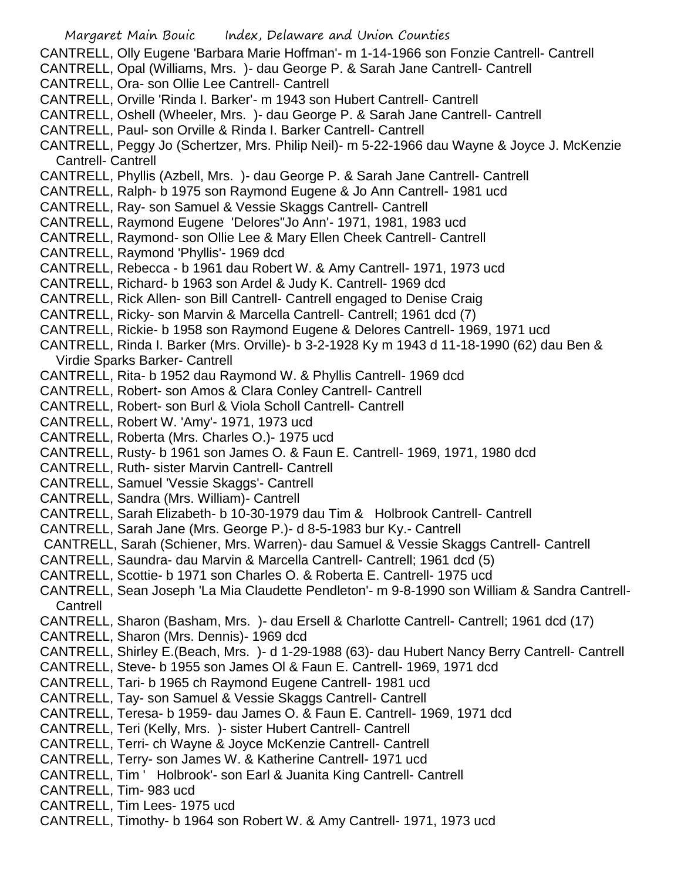CANTRELL, Olly Eugene 'Barbara Marie Hoffman'- m 1-14-1966 son Fonzie Cantrell- Cantrell
CANTRELL, Opal (Williams, Mrs. )- dau George P. & Sarah Jane Cantrell- Cantrell
CANTRELL, Ora- son Ollie Lee Cantrell- Cantrell
CANTRELL, Orville 'Rinda I. Barker'- m 1943 son Hubert Cantrell- Cantrell
CANTRELL, Oshell (Wheeler, Mrs. )- dau George P. & Sarah Jane Cantrell- Cantrell
CANTRELL, Paul- son Orville & Rinda I. Barker Cantrell- Cantrell
CANTRELL, Peggy Jo (Schertzer, Mrs. Philip Neil)- m 5-22-1966 dau Wayne & Joyce J. McKenzie Cantrell- Cantrell
CANTRELL, Phyllis (Azbell, Mrs. )- dau George P. & Sarah Jane Cantrell- Cantrell
CANTRELL, Ralph- b 1975 son Raymond Eugene & Jo Ann Cantrell- 1981 ucd
CANTRELL, Ray- son Samuel & Vessie Skaggs Cantrell- Cantrell
CANTRELL, Raymond Eugene 'Delores''Jo Ann'- 1971, 1981, 1983 ucd
CANTRELL, Raymond- son Ollie Lee & Mary Ellen Cheek Cantrell- Cantrell
CANTRELL, Raymond 'Phyllis'- 1969 dcd
CANTRELL, Rebecca - b 1961 dau Robert W. & Amy Cantrell- 1971, 1973 ucd
CANTRELL, Richard- b 1963 son Ardel & Judy K. Cantrell- 1969 dcd
CANTRELL, Rick Allen- son Bill Cantrell- Cantrell engaged to Denise Craig
CANTRELL, Ricky- son Marvin & Marcella Cantrell- Cantrell; 1961 dcd (7)
CANTRELL, Rickie- b 1958 son Raymond Eugene & Delores Cantrell- 1969, 1971 ucd
CANTRELL, Rinda I. Barker (Mrs. Orville)- b 3-2-1928 Ky m 1943 d 11-18-1990 (62) dau Ben & Virdie Sparks Barker- Cantrell
CANTRELL, Rita- b 1952 dau Raymond W. & Phyllis Cantrell- 1969 dcd
CANTRELL, Robert- son Amos & Clara Conley Cantrell- Cantrell
CANTRELL, Robert- son Burl & Viola Scholl Cantrell- Cantrell
CANTRELL, Robert W. 'Amy'- 1971, 1973 ucd
CANTRELL, Roberta (Mrs. Charles O.)- 1975 ucd
CANTRELL, Rusty- b 1961 son James O. & Faun E. Cantrell- 1969, 1971, 1980 dcd
CANTRELL, Ruth- sister Marvin Cantrell- Cantrell
CANTRELL, Samuel 'Vessie Skaggs'- Cantrell
CANTRELL, Sandra (Mrs. William)- Cantrell
CANTRELL, Sarah Elizabeth- b 10-30-1979 dau Tim & Holbrook Cantrell- Cantrell
CANTRELL, Sarah Jane (Mrs. George P.)- d 8-5-1983 bur Ky.- Cantrell
CANTRELL, Sarah (Schiener, Mrs. Warren)- dau Samuel & Vessie Skaggs Cantrell- Cantrell
CANTRELL, Saundra- dau Marvin & Marcella Cantrell- Cantrell; 1961 dcd (5)
CANTRELL, Scottie- b 1971 son Charles O. & Roberta E. Cantrell- 1975 ucd
CANTRELL, Sean Joseph 'La Mia Claudette Pendleton'- m 9-8-1990 son William & Sandra Cantrell- Cantrell
CANTRELL, Sharon (Basham, Mrs. )- dau Ersell & Charlotte Cantrell- Cantrell; 1961 dcd (17)
CANTRELL, Sharon (Mrs. Dennis)- 1969 dcd
CANTRELL, Shirley E.(Beach, Mrs. )- d 1-29-1988 (63)- dau Hubert Nancy Berry Cantrell- Cantrell
CANTRELL, Steve- b 1955 son James Ol & Faun E. Cantrell- 1969, 1971 dcd
CANTRELL, Tari- b 1965 ch Raymond Eugene Cantrell- 1981 ucd
CANTRELL, Tay- son Samuel & Vessie Skaggs Cantrell- Cantrell
CANTRELL, Teresa- b 1959- dau James O. & Faun E. Cantrell- 1969, 1971 dcd
CANTRELL, Teri (Kelly, Mrs. )- sister Hubert Cantrell- Cantrell
CANTRELL, Terri- ch Wayne & Joyce McKenzie Cantrell- Cantrell
CANTRELL, Terry- son James W. & Katherine Cantrell- 1971 ucd
CANTRELL, Tim ' Holbrook'- son Earl & Juanita King Cantrell- Cantrell
CANTRELL, Tim- 983 ucd
CANTRELL, Tim Lees- 1975 ucd
CANTRELL, Timothy- b 1964 son Robert W. & Amy Cantrell- 1971, 1973 ucd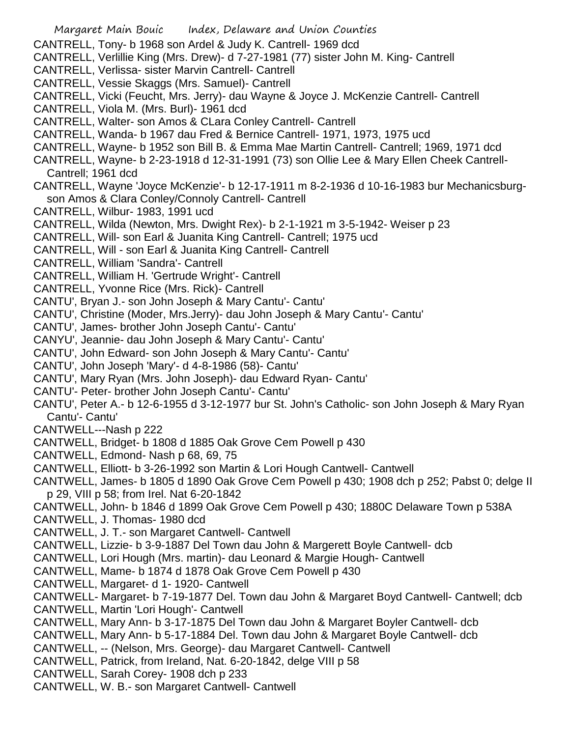CANTRELL, Tony- b 1968 son Ardel & Judy K. Cantrell- 1969 dcd

CANTRELL, Verlillie King (Mrs. Drew)- d 7-27-1981 (77) sister John M. King- Cantrell

CANTRELL, Verlissa- sister Marvin Cantrell- Cantrell

CANTRELL, Vessie Skaggs (Mrs. Samuel)- Cantrell

CANTRELL, Vicki (Feucht, Mrs. Jerry)- dau Wayne & Joyce J. McKenzie Cantrell- Cantrell

CANTRELL, Viola M. (Mrs. Burl)- 1961 dcd

CANTRELL, Walter- son Amos & CLara Conley Cantrell- Cantrell

CANTRELL, Wanda- b 1967 dau Fred & Bernice Cantrell- 1971, 1973, 1975 ucd

CANTRELL, Wayne- b 1952 son Bill B. & Emma Mae Martin Cantrell- Cantrell; 1969, 1971 dcd

CANTRELL, Wayne- b 2-23-1918 d 12-31-1991 (73) son Ollie Lee & Mary Ellen Cheek Cantrell- Cantrell; 1961 dcd

CANTRELL, Wayne 'Joyce McKenzie'- b 12-17-1911 m 8-2-1936 d 10-16-1983 bur Mechanicsburg- son Amos & Clara Conley/Connoly Cantrell- Cantrell

CANTRELL, Wilbur- 1983, 1991 ucd

CANTRELL, Wilda (Newton, Mrs. Dwight Rex)- b 2-1-1921 m 3-5-1942- Weiser p 23

CANTRELL, Will- son Earl & Juanita King Cantrell- Cantrell; 1975 ucd

CANTRELL, Will - son Earl & Juanita King Cantrell- Cantrell

CANTRELL, William 'Sandra'- Cantrell

CANTRELL, William H. 'Gertrude Wright'- Cantrell

CANTRELL, Yvonne Rice (Mrs. Rick)- Cantrell

CANTU', Bryan J.- son John Joseph & Mary Cantu'- Cantu'

CANTU', Christine (Moder, Mrs.Jerry)- dau John Joseph & Mary Cantu'- Cantu'

CANTU', James- brother John Joseph Cantu'- Cantu'

CANYU', Jeannie- dau John Joseph & Mary Cantu'- Cantu'

CANTU', John Edward- son John Joseph & Mary Cantu'- Cantu'

CANTU', John Joseph 'Mary'- d 4-8-1986 (58)- Cantu'

CANTU', Mary Ryan (Mrs. John Joseph)- dau Edward Ryan- Cantu'

CANTU'- Peter- brother John Joseph Cantu'- Cantu'

CANTU', Peter A.- b 12-6-1955 d 3-12-1977 bur St. John's Catholic- son John Joseph & Mary Ryan Cantu'- Cantu'

CANTWELL---Nash p 222

CANTWELL, Bridget- b 1808 d 1885 Oak Grove Cem Powell p 430

CANTWELL, Edmond- Nash p 68, 69, 75

CANTWELL, Elliott- b 3-26-1992 son Martin & Lori Hough Cantwell- Cantwell

CANTWELL, James- b 1805 d 1890 Oak Grove Cem Powell p 430; 1908 dch p 252; Pabst 0; delge II p 29, VIII p 58; from Irel. Nat 6-20-1842

CANTWELL, John- b 1846 d 1899 Oak Grove Cem Powell p 430; 1880C Delaware Town p 538A

CANTWELL, J. Thomas- 1980 dcd

CANTWELL, J. T.- son Margaret Cantwell- Cantwell

CANTWELL, Lizzie- b 3-9-1887 Del Town dau John & Margerett Boyle Cantwell- dcb

CANTWELL, Lori Hough (Mrs. martin)- dau Leonard & Margie Hough- Cantwell

CANTWELL, Mame- b 1874 d 1878 Oak Grove Cem Powell p 430

CANTWELL, Margaret- d 1- 1920- Cantwell

CANTWELL- Margaret- b 7-19-1877 Del. Town dau John & Margaret Boyd Cantwell- Cantwell; dcb

CANTWELL, Martin 'Lori Hough'- Cantwell

CANTWELL, Mary Ann- b 3-17-1875 Del Town dau John & Margaret Boyler Cantwell- dcb

CANTWELL, Mary Ann- b 5-17-1884 Del. Town dau John & Margaret Boyle Cantwell- dcb

CANTWELL, -- (Nelson, Mrs. George)- dau Margaret Cantwell- Cantwell

CANTWELL, Patrick, from Ireland, Nat. 6-20-1842, delge VIII p 58

CANTWELL, Sarah Corey- 1908 dch p 233

CANTWELL, W. B.- son Margaret Cantwell- Cantwell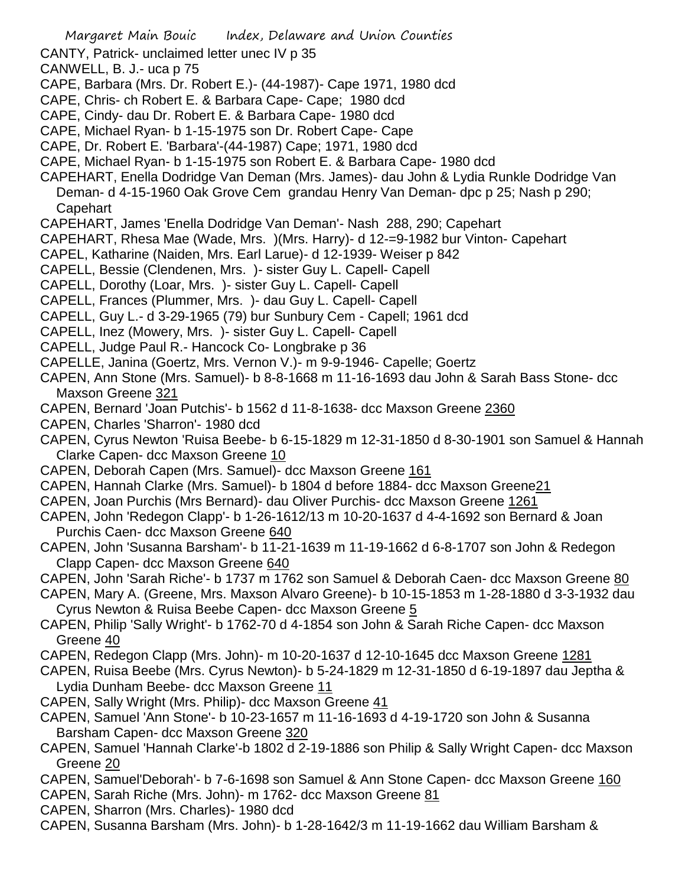CANTY, Patrick- unclaimed letter unec IV p 35

CANWELL, B. J.- uca p 75

CAPE, Barbara (Mrs. Dr. Robert E.)- (44-1987)- Cape 1971, 1980 dcd

CAPE, Chris- ch Robert E. & Barbara Cape- Cape; 1980 dcd

CAPE, Cindy- dau Dr. Robert E. & Barbara Cape- 1980 dcd

CAPE, Michael Ryan- b 1-15-1975 son Dr. Robert Cape- Cape

CAPE, Dr. Robert E. 'Barbara'-(44-1987) Cape; 1971, 1980 dcd

CAPE, Michael Ryan- b 1-15-1975 son Robert E. & Barbara Cape- 1980 dcd

CAPEHART, Enella Dodridge Van Deman (Mrs. James)- dau John & Lydia Runkle Dodridge Van Deman- d 4-15-1960 Oak Grove Cem grandau Henry Van Deman- dpc p 25; Nash p 290; Capehart

CAPEHART, James 'Enella Dodridge Van Deman'- Nash 288, 290; Capehart

CAPEHART, Rhesa Mae (Wade, Mrs. )(Mrs. Harry)- d 12-=9-1982 bur Vinton- Capehart

CAPEL, Katharine (Naiden, Mrs. Earl Larue)- d 12-1939- Weiser p 842

CAPELL, Bessie (Clendenen, Mrs. )- sister Guy L. Capell- Capell

CAPELL, Dorothy (Loar, Mrs. )- sister Guy L. Capell- Capell

CAPELL, Frances (Plummer, Mrs. )- dau Guy L. Capell- Capell

CAPELL, Guy L.- d 3-29-1965 (79) bur Sunbury Cem - Capell; 1961 dcd

CAPELL, Inez (Mowery, Mrs. )- sister Guy L. Capell- Capell

CAPELL, Judge Paul R.- Hancock Co- Longbrake p 36

CAPELLE, Janina (Goertz, Mrs. Vernon V.)- m 9-9-1946- Capelle; Goertz

CAPEN, Ann Stone (Mrs. Samuel)- b 8-8-1668 m 11-16-1693 dau John & Sarah Bass Stone- dcc Maxson Greene 321

CAPEN, Bernard 'Joan Putchis'- b 1562 d 11-8-1638- dcc Maxson Greene 2360

CAPEN, Charles 'Sharron'- 1980 dcd

CAPEN, Cyrus Newton 'Ruisa Beebe- b 6-15-1829 m 12-31-1850 d 8-30-1901 son Samuel & Hannah Clarke Capen- dcc Maxson Greene 10

CAPEN, Deborah Capen (Mrs. Samuel)- dcc Maxson Greene 161

CAPEN, Hannah Clarke (Mrs. Samuel)- b 1804 d before 1884- dcc Maxson Greene21

CAPEN, Joan Purchis (Mrs Bernard)- dau Oliver Purchis- dcc Maxson Greene 1261

CAPEN, John 'Redegon Clapp'- b 1-26-1612/13 m 10-20-1637 d 4-4-1692 son Bernard & Joan Purchis Caen- dcc Maxson Greene 640

CAPEN, John 'Susanna Barsham'- b 11-21-1639 m 11-19-1662 d 6-8-1707 son John & Redegon Clapp Capen- dcc Maxson Greene 640

CAPEN, John 'Sarah Riche'- b 1737 m 1762 son Samuel & Deborah Caen- dcc Maxson Greene 80

CAPEN, Mary A. (Greene, Mrs. Maxson Alvaro Greene)- b 10-15-1853 m 1-28-1880 d 3-3-1932 dau Cyrus Newton & Ruisa Beebe Capen- dcc Maxson Greene 5

CAPEN, Philip 'Sally Wright'- b 1762-70 d 4-1854 son John & Sarah Riche Capen- dcc Maxson Greene 40

CAPEN, Redegon Clapp (Mrs. John)- m 10-20-1637 d 12-10-1645 dcc Maxson Greene 1281

CAPEN, Ruisa Beebe (Mrs. Cyrus Newton)- b 5-24-1829 m 12-31-1850 d 6-19-1897 dau Jeptha & Lydia Dunham Beebe- dcc Maxson Greene 11

CAPEN, Sally Wright (Mrs. Philip)- dcc Maxson Greene 41

CAPEN, Samuel 'Ann Stone'- b 10-23-1657 m 11-16-1693 d 4-19-1720 son John & Susanna Barsham Capen- dcc Maxson Greene 320

CAPEN, Samuel 'Hannah Clarke'-b 1802 d 2-19-1886 son Philip & Sally Wright Capen- dcc Maxson Greene 20

CAPEN, Samuel'Deborah'- b 7-6-1698 son Samuel & Ann Stone Capen- dcc Maxson Greene 160

CAPEN, Sarah Riche (Mrs. John)- m 1762- dcc Maxson Greene 81

CAPEN, Sharron (Mrs. Charles)- 1980 dcd

CAPEN, Susanna Barsham (Mrs. John)- b 1-28-1642/3 m 11-19-1662 dau William Barsham &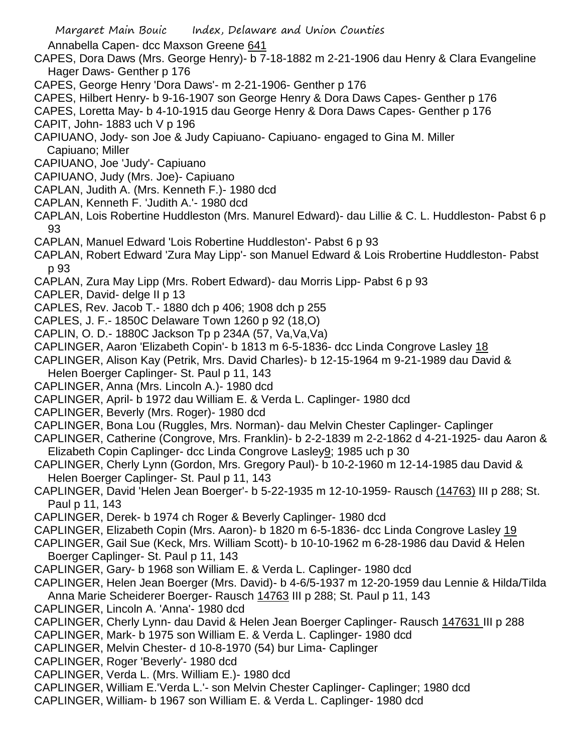Annabella Capen- dcc Maxson Greene 641

CAPES, Dora Daws (Mrs. George Henry)- b 7-18-1882 m 2-21-1906 dau Henry & Clara Evangeline Hager Daws- Genther p 176

CAPES, George Henry 'Dora Daws'- m 2-21-1906- Genther p 176

CAPES, Hilbert Henry- b 9-16-1907 son George Henry & Dora Daws Capes- Genther p 176

CAPES, Loretta May- b 4-10-1915 dau George Henry & Dora Daws Capes- Genther p 176

CAPIT, John- 1883 uch V p 196

CAPIUANO, Jody- son Joe & Judy Capiuano- Capiuano- engaged to Gina M. Miller Capiuano; Miller

CAPIUANO, Joe 'Judy'- Capiuano

CAPIUANO, Judy (Mrs. Joe)- Capiuano

CAPLAN, Judith A. (Mrs. Kenneth F.)- 1980 dcd

CAPLAN, Kenneth F. 'Judith A.'- 1980 dcd

CAPLAN, Lois Robertine Huddleston (Mrs. Manurel Edward)- dau Lillie & C. L. Huddleston- Pabst 6 p 93

CAPLAN, Manuel Edward 'Lois Robertine Huddleston'- Pabst 6 p 93

CAPLAN, Robert Edward 'Zura May Lipp'- son Manuel Edward & Lois Rrobertine Huddleston- Pabst p 93

CAPLAN, Zura May Lipp (Mrs. Robert Edward)- dau Morris Lipp- Pabst 6 p 93

CAPLER, David- delge II p 13

CAPLES, Rev. Jacob T.- 1880 dch p 406; 1908 dch p 255

CAPLES, J. F.- 1850C Delaware Town 1260 p 92 (18,O)

CAPLIN, O. D.- 1880C Jackson Tp p 234A (57, Va,Va,Va)

CAPLINGER, Aaron 'Elizabeth Copin'- b 1813 m 6-5-1836- dcc Linda Congrove Lasley 18

CAPLINGER, Alison Kay (Petrik, Mrs. David Charles)- b 12-15-1964 m 9-21-1989 dau David & Helen Boerger Caplinger- St. Paul p 11, 143

CAPLINGER, Anna (Mrs. Lincoln A.)- 1980 dcd

CAPLINGER, April- b 1972 dau William E. & Verda L. Caplinger- 1980 dcd

CAPLINGER, Beverly (Mrs. Roger)- 1980 dcd

CAPLINGER, Bona Lou (Ruggles, Mrs. Norman)- dau Melvin Chester Caplinger- Caplinger

CAPLINGER, Catherine (Congrove, Mrs. Franklin)- b 2-2-1839 m 2-2-1862 d 4-21-1925- dau Aaron & Elizabeth Copin Caplinger- dcc Linda Congrove Lasley9; 1985 uch p 30

CAPLINGER, Cherly Lynn (Gordon, Mrs. Gregory Paul)- b 10-2-1960 m 12-14-1985 dau David & Helen Boerger Caplinger- St. Paul p 11, 143

CAPLINGER, David 'Helen Jean Boerger'- b 5-22-1935 m 12-10-1959- Rausch (14763) III p 288; St. Paul p 11, 143

CAPLINGER, Derek- b 1974 ch Roger & Beverly Caplinger- 1980 dcd

CAPLINGER, Elizabeth Copin (Mrs. Aaron)- b 1820 m 6-5-1836- dcc Linda Congrove Lasley 19

CAPLINGER, Gail Sue (Keck, Mrs. William Scott)- b 10-10-1962 m 6-28-1986 dau David & Helen Boerger Caplinger- St. Paul p 11, 143

CAPLINGER, Gary- b 1968 son William E. & Verda L. Caplinger- 1980 dcd

CAPLINGER, Helen Jean Boerger (Mrs. David)- b 4-6/5-1937 m 12-20-1959 dau Lennie & Hilda/Tilda Anna Marie Scheiderer Boerger- Rausch 14763 III p 288; St. Paul p 11, 143

CAPLINGER, Lincoln A. 'Anna'- 1980 dcd

CAPLINGER, Cherly Lynn- dau David & Helen Jean Boerger Caplinger- Rausch 147631 III p 288

CAPLINGER, Mark- b 1975 son William E. & Verda L. Caplinger- 1980 dcd

CAPLINGER, Melvin Chester- d 10-8-1970 (54) bur Lima- Caplinger

CAPLINGER, Roger 'Beverly'- 1980 dcd

CAPLINGER, Verda L. (Mrs. William E.)- 1980 dcd

CAPLINGER, William E.'Verda L.'- son Melvin Chester Caplinger- Caplinger; 1980 dcd

CAPLINGER, William- b 1967 son William E. & Verda L. Caplinger- 1980 dcd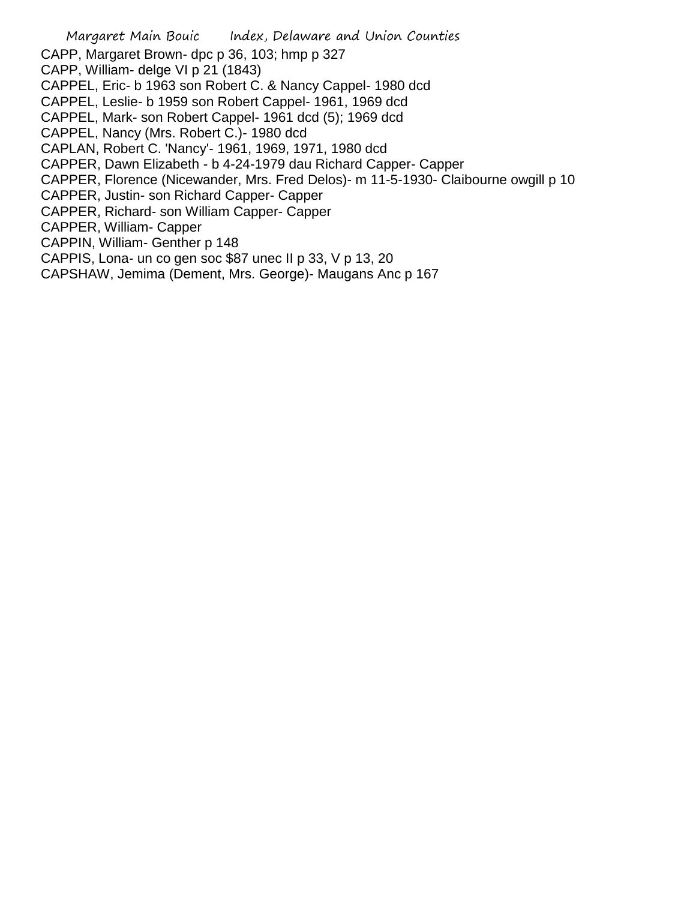CAPP, Margaret Brown- dpc p 36, 103; hmp p 327
CAPP, William- delge VI p 21 (1843)
CAPPEL, Eric- b 1963 son Robert C. & Nancy Cappel- 1980 dcd
CAPPEL, Leslie- b 1959 son Robert Cappel- 1961, 1969 dcd
CAPPEL, Mark- son Robert Cappel- 1961 dcd (5); 1969 dcd
CAPPEL, Nancy (Mrs. Robert C.)- 1980 dcd
CAPLAN, Robert C. 'Nancy'- 1961, 1969, 1971, 1980 dcd
CAPPER, Dawn Elizabeth - b 4-24-1979 dau Richard Capper- Capper
CAPPER, Florence (Nicewander, Mrs. Fred Delos)- m 11-5-1930- Claibourne owgill p 10
CAPPER, Justin- son Richard Capper- Capper
CAPPER, Richard- son William Capper- Capper
CAPPER, William- Capper
CAPPIN, William- Genther p 148
CAPPIS, Lona- un co gen soc $87 unec II p 33, V p 13, 20
CAPSHAW, Jemima (Dement, Mrs. George)- Maugans Anc p 167